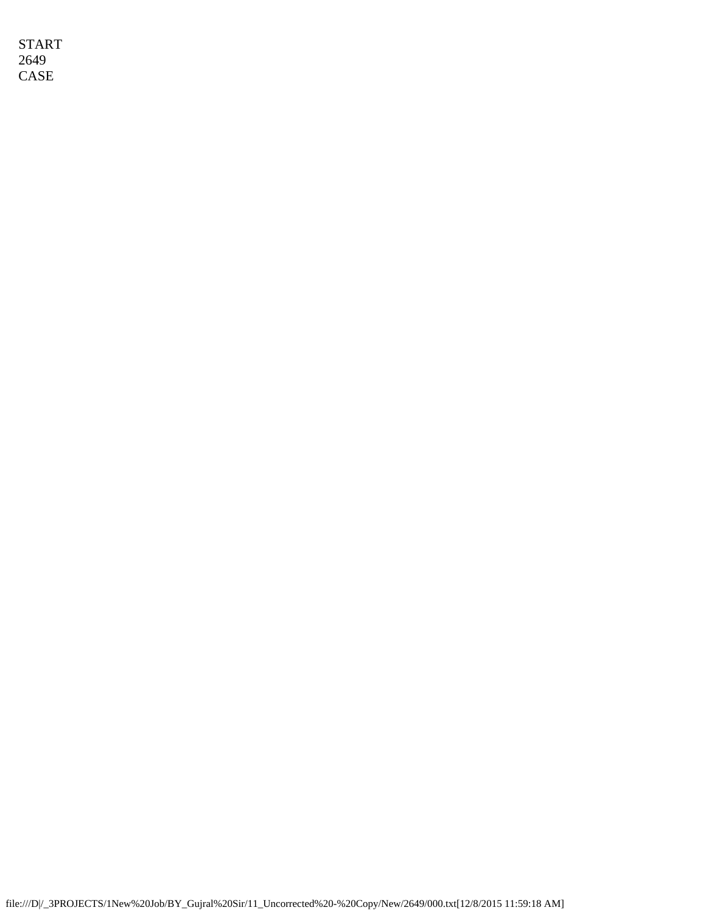START
2649
CASE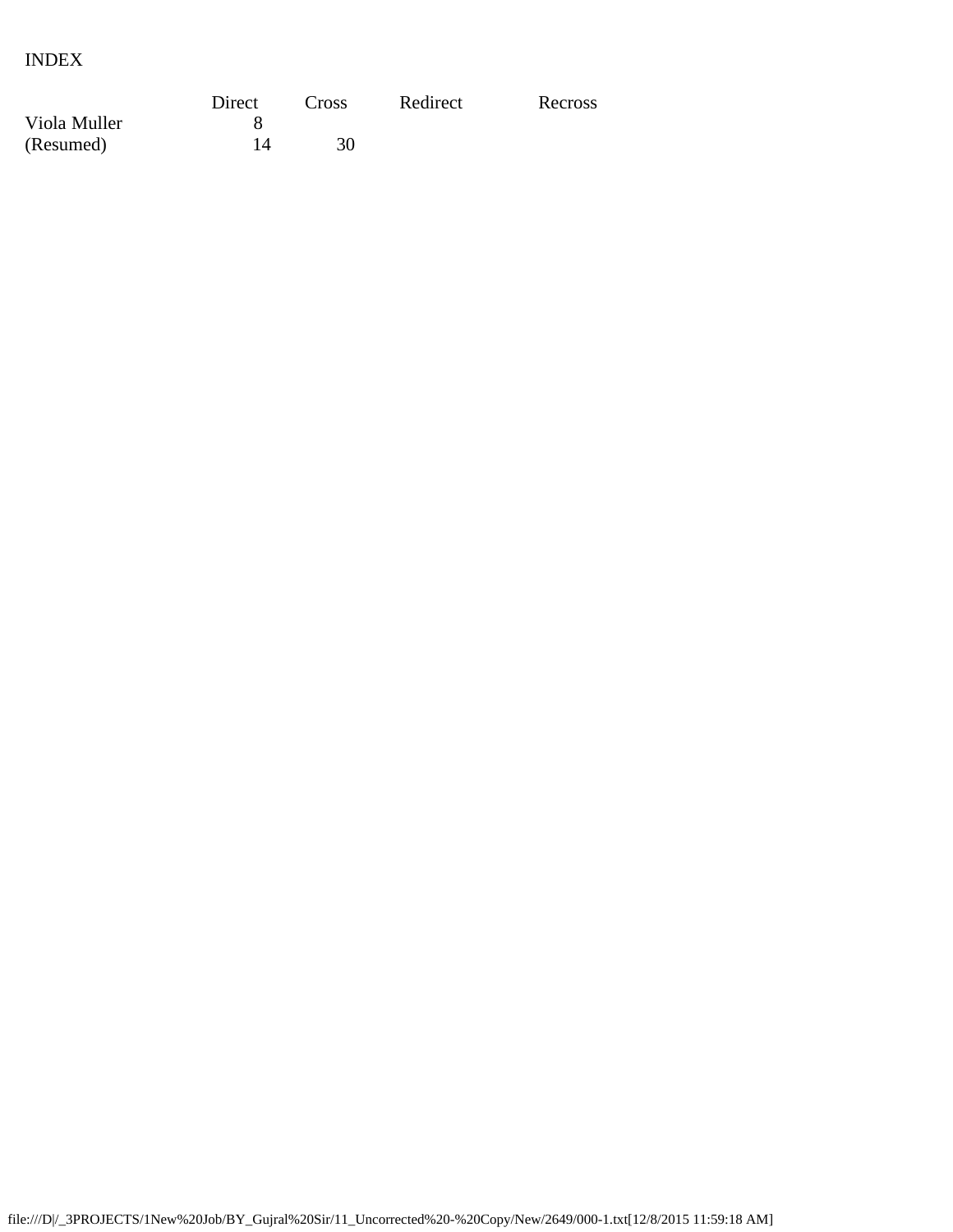INDEX

| | Direct | Cross | Redirect | Recross |
|---|---|---|---|---|
| Viola Muller | 8 | | | |
| (Resumed) | 14 | 30 | | |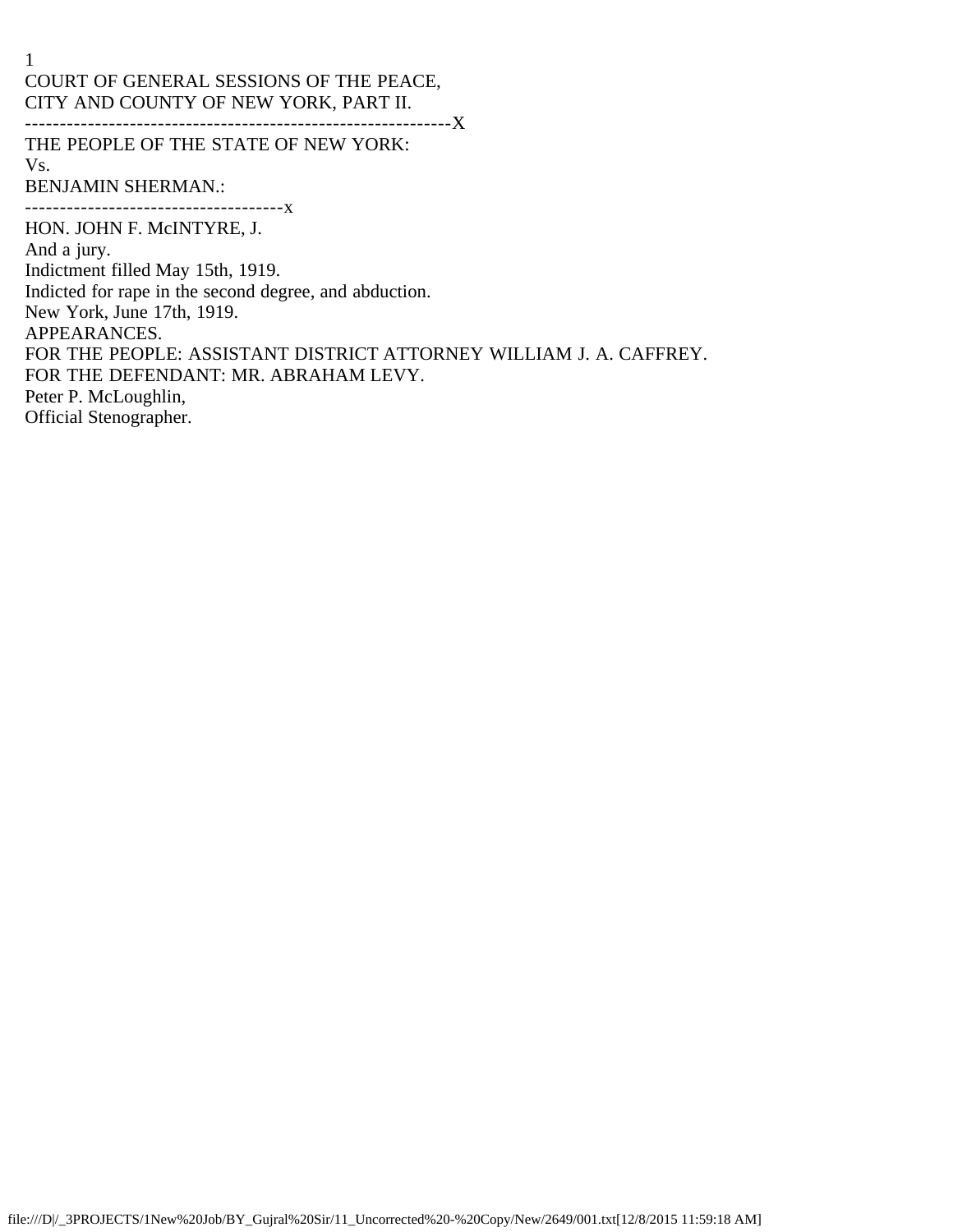COURT OF GENERAL SESSIONS OF THE PEACE,
CITY AND COUNTY OF NEW YORK, PART II.

---------------------------------------------------------------X

THE PEOPLE OF THE STATE OF NEW YORK:

Vs.

BENJAMIN SHERMAN.:

-------------------------------------x

HON. JOHN F. McINTYRE, J.

And a jury.

Indictment filled May 15th, 1919.

Indicted for rape in the second degree, and abduction.

New York, June 17th, 1919.

APPEARANCES.

FOR THE PEOPLE: ASSISTANT DISTRICT ATTORNEY WILLIAM J. A. CAFFREY.

FOR THE DEFENDANT: MR. ABRAHAM LEVY.

Peter P. McLoughlin,
Official Stenographer.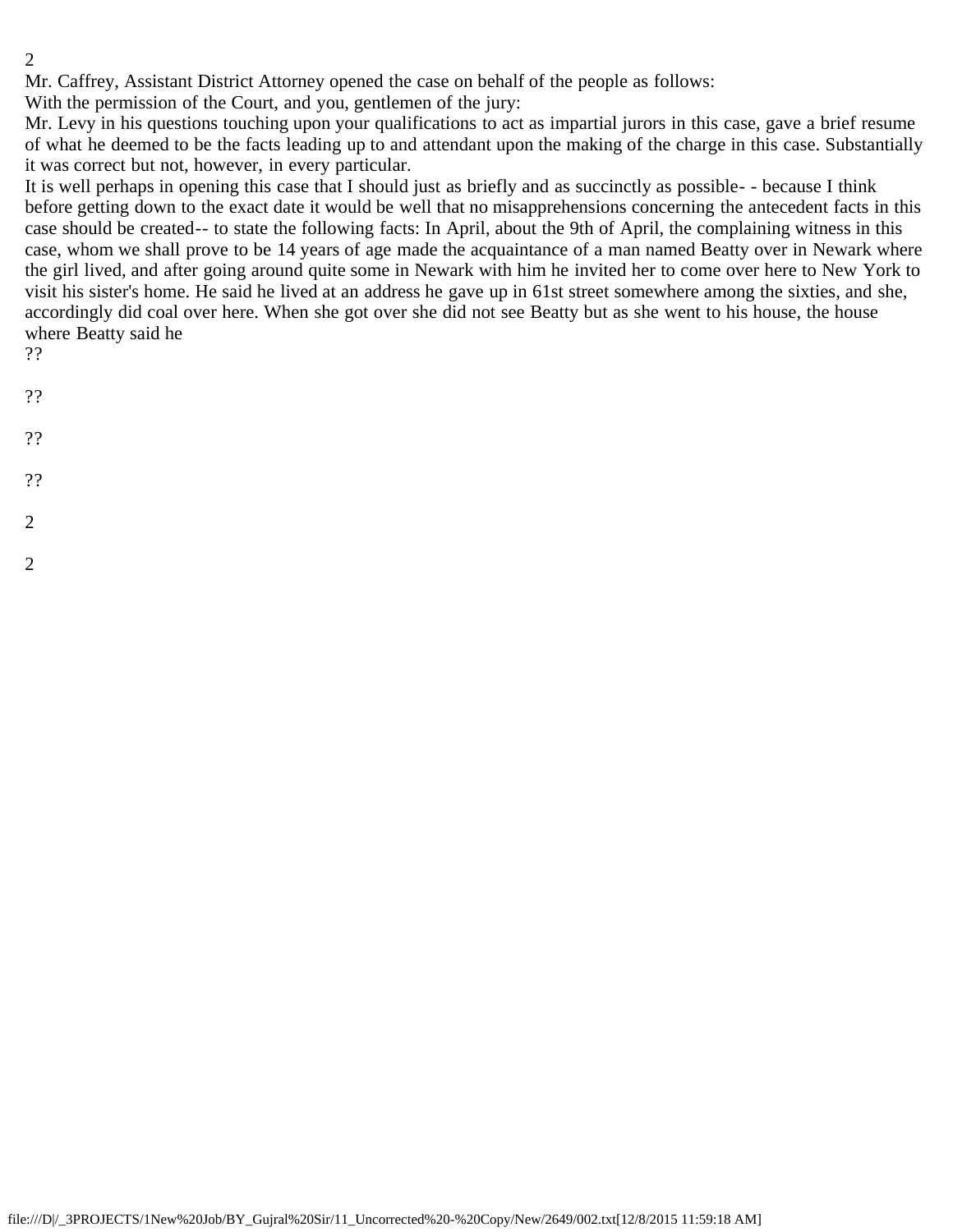Mr. Caffrey, Assistant District Attorney opened the case on behalf of the people as follows:

With the permission of the Court, and you, gentlemen of the jury:

Mr. Levy in his questions touching upon your qualifications to act as impartial jurors in this case, gave a brief resume of what he deemed to be the facts leading up to and attendant upon the making of the charge in this case. Substantially it was correct but not, however, in every particular.

It is well perhaps in opening this case that I should just as briefly and as succinctly as possible- - because I think before getting down to the exact date it would be well that no misapprehensions concerning the antecedent facts in this case should be created-- to state the following facts: In April, about the 9th of April, the complaining witness in this case, whom we shall prove to be 14 years of age made the acquaintance of a man named Beatty over in Newark where the girl lived, and after going around quite some in Newark with him he invited her to come over here to New York to visit his sister's home. He said he lived at an address he gave up in 61st street somewhere among the sixties, and she, accordingly did coal over here. When she got over she did not see Beatty but as she went to his house, the house where Beatty said he

??

??

??

??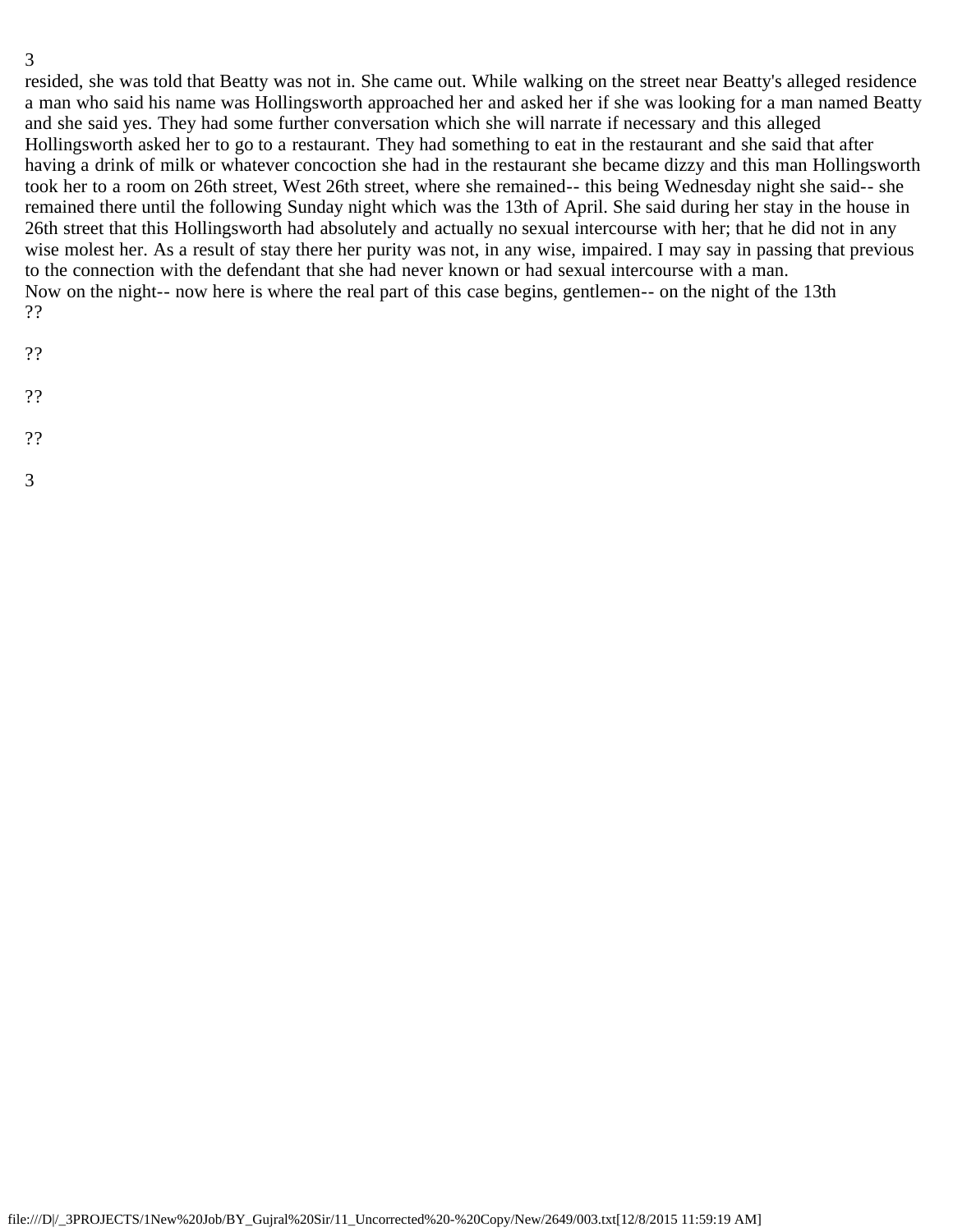resided, she was told that Beatty was not in. She came out. While walking on the street near Beatty's alleged residence a man who said his name was Hollingsworth approached her and asked her if she was looking for a man named Beatty and she said yes. They had some further conversation which she will narrate if necessary and this alleged Hollingsworth asked her to go to a restaurant. They had something to eat in the restaurant and she said that after having a drink of milk or whatever concoction she had in the restaurant she became dizzy and this man Hollingsworth took her to a room on 26th street, West 26th street, where she remained-- this being Wednesday night she said-- she remained there until the following Sunday night which was the 13th of April. She said during her stay in the house in 26th street that this Hollingsworth had absolutely and actually no sexual intercourse with her; that he did not in any wise molest her. As a result of stay there her purity was not, in any wise, impaired. I may say in passing that previous to the connection with the defendant that she had never known or had sexual intercourse with a man.

Now on the night-- now here is where the real part of this case begins, gentlemen-- on the night of the 13th

??

??

??

??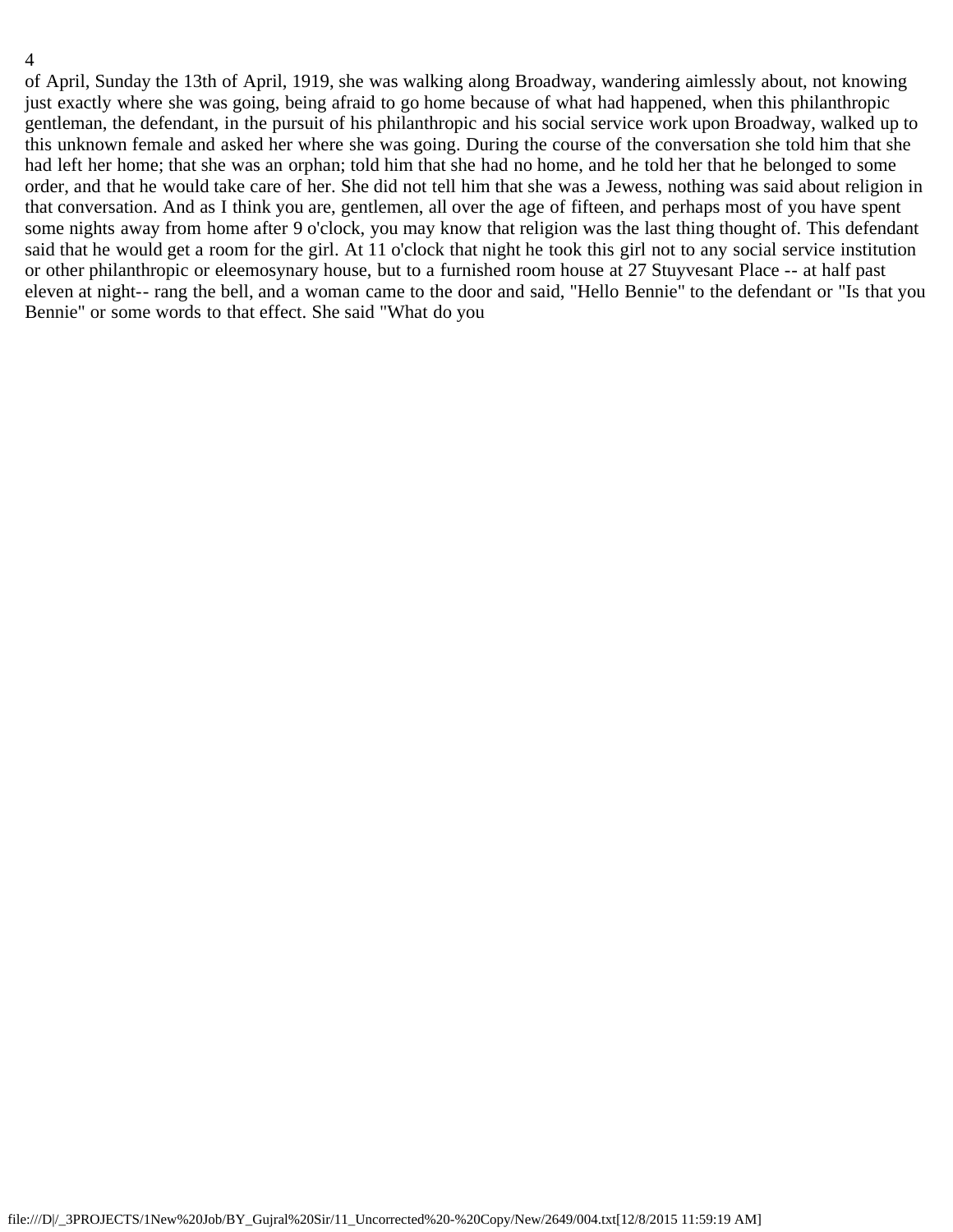of April, Sunday the 13th of April, 1919, she was walking along Broadway, wandering aimlessly about, not knowing just exactly where she was going, being afraid to go home because of what had happened, when this philanthropic gentleman, the defendant, in the pursuit of his philanthropic and his social service work upon Broadway, walked up to this unknown female and asked her where she was going. During the course of the conversation she told him that she had left her home; that she was an orphan; told him that she had no home, and he told her that he belonged to some order, and that he would take care of her. She did not tell him that she was a Jewess, nothing was said about religion in that conversation. And as I think you are, gentlemen, all over the age of fifteen, and perhaps most of you have spent some nights away from home after 9 o'clock, you may know that religion was the last thing thought of. This defendant said that he would get a room for the girl. At 11 o'clock that night he took this girl not to any social service institution or other philanthropic or eleemosynary house, but to a furnished room house at 27 Stuyvesant Place -- at half past eleven at night-- rang the bell, and a woman came to the door and said, "Hello Bennie" to the defendant or "Is that you Bennie" or some words to that effect. She said "What do you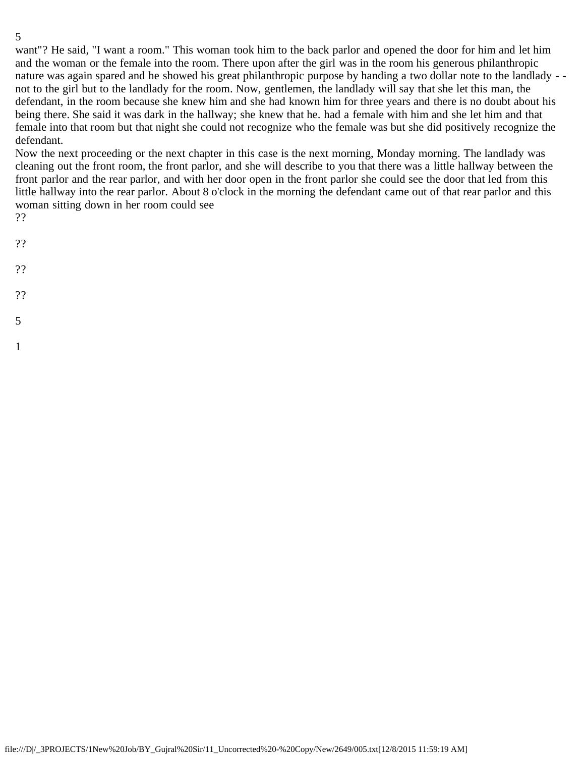want"? He said, "I want a room." This woman took him to the back parlor and opened the door for him and let him and the woman or the female into the room. There upon after the girl was in the room his generous philanthropic nature was again spared and he showed his great philanthropic purpose by handing a two dollar note to the landlady - - not to the girl but to the landlady for the room. Now, gentlemen, the landlady will say that she let this man, the defendant, in the room because she knew him and she had known him for three years and there is no doubt about his being there. She said it was dark in the hallway; she knew that he. had a female with him and she let him and that female into that room but that night she could not recognize who the female was but she did positively recognize the defendant.

Now the next proceeding or the next chapter in this case is the next morning, Monday morning. The landlady was cleaning out the front room, the front parlor, and she will describe to you that there was a little hallway between the front parlor and the rear parlor, and with her door open in the front parlor she could see the door that led from this little hallway into the rear parlor. About 8 o'clock in the morning the defendant came out of that rear parlor and this woman sitting down in her room could see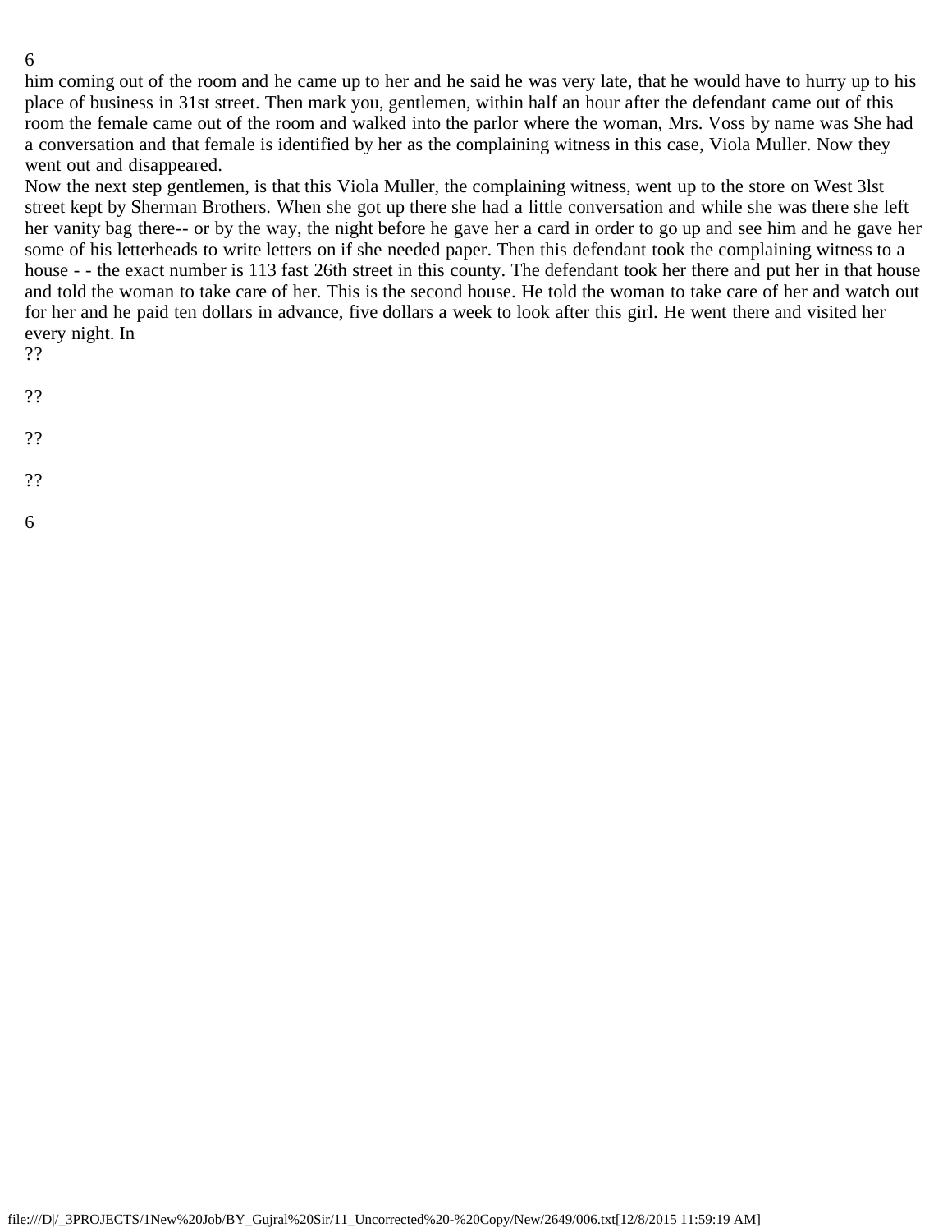him coming out of the room and he came up to her and he said he was very late, that he would have to hurry up to his place of business in 31st street. Then mark you, gentlemen, within half an hour after the defendant came out of this room the female came out of the room and walked into the parlor where the woman, Mrs. Voss by name was She had a conversation and that female is identified by her as the complaining witness in this case, Viola Muller. Now they went out and disappeared.

Now the next step gentlemen, is that this Viola Muller, the complaining witness, went up to the store on West 3lst street kept by Sherman Brothers. When she got up there she had a little conversation and while she was there she left her vanity bag there-- or by the way, the night before he gave her a card in order to go up and see him and he gave her some of his letterheads to write letters on if she needed paper. Then this defendant took the complaining witness to a house - - the exact number is 113 fast 26th street in this county. The defendant took her there and put her in that house and told the woman to take care of her. This is the second house. He told the woman to take care of her and watch out for her and he paid ten dollars in advance, five dollars a week to look after this girl. He went there and visited her every night. In

??

??

??

??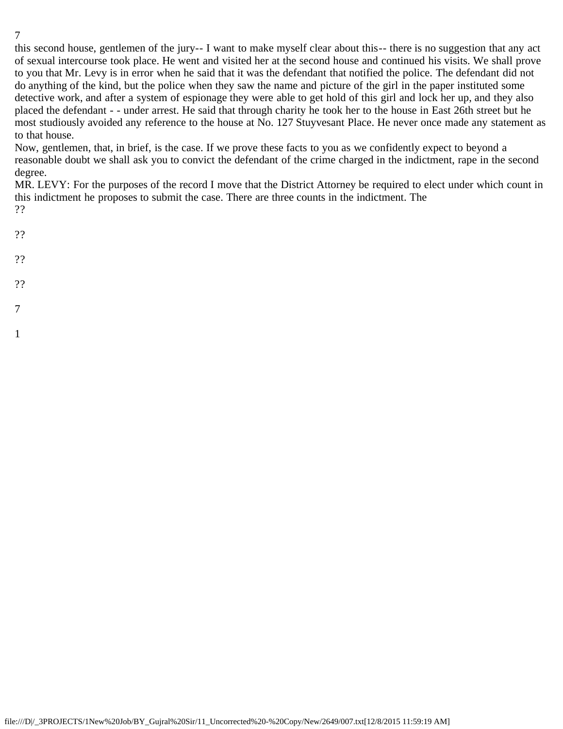this second house, gentlemen of the jury-- I want to make myself clear about this-- there is no suggestion that any act of sexual intercourse took place. He went and visited her at the second house and continued his visits. We shall prove to you that Mr. Levy is in error when he said that it was the defendant that notified the police. The defendant did not do anything of the kind, but the police when they saw the name and picture of the girl in the paper instituted some detective work, and after a system of espionage they were able to get hold of this girl and lock her up, and they also placed the defendant - - under arrest. He said that through charity he took her to the house in East 26th street but he most studiously avoided any reference to the house at No. 127 Stuyvesant Place. He never once made any statement as to that house.

Now, gentlemen, that, in brief, is the case. If we prove these facts to you as we confidently expect to beyond a reasonable doubt we shall ask you to convict the defendant of the crime charged in the indictment, rape in the second degree.

MR. LEVY: For the purposes of the record I move that the District Attorney be required to elect under which count in this indictment he proposes to submit the case. There are three counts in the indictment. The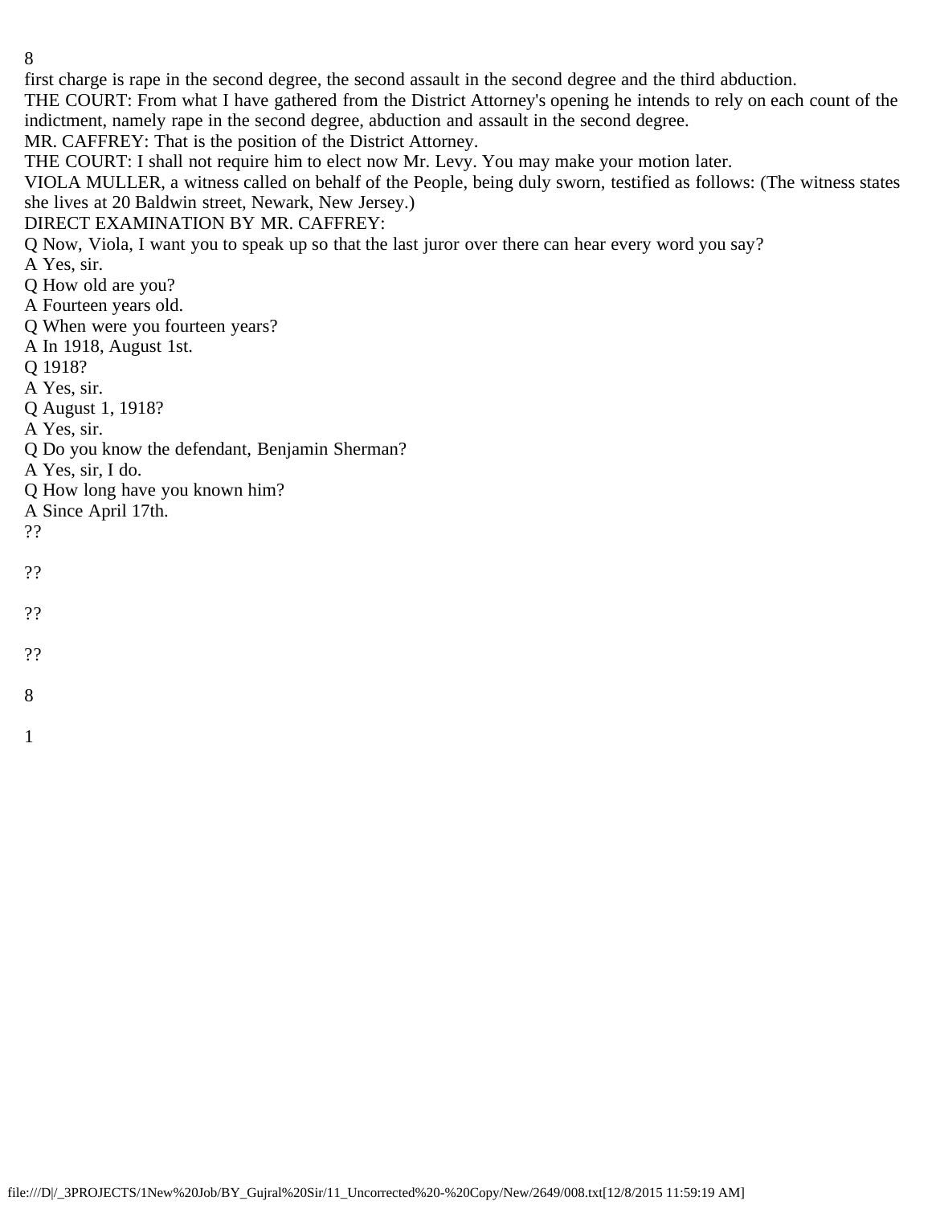first charge is rape in the second degree, the second assault in the second degree and the third abduction.

THE COURT: From what I have gathered from the District Attorney's opening he intends to rely on each count of the indictment, namely rape in the second degree, abduction and assault in the second degree.

MR. CAFFREY: That is the position of the District Attorney.

THE COURT: I shall not require him to elect now Mr. Levy. You may make your motion later.

VIOLA MULLER, a witness called on behalf of the People, being duly sworn, testified as follows: (The witness states she lives at 20 Baldwin street, Newark, New Jersey.)

DIRECT EXAMINATION BY MR. CAFFREY:

Q Now, Viola, I want you to speak up so that the last juror over there can hear every word you say?

A Yes, sir.

Q How old are you?

A Fourteen years old.

Q When were you fourteen years?

A In 1918, August 1st.

Q 1918?

A Yes, sir.

Q August 1, 1918?

A Yes, sir.

Q Do you know the defendant, Benjamin Sherman?

A Yes, sir, I do.

Q How long have you known him?

A Since April 17th.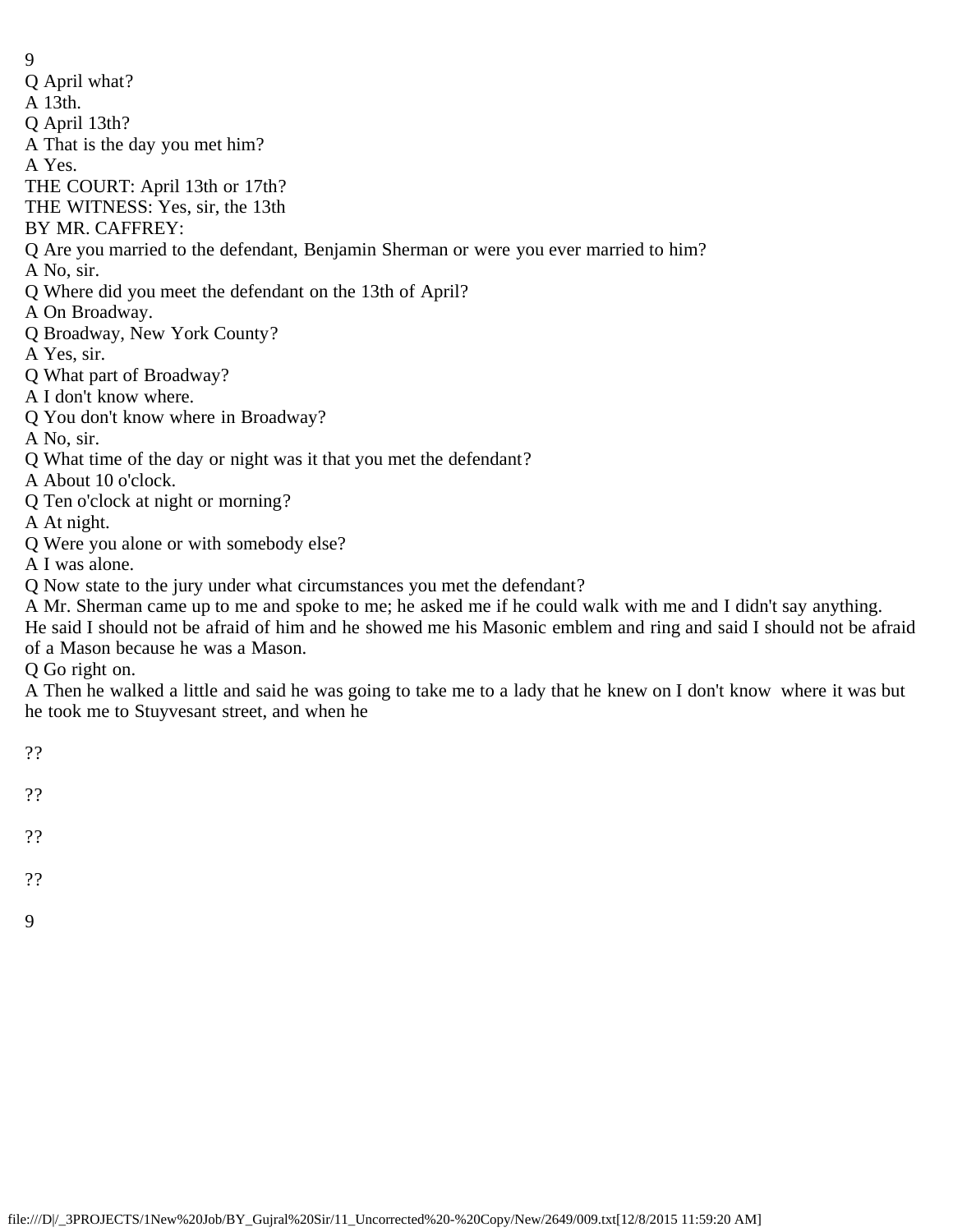Q April what?

A 13th.

Q April 13th?

A That is the day you met him?

A Yes.

THE COURT: April 13th or 17th?

THE WITNESS: Yes, sir, the 13th

BY MR. CAFFREY:

Q Are you married to the defendant, Benjamin Sherman or were you ever married to him?

A No, sir.

Q Where did you meet the defendant on the 13th of April?

A On Broadway.

Q Broadway, New York County?

A Yes, sir.

Q What part of Broadway?

A I don't know where.

Q You don't know where in Broadway?

A No, sir.

Q What time of the day or night was it that you met the defendant?

A About 10 o'clock.

Q Ten o'clock at night or morning?

A At night.

Q Were you alone or with somebody else?

A I was alone.

Q Now state to the jury under what circumstances you met the defendant?

A Mr. Sherman came up to me and spoke to me; he asked me if he could walk with me and I didn't say anything. He said I should not be afraid of him and he showed me his Masonic emblem and ring and said I should not be afraid of a Mason because he was a Mason.

Q Go right on.

A Then he walked a little and said he was going to take me to a lady that he knew on I don't know where it was but he took me to Stuyvesant street, and when he

??

??

??

??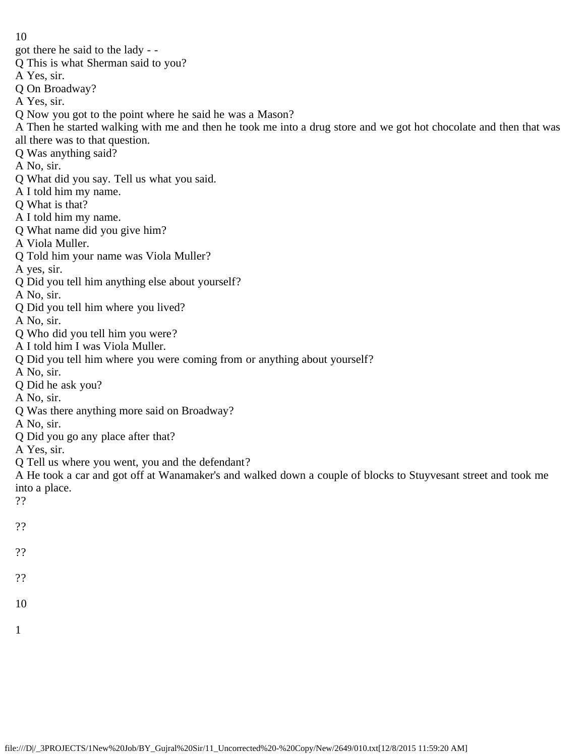got there he said to the lady - -

Q This is what Sherman said to you?

A Yes, sir.

Q On Broadway?

A Yes, sir.

Q Now you got to the point where he said he was a Mason?

A Then he started walking with me and then he took me into a drug store and we got hot chocolate and then that was all there was to that question.

Q Was anything said?

A No, sir.

Q What did you say. Tell us what you said.

A I told him my name.

Q What is that?

A I told him my name.

Q What name did you give him?

A Viola Muller.

Q Told him your name was Viola Muller?

A yes, sir.

Q Did you tell him anything else about yourself?

A No, sir.

Q Did you tell him where you lived?

A No, sir.

Q Who did you tell him you were?

A I told him I was Viola Muller.

Q Did you tell him where you were coming from or anything about yourself?

A No, sir.

Q Did he ask you?

A No, sir.

Q Was there anything more said on Broadway?

A No, sir.

Q Did you go any place after that?

A Yes, sir.

Q Tell us where you went, you and the defendant?

A He took a car and got off at Wanamaker's and walked down a couple of blocks to Stuyvesant street and took me into a place.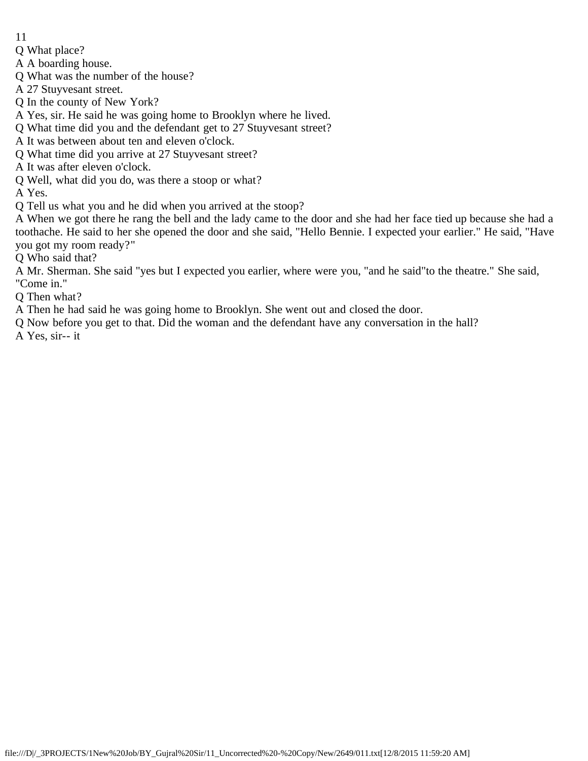Q What place?

A A boarding house.

Q What was the number of the house?

A 27 Stuyvesant street.

Q In the county of New York?

A Yes, sir. He said he was going home to Brooklyn where he lived.

Q What time did you and the defendant get to 27 Stuyvesant street?

A It was between about ten and eleven o'clock.

Q What time did you arrive at 27 Stuyvesant street?

A It was after eleven o'clock.

Q Well, what did you do, was there a stoop or what?

A Yes.

Q Tell us what you and he did when you arrived at the stoop?

A When we got there he rang the bell and the lady came to the door and she had her face tied up because she had a toothache. He said to her she opened the door and she said, "Hello Bennie. I expected your earlier." He said, "Have you got my room ready?"

Q Who said that?

A Mr. Sherman. She said "yes but I expected you earlier, where were you, "and he said"to the theatre." She said, "Come in."

Q Then what?

A Then he had said he was going home to Brooklyn. She went out and closed the door.

Q Now before you get to that. Did the woman and the defendant have any conversation in the hall?

A Yes, sir-- it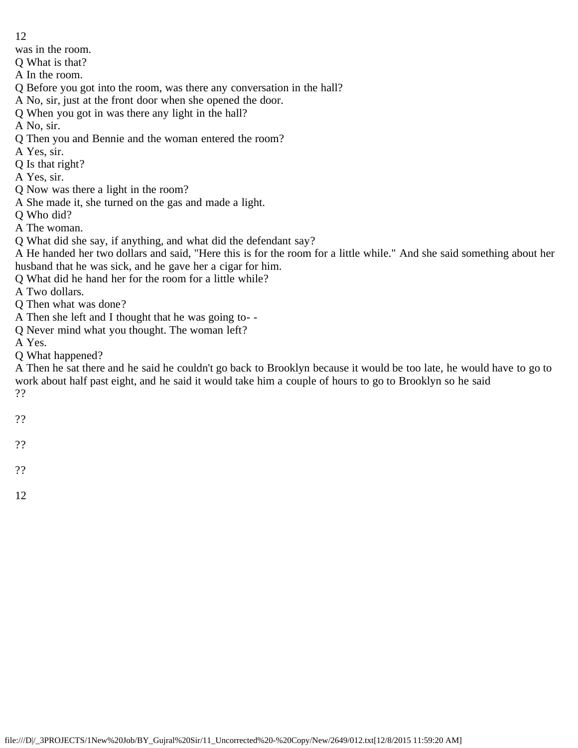was in the room.

Q What is that?

A In the room.

Q Before you got into the room, was there any conversation in the hall?

A No, sir, just at the front door when she opened the door.

Q When you got in was there any light in the hall?

A No, sir.

Q Then you and Bennie and the woman entered the room?

A Yes, sir.

Q Is that right?

A Yes, sir.

Q Now was there a light in the room?

A She made it, she turned on the gas and made a light.

Q Who did?

A The woman.

Q What did she say, if anything, and what did the defendant say?

A He handed her two dollars and said, "Here this is for the room for a little while." And she said something about her husband that he was sick, and he gave her a cigar for him.

Q What did he hand her for the room for a little while?

A Two dollars.

Q Then what was done?

A Then she left and I thought that he was going to- -

Q Never mind what you thought. The woman left?

A Yes.

Q What happened?

A Then he sat there and he said he couldn't go back to Brooklyn because it would be too late, he would have to go to work about half past eight, and he said it would take him a couple of hours to go to Brooklyn so he said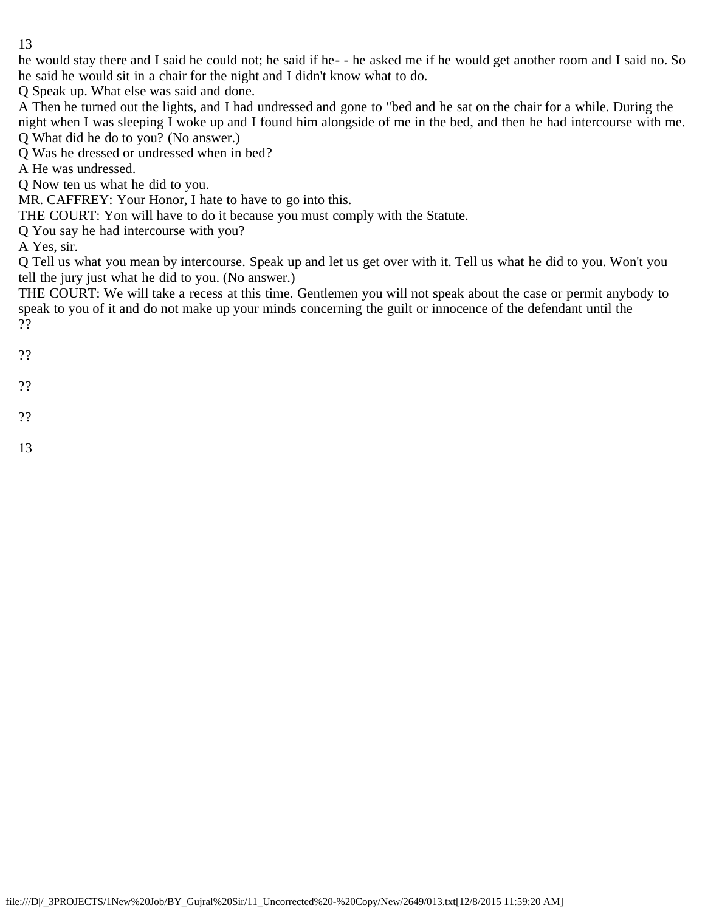he would stay there and I said he could not; he said if he- - he asked me if he would get another room and I said no. So he said he would sit in a chair for the night and I didn't know what to do.

Q Speak up. What else was said and done.

A Then he turned out the lights, and I undressed and gone to "bed and he sat on the chair for a while. During the night when I was sleeping I woke up and I found him alongside of me in the bed, and then he had intercourse with me.

Q What did he do to you? (No answer.)

Q Was he dressed or undressed when in bed?

A He was undressed.

Q Now ten us what he did to you.

MR. CAFFREY: Your Honor, I hate to have to go into this.

THE COURT: Yon will have to do it because you must comply with the Statute.

Q You say he had intercourse with you?

A Yes, sir.

Q Tell us what you mean by intercourse. Speak up and let us get over with it. Tell us what he did to you. Won't you tell the jury just what he did to you. (No answer.)

THE COURT: We will take a recess at this time. Gentlemen you will not speak about the case or permit anybody to speak to you of it and do not make up your minds concerning the guilt or innocence of the defendant until the

??

??

??

??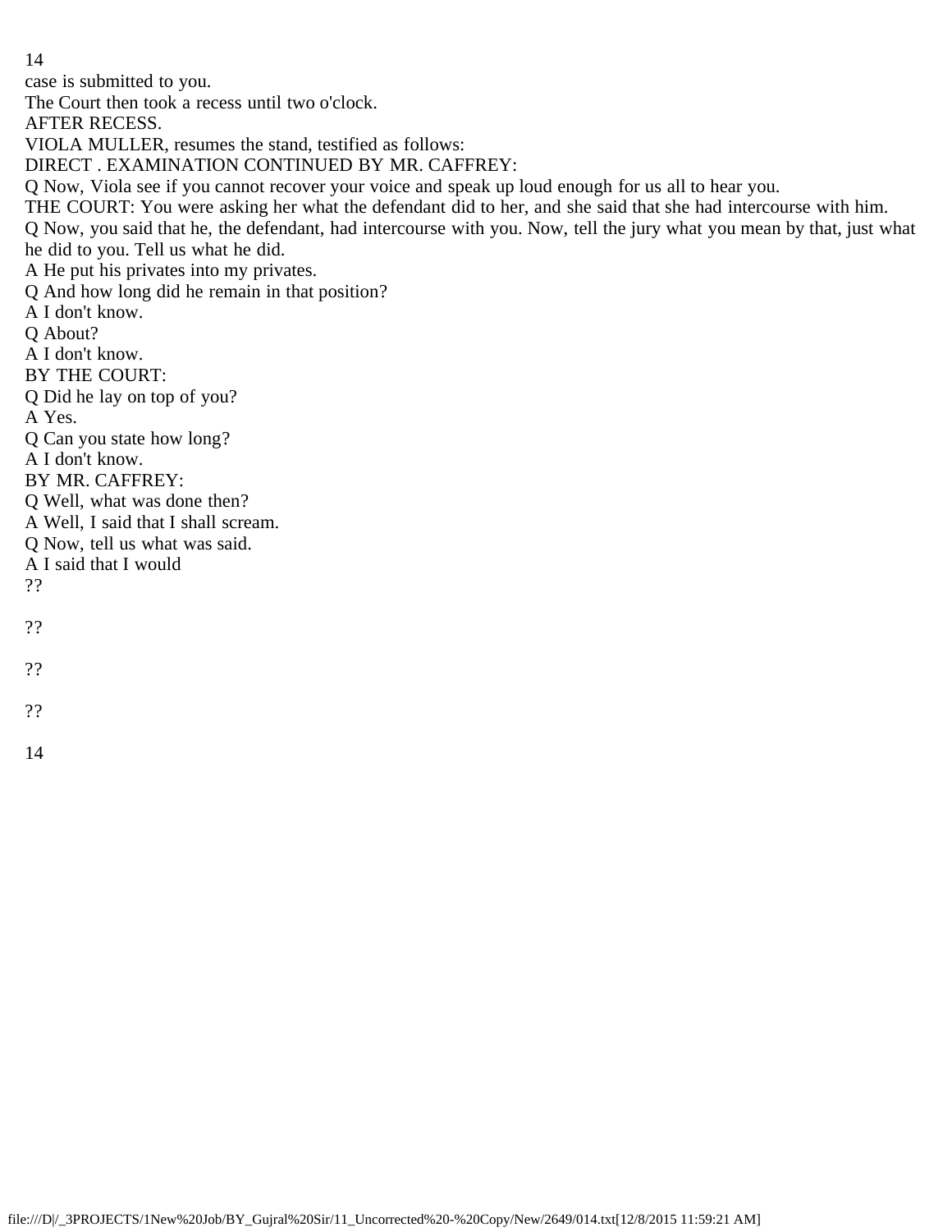case is submitted to you.

The Court then took a recess until two o'clock.

AFTER RECESS.

VIOLA MULLER, resumes the stand, testified as follows:

DIRECT . EXAMINATION CONTINUED BY MR. CAFFREY:

Q Now, Viola see if you cannot recover your voice and speak up loud enough for us all to hear you.

THE COURT: You were asking her what the defendant did to her, and she said that she had intercourse with him.

Q Now, you said that he, the defendant, had intercourse with you. Now, tell the jury what you mean by that, just what he did to you. Tell us what he did.

A He put his privates into my privates.

Q And how long did he remain in that position?

A I don't know.

Q About?

A I don't know.

BY THE COURT:

Q Did he lay on top of you?

A Yes.

Q Can you state how long?

A I don't know.

BY MR. CAFFREY:

Q Well, what was done then?

A Well, I said that I shall scream.

Q Now, tell us what was said.

A I said that I would

??

??

??

??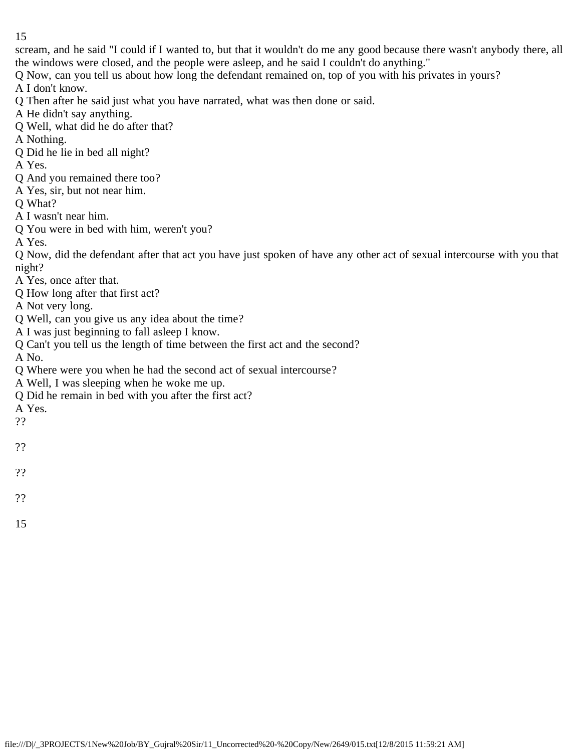scream, and he said "I could if I wanted to, but that it wouldn't do me any good because there wasn't anybody there, all the windows were closed, and the people were asleep, and he said I couldn't do anything."

Q Now, can you tell us about how long the defendant remained on, top of you with his privates in yours?

A I don't know.

Q Then after he said just what you have narrated, what was then done or said.

A He didn't say anything.

Q Well, what did he do after that?

A Nothing.

Q Did he lie in bed all night?

A Yes.

Q And you remained there too?

A Yes, sir, but not near him.

Q What?

A I wasn't near him.

Q You were in bed with him, weren't you?

A Yes.

Q Now, did the defendant after that act you have just spoken of have any other act of sexual intercourse with you that night?

A Yes, once after that.

Q How long after that first act?

A Not very long.

Q Well, can you give us any idea about the time?

A I was just beginning to fall asleep I know.

Q Can't you tell us the length of time between the first act and the second?

A No.

Q Where were you when he had the second act of sexual intercourse?

A Well, I was sleeping when he woke me up.

Q Did he remain in bed with you after the first act?

A Yes.

??

??

??

??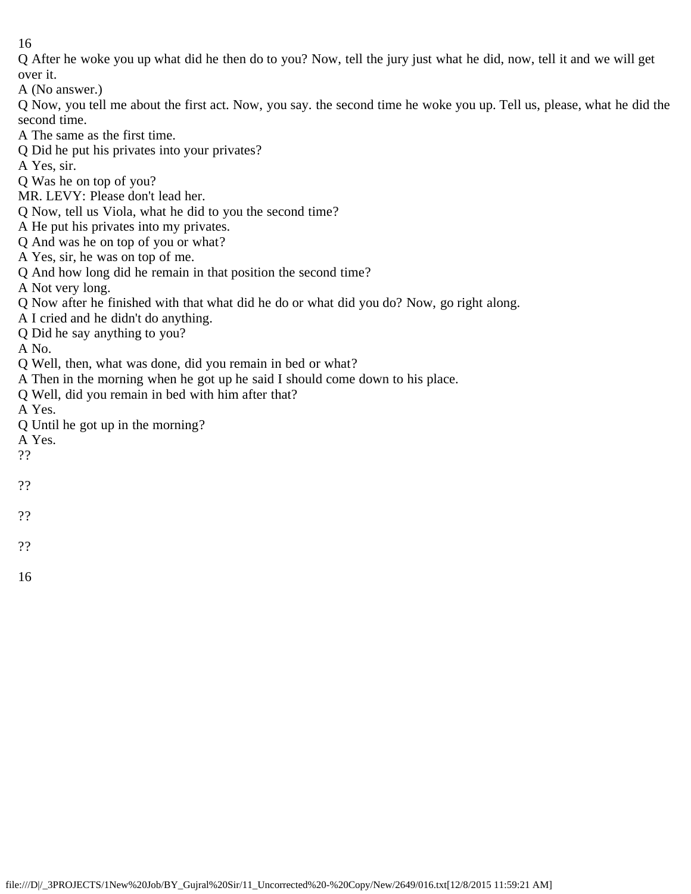Q After he woke you up what did he then do to you? Now, tell the jury just what he did, now, tell it and we will get over it.

A (No answer.)

Q Now, you tell me about the first act. Now, you say. the second time he woke you up. Tell us, please, what he did the second time.

A The same as the first time.

Q Did he put his privates into your privates?

A Yes, sir.

Q Was he on top of you?

MR. LEVY: Please don't lead her.

Q Now, tell us Viola, what he did to you the second time?

A He put his privates into my privates.

Q And was he on top of you or what?

A Yes, sir, he was on top of me.

Q And how long did he remain in that position the second time?

A Not very long.

Q Now after he finished with that what did he do or what did you do? Now, go right along.

A I cried and he didn't do anything.

Q Did he say anything to you?

A No.

Q Well, then, what was done, did you remain in bed or what?

A Then in the morning when he got up he said I should come down to his place.

Q Well, did you remain in bed with him after that?

A Yes.

Q Until he got up in the morning?

A Yes.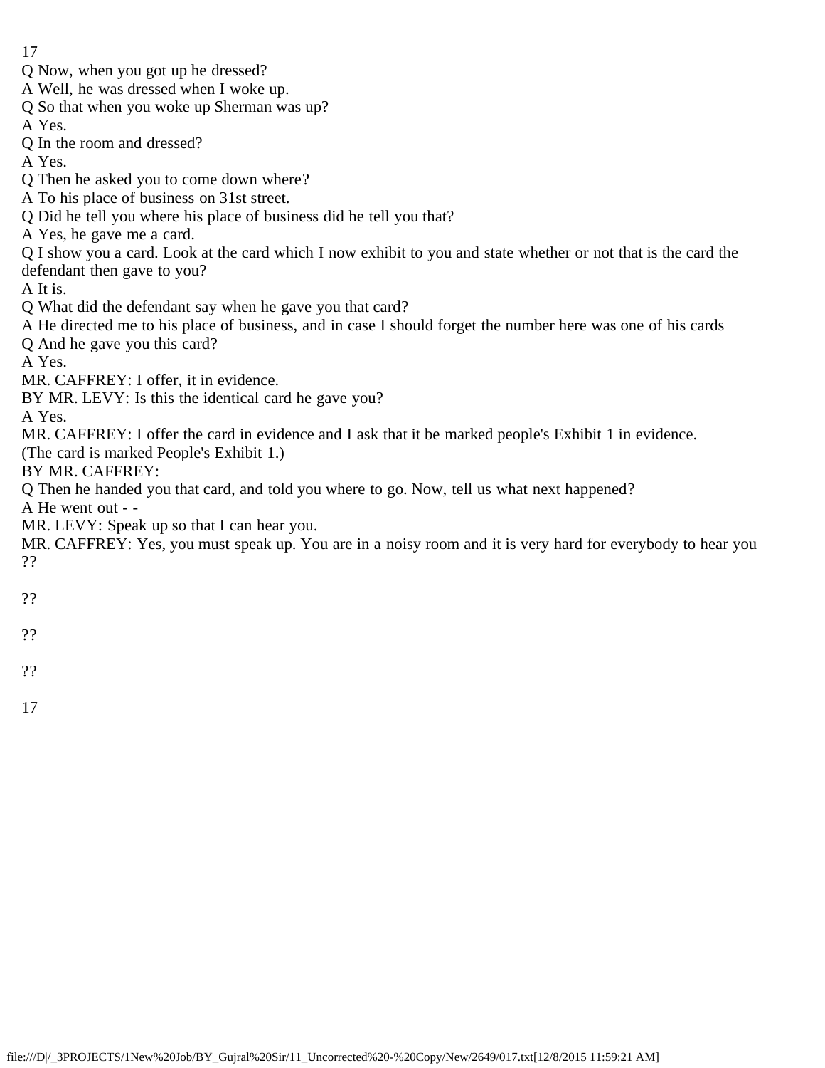Q Now, when you got up he dressed?

A Well, he was dressed when I woke up.

Q So that when you woke up Sherman was up?

A Yes.

Q In the room and dressed?

A Yes.

Q Then he asked you to come down where?

A To his place of business on 31st street.

Q Did he tell you where his place of business did he tell you that?

A Yes, he gave me a card.

Q I show you a card. Look at the card which I now exhibit to you and state whether or not that is the card the defendant then gave to you?

A It is.

Q What did the defendant say when he gave you that card?

A He directed me to his place of business, and in case I should forget the number here was one of his cards

Q And he gave you this card?

A Yes.

MR. CAFFREY: I offer, it in evidence.

BY MR. LEVY: Is this the identical card he gave you?

A Yes.

MR. CAFFREY: I offer the card in evidence and I ask that it be marked people's Exhibit 1 in evidence.

(The card is marked People's Exhibit 1.)

BY MR. CAFFREY:

Q Then he handed you that card, and told you where to go. Now, tell us what next happened?

A He went out - -

MR. LEVY: Speak up so that I can hear you.

MR. CAFFREY: Yes, you must speak up. You are in a noisy room and it is very hard for everybody to hear you

??

??

??

??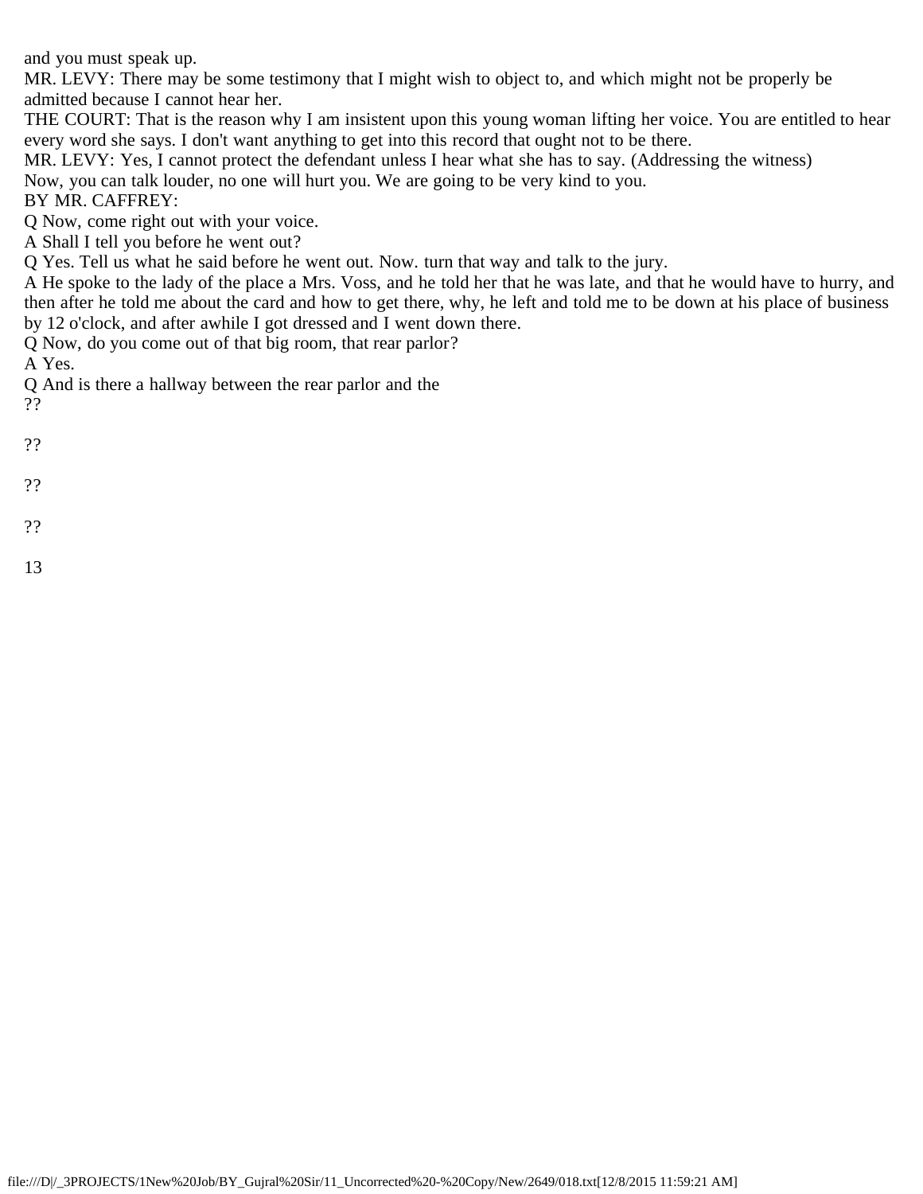and you must speak up.

MR. LEVY: There may be some testimony that I might wish to object to, and which might not be properly be admitted because I cannot hear her.

THE COURT: That is the reason why I am insistent upon this young woman lifting her voice. You are entitled to hear every word she says. I don't want anything to get into this record that ought not to be there.

MR. LEVY: Yes, I cannot protect the defendant unless I hear what she has to say. (Addressing the witness) Now, you can talk louder, no one will hurt you. We are going to be very kind to you.

BY MR. CAFFREY:

Q Now, come right out with your voice.

A Shall I tell you before he went out?

Q Yes. Tell us what he said before he went out. Now. turn that way and talk to the jury.

A He spoke to the lady of the place a Mrs. Voss, and he told her that he was late, and that he would have to hurry, and then after he told me about the card and how to get there, why, he left and told me to be down at his place of business by 12 o'clock, and after awhile I got dressed and I went down there.

Q Now, do you come out of that big room, that rear parlor?

A Yes.

Q And is there a hallway between the rear parlor and the

??

??

??

??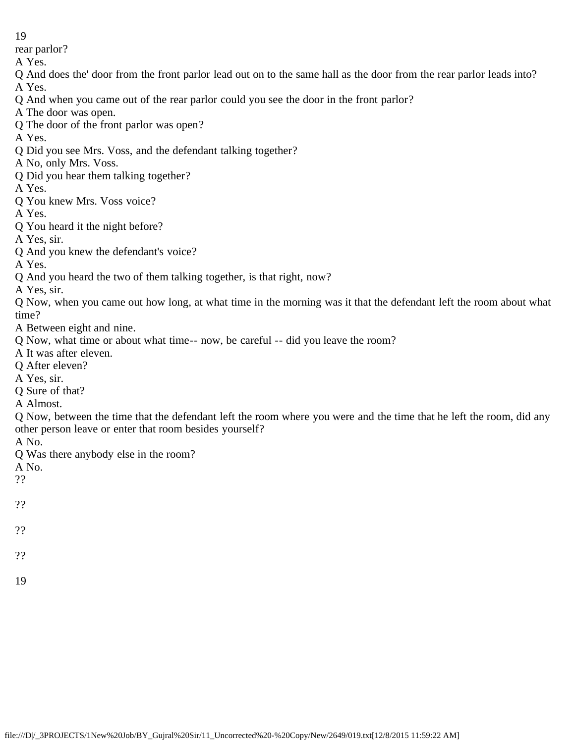rear parlor?

A Yes.

Q And does the' door from the front parlor lead out on to the same hall as the door from the rear parlor leads into?

A Yes.

Q And when you came out of the rear parlor could you see the door in the front parlor?

A The door was open.

Q The door of the front parlor was open?

A Yes.

Q Did you see Mrs. Voss, and the defendant talking together?

A No, only Mrs. Voss.

Q Did you hear them talking together?

A Yes.

Q You knew Mrs. Voss voice?

A Yes.

Q You heard it the night before?

A Yes, sir.

Q And you knew the defendant's voice?

A Yes.

Q And you heard the two of them talking together, is that right, now?

A Yes, sir.

Q Now, when you came out how long, at what time in the morning was it that the defendant left the room about what time?

A Between eight and nine.

Q Now, what time or about what time-- now, be careful -- did you leave the room?

A It was after eleven.

Q After eleven?

A Yes, sir.

Q Sure of that?

A Almost.

Q Now, between the time that the defendant left the room where you were and the time that he left the room, did any other person leave or enter that room besides yourself?

A No.

Q Was there anybody else in the room?

A No.

??

??

??

??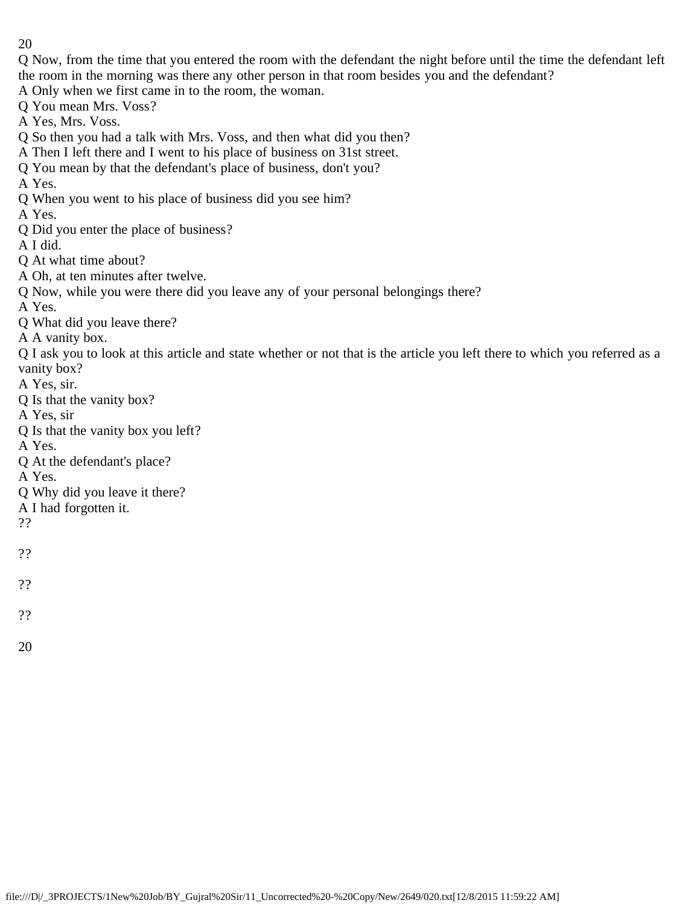Q Now, from the time that you entered the room with the defendant the night before until the time the defendant left the room in the morning was there any other person in that room besides you and the defendant?

A Only when we first came in to the room, the woman.

Q You mean Mrs. Voss?

A Yes, Mrs. Voss.

Q So then you had a talk with Mrs. Voss, and then what did you then?

A Then I left there and I went to his place of business on 31st street.

Q You mean by that the defendant's place of business, don't you?

A Yes.

Q When you went to his place of business did you see him?

A Yes.

Q Did you enter the place of business?

A I did.

Q At what time about?

A Oh, at ten minutes after twelve.

Q Now, while you were there did you leave any of your personal belongings there?

A Yes.

Q What did you leave there?

A A vanity box.

Q I ask you to look at this article and state whether or not that is the article you left there to which you referred as a vanity box?

A Yes, sir.

Q Is that the vanity box?

A Yes, sir

Q Is that the vanity box you left?

A Yes.

Q At the defendant's place?

A Yes.

Q Why did you leave it there?

A I had forgotten it.

??

??

??

??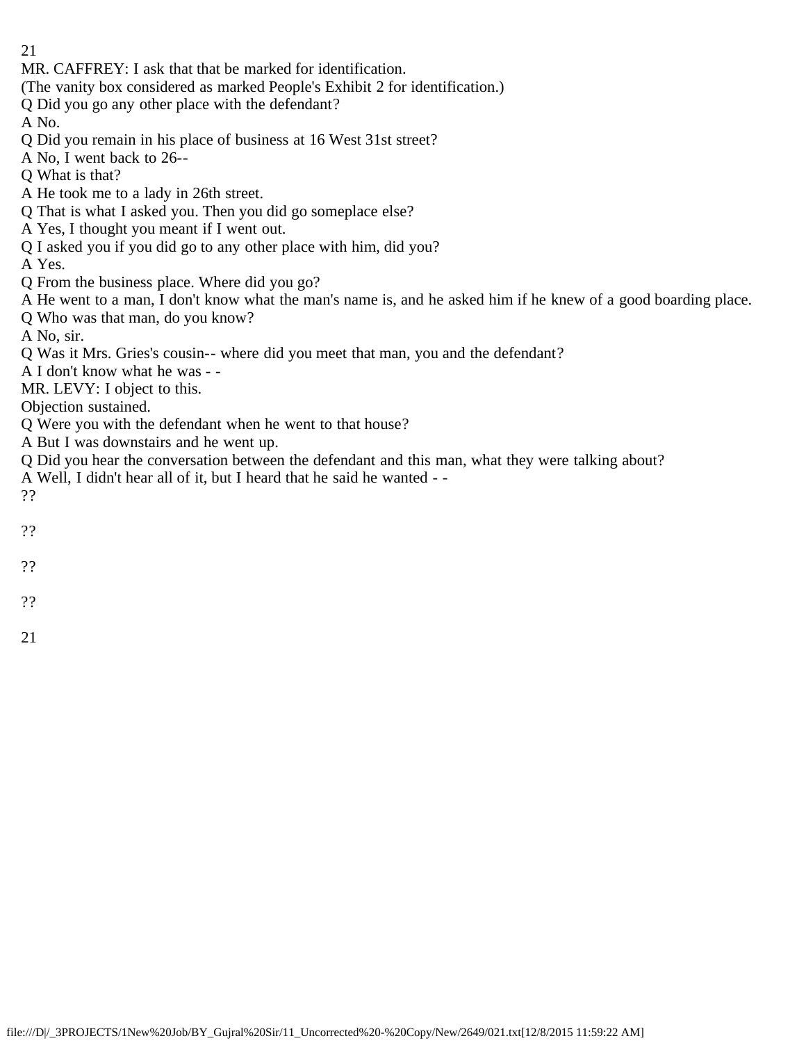MR. CAFFREY: I ask that that be marked for identification.

(The vanity box considered as marked People's Exhibit 2 for identification.)

Q Did you go any other place with the defendant?

A No.

Q Did you remain in his place of business at 16 West 31st street?

A No, I went back to 26--

Q What is that?

A He took me to a lady in 26th street.

Q That is what I asked you. Then you did go someplace else?

A Yes, I thought you meant if I went out.

Q I asked you if you did go to any other place with him, did you?

A Yes.

Q From the business place. Where did you go?

A He went to a man, I don't know what the man's name is, and he asked him if he knew of a good boarding place.

Q Who was that man, do you know?

A No, sir.

Q Was it Mrs. Gries's cousin-- where did you meet that man, you and the defendant?

A I don't know what he was - -

MR. LEVY: I object to this.

Objection sustained.

Q Were you with the defendant when he went to that house?

A But I was downstairs and he went up.

Q Did you hear the conversation between the defendant and this man, what they were talking about?

A Well, I didn't hear all of it, but I heard that he said he wanted - -

??

??

??

??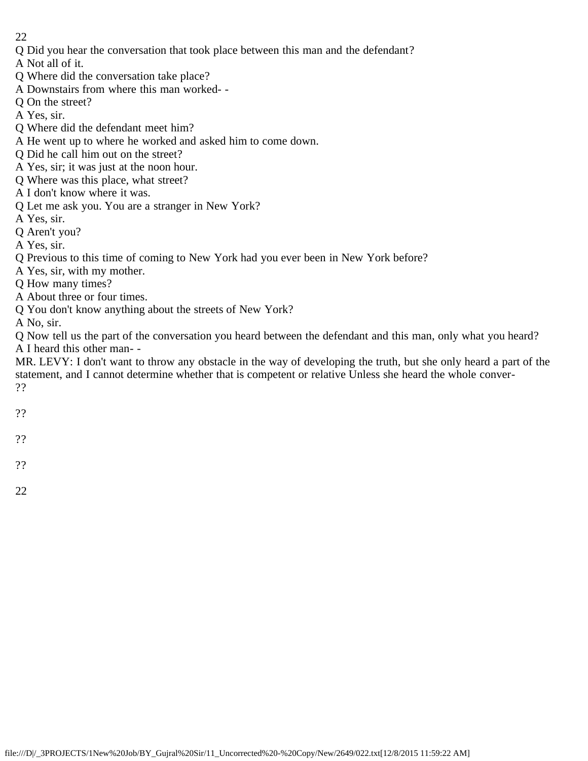Q Did you hear the conversation that took place between this man and the defendant?
A Not all of it.
Q Where did the conversation take place?
A Downstairs from where this man worked- -
Q On the street?
A Yes, sir.
Q Where did the defendant meet him?
A He went up to where he worked and asked him to come down.
Q Did he call him out on the street?
A Yes, sir; it was just at the noon hour.
Q Where was this place, what street?
A I don't know where it was.
Q Let me ask you. You are a stranger in New York?
A Yes, sir.
Q Aren't you?
A Yes, sir.
Q Previous to this time of coming to New York had you ever been in New York before?
A Yes, sir, with my mother.
Q How many times?
A About three or four times.
Q You don't know anything about the streets of New York?
A No, sir.
Q Now tell us the part of the conversation you heard between the defendant and this man, only what you heard?
A I heard this other man- -
MR. LEVY: I don't want to throw any obstacle in the way of developing the truth, but she only heard a part of the statement, and I cannot determine whether that is competent or relative Unless she heard the whole conver-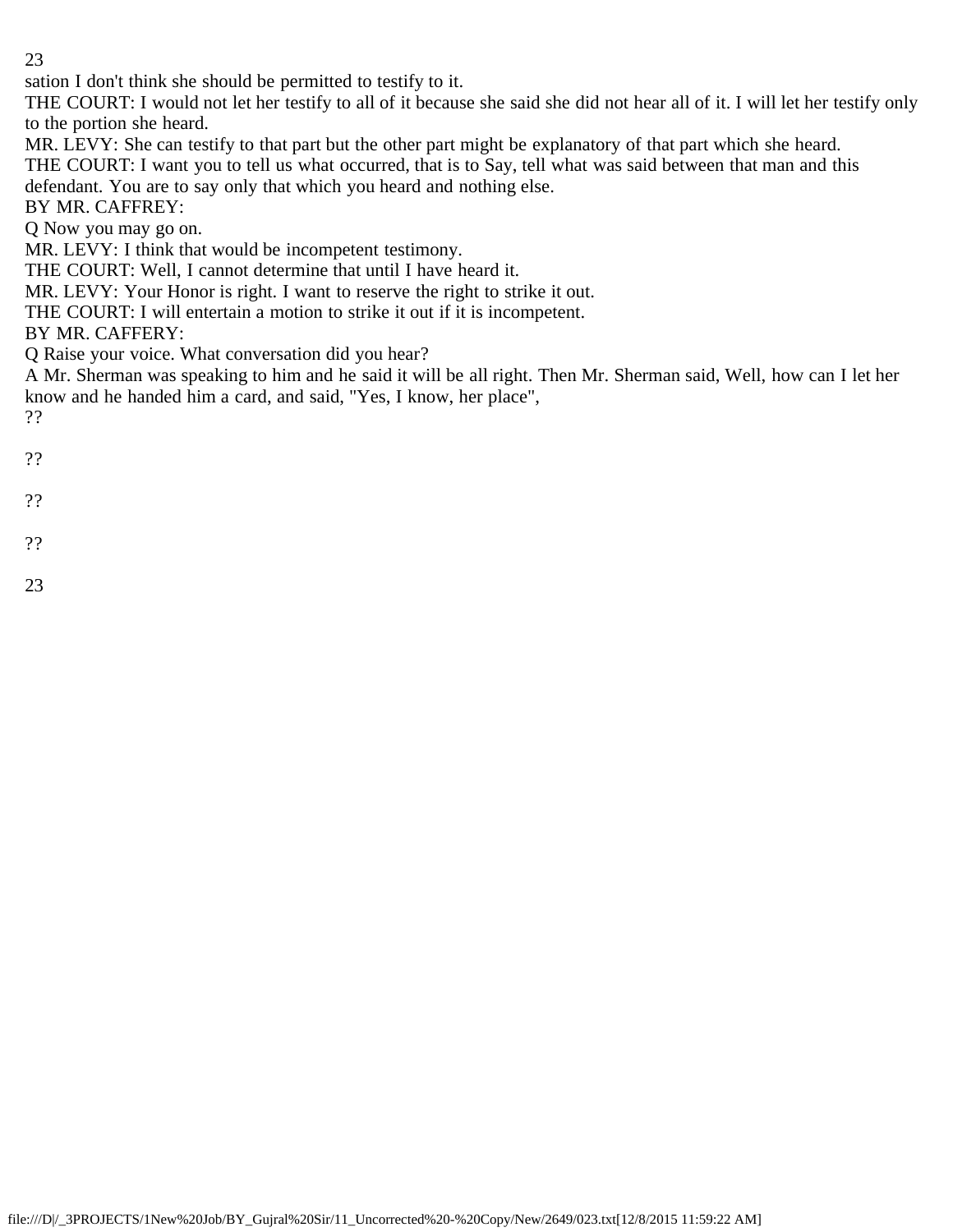sation I don't think she should be permitted to testify to it.

THE COURT: I would not let her testify to all of it because she said she did not hear all of it. I will let her testify only to the portion she heard.

MR. LEVY: She can testify to that part but the other part might be explanatory of that part which she heard.

THE COURT: I want you to tell us what occurred, that is to Say, tell what was said between that man and this defendant. You are to say only that which you heard and nothing else.

BY MR. CAFFREY:

Q Now you may go on.

MR. LEVY: I think that would be incompetent testimony.

THE COURT: Well, I cannot determine that until I have heard it.

MR. LEVY: Your Honor is right. I want to reserve the right to strike it out.

THE COURT: I will entertain a motion to strike it out if it is incompetent.

BY MR. CAFFERY:

Q Raise your voice. What conversation did you hear?

A Mr. Sherman was speaking to him and he said it will be all right. Then Mr. Sherman said, Well, how can I let her know and he handed him a card, and said, "Yes, I know, her place",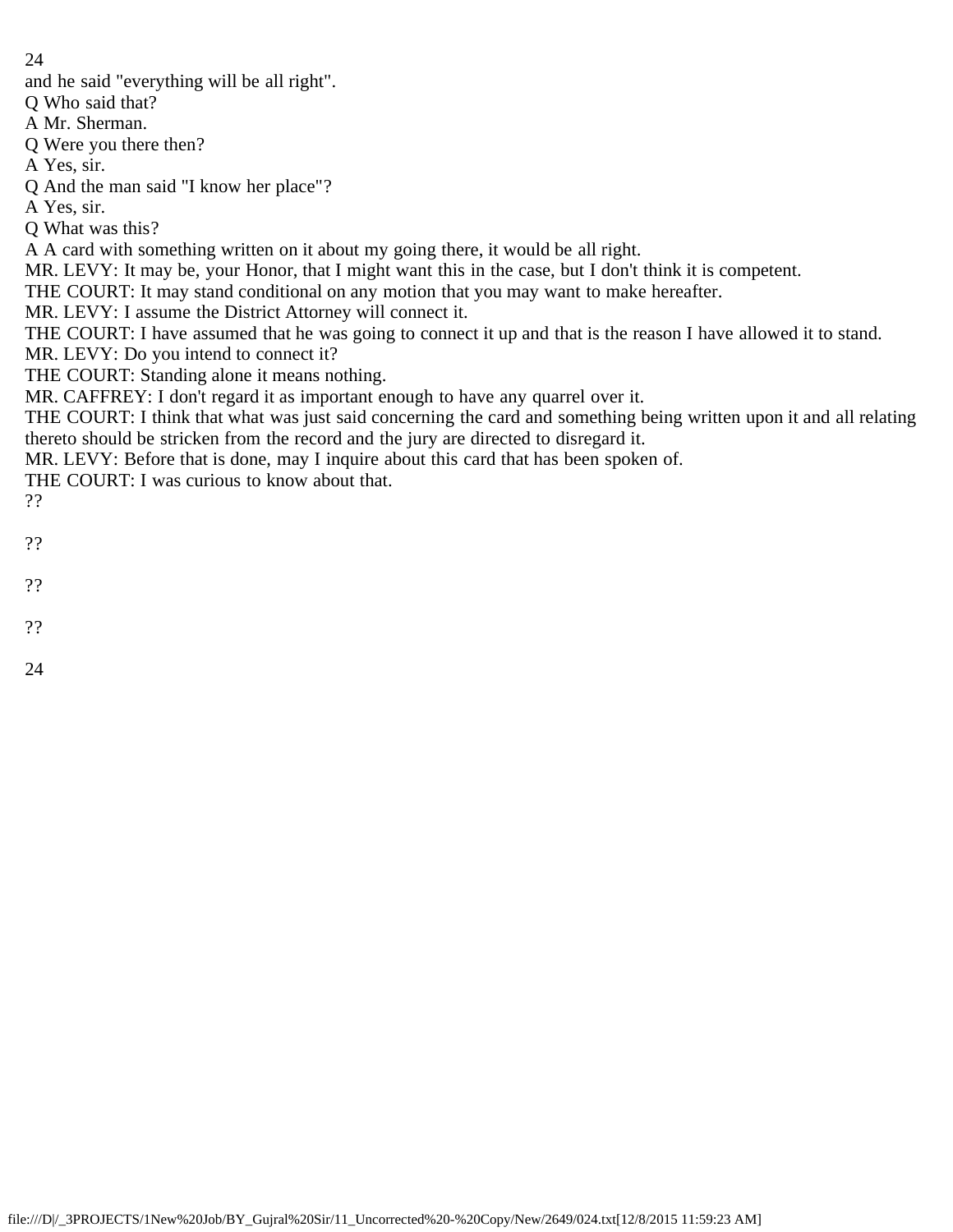and he said "everything will be all right".

Q Who said that?

A Mr. Sherman.

Q Were you there then?

A Yes, sir.

Q And the man said "I know her place"?

A Yes, sir.

Q What was this?

A A card with something written on it about my going there, it would be all right.

MR. LEVY: It may be, your Honor, that I might want this in the case, but I don't think it is competent.

THE COURT: It may stand conditional on any motion that you may want to make hereafter.

MR. LEVY: I assume the District Attorney will connect it.

THE COURT: I have assumed that he was going to connect it up and that is the reason I have allowed it to stand.

MR. LEVY: Do you intend to connect it?

THE COURT: Standing alone it means nothing.

MR. CAFFREY: I don't regard it as important enough to have any quarrel over it.

THE COURT: I think that what was just said concerning the card and something being written upon it and all relating thereto should be stricken from the record and the jury are directed to disregard it.

MR. LEVY: Before that is done, may I inquire about this card that has been spoken of.

THE COURT: I was curious to know about that.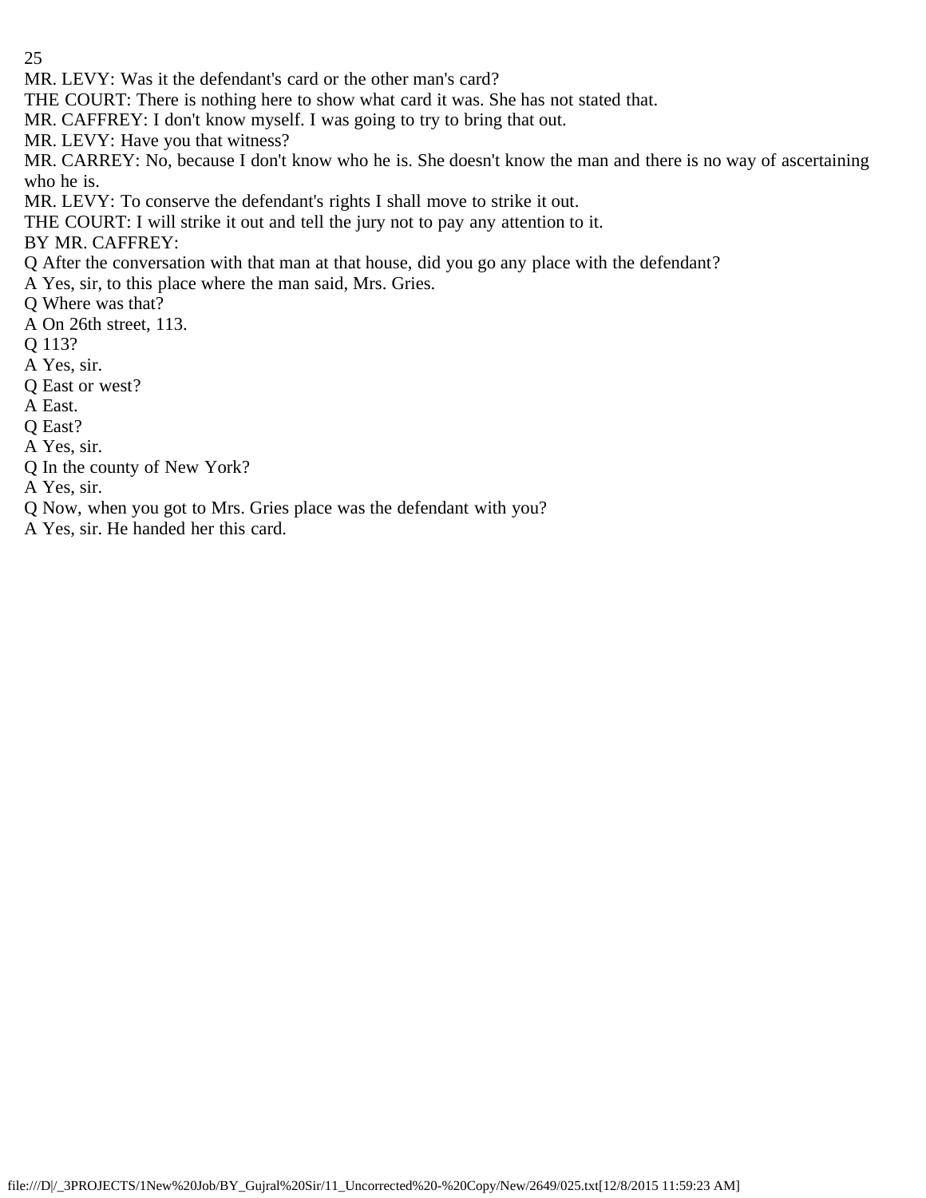MR. LEVY: Was it the defendant's card or the other man's card?

THE COURT: There is nothing here to show what card it was. She has not stated that.

MR. CAFFREY: I don't know myself. I was going to try to bring that out.

MR. LEVY: Have you that witness?

MR. CARREY: No, because I don't know who he is. She doesn't know the man and there is no way of ascertaining who he is.

MR. LEVY: To conserve the defendant's rights I shall move to strike it out.

THE COURT: I will strike it out and tell the jury not to pay any attention to it.

BY MR. CAFFREY:

Q After the conversation with that man at that house, did you go any place with the defendant?

A Yes, sir, to this place where the man said, Mrs. Gries.

Q Where was that?

A On 26th street, 113.

Q 113?

A Yes, sir.

Q East or west?

A East.

Q East?

A Yes, sir.

Q In the county of New York?

A Yes, sir.

Q Now, when you got to Mrs. Gries place was the defendant with you?

A Yes, sir. He handed her this card.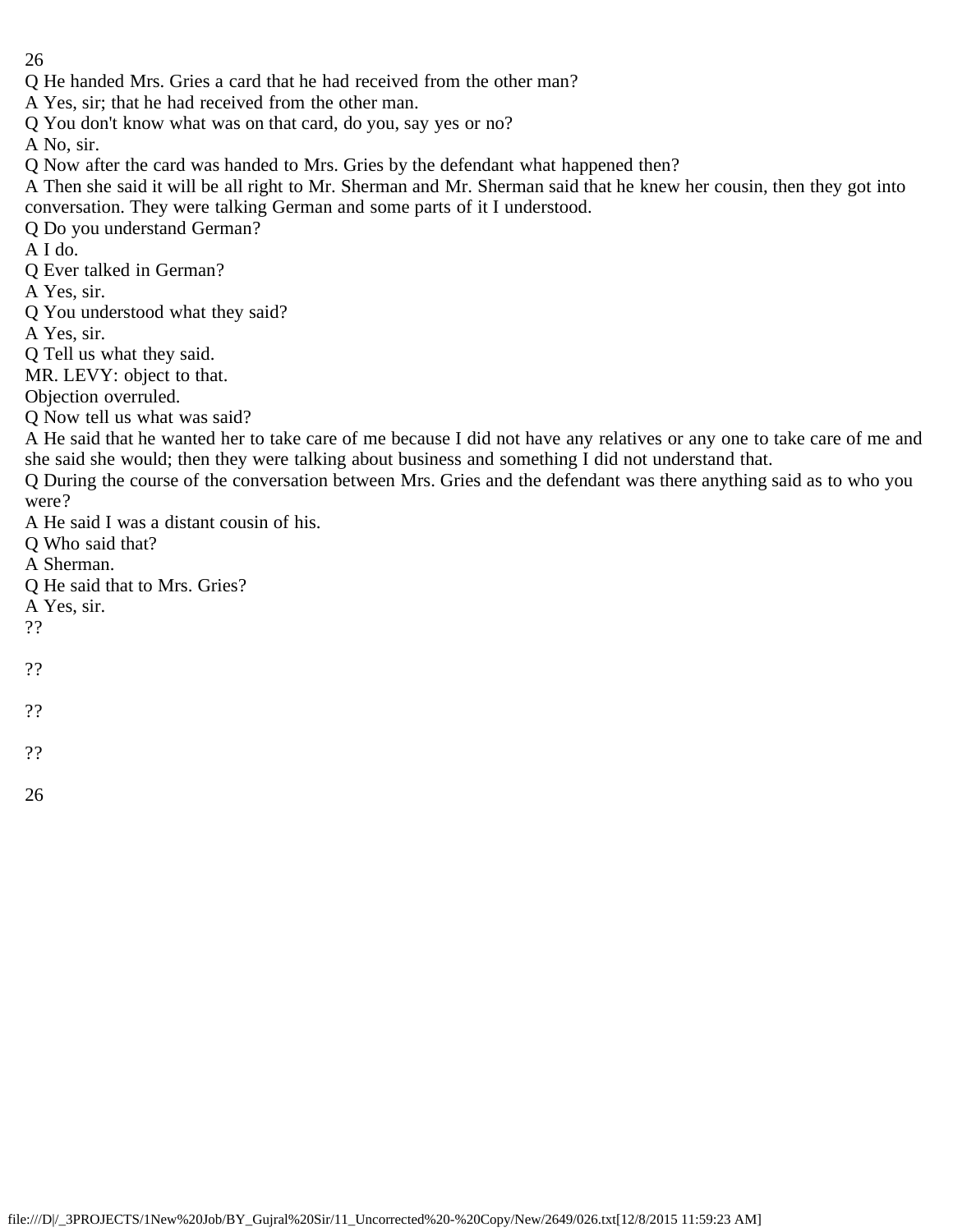Q He handed Mrs. Gries a card that he had received from the other man?

A Yes, sir; that he had received from the other man.

Q You don't know what was on that card, do you, say yes or no?

A No, sir.

Q Now after the card was handed to Mrs. Gries by the defendant what happened then?

A Then she said it will be all right to Mr. Sherman and Mr. Sherman said that he knew her cousin, then they got into conversation. They were talking German and some parts of it I understood.

Q Do you understand German?

A I do.

Q Ever talked in German?

A Yes, sir.

Q You understood what they said?

A Yes, sir.

Q Tell us what they said.

MR. LEVY: object to that.

Objection overruled.

Q Now tell us what was said?

A He said that he wanted her to take care of me because I did not have any relatives or any one to take care of me and she said she would; then they were talking about business and something I did not understand that.

Q During the course of the conversation between Mrs. Gries and the defendant was there anything said as to who you were?

A He said I was a distant cousin of his.

Q Who said that?

A Sherman.

Q He said that to Mrs. Gries?

A Yes, sir.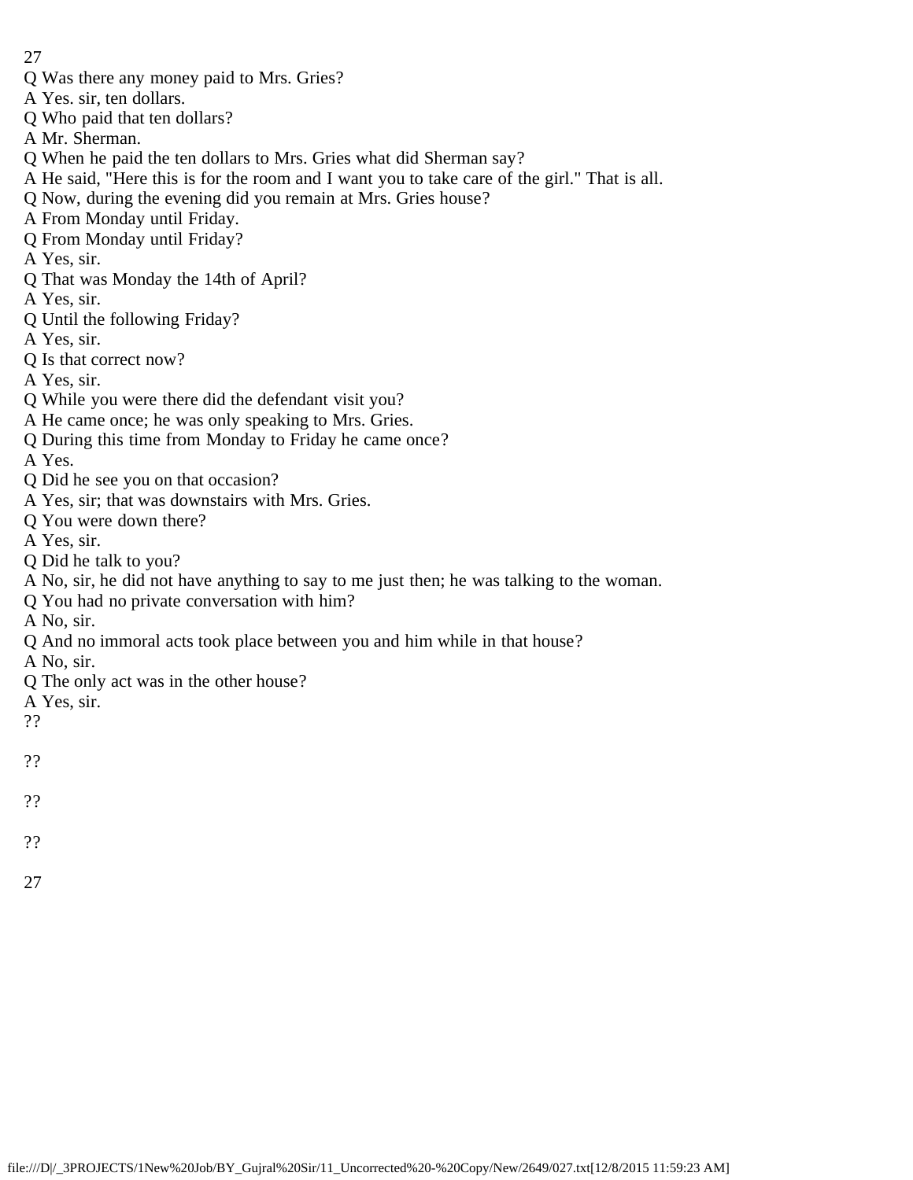Q Was there any money paid to Mrs. Gries?

A Yes. sir, ten dollars.

Q Who paid that ten dollars?

A Mr. Sherman.

Q When he paid the ten dollars to Mrs. Gries what did Sherman say?

A He said, "Here this is for the room and I want you to take care of the girl." That is all.

Q Now, during the evening did you remain at Mrs. Gries house?

A From Monday until Friday.

Q From Monday until Friday?

A Yes, sir.

Q That was Monday the 14th of April?

A Yes, sir.

Q Until the following Friday?

A Yes, sir.

Q Is that correct now?

A Yes, sir.

Q While you were there did the defendant visit you?

A He came once; he was only speaking to Mrs. Gries.

Q During this time from Monday to Friday he came once?

A Yes.

Q Did he see you on that occasion?

A Yes, sir; that was downstairs with Mrs. Gries.

Q You were down there?

A Yes, sir.

Q Did he talk to you?

A No, sir, he did not have anything to say to me just then; he was talking to the woman.

Q You had no private conversation with him?

A No, sir.

Q And no immoral acts took place between you and him while in that house?

A No, sir.

Q The only act was in the other house?

A Yes, sir.

??

??

??

??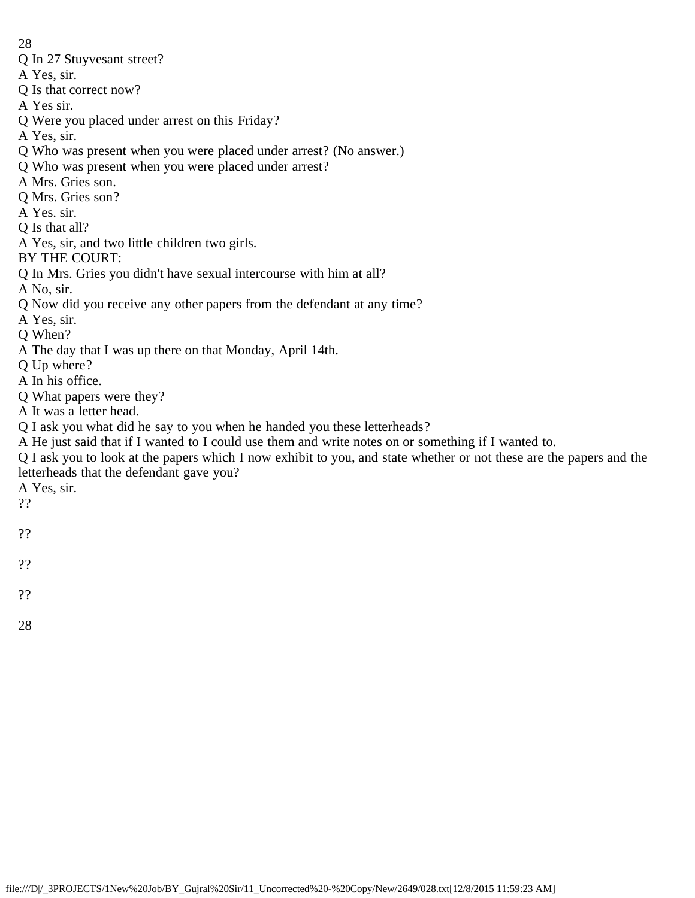Q In 27 Stuyvesant street?

A Yes, sir.

Q Is that correct now?

A Yes sir.

Q Were you placed under arrest on this Friday?

A Yes, sir.

Q Who was present when you were placed under arrest? (No answer.)

Q Who was present when you were placed under arrest?

A Mrs. Gries son.

Q Mrs. Gries son?

A Yes. sir.

Q Is that all?

A Yes, sir, and two little children two girls.

BY THE COURT:

Q In Mrs. Gries you didn't have sexual intercourse with him at all?

A No, sir.

Q Now did you receive any other papers from the defendant at any time?

A Yes, sir.

Q When?

A The day that I was up there on that Monday, April 14th.

Q Up where?

A In his office.

Q What papers were they?

A It was a letter head.

Q I ask you what did he say to you when he handed you these letterheads?

A He just said that if I wanted to I could use them and write notes on or something if I wanted to.

Q I ask you to look at the papers which I now exhibit to you, and state whether or not these are the papers and the letterheads that the defendant gave you?

A Yes, sir.

??

??

??

??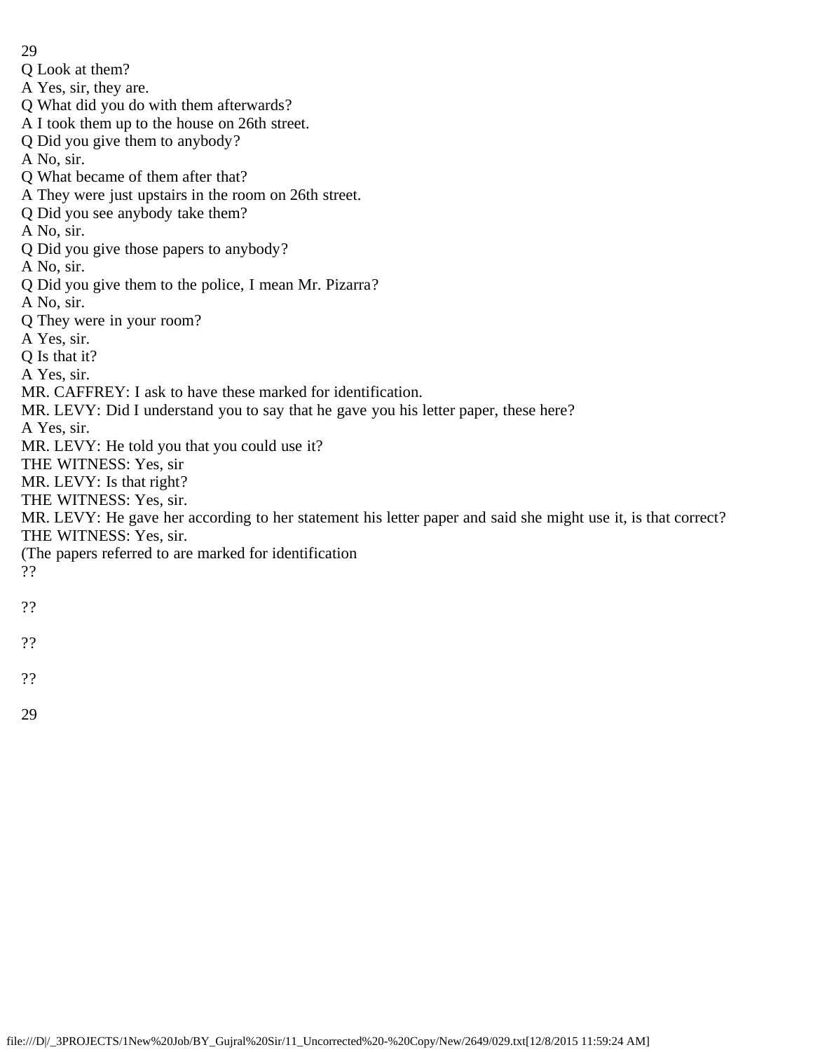Q Look at them?

A Yes, sir, they are.

Q What did you do with them afterwards?

A I took them up to the house on 26th street.

Q Did you give them to anybody?

A No, sir.

Q What became of them after that?

A They were just upstairs in the room on 26th street.

Q Did you see anybody take them?

A No, sir.

Q Did you give those papers to anybody?

A No, sir.

Q Did you give them to the police, I mean Mr. Pizarra?

A No, sir.

Q They were in your room?

A Yes, sir.

Q Is that it?

A Yes, sir.

MR. CAFFREY: I ask to have these marked for identification.

MR. LEVY: Did I understand you to say that he gave you his letter paper, these here?

A Yes, sir.

MR. LEVY: He told you that you could use it?

THE WITNESS: Yes, sir

MR. LEVY: Is that right?

THE WITNESS: Yes, sir.

MR. LEVY: He gave her according to her statement his letter paper and said she might use it, is that correct?

THE WITNESS: Yes, sir.

(The papers referred to are marked for identification

??

??

??

??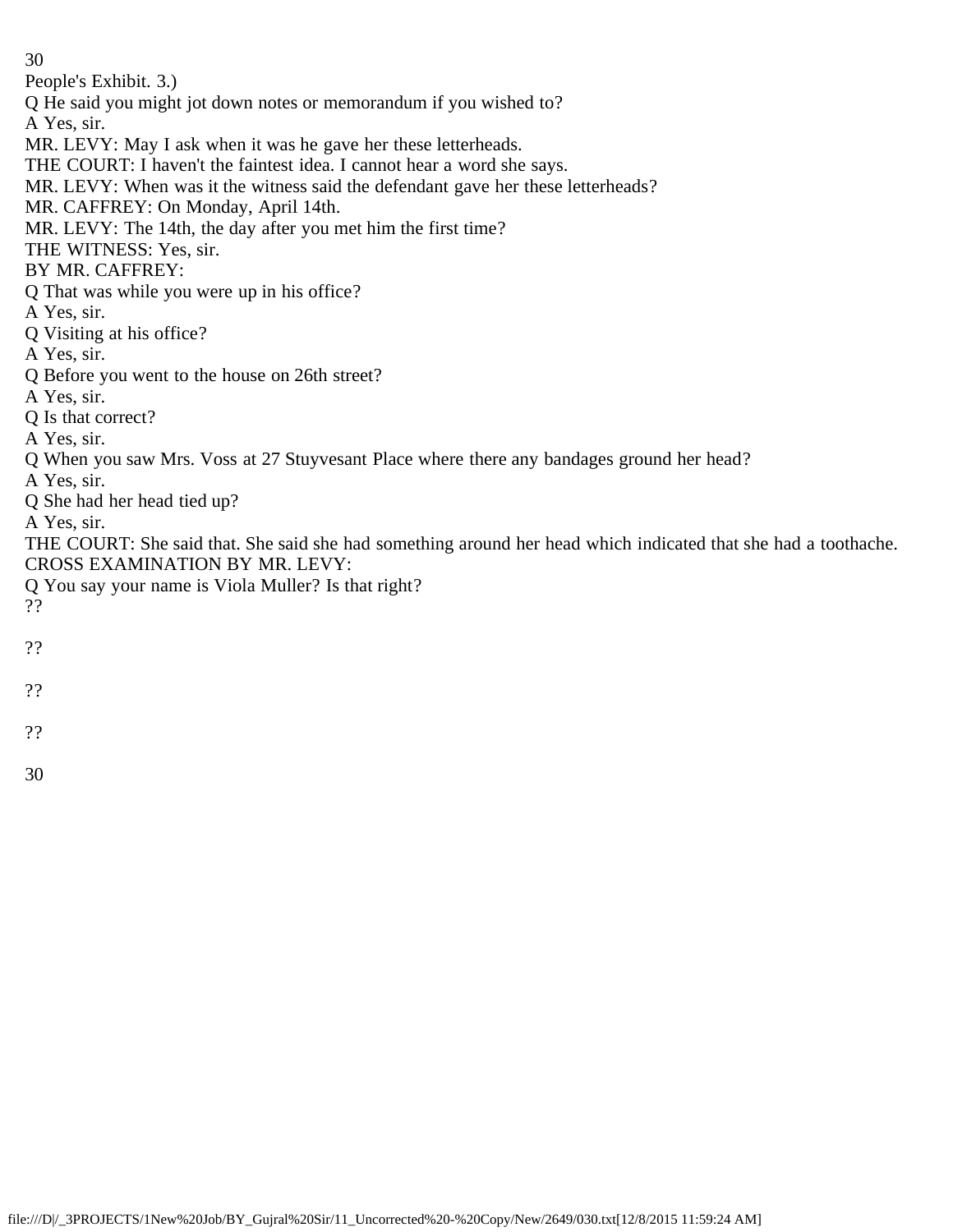People's Exhibit. 3.)

Q He said you might jot down notes or memorandum if you wished to?

A Yes, sir.

MR. LEVY: May I ask when it was he gave her these letterheads.

THE COURT: I haven't the faintest idea. I cannot hear a word she says.

MR. LEVY: When was it the witness said the defendant gave her these letterheads?

MR. CAFFREY: On Monday, April 14th.

MR. LEVY: The 14th, the day after you met him the first time?

THE WITNESS: Yes, sir.

BY MR. CAFFREY:

Q That was while you were up in his office?

A Yes, sir.

Q Visiting at his office?

A Yes, sir.

Q Before you went to the house on 26th street?

A Yes, sir.

Q Is that correct?

A Yes, sir.

Q When you saw Mrs. Voss at 27 Stuyvesant Place where there any bandages ground her head?

A Yes, sir.

Q She had her head tied up?

A Yes, sir.

THE COURT: She said that. She said she had something around her head which indicated that she had a toothache.

CROSS EXAMINATION BY MR. LEVY:

Q You say your name is Viola Muller? Is that right?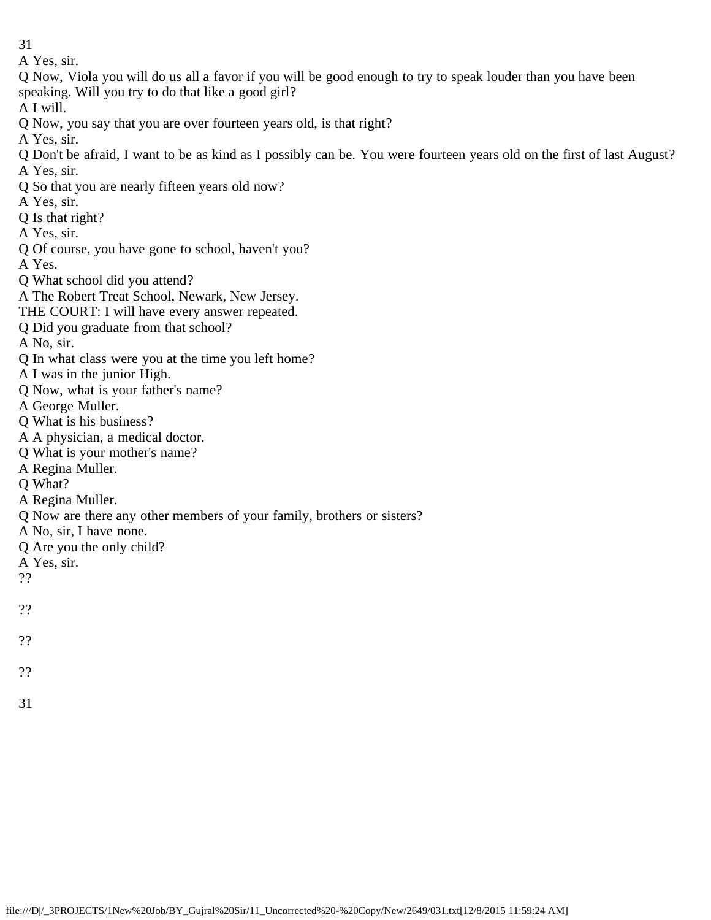A Yes, sir.

Q Now, Viola you will do us all a favor if you will be good enough to try to speak louder than you have been speaking. Will you try to do that like a good girl?

A I will.

Q Now, you say that you are over fourteen years old, is that right?

A Yes, sir.

Q Don't be afraid, I want to be as kind as I possibly can be. You were fourteen years old on the first of last August?

A Yes, sir.

Q So that you are nearly fifteen years old now?

A Yes, sir.

Q Is that right?

A Yes, sir.

Q Of course, you have gone to school, haven't you?

A Yes.

Q What school did you attend?

A The Robert Treat School, Newark, New Jersey.

THE COURT: I will have every answer repeated.

Q Did you graduate from that school?

A No, sir.

Q In what class were you at the time you left home?

A I was in the junior High.

Q Now, what is your father's name?

A George Muller.

Q What is his business?

A A physician, a medical doctor.

Q What is your mother's name?

A Regina Muller.

Q What?

A Regina Muller.

Q Now are there any other members of your family, brothers or sisters?

A No, sir, I have none.

Q Are you the only child?

A Yes, sir.

??

??

??

??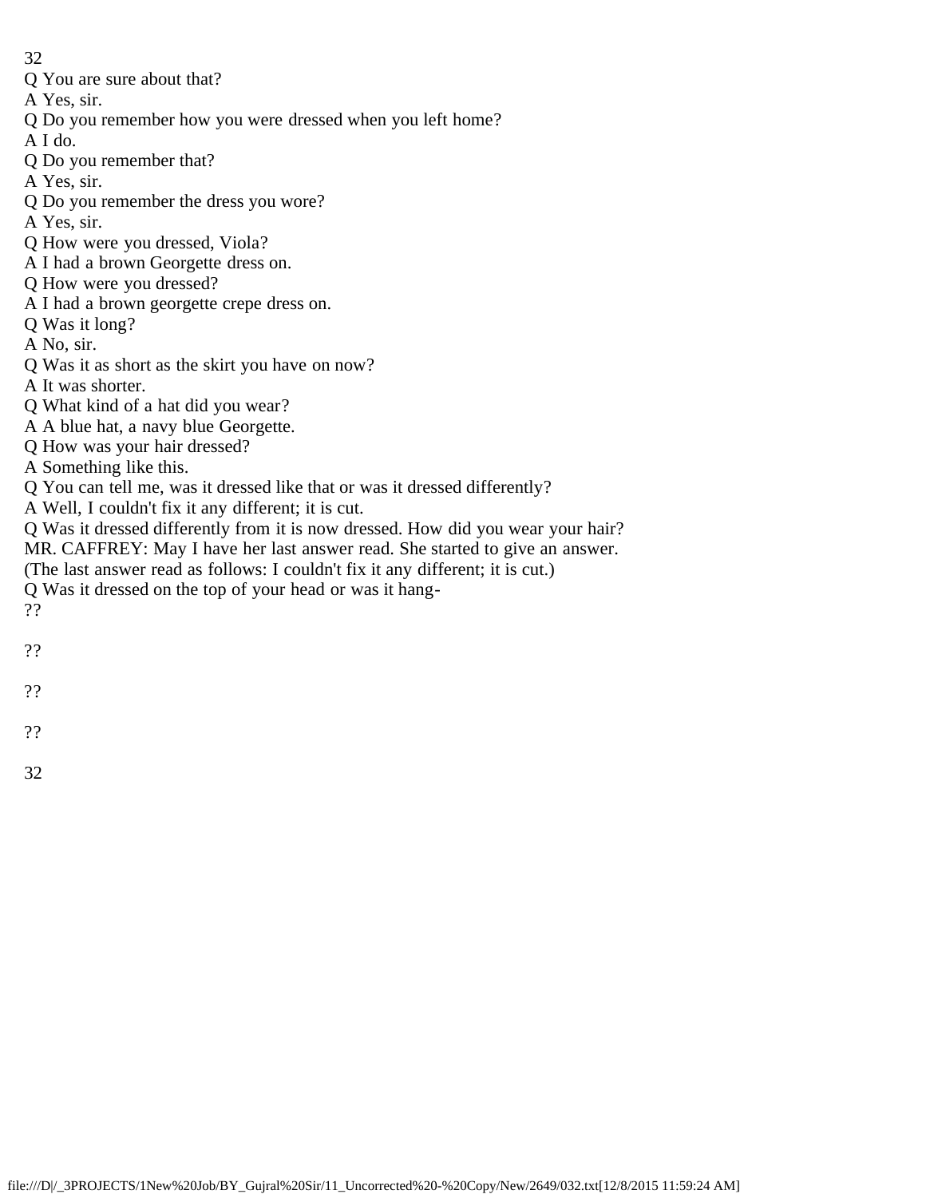Q You are sure about that?

A Yes, sir.

Q Do you remember how you were dressed when you left home?

A I do.

Q Do you remember that?

A Yes, sir.

Q Do you remember the dress you wore?

A Yes, sir.

Q How were you dressed, Viola?

A I had a brown Georgette dress on.

Q How were you dressed?

A I had a brown georgette crepe dress on.

Q Was it long?

A No, sir.

Q Was it as short as the skirt you have on now?

A It was shorter.

Q What kind of a hat did you wear?

A A blue hat, a navy blue Georgette.

Q How was your hair dressed?

A Something like this.

Q You can tell me, was it dressed like that or was it dressed differently?

A Well, I couldn't fix it any different; it is cut.

Q Was it dressed differently from it is now dressed. How did you wear your hair?

MR. CAFFREY: May I have her last answer read. She started to give an answer.

(The last answer read as follows: I couldn't fix it any different; it is cut.)

Q Was it dressed on the top of your head or was it hang-

??

??

??

??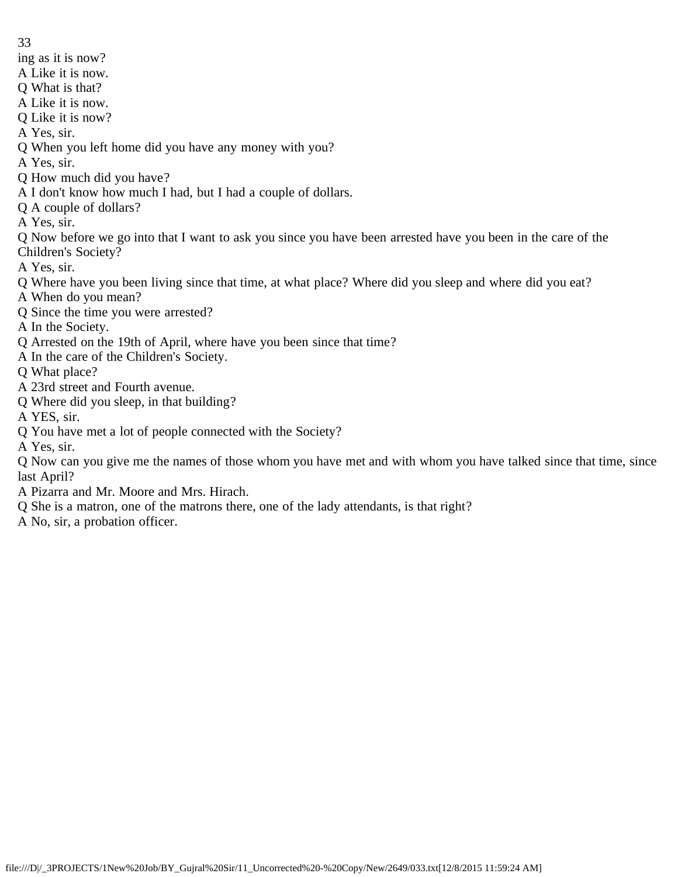ing as it is now?

A Like it is now.

Q What is that?

A Like it is now.

Q Like it is now?

A Yes, sir.

Q When you left home did you have any money with you?

A Yes, sir.

Q How much did you have?

A I don't know how much I had, but I had a couple of dollars.

Q A couple of dollars?

A Yes, sir.

Q Now before we go into that I want to ask you since you have been arrested have you been in the care of the Children's Society?

A Yes, sir.

Q Where have you been living since that time, at what place? Where did you sleep and where did you eat?

A When do you mean?

Q Since the time you were arrested?

A In the Society.

Q Arrested on the 19th of April, where have you been since that time?

A In the care of the Children's Society.

Q What place?

A 23rd street and Fourth avenue.

Q Where did you sleep, in that building?

A YES, sir.

Q You have met a lot of people connected with the Society?

A Yes, sir.

Q Now can you give me the names of those whom you have met and with whom you have talked since that time, since last April?

A Pizarra and Mr. Moore and Mrs. Hirach.

Q She is a matron, one of the matrons there, one of the lady attendants, is that right?

A No, sir, a probation officer.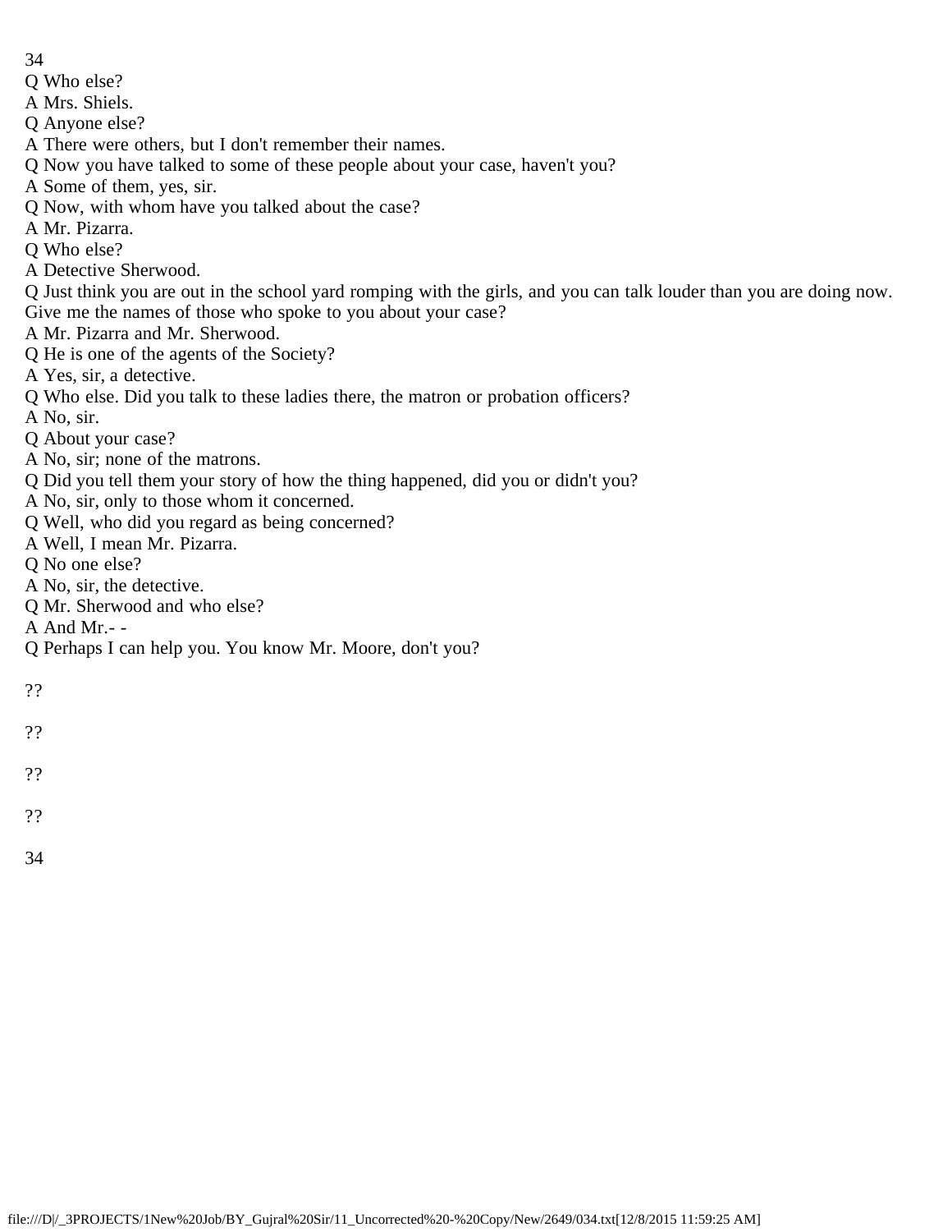Q Who else?

A Mrs. Shiels.

Q Anyone else?

A There were others, but I don't remember their names.

Q Now you have talked to some of these people about your case, haven't you?

A Some of them, yes, sir.

Q Now, with whom have you talked about the case?

A Mr. Pizarra.

Q Who else?

A Detective Sherwood.

Q Just think you are out in the school yard romping with the girls, and you can talk louder than you are doing now. Give me the names of those who spoke to you about your case?

A Mr. Pizarra and Mr. Sherwood.

Q He is one of the agents of the Society?

A Yes, sir, a detective.

Q Who else. Did you talk to these ladies there, the matron or probation officers?

A No, sir.

Q About your case?

A No, sir; none of the matrons.

Q Did you tell them your story of how the thing happened, did you or didn't you?

A No, sir, only to those whom it concerned.

Q Well, who did you regard as being concerned?

A Well, I mean Mr. Pizarra.

Q No one else?

A No, sir, the detective.

Q Mr. Sherwood and who else?

A And Mr.- -

Q Perhaps I can help you. You know Mr. Moore, don't you?

??

??

??

??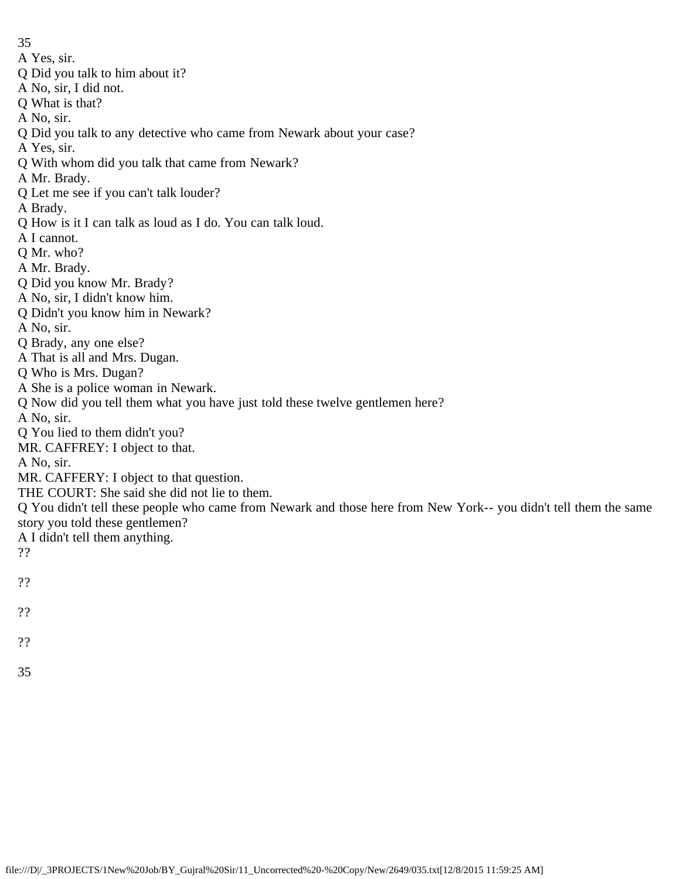A Yes, sir.

Q Did you talk to him about it?

A No, sir, I did not.

Q What is that?

A No, sir.

Q Did you talk to any detective who came from Newark about your case?

A Yes, sir.

Q With whom did you talk that came from Newark?

A Mr. Brady.

Q Let me see if you can't talk louder?

A Brady.

Q How is it I can talk as loud as I do. You can talk loud.

A I cannot.

Q Mr. who?

A Mr. Brady.

Q Did you know Mr. Brady?

A No, sir, I didn't know him.

Q Didn't you know him in Newark?

A No, sir.

Q Brady, any one else?

A That is all and Mrs. Dugan.

Q Who is Mrs. Dugan?

A She is a police woman in Newark.

Q Now did you tell them what you have just told these twelve gentlemen here?

A No, sir.

Q You lied to them didn't you?

MR. CAFFREY: I object to that.

A No, sir.

MR. CAFFERY: I object to that question.

THE COURT: She said she did not lie to them.

Q You didn't tell these people who came from Newark and those here from New York-- you didn't tell them the same story you told these gentlemen?

A I didn't tell them anything.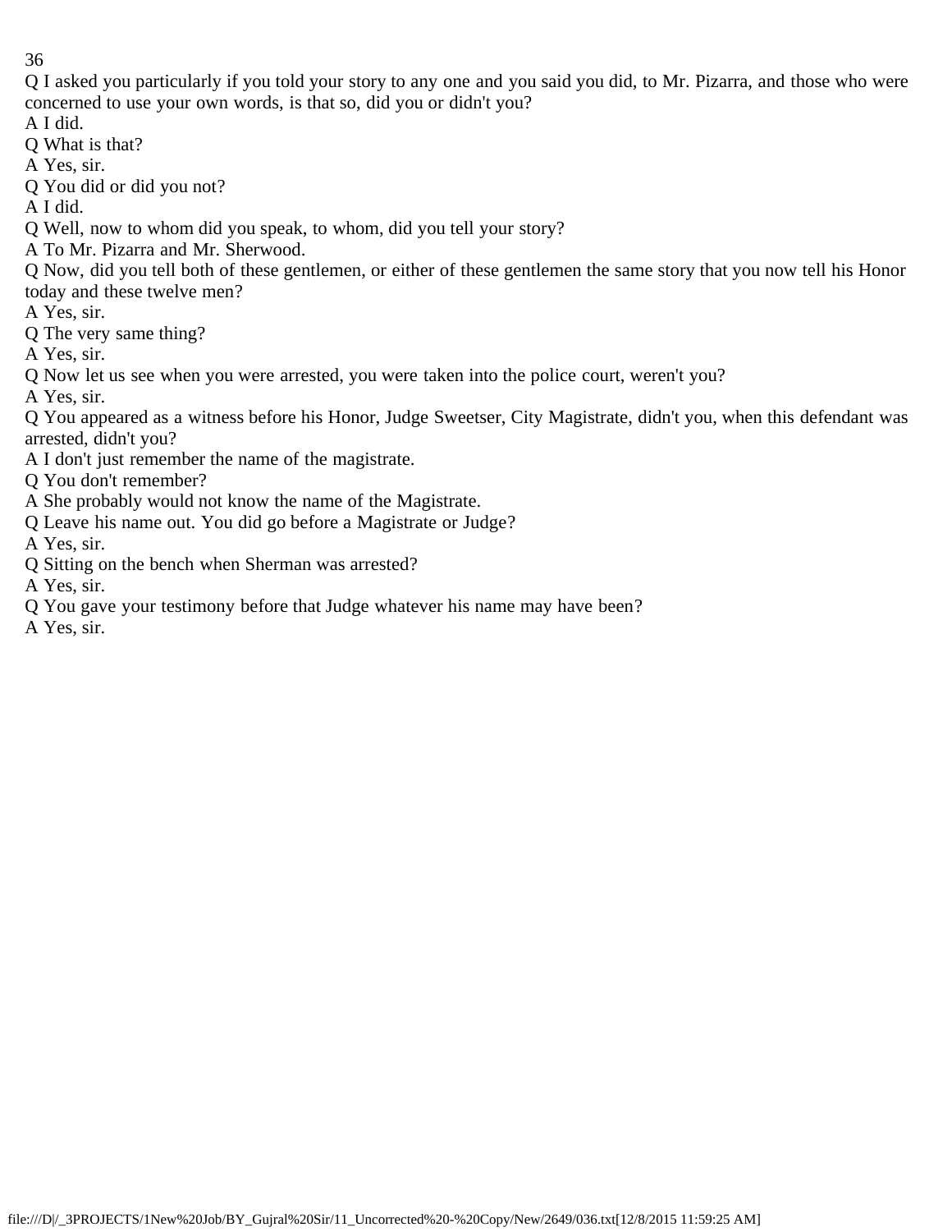Q I asked you particularly if you told your story to any one and you said you did, to Mr. Pizarra, and those who were concerned to use your own words, is that so, did you or didn't you?

A I did.

Q What is that?

A Yes, sir.

Q You did or did you not?

A I did.

Q Well, now to whom did you speak, to whom, did you tell your story?

A To Mr. Pizarra and Mr. Sherwood.

Q Now, did you tell both of these gentlemen, or either of these gentlemen the same story that you now tell his Honor today and these twelve men?

A Yes, sir.

Q The very same thing?

A Yes, sir.

Q Now let us see when you were arrested, you were taken into the police court, weren't you?

A Yes, sir.

Q You appeared as a witness before his Honor, Judge Sweetser, City Magistrate, didn't you, when this defendant was arrested, didn't you?

A I don't just remember the name of the magistrate.

Q You don't remember?

A She probably would not know the name of the Magistrate.

Q Leave his name out. You did go before a Magistrate or Judge?

A Yes, sir.

Q Sitting on the bench when Sherman was arrested?

A Yes, sir.

Q You gave your testimony before that Judge whatever his name may have been?

A Yes, sir.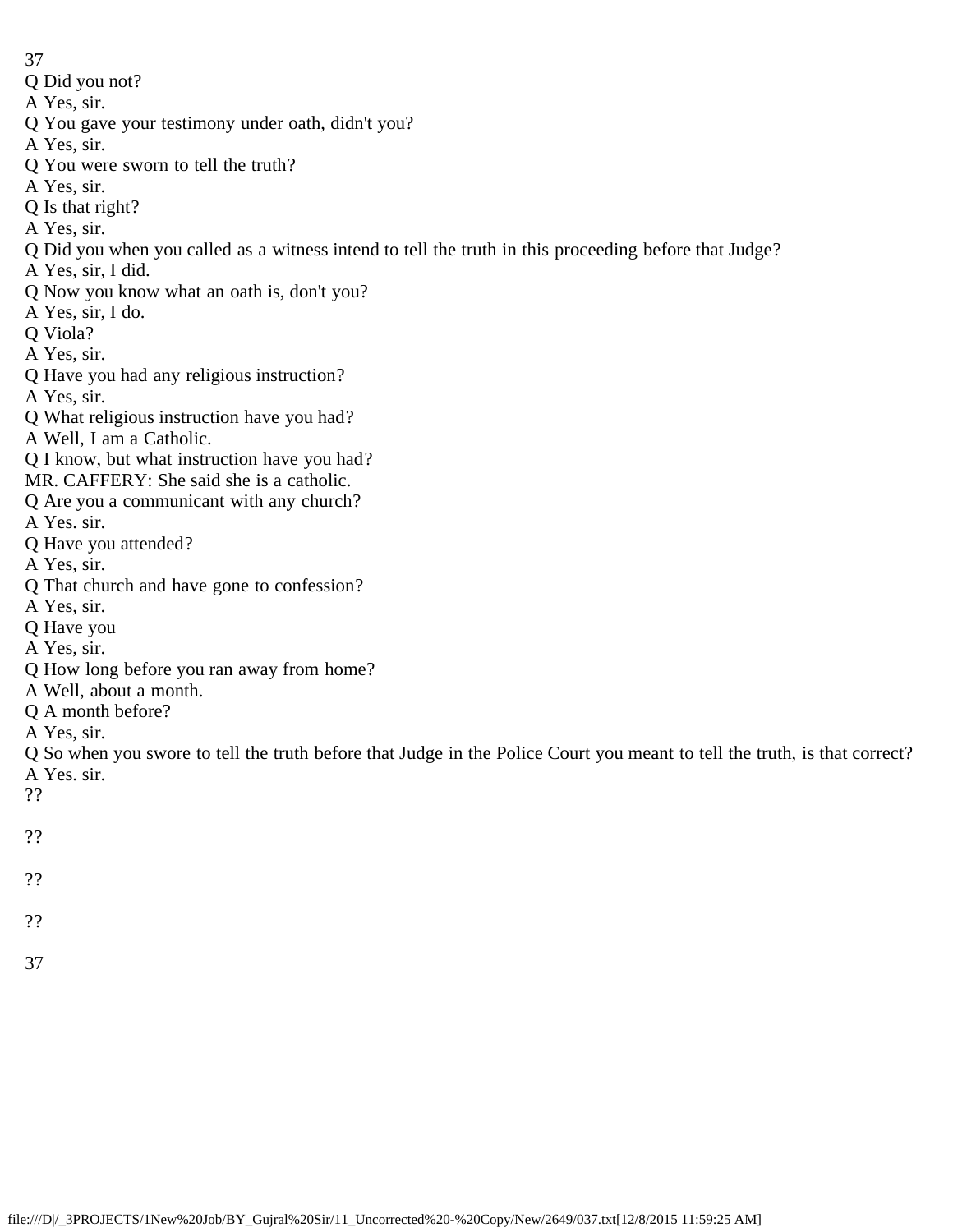Q Did you not?
A Yes, sir.
Q You gave your testimony under oath, didn't you?
A Yes, sir.
Q You were sworn to tell the truth?
A Yes, sir.
Q Is that right?
A Yes, sir.
Q Did you when you called as a witness intend to tell the truth in this proceeding before that Judge?
A Yes, sir, I did.
Q Now you know what an oath is, don't you?
A Yes, sir, I do.
Q Viola?
A Yes, sir.
Q Have you had any religious instruction?
A Yes, sir.
Q What religious instruction have you had?
A Well, I am a Catholic.
Q I know, but what instruction have you had?
MR. CAFFERY: She said she is a catholic.
Q Are you a communicant with any church?
A Yes. sir.
Q Have you attended?
A Yes, sir.
Q That church and have gone to confession?
A Yes, sir.
Q Have you
A Yes, sir.
Q How long before you ran away from home?
A Well, about a month.
Q A month before?
A Yes, sir.
Q So when you swore to tell the truth before that Judge in the Police Court you meant to tell the truth, is that correct?
A Yes. sir.
??

??

??

??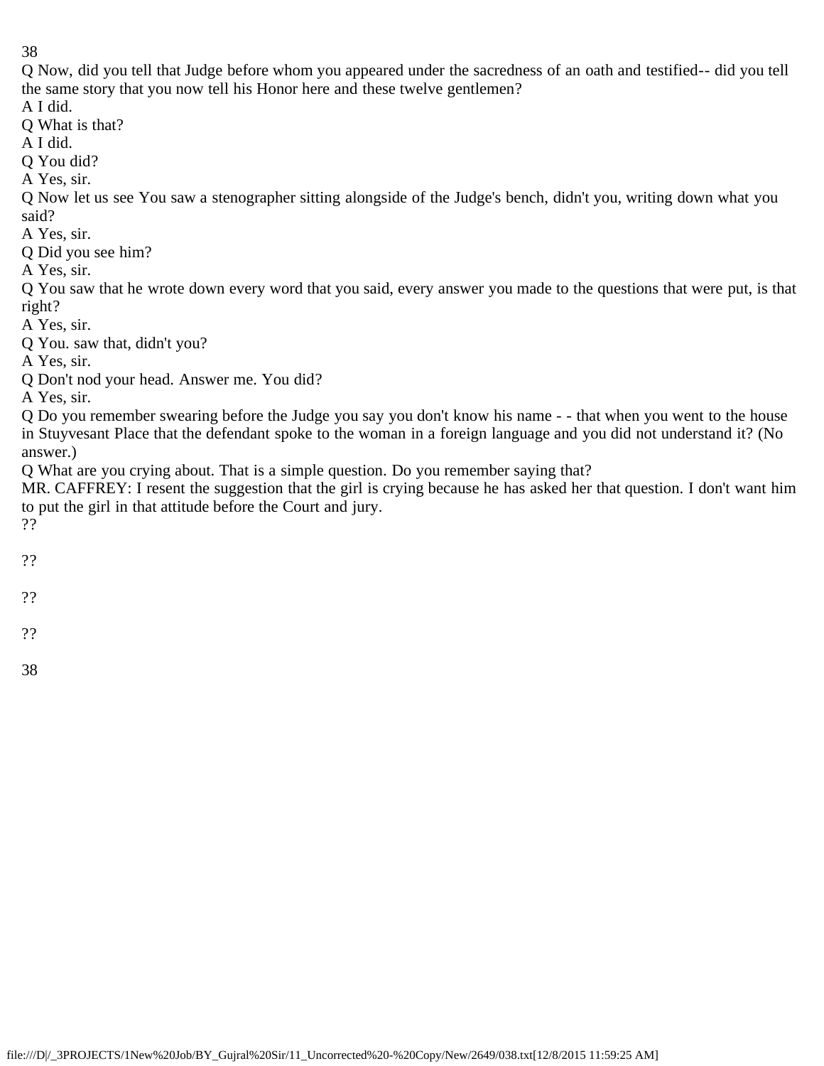Q Now, did you tell that Judge before whom you appeared under the sacredness of an oath and testified-- did you tell the same story that you now tell his Honor here and these twelve gentlemen?

A I did.

Q What is that?

A I did.

Q You did?

A Yes, sir.

Q Now let us see You saw a stenographer sitting alongside of the Judge's bench, didn't you, writing down what you said?

A Yes, sir.

Q Did you see him?

A Yes, sir.

Q You saw that he wrote down every word that you said, every answer you made to the questions that were put, is that right?

A Yes, sir.

Q You. saw that, didn't you?

A Yes, sir.

Q Don't nod your head. Answer me. You did?

A Yes, sir.

Q Do you remember swearing before the Judge you say you don't know his name - - that when you went to the house in Stuyvesant Place that the defendant spoke to the woman in a foreign language and you did not understand it? (No answer.)

Q What are you crying about. That is a simple question. Do you remember saying that?

MR. CAFFREY: I resent the suggestion that the girl is crying because he has asked her that question. I don't want him to put the girl in that attitude before the Court and jury.

??

??

??

??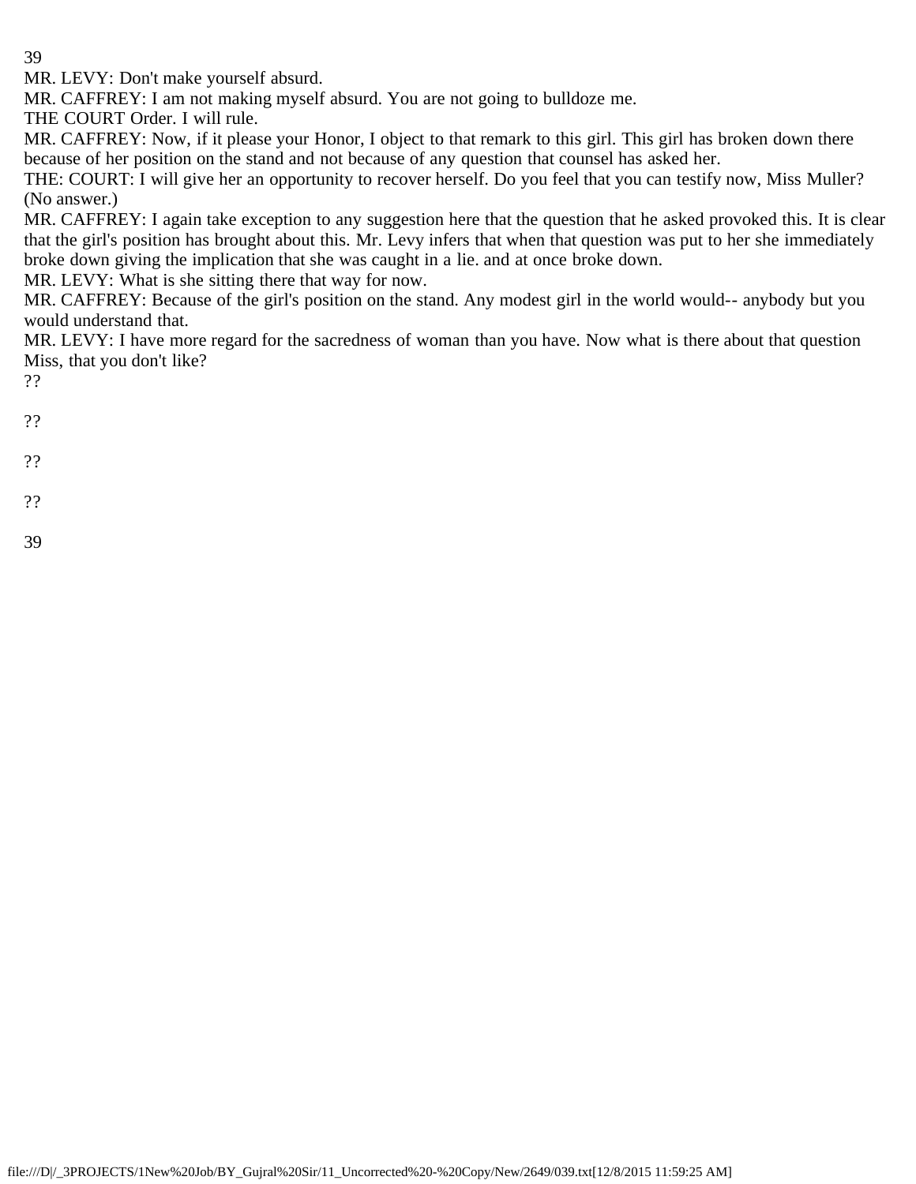MR. LEVY: Don't make yourself absurd.

MR. CAFFREY: I am not making myself absurd. You are not going to bulldoze me.

THE COURT Order. I will rule.

MR. CAFFREY: Now, if it please your Honor, I object to that remark to this girl. This girl has broken down there because of her position on the stand and not because of any question that counsel has asked her.

THE: COURT: I will give her an opportunity to recover herself. Do you feel that you can testify now, Miss Muller? (No answer.)

MR. CAFFREY: I again take exception to any suggestion here that the question that he asked provoked this. It is clear that the girl's position has brought about this. Mr. Levy infers that when that question was put to her she immediately broke down giving the implication that she was caught in a lie. and at once broke down.

MR. LEVY: What is she sitting there that way for now.

MR. CAFFREY: Because of the girl's position on the stand. Any modest girl in the world would-- anybody but you would understand that.

MR. LEVY: I have more regard for the sacredness of woman than you have. Now what is there about that question Miss, that you don't like?

??

??

??

??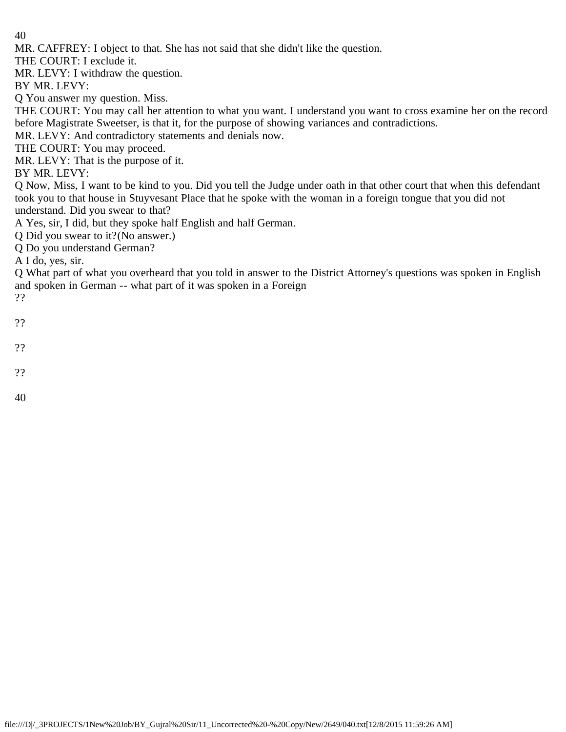MR. CAFFREY: I object to that. She has not said that she didn't like the question.

THE COURT: I exclude it.

MR. LEVY: I withdraw the question.

BY MR. LEVY:

Q You answer my question. Miss.

THE COURT: You may call her attention to what you want. I understand you want to cross examine her on the record before Magistrate Sweetser, is that it, for the purpose of showing variances and contradictions.

MR. LEVY: And contradictory statements and denials now.

THE COURT: You may proceed.

MR. LEVY: That is the purpose of it.

BY MR. LEVY:

Q Now, Miss, I want to be kind to you. Did you tell the Judge under oath in that other court that when this defendant took you to that house in Stuyvesant Place that he spoke with the woman in a foreign tongue that you did not understand. Did you swear to that?

A Yes, sir, I did, but they spoke half English and half German.

Q Did you swear to it?(No answer.)

Q Do you understand German?

A I do, yes, sir.

Q What part of what you overheard that you told in answer to the District Attorney's questions was spoken in English and spoken in German -- what part of it was spoken in a Foreign

??

??

??

??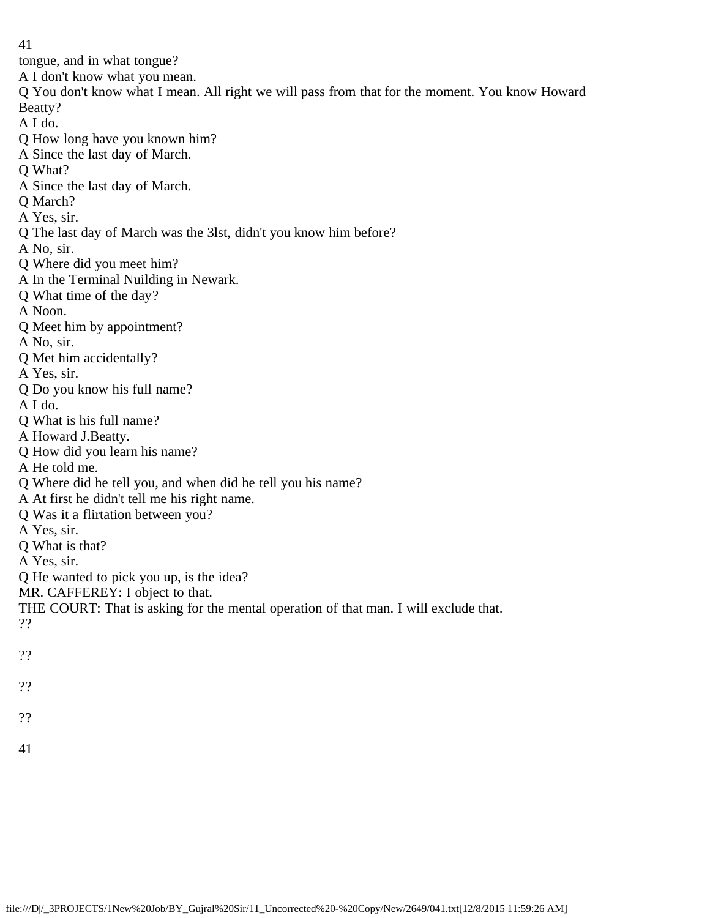tongue, and in what tongue?

A I don't know what you mean.

Q You don't know what I mean. All right we will pass from that for the moment. You know Howard Beatty?

A I do.

Q How long have you known him?

A Since the last day of March.

Q What?

A Since the last day of March.

Q March?

A Yes, sir.

Q The last day of March was the 3lst, didn't you know him before?

A No, sir.

Q Where did you meet him?

A In the Terminal Nuilding in Newark.

Q What time of the day?

A Noon.

Q Meet him by appointment?

A No, sir.

Q Met him accidentally?

A Yes, sir.

Q Do you know his full name?

A I do.

Q What is his full name?

A Howard J.Beatty.

Q How did you learn his name?

A He told me.

Q Where did he tell you, and when did he tell you his name?

A At first he didn't tell me his right name.

Q Was it a flirtation between you?

A Yes, sir.

Q What is that?

A Yes, sir.

Q He wanted to pick you up, is the idea?

MR. CAFFEREY: I object to that.

THE COURT: That is asking for the mental operation of that man. I will exclude that.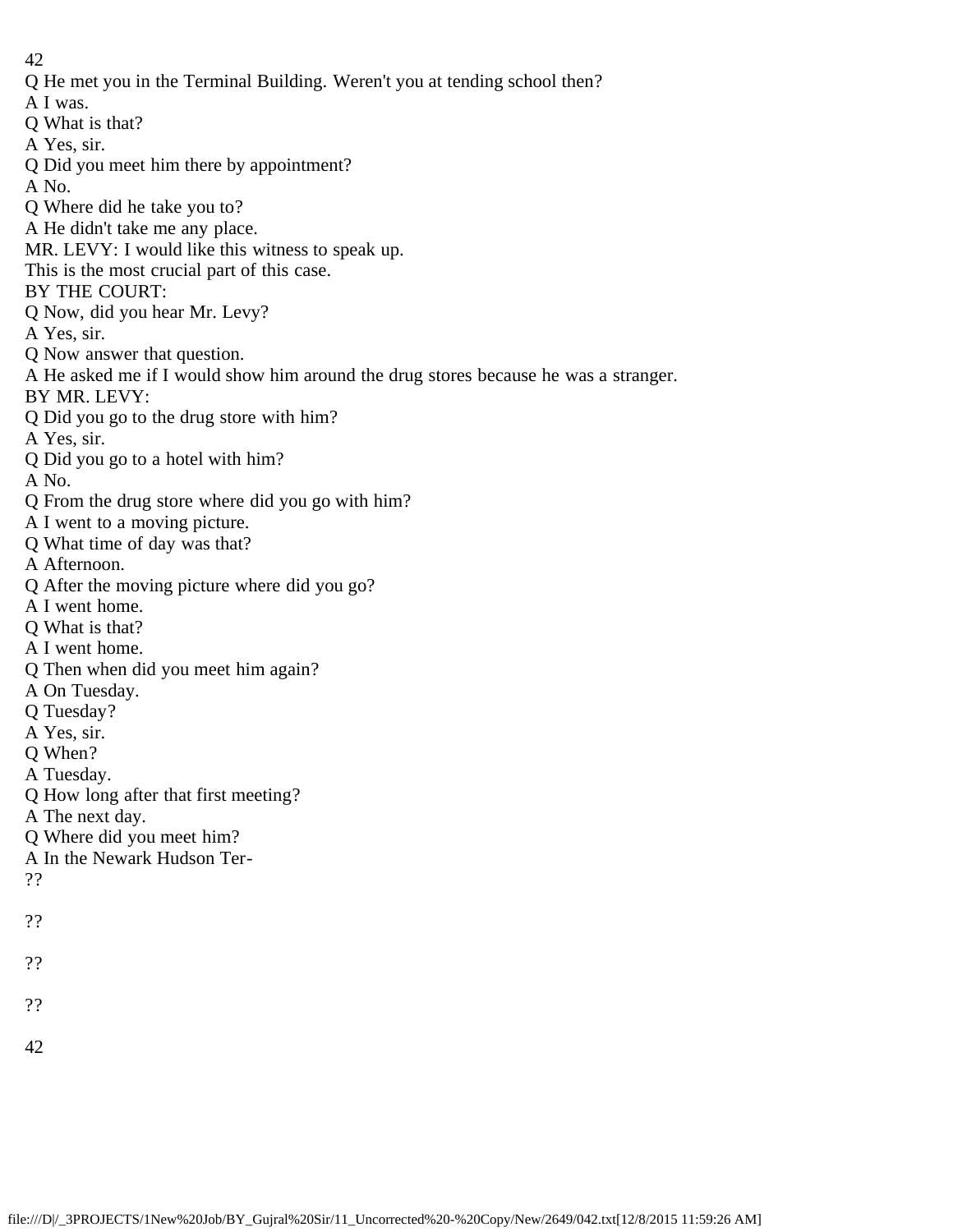Q He met you in the Terminal Building. Weren't you at tending school then?

A I was.

Q What is that?

A Yes, sir.

Q Did you meet him there by appointment?

A No.

Q Where did he take you to?

A He didn't take me any place.

MR. LEVY: I would like this witness to speak up.

This is the most crucial part of this case.

BY THE COURT:

Q Now, did you hear Mr. Levy?

A Yes, sir.

Q Now answer that question.

A He asked me if I would show him around the drug stores because he was a stranger.

BY MR. LEVY:

Q Did you go to the drug store with him?

A Yes, sir.

Q Did you go to a hotel with him?

A No.

Q From the drug store where did you go with him?

A I went to a moving picture.

Q What time of day was that?

A Afternoon.

Q After the moving picture where did you go?

A I went home.

Q What is that?

A I went home.

Q Then when did you meet him again?

A On Tuesday.

Q Tuesday?

A Yes, sir.

Q When?

A Tuesday.

Q How long after that first meeting?

A The next day.

Q Where did you meet him?

A In the Newark Hudson Ter-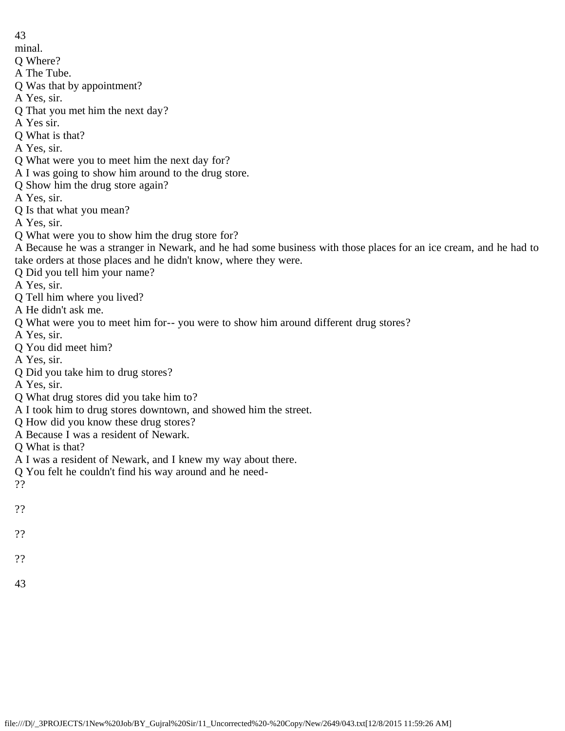minal.

Q Where?

A The Tube.

Q Was that by appointment?

A Yes, sir.

Q That you met him the next day?

A Yes sir.

Q What is that?

A Yes, sir.

Q What were you to meet him the next day for?

A I was going to show him around to the drug store.

Q Show him the drug store again?

A Yes, sir.

Q Is that what you mean?

A Yes, sir.

Q What were you to show him the drug store for?

A Because he was a stranger in Newark, and he had some business with those places for an ice cream, and he had to take orders at those places and he didn't know, where they were.

Q Did you tell him your name?

A Yes, sir.

Q Tell him where you lived?

A He didn't ask me.

Q What were you to meet him for-- you were to show him around different drug stores?

A Yes, sir.

Q You did meet him?

A Yes, sir.

Q Did you take him to drug stores?

A Yes, sir.

Q What drug stores did you take him to?

A I took him to drug stores downtown, and showed him the street.

Q How did you know these drug stores?

A Because I was a resident of Newark.

Q What is that?

A I was a resident of Newark, and I knew my way about there.

Q You felt he couldn't find his way around and he need-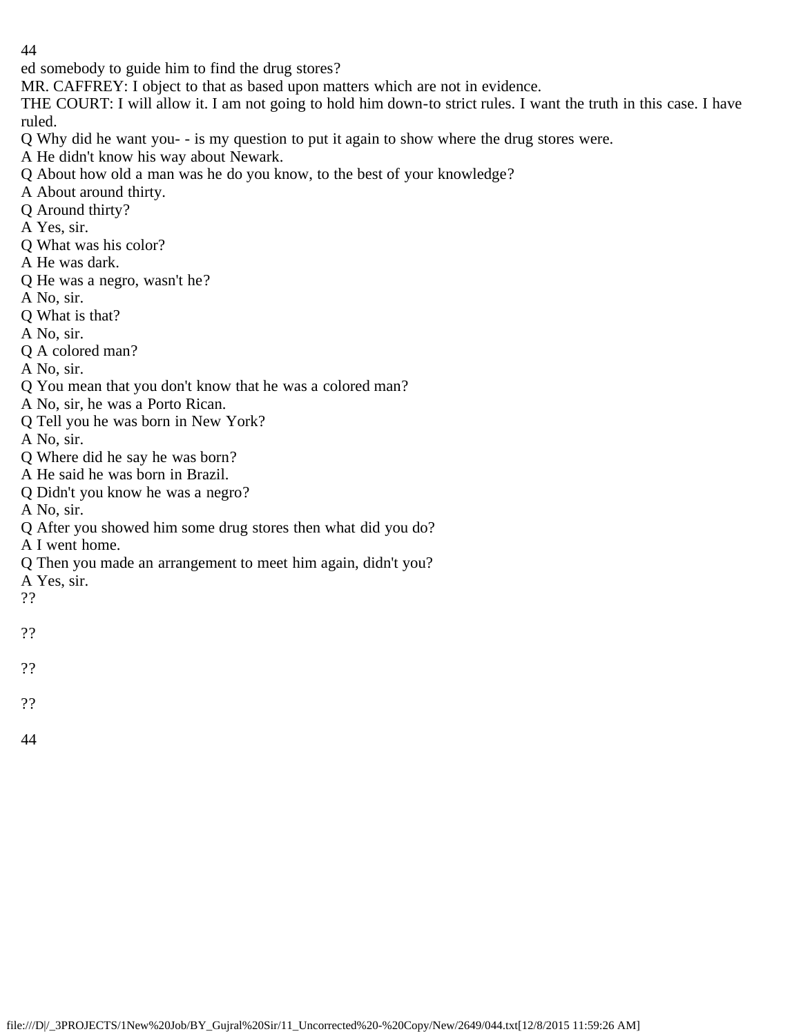ed somebody to guide him to find the drug stores?

MR. CAFFREY: I object to that as based upon matters which are not in evidence.

THE COURT: I will allow it. I am not going to hold him down-to strict rules. I want the truth in this case. I have ruled.

Q Why did he want you- - is my question to put it again to show where the drug stores were.

A He didn't know his way about Newark.

Q About how old a man was he do you know, to the best of your knowledge?

A About around thirty.

Q Around thirty?

A Yes, sir.

Q What was his color?

A He was dark.

Q He was a negro, wasn't he?

A No, sir.

Q What is that?

A No, sir.

Q A colored man?

A No, sir.

Q You mean that you don't know that he was a colored man?

A No, sir, he was a Porto Rican.

Q Tell you he was born in New York?

A No, sir.

Q Where did he say he was born?

A He said he was born in Brazil.

Q Didn't you know he was a negro?

A No, sir.

Q After you showed him some drug stores then what did you do?

A I went home.

Q Then you made an arrangement to meet him again, didn't you?

A Yes, sir.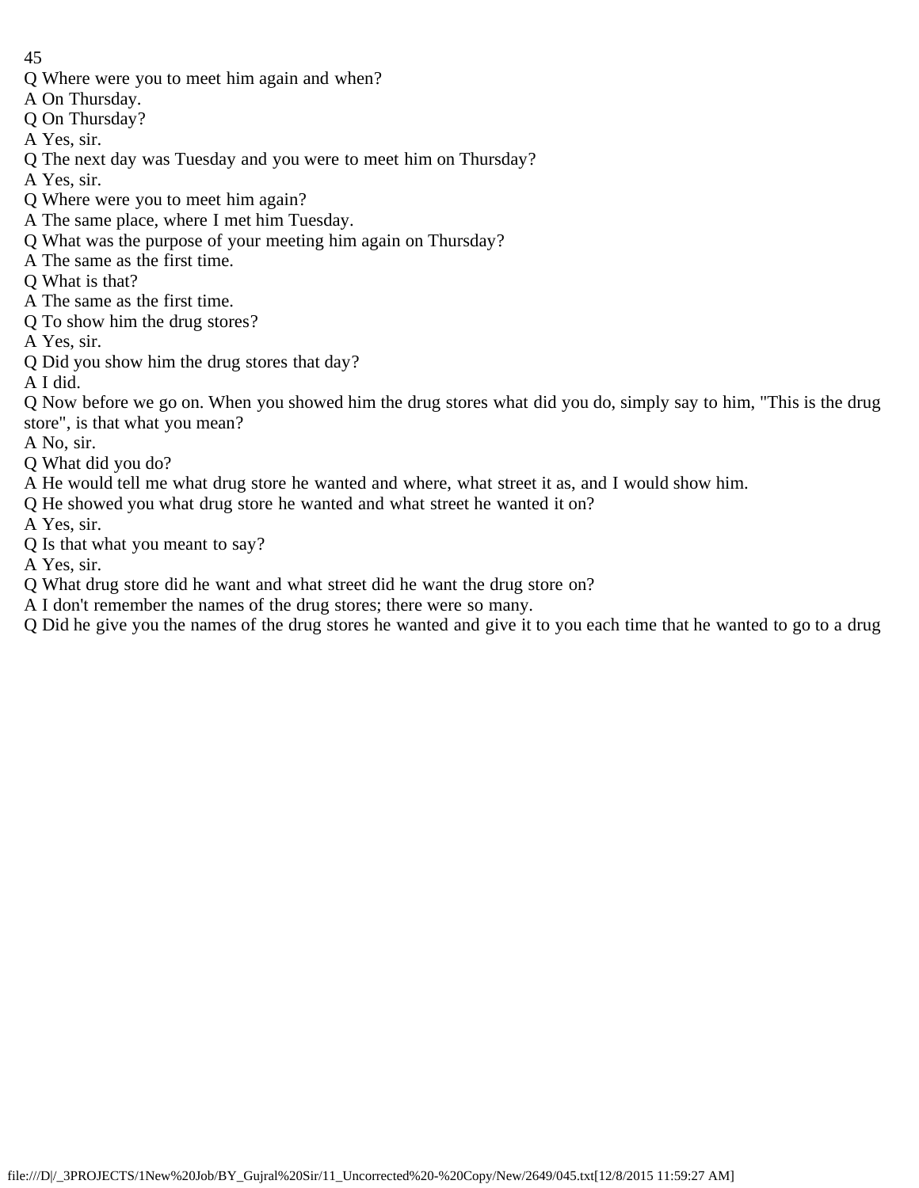Q Where were you to meet him again and when?
A On Thursday.
Q On Thursday?
A Yes, sir.
Q The next day was Tuesday and you were to meet him on Thursday?
A Yes, sir.
Q Where were you to meet him again?
A The same place, where I met him Tuesday.
Q What was the purpose of your meeting him again on Thursday?
A The same as the first time.
Q What is that?
A The same as the first time.
Q To show him the drug stores?
A Yes, sir.
Q Did you show him the drug stores that day?
A I did.
Q Now before we go on. When you showed him the drug stores what did you do, simply say to him, "This is the drug store", is that what you mean?
A No, sir.
Q What did you do?
A He would tell me what drug store he wanted and where, what street it as, and I would show him.
Q He showed you what drug store he wanted and what street he wanted it on?
A Yes, sir.
Q Is that what you meant to say?
A Yes, sir.
Q What drug store did he want and what street did he want the drug store on?
A I don't remember the names of the drug stores; there were so many.
Q Did he give you the names of the drug stores he wanted and give it to you each time that he wanted to go to a drug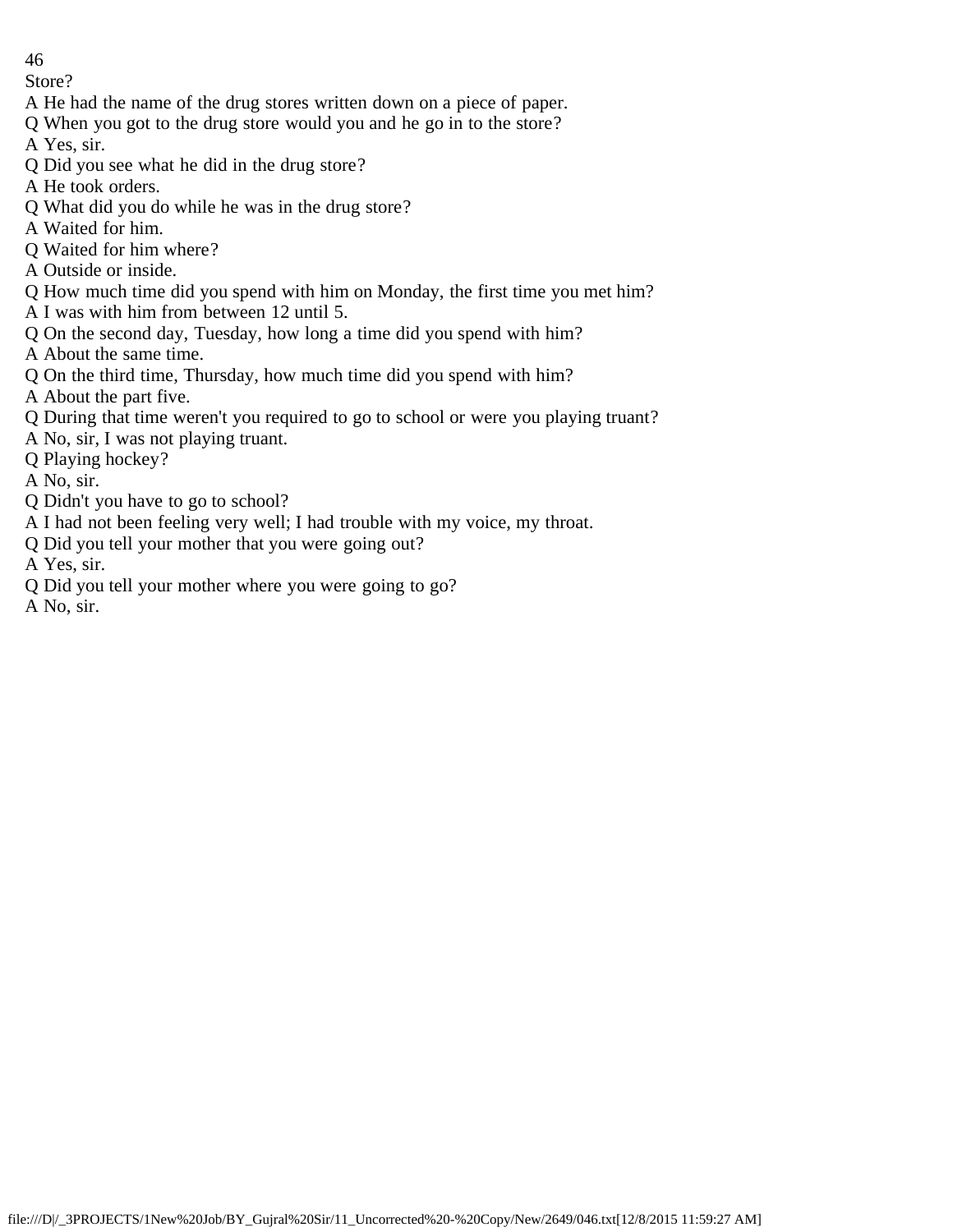Store?

A He had the name of the drug stores written down on a piece of paper.

Q When you got to the drug store would you and he go in to the store?

A Yes, sir.

Q Did you see what he did in the drug store?

A He took orders.

Q What did you do while he was in the drug store?

A Waited for him.

Q Waited for him where?

A Outside or inside.

Q How much time did you spend with him on Monday, the first time you met him?

A I was with him from between 12 until 5.

Q On the second day, Tuesday, how long a time did you spend with him?

A About the same time.

Q On the third time, Thursday, how much time did you spend with him?

A About the part five.

Q During that time weren't you required to go to school or were you playing truant?

A No, sir, I was not playing truant.

Q Playing hockey?

A No, sir.

Q Didn't you have to go to school?

A I had not been feeling very well; I had trouble with my voice, my throat.

Q Did you tell your mother that you were going out?

A Yes, sir.

Q Did you tell your mother where you were going to go?

A No, sir.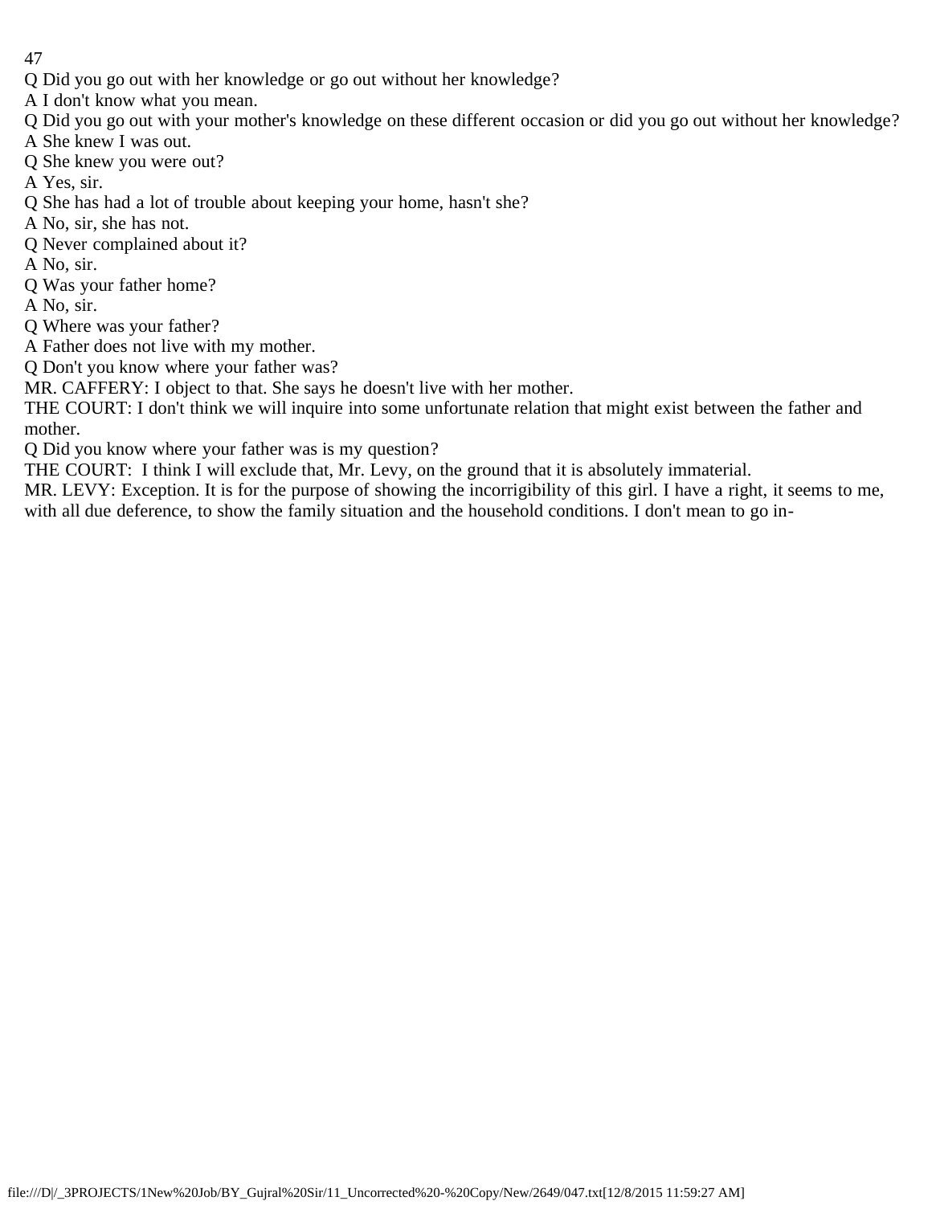Q Did you go out with her knowledge or go out without her knowledge?

A I don't know what you mean.

Q Did you go out with your mother's knowledge on these different occasion or did you go out without her knowledge?

A She knew I was out.

Q She knew you were out?

A Yes, sir.

Q She has had a lot of trouble about keeping your home, hasn't she?

A No, sir, she has not.

Q Never complained about it?

A No, sir.

Q Was your father home?

A No, sir.

Q Where was your father?

A Father does not live with my mother.

Q Don't you know where your father was?

MR. CAFFERY: I object to that. She says he doesn't live with her mother.

THE COURT: I don't think we will inquire into some unfortunate relation that might exist between the father and mother.

Q Did you know where your father was is my question?

THE COURT: I think I will exclude that, Mr. Levy, on the ground that it is absolutely immaterial.

MR. LEVY: Exception. It is for the purpose of showing the incorrigibility of this girl. I have a right, it seems to me, with all due deference, to show the family situation and the household conditions. I don't mean to go in-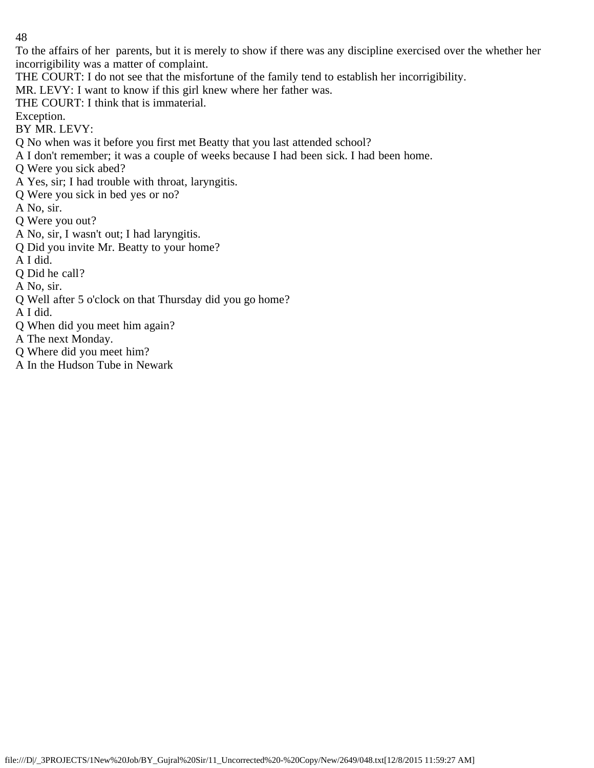To the affairs of her  parents, but it is merely to show if there was any discipline exercised over the whether her incorrigibility was a matter of complaint.

THE COURT: I do not see that the misfortune of the family tend to establish her incorrigibility.

MR. LEVY: I want to know if this girl knew where her father was.

THE COURT: I think that is immaterial.

Exception.

BY MR. LEVY:

Q No when was it before you first met Beatty that you last attended school?

A I don't remember; it was a couple of weeks because I had been sick. I had been home.

Q Were you sick abed?

A Yes, sir; I had trouble with throat, laryngitis.

Q Were you sick in bed yes or no?

A No, sir.

Q Were you out?

A No, sir, I wasn't out; I had laryngitis.

Q Did you invite Mr. Beatty to your home?

A I did.

Q Did he call?

A No, sir.

Q Well after 5 o'clock on that Thursday did you go home?

A I did.

Q When did you meet him again?

A The next Monday.

Q Where did you meet him?

A In the Hudson Tube in Newark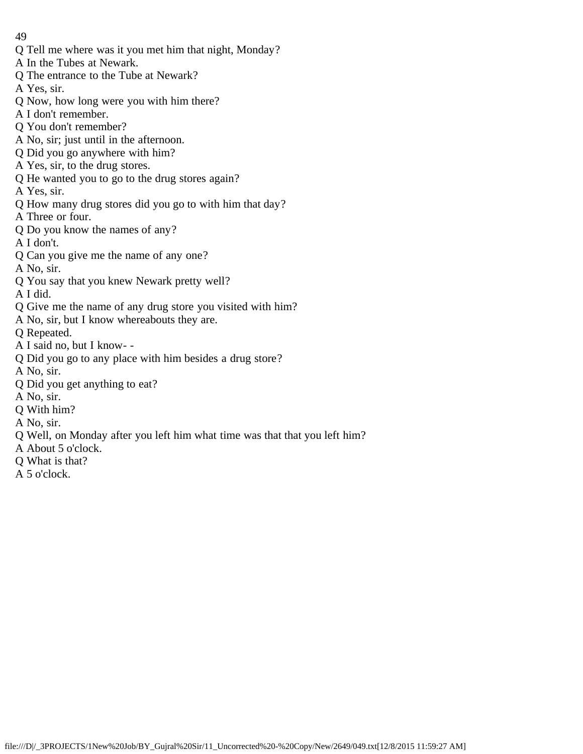Q Tell me where was it you met him that night, Monday?
A In the Tubes at Newark.
Q The entrance to the Tube at Newark?
A Yes, sir.
Q Now, how long were you with him there?
A I don't remember.
Q You don't remember?
A No, sir; just until in the afternoon.
Q Did you go anywhere with him?
A Yes, sir, to the drug stores.
Q He wanted you to go to the drug stores again?
A Yes, sir.
Q How many drug stores did you go to with him that day?
A Three or four.
Q Do you know the names of any?
A I don't.
Q Can you give me the name of any one?
A No, sir.
Q You say that you knew Newark pretty well?
A I did.
Q Give me the name of any drug store you visited with him?
A No, sir, but I know whereabouts they are.
Q Repeated.
A I said no, but I know- -
Q Did you go to any place with him besides a drug store?
A No, sir.
Q Did you get anything to eat?
A No, sir.
Q With him?
A No, sir.
Q Well, on Monday after you left him what time was that that you left him?
A About 5 o'clock.
Q What is that?
A 5 o'clock.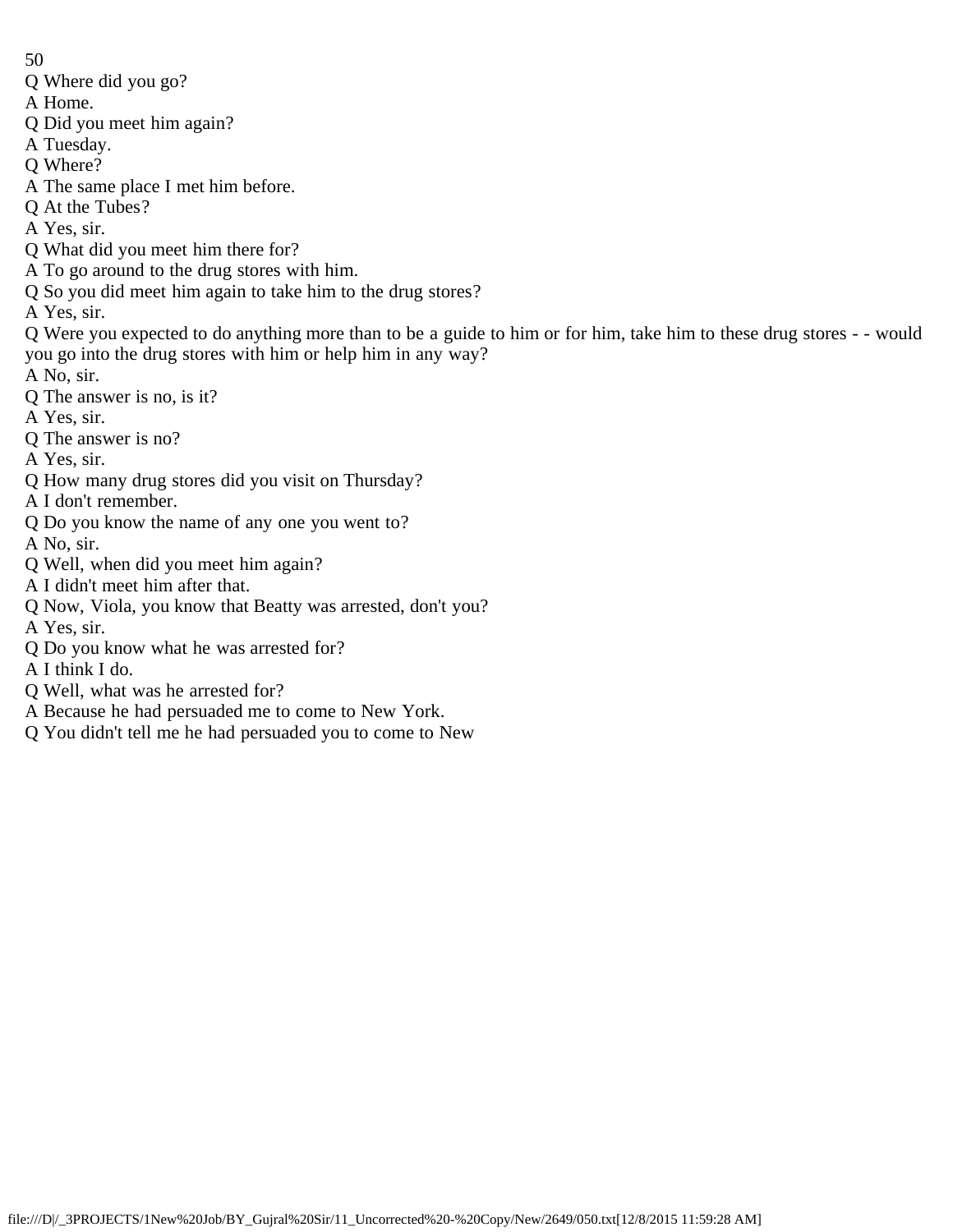Q Where did you go?
A Home.
Q Did you meet him again?
A Tuesday.
Q Where?
A The same place I met him before.
Q At the Tubes?
A Yes, sir.
Q What did you meet him there for?
A To go around to the drug stores with him.
Q So you did meet him again to take him to the drug stores?
A Yes, sir.
Q Were you expected to do anything more than to be a guide to him or for him, take him to these drug stores - - would you go into the drug stores with him or help him in any way?
A No, sir.
Q The answer is no, is it?
A Yes, sir.
Q The answer is no?
A Yes, sir.
Q How many drug stores did you visit on Thursday?
A I don't remember.
Q Do you know the name of any one you went to?
A No, sir.
Q Well, when did you meet him again?
A I didn't meet him after that.
Q Now, Viola, you know that Beatty was arrested, don't you?
A Yes, sir.
Q Do you know what he was arrested for?
A I think I do.
Q Well, what was he arrested for?
A Because he had persuaded me to come to New York.
Q You didn't tell me he had persuaded you to come to New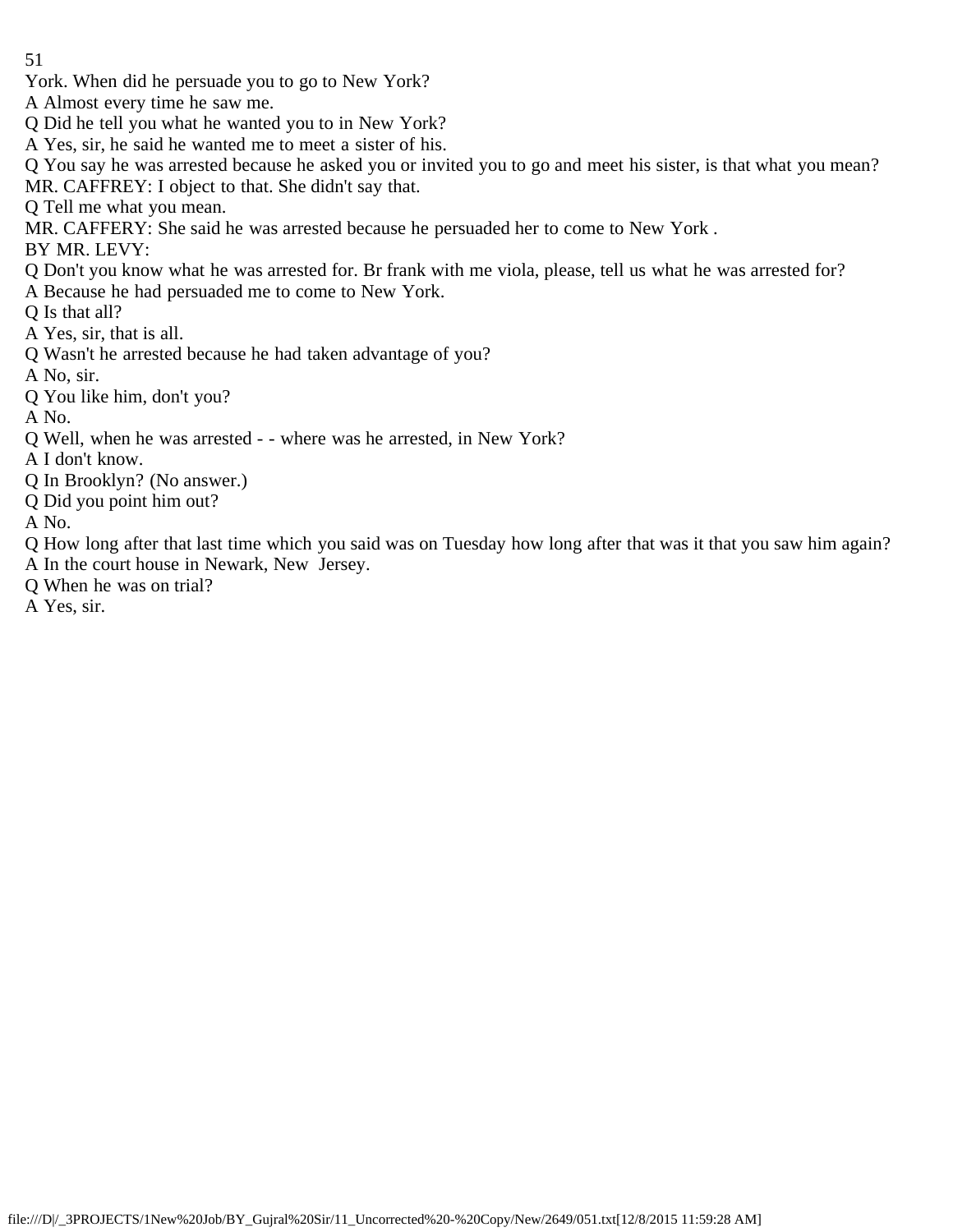York. When did he persuade you to go to New York?

A Almost every time he saw me.

Q Did he tell you what he wanted you to in New York?

A Yes, sir, he said he wanted me to meet a sister of his.

Q You say he was arrested because he asked you or invited you to go and meet his sister, is that what you mean?

MR. CAFFREY: I object to that. She didn't say that.

Q Tell me what you mean.

MR. CAFFERY: She said he was arrested because he persuaded her to come to New York .

BY MR. LEVY:

Q Don't you know what he was arrested for. Br frank with me viola, please, tell us what he was arrested for?

A Because he had persuaded me to come to New York.

Q Is that all?

A Yes, sir, that is all.

Q Wasn't he arrested because he had taken advantage of you?

A No, sir.

Q You like him, don't you?

A No.

Q Well, when he was arrested - - where was he arrested, in New York?

A I don't know.

Q In Brooklyn? (No answer.)

Q Did you point him out?

A No.

Q How long after that last time which you said was on Tuesday how long after that was it that you saw him again?

A In the court house in Newark, New Jersey.

Q When he was on trial?

A Yes, sir.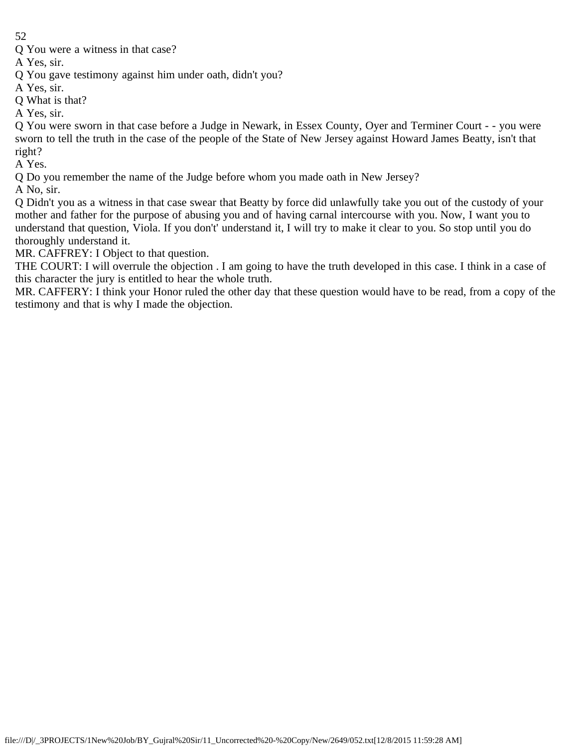Q You were a witness in that case?

A Yes, sir.

Q You gave testimony against him under oath, didn't you?

A Yes, sir.

Q What is that?

A Yes, sir.

Q You were sworn in that case before a Judge in Newark, in Essex County, Oyer and Terminer Court - - you were sworn to tell the truth in the case of the people of the State of New Jersey against Howard James Beatty, isn't that right?

A Yes.

Q Do you remember the name of the Judge before whom you made oath in New Jersey?

A No, sir.

Q Didn't you as a witness in that case swear that Beatty by force did unlawfully take you out of the custody of your mother and father for the purpose of abusing you and of having carnal intercourse with you. Now, I want you to understand that question, Viola. If you don't' understand it, I will try to make it clear to you. So stop until you do thoroughly understand it.

MR. CAFFREY: I Object to that question.

THE COURT: I will overrule the objection . I am going to have the truth developed in this case. I think in a case of this character the jury is entitled to hear the whole truth.

MR. CAFFERY: I think your Honor ruled the other day that these question would have to be read, from a copy of the testimony and that is why I made the objection.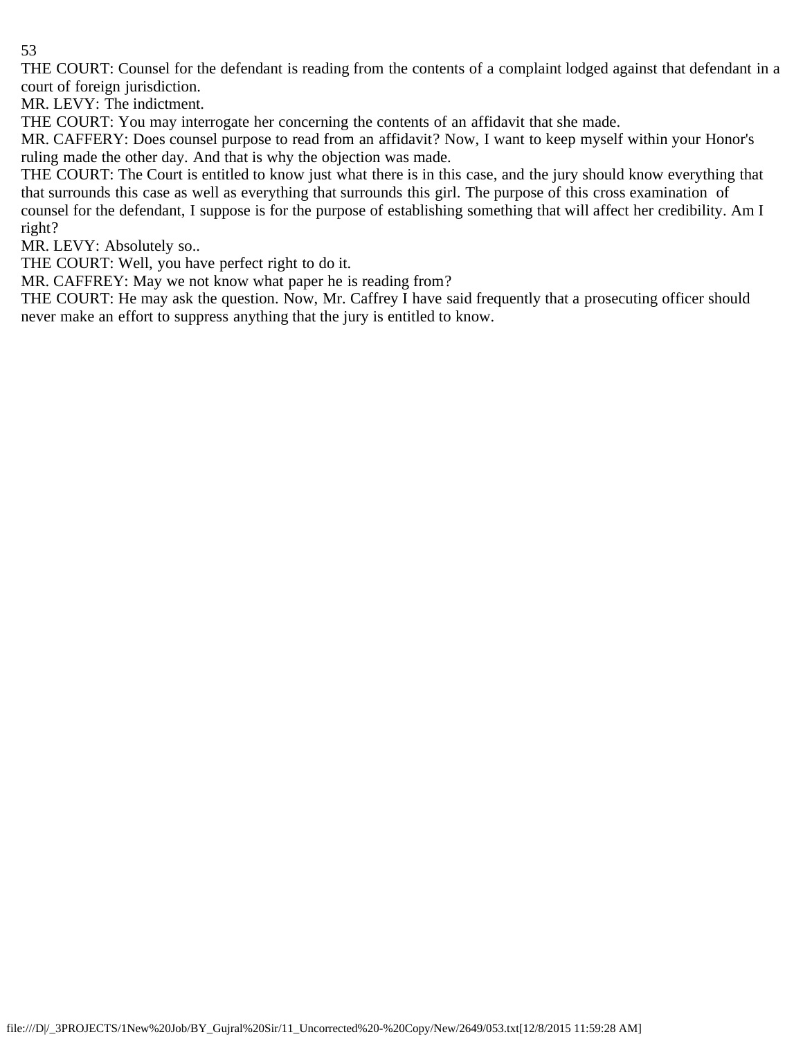THE COURT: Counsel for the defendant is reading from the contents of a complaint lodged against that defendant in a court of foreign jurisdiction.

MR. LEVY: The indictment.

THE COURT: You may interrogate her concerning the contents of an affidavit that she made.

MR. CAFFERY: Does counsel purpose to read from an affidavit? Now, I want to keep myself within your Honor's ruling made the other day. And that is why the objection was made.

THE COURT: The Court is entitled to know just what there is in this case, and the jury should know everything that that surrounds this case as well as everything that surrounds this girl. The purpose of this cross examination of counsel for the defendant, I suppose is for the purpose of establishing something that will affect her credibility. Am I right?

MR. LEVY: Absolutely so..

THE COURT: Well, you have perfect right to do it.

MR. CAFFREY: May we not know what paper he is reading from?

THE COURT: He may ask the question. Now, Mr. Caffrey I have said frequently that a prosecuting officer should never make an effort to suppress anything that the jury is entitled to know.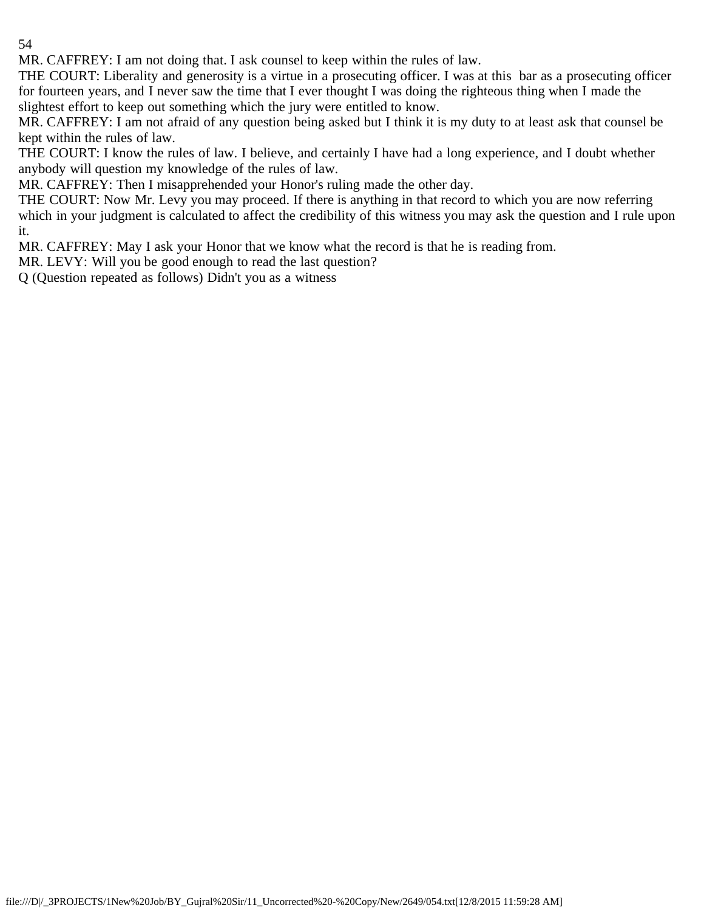MR. CAFFREY: I am not doing that. I ask counsel to keep within the rules of law.

THE COURT: Liberality and generosity is a virtue in a prosecuting officer. I was at this bar as a prosecuting officer for fourteen years, and I never saw the time that I ever thought I was doing the righteous thing when I made the slightest effort to keep out something which the jury were entitled to know.

MR. CAFFREY: I am not afraid of any question being asked but I think it is my duty to at least ask that counsel be kept within the rules of law.

THE COURT: I know the rules of law. I believe, and certainly I have had a long experience, and I doubt whether anybody will question my knowledge of the rules of law.

MR. CAFFREY: Then I misapprehended your Honor's ruling made the other day.

THE COURT: Now Mr. Levy you may proceed. If there is anything in that record to which you are now referring which in your judgment is calculated to affect the credibility of this witness you may ask the question and I rule upon it.

MR. CAFFREY: May I ask your Honor that we know what the record is that he is reading from.

MR. LEVY: Will you be good enough to read the last question?

Q (Question repeated as follows) Didn't you as a witness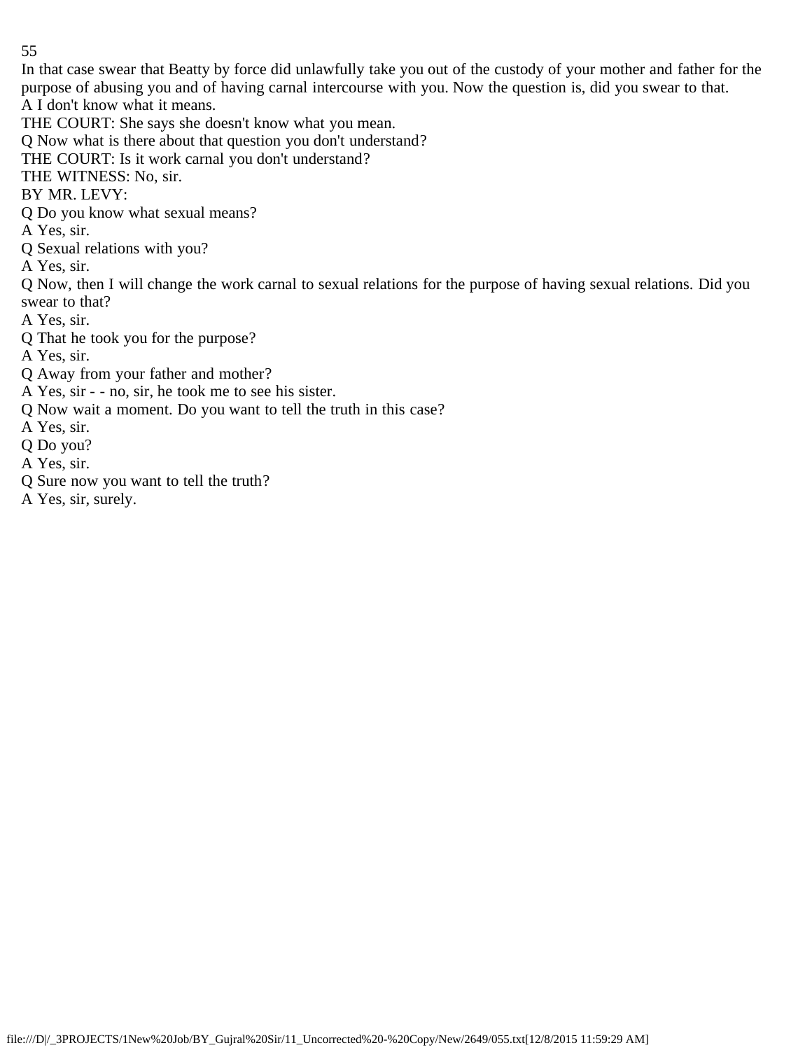In that case swear that Beatty by force did unlawfully take you out of the custody of your mother and father for the purpose of abusing you and of having carnal intercourse with you. Now the question is, did you swear to that.

A I don't know what it means.

THE COURT: She says she doesn't know what you mean.

Q Now what is there about that question you don't understand?

THE COURT: Is it work carnal you don't understand?

THE WITNESS: No, sir.

BY MR. LEVY:

Q Do you know what sexual means?

A Yes, sir.

Q Sexual relations with you?

A Yes, sir.

Q Now, then I will change the work carnal to sexual relations for the purpose of having sexual relations. Did you swear to that?

A Yes, sir.

Q That he took you for the purpose?

A Yes, sir.

Q Away from your father and mother?

A Yes, sir - - no, sir, he took me to see his sister.

Q Now wait a moment. Do you want to tell the truth in this case?

A Yes, sir.

Q Do you?

A Yes, sir.

Q Sure now you want to tell the truth?

A Yes, sir, surely.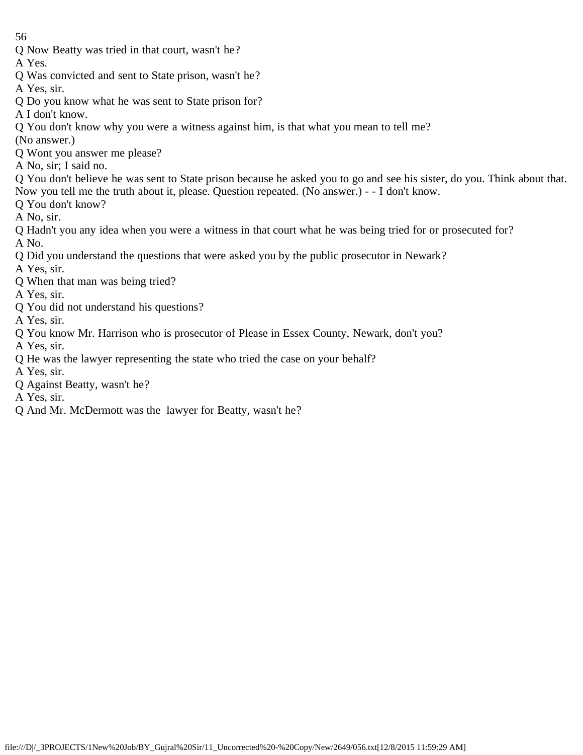Q Now Beatty was tried in that court, wasn't he?

A Yes.

Q Was convicted and sent to State prison, wasn't he?

A Yes, sir.

Q Do you know what he was sent to State prison for?

A I don't know.

Q You don't know why you were a witness against him, is that what you mean to tell me?

(No answer.)

Q Wont you answer me please?

A No, sir; I said no.

Q You don't believe he was sent to State prison because he asked you to go and see his sister, do you. Think about that. Now you tell me the truth about it, please. Question repeated. (No answer.) - - I don't know.

Q You don't know?

A No, sir.

Q Hadn't you any idea when you were a witness in that court what he was being tried for or prosecuted for?

A No.

Q Did you understand the questions that were asked you by the public prosecutor in Newark?

A Yes, sir.

Q When that man was being tried?

A Yes, sir.

Q You did not understand his questions?

A Yes, sir.

Q You know Mr. Harrison who is prosecutor of Please in Essex County, Newark, don't you?

A Yes, sir.

Q He was the lawyer representing the state who tried the case on your behalf?

A Yes, sir.

Q Against Beatty, wasn't he?

A Yes, sir.

Q And Mr. McDermott was the lawyer for Beatty, wasn't he?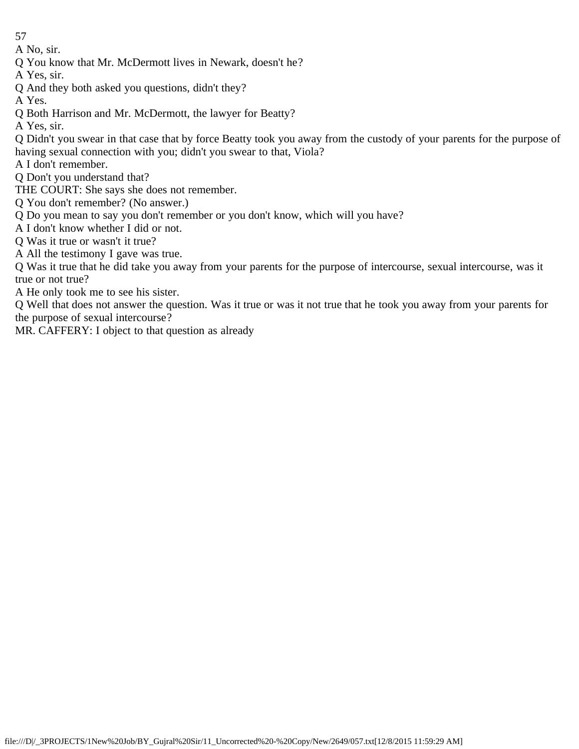A No, sir.

Q You know that Mr. McDermott lives in Newark, doesn't he?

A Yes, sir.

Q And they both asked you questions, didn't they?

A Yes.

Q Both Harrison and Mr. McDermott, the lawyer for Beatty?

A Yes, sir.

Q Didn't you swear in that case that by force Beatty took you away from the custody of your parents for the purpose of having sexual connection with you; didn't you swear to that, Viola?

A I don't remember.

Q Don't you understand that?

THE COURT: She says she does not remember.

Q You don't remember? (No answer.)

Q Do you mean to say you don't remember or you don't know, which will you have?

A I don't know whether I did or not.

Q Was it true or wasn't it true?

A All the testimony I gave was true.

Q Was it true that he did take you away from your parents for the purpose of intercourse, sexual intercourse, was it true or not true?

A He only took me to see his sister.

Q Well that does not answer the question. Was it true or was it not true that he took you away from your parents for the purpose of sexual intercourse?

MR. CAFFERY: I object to that question as already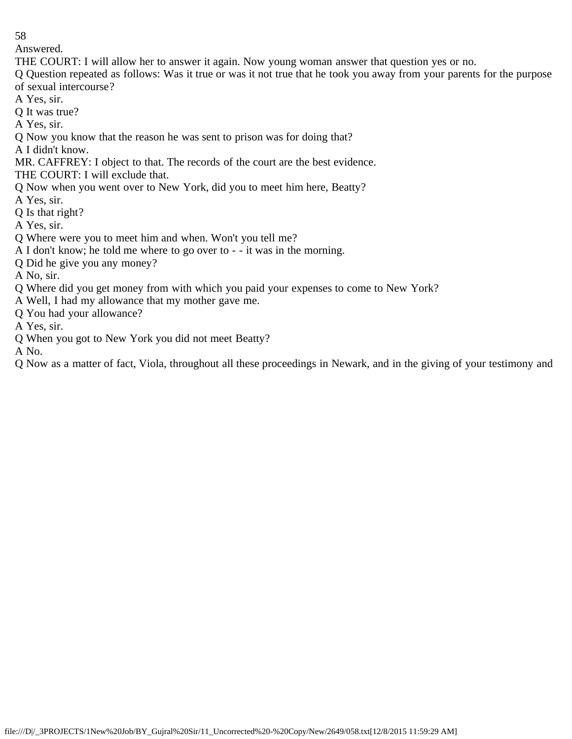Answered.

THE COURT: I will allow her to answer it again. Now young woman answer that question yes or no.

Q Question repeated as follows: Was it true or was it not true that he took you away from your parents for the purpose of sexual intercourse?

A Yes, sir.

Q It was true?

A Yes, sir.

Q Now you know that the reason he was sent to prison was for doing that?

A I didn't know.

MR. CAFFREY: I object to that. The records of the court are the best evidence.

THE COURT: I will exclude that.

Q Now when you went over to New York, did you to meet him here, Beatty?

A Yes, sir.

Q Is that right?

A Yes, sir.

Q Where were you to meet him and when. Won't you tell me?

A I don't know; he told me where to go over to - - it was in the morning.

Q Did he give you any money?

A No, sir.

Q Where did you get money from with which you paid your expenses to come to New York?

A Well, I had my allowance that my mother gave me.

Q You had your allowance?

A Yes, sir.

Q When you got to New York you did not meet Beatty?

A No.

Q Now as a matter of fact, Viola, throughout all these proceedings in Newark, and in the giving of your testimony and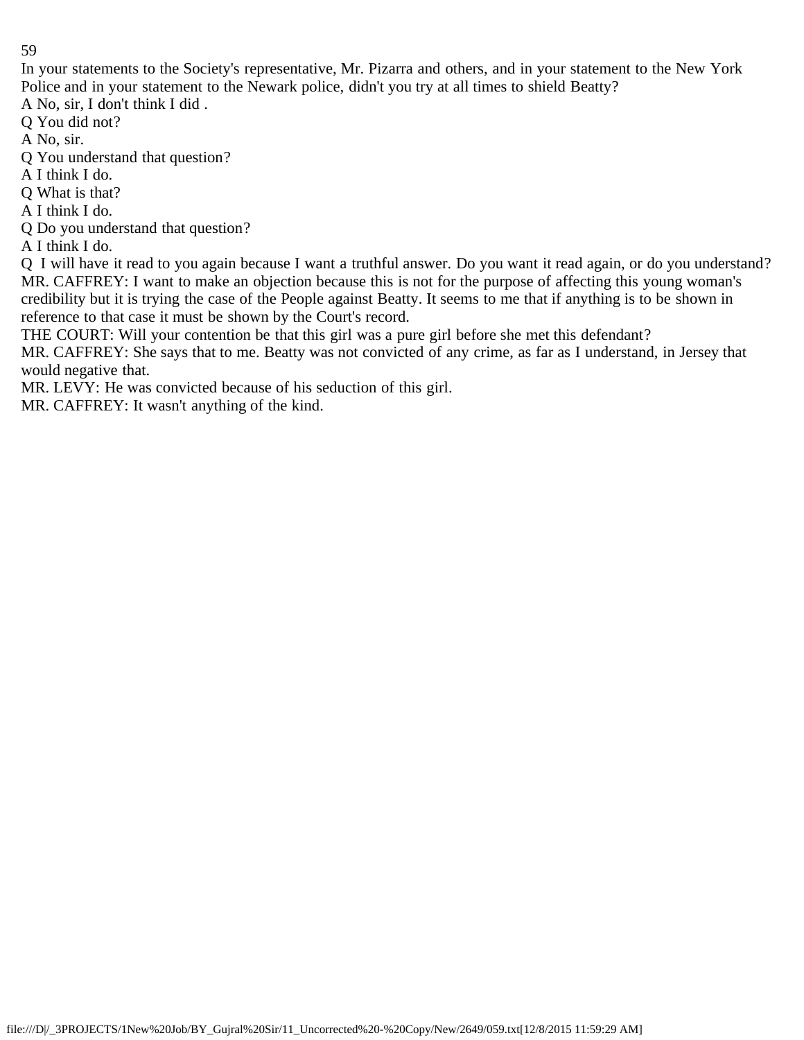In your statements to the Society's representative, Mr. Pizarra and others, and in your statement to the New York Police and in your statement to the Newark police, didn't you try at all times to shield Beatty?

A No, sir, I don't think I did .

Q You did not?

A No, sir.

Q You understand that question?

A I think I do.

Q What is that?

A I think I do.

Q Do you understand that question?

A I think I do.

Q I will have it read to you again because I want a truthful answer. Do you want it read again, or do you understand?

MR. CAFFREY: I want to make an objection because this is not for the purpose of affecting this young woman's credibility but it is trying the case of the People against Beatty. It seems to me that if anything is to be shown in reference to that case it must be shown by the Court's record.

THE COURT: Will your contention be that this girl was a pure girl before she met this defendant?

MR. CAFFREY: She says that to me. Beatty was not convicted of any crime, as far as I understand, in Jersey that would negative that.

MR. LEVY: He was convicted because of his seduction of this girl.

MR. CAFFREY: It wasn't anything of the kind.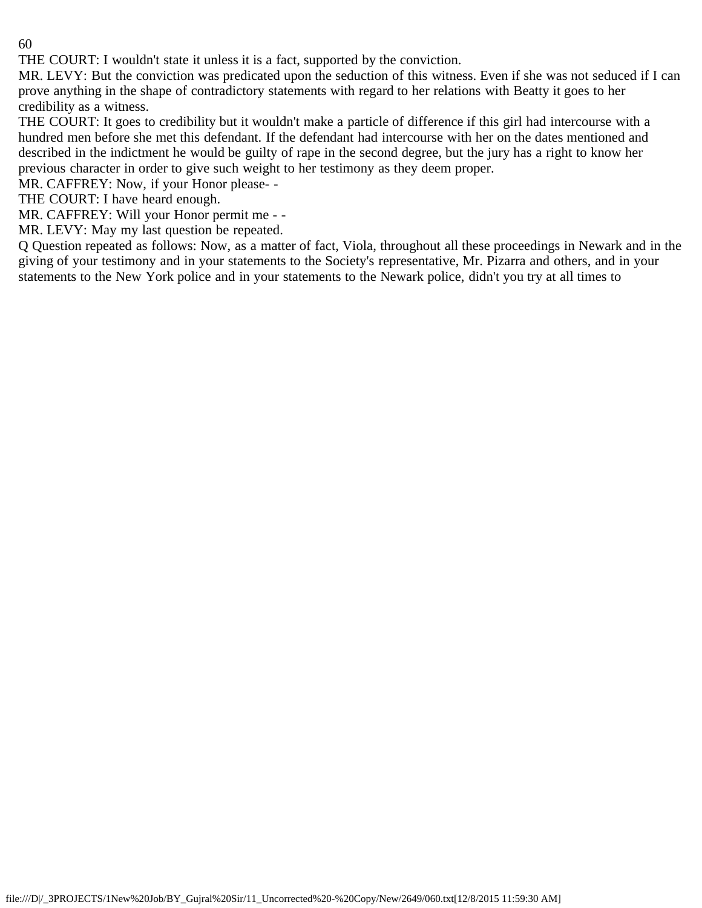THE COURT: I wouldn't state it unless it is a fact, supported by the conviction.

MR. LEVY: But the conviction was predicated upon the seduction of this witness. Even if she was not seduced if I can prove anything in the shape of contradictory statements with regard to her relations with Beatty it goes to her credibility as a witness.

THE COURT: It goes to credibility but it wouldn't make a particle of difference if this girl had intercourse with a hundred men before she met this defendant. If the defendant had intercourse with her on the dates mentioned and described in the indictment he would be guilty of rape in the second degree, but the jury has a right to know her previous character in order to give such weight to her testimony as they deem proper.

MR. CAFFREY: Now, if your Honor please- -

THE COURT: I have heard enough.

MR. CAFFREY: Will your Honor permit me - -

MR. LEVY: May my last question be repeated.

Q Question repeated as follows: Now, as a matter of fact, Viola, throughout all these proceedings in Newark and in the giving of your testimony and in your statements to the Society's representative, Mr. Pizarra and others, and in your statements to the New York police and in your statements to the Newark police, didn't you try at all times to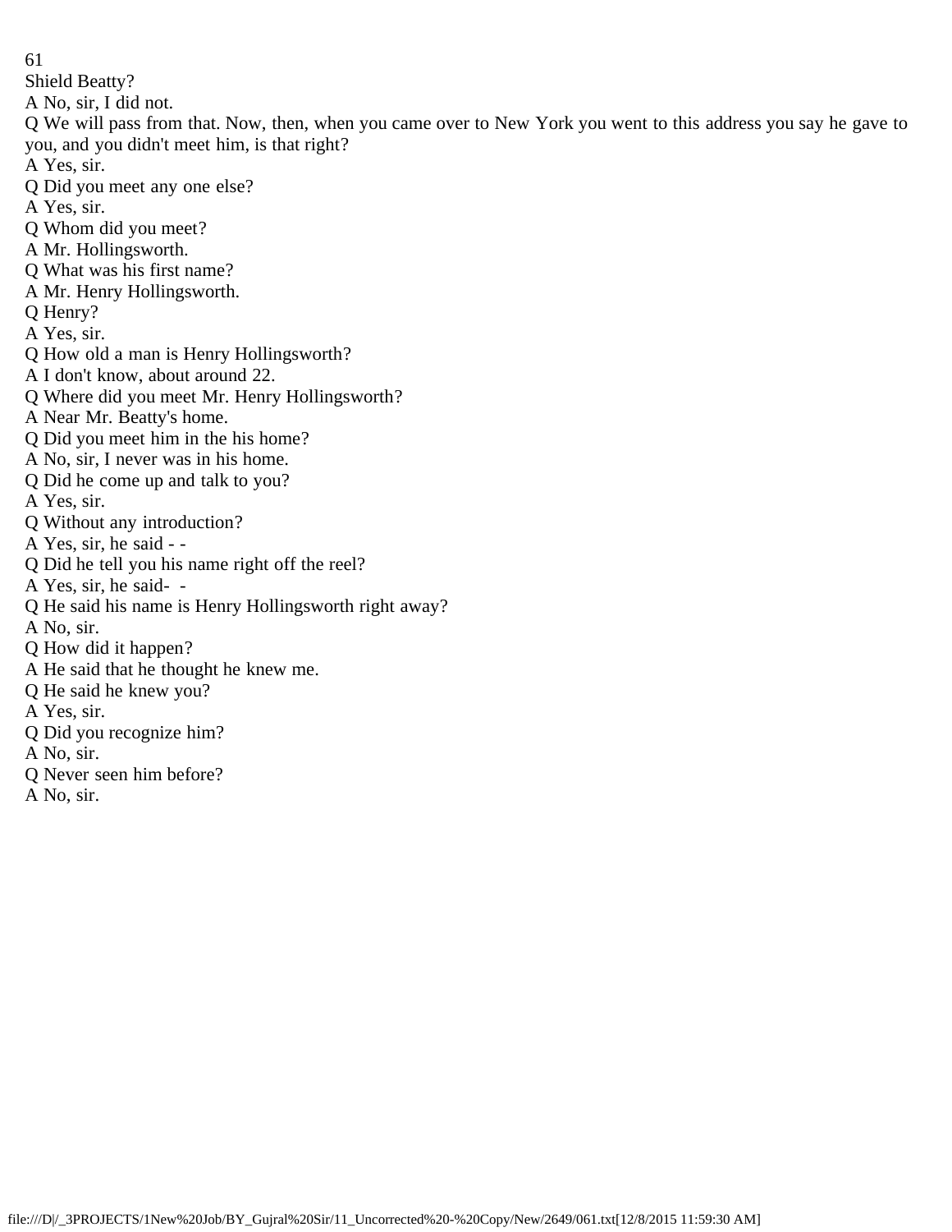Shield Beatty?

A No, sir, I did not.

Q We will pass from that. Now, then, when you came over to New York you went to this address you say he gave to you, and you didn't meet him, is that right?

A Yes, sir.

Q Did you meet any one else?

A Yes, sir.

Q Whom did you meet?

A Mr. Hollingsworth.

Q What was his first name?

A Mr. Henry Hollingsworth.

Q Henry?

A Yes, sir.

Q How old a man is Henry Hollingsworth?

A I don't know, about around 22.

Q Where did you meet Mr. Henry Hollingsworth?

A Near Mr. Beatty's home.

Q Did you meet him in the his home?

A No, sir, I never was in his home.

Q Did he come up and talk to you?

A Yes, sir.

Q Without any introduction?

A Yes, sir, he said - -

Q Did he tell you his name right off the reel?

A Yes, sir, he said- -

Q He said his name is Henry Hollingsworth right away?

A No, sir.

Q How did it happen?

A He said that he thought he knew me.

Q He said he knew you?

A Yes, sir.

Q Did you recognize him?

A No, sir.

Q Never seen him before?

A No, sir.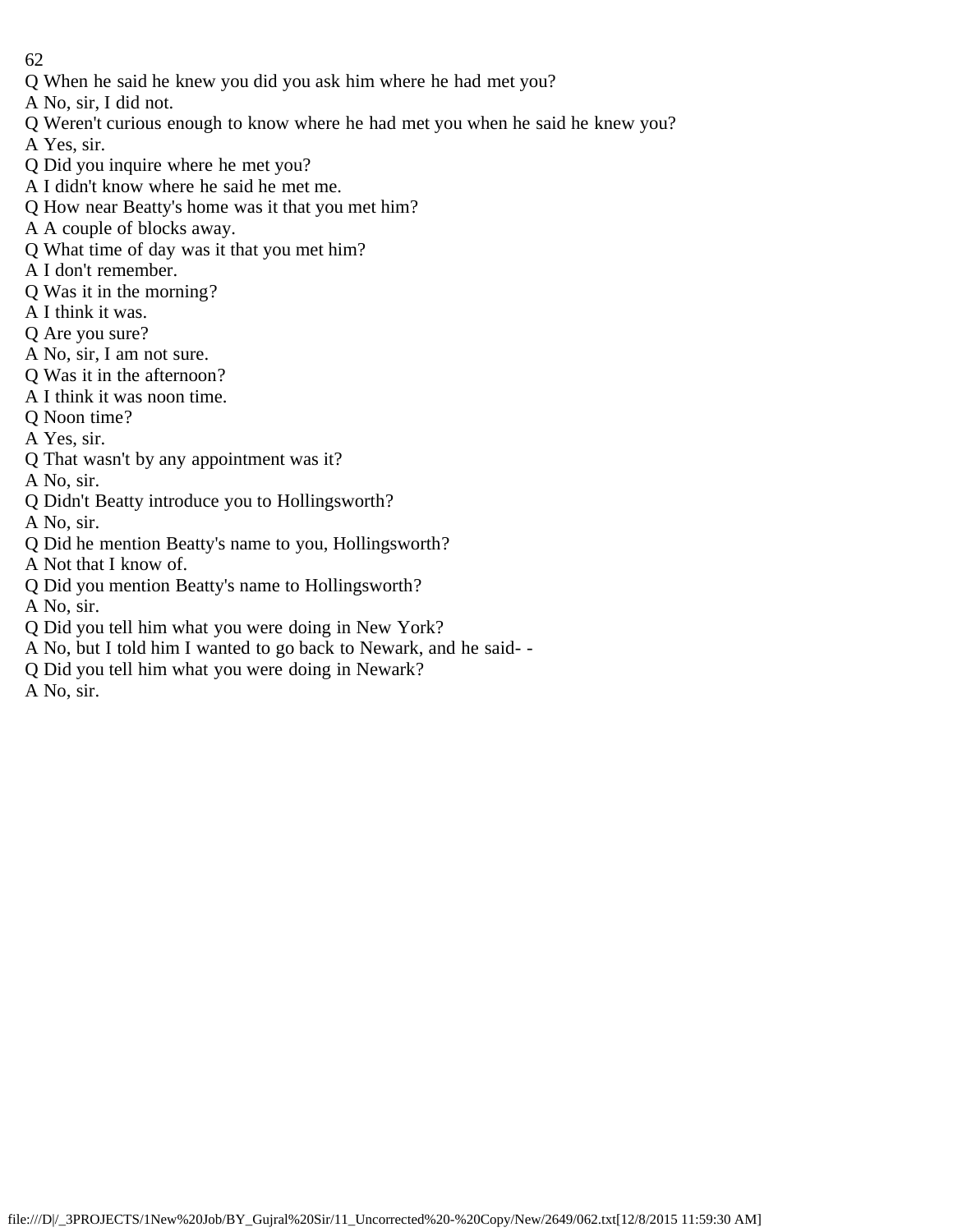Q When he said he knew you did you ask him where he had met you?

A No, sir, I did not.

Q Weren't curious enough to know where he had met you when he said he knew you?

A Yes, sir.

Q Did you inquire where he met you?

A I didn't know where he said he met me.

Q How near Beatty's home was it that you met him?

A A couple of blocks away.

Q What time of day was it that you met him?

A I don't remember.

Q Was it in the morning?

A I think it was.

Q Are you sure?

A No, sir, I am not sure.

Q Was it in the afternoon?

A I think it was noon time.

Q Noon time?

A Yes, sir.

Q That wasn't by any appointment was it?

A No, sir.

Q Didn't Beatty introduce you to Hollingsworth?

A No, sir.

Q Did he mention Beatty's name to you, Hollingsworth?

A Not that I know of.

Q Did you mention Beatty's name to Hollingsworth?

A No, sir.

Q Did you tell him what you were doing in New York?

A No, but I told him I wanted to go back to Newark, and he said- -

Q Did you tell him what you were doing in Newark?

A No, sir.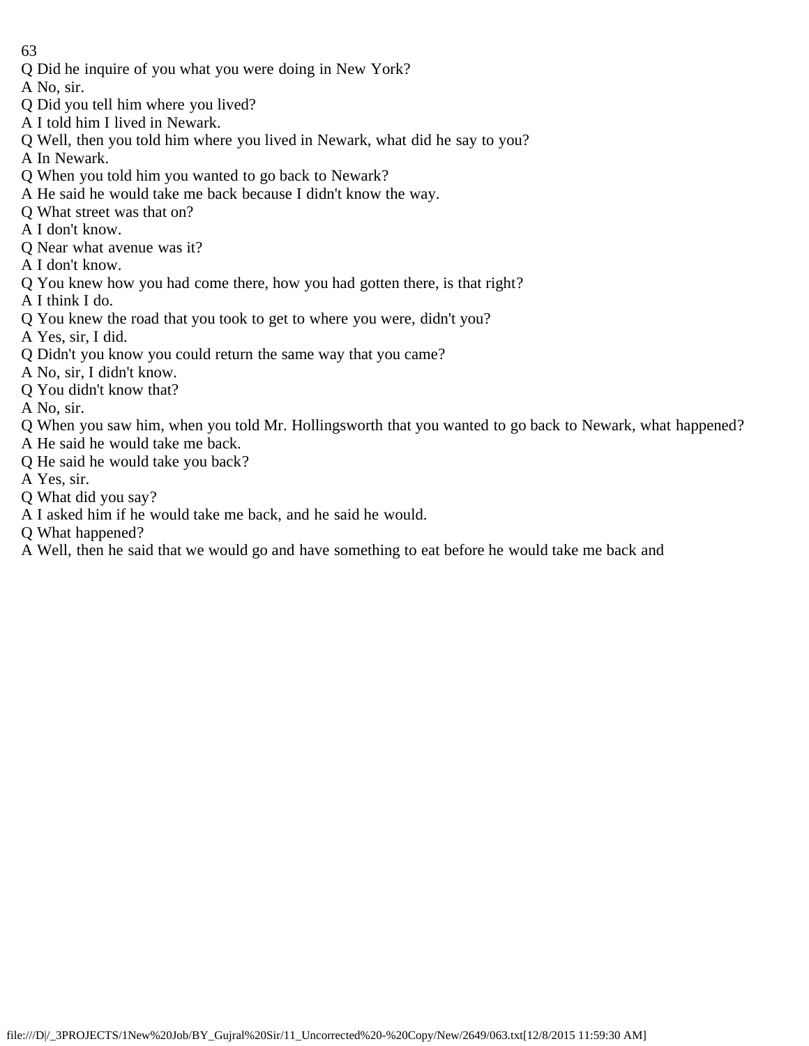Q Did he inquire of you what you were doing in New York?
A No, sir.
Q Did you tell him where you lived?
A I told him I lived in Newark.
Q Well, then you told him where you lived in Newark, what did he say to you?
A In Newark.
Q When you told him you wanted to go back to Newark?
A He said he would take me back because I didn't know the way.
Q What street was that on?
A I don't know.
Q Near what avenue was it?
A I don't know.
Q You knew how you had come there, how you had gotten there, is that right?
A I think I do.
Q You knew the road that you took to get to where you were, didn't you?
A Yes, sir, I did.
Q Didn't you know you could return the same way that you came?
A No, sir, I didn't know.
Q You didn't know that?
A No, sir.
Q When you saw him, when you told Mr. Hollingsworth that you wanted to go back to Newark, what happened?
A He said he would take me back.
Q He said he would take you back?
A Yes, sir.
Q What did you say?
A I asked him if he would take me back, and he said he would.
Q What happened?
A Well, then he said that we would go and have something to eat before he would take me back and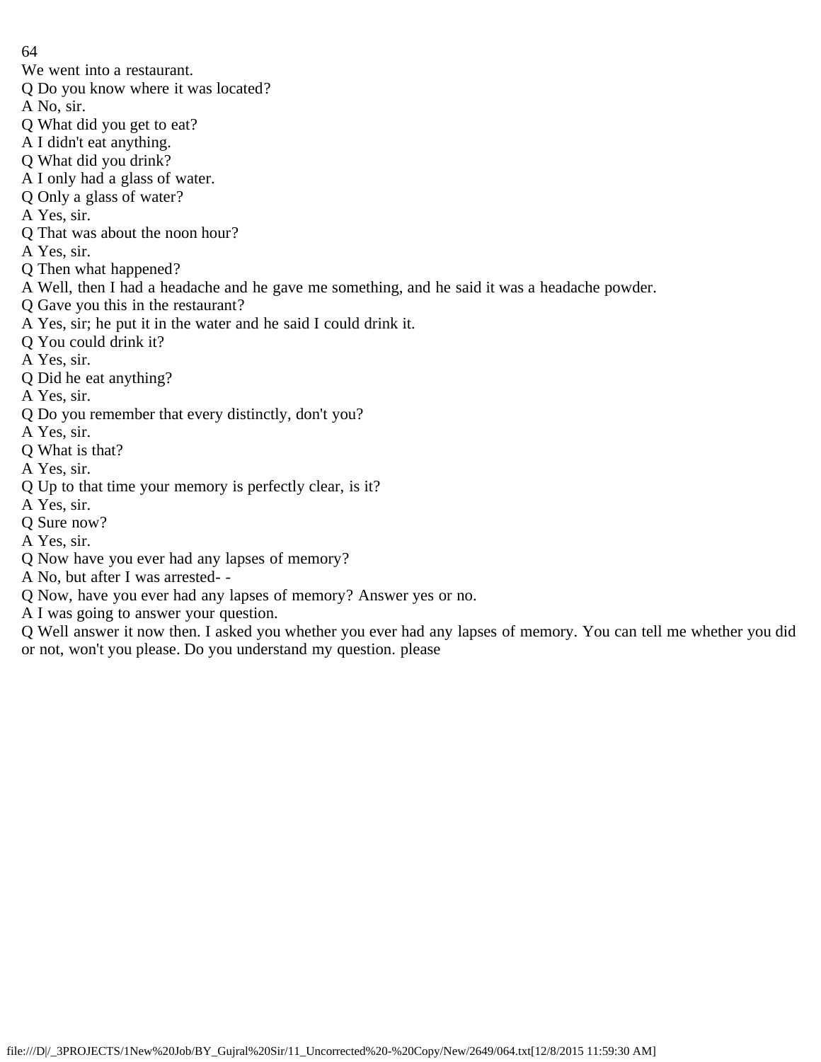We went into a restaurant.

Q Do you know where it was located?

A No, sir.

Q What did you get to eat?

A I didn't eat anything.

Q What did you drink?

A I only had a glass of water.

Q Only a glass of water?

A Yes, sir.

Q That was about the noon hour?

A Yes, sir.

Q Then what happened?

A Well, then I had a headache and he gave me something, and he said it was a headache powder.

Q Gave you this in the restaurant?

A Yes, sir; he put it in the water and he said I could drink it.

Q You could drink it?

A Yes, sir.

Q Did he eat anything?

A Yes, sir.

Q Do you remember that every distinctly, don't you?

A Yes, sir.

Q What is that?

A Yes, sir.

Q Up to that time your memory is perfectly clear, is it?

A Yes, sir.

Q Sure now?

A Yes, sir.

Q Now have you ever had any lapses of memory?

A No, but after I was arrested- -

Q Now, have you ever had any lapses of memory? Answer yes or no.

A I was going to answer your question.

Q Well answer it now then. I asked you whether you ever had any lapses of memory. You can tell me whether you did or not, won't you please. Do you understand my question. please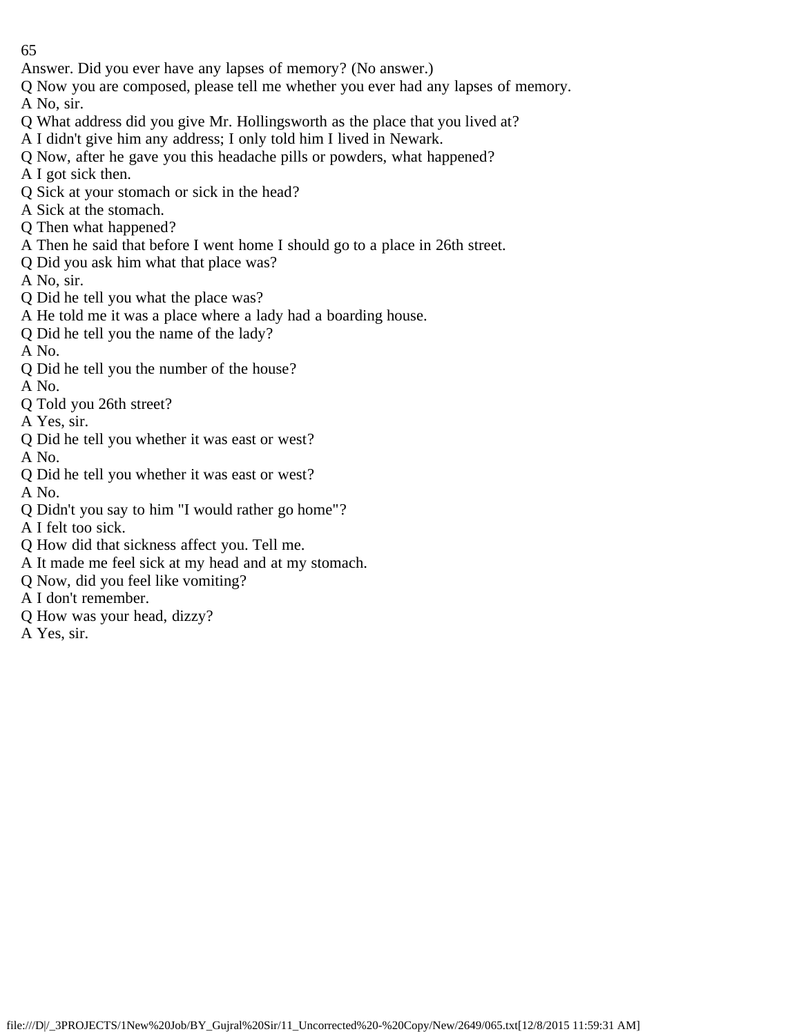Answer. Did you ever have any lapses of memory? (No answer.)

Q Now you are composed, please tell me whether you ever had any lapses of memory.

A No, sir.

Q What address did you give Mr. Hollingsworth as the place that you lived at?

A I didn't give him any address; I only told him I lived in Newark.

Q Now, after he gave you this headache pills or powders, what happened?

A I got sick then.

Q Sick at your stomach or sick in the head?

A Sick at the stomach.

Q Then what happened?

A Then he said that before I went home I should go to a place in 26th street.

Q Did you ask him what that place was?

A No, sir.

Q Did he tell you what the place was?

A He told me it was a place where a lady had a boarding house.

Q Did he tell you the name of the lady?

A No.

Q Did he tell you the number of the house?

A No.

Q Told you 26th street?

A Yes, sir.

Q Did he tell you whether it was east or west?

A No.

Q Did he tell you whether it was east or west?

A No.

Q Didn't you say to him "I would rather go home"?

A I felt too sick.

Q How did that sickness affect you. Tell me.

A It made me feel sick at my head and at my stomach.

Q Now, did you feel like vomiting?

A I don't remember.

Q How was your head, dizzy?

A Yes, sir.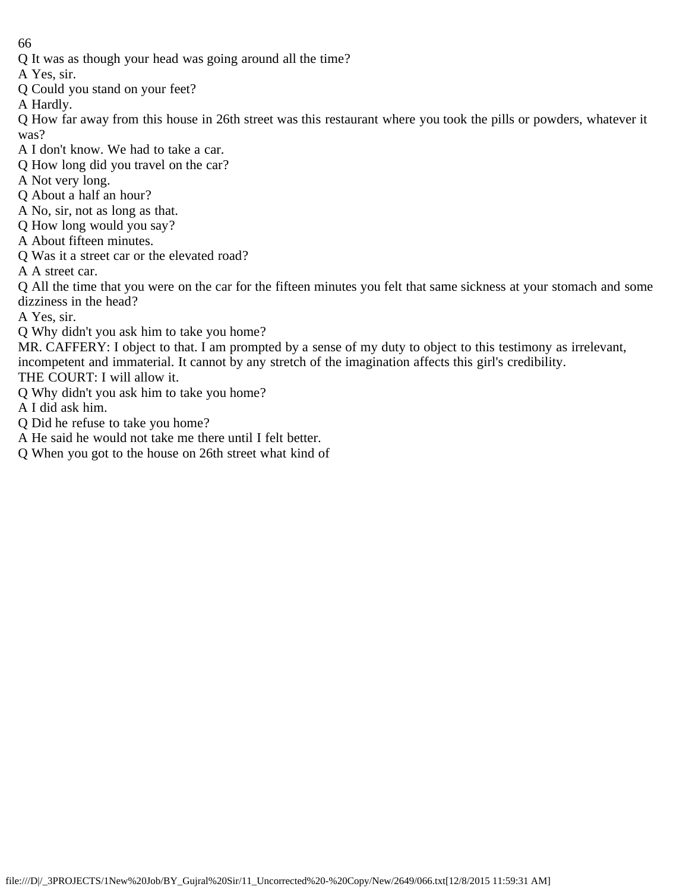Q It was as though your head was going around all the time?

A Yes, sir.

Q Could you stand on your feet?

A Hardly.

Q How far away from this house in 26th street was this restaurant where you took the pills or powders, whatever it was?

A I don't know. We had to take a car.

Q How long did you travel on the car?

A Not very long.

Q About a half an hour?

A No, sir, not as long as that.

Q How long would you say?

A About fifteen minutes.

Q Was it a street car or the elevated road?

A A street car.

Q All the time that you were on the car for the fifteen minutes you felt that same sickness at your stomach and some dizziness in the head?

A Yes, sir.

Q Why didn't you ask him to take you home?

MR. CAFFERY: I object to that. I am prompted by a sense of my duty to object to this testimony as irrelevant, incompetent and immaterial. It cannot by any stretch of the imagination affects this girl's credibility.

THE COURT: I will allow it.

Q Why didn't you ask him to take you home?

A I did ask him.

Q Did he refuse to take you home?

A He said he would not take me there until I felt better.

Q When you got to the house on 26th street what kind of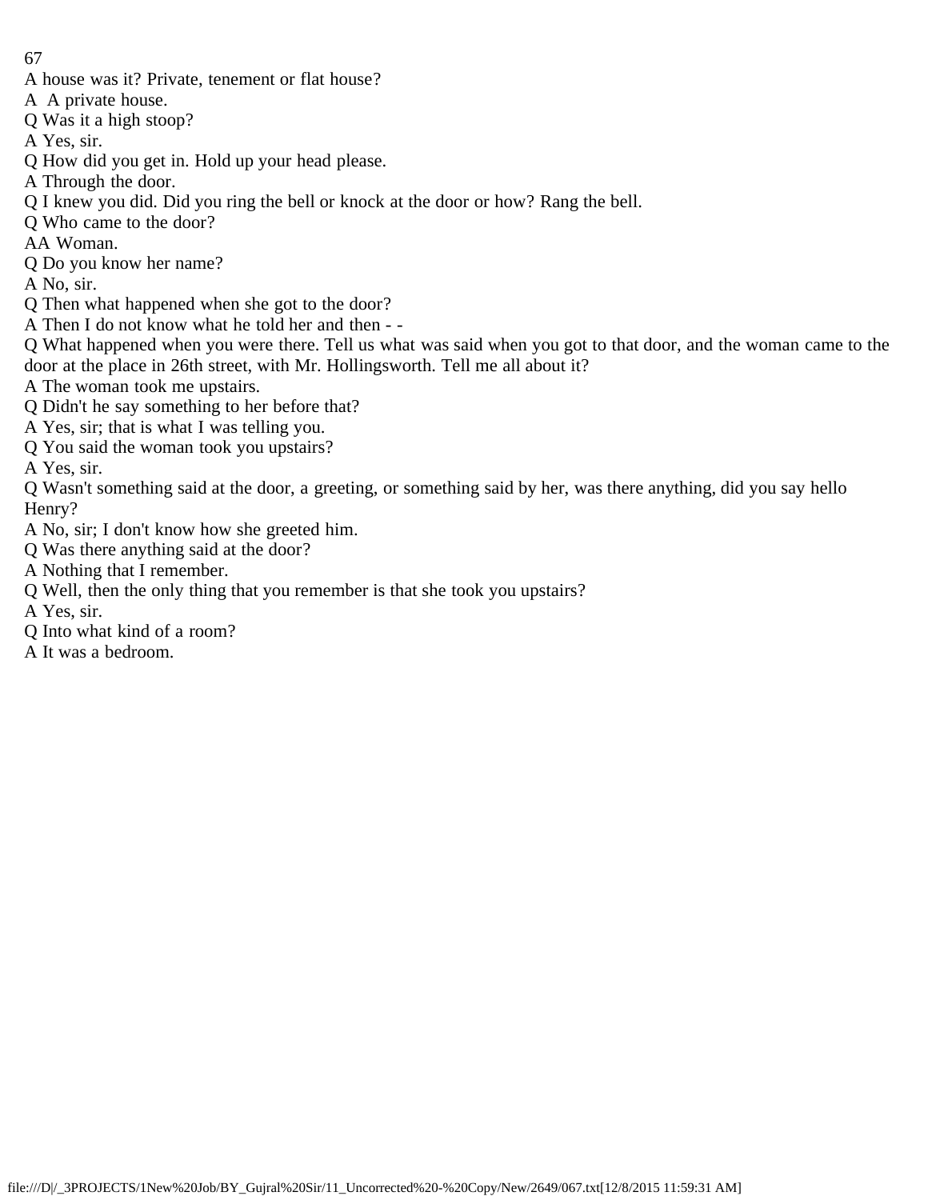A house was it? Private, tenement or flat house?

A  A private house.

Q Was it a high stoop?

A Yes, sir.

Q How did you get in. Hold up your head please.

A Through the door.

Q I knew you did. Did you ring the bell or knock at the door or how? Rang the bell.

Q Who came to the door?

AA Woman.

Q Do you know her name?

A No, sir.

Q Then what happened when she got to the door?

A Then I do not know what he told her and then - -

Q What happened when you were there. Tell us what was said when you got to that door, and the woman came to the door at the place in 26th street, with Mr. Hollingsworth. Tell me all about it?

A The woman took me upstairs.

Q Didn't he say something to her before that?

A Yes, sir; that is what I was telling you.

Q You said the woman took you upstairs?

A Yes, sir.

Q Wasn't something said at the door, a greeting, or something said by her, was there anything, did you say hello Henry?

A No, sir; I don't know how she greeted him.

Q Was there anything said at the door?

A Nothing that I remember.

Q Well, then the only thing that you remember is that she took you upstairs?

A Yes, sir.

Q Into what kind of a room?

A It was a bedroom.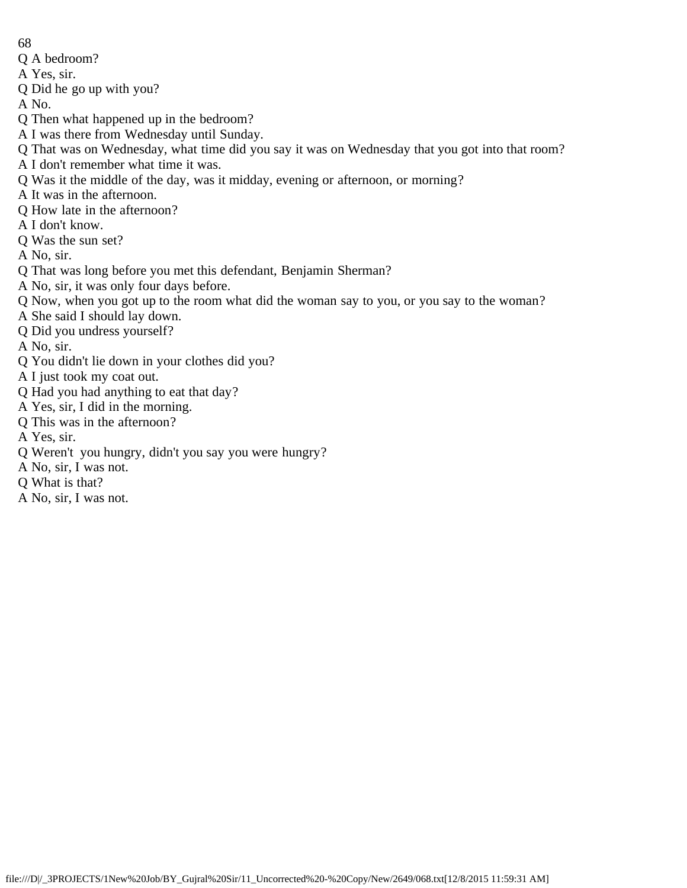Q A bedroom?

A Yes, sir.

Q Did he go up with you?

A No.

Q Then what happened up in the bedroom?

A I was there from Wednesday until Sunday.

Q That was on Wednesday, what time did you say it was on Wednesday that you got into that room?

A I don't remember what time it was.

Q Was it the middle of the day, was it midday, evening or afternoon, or morning?

A It was in the afternoon.

Q How late in the afternoon?

A I don't know.

Q Was the sun set?

A No, sir.

Q That was long before you met this defendant, Benjamin Sherman?

A No, sir, it was only four days before.

Q Now, when you got up to the room what did the woman say to you, or you say to the woman?

A She said I should lay down.

Q Did you undress yourself?

A No, sir.

Q You didn't lie down in your clothes did you?

A I just took my coat out.

Q Had you had anything to eat that day?

A Yes, sir, I did in the morning.

Q This was in the afternoon?

A Yes, sir.

Q Weren't you hungry, didn't you say you were hungry?

A No, sir, I was not.

Q What is that?

A No, sir, I was not.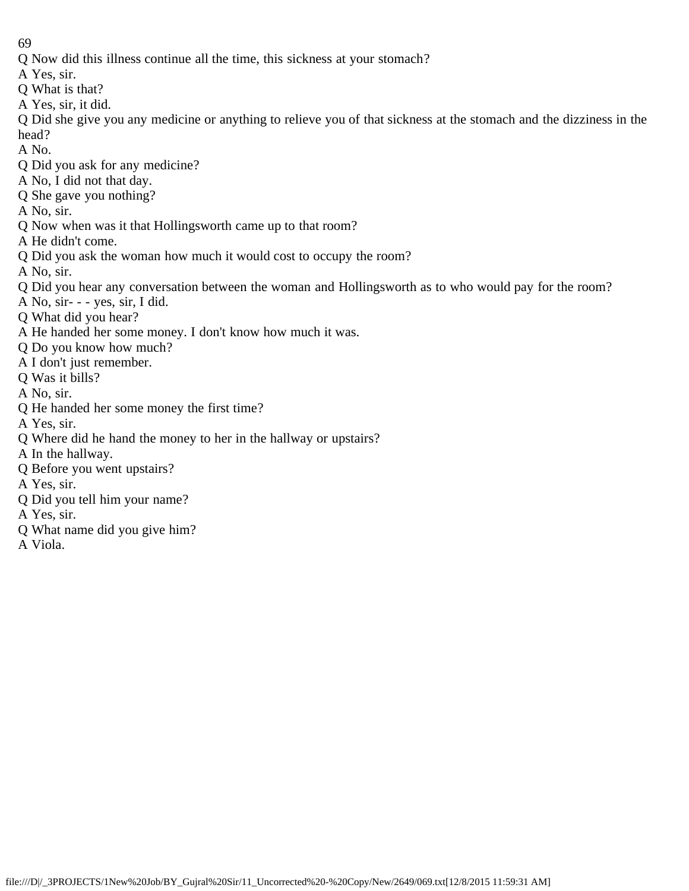Q Now did this illness continue all the time, this sickness at your stomach?

A Yes, sir.

Q What is that?

A Yes, sir, it did.

Q Did she give you any medicine or anything to relieve you of that sickness at the stomach and the dizziness in the head?

A No.

Q Did you ask for any medicine?

A No, I did not that day.

Q She gave you nothing?

A No, sir.

Q Now when was it that Hollingsworth came up to that room?

A He didn't come.

Q Did you ask the woman how much it would cost to occupy the room?

A No, sir.

Q Did you hear any conversation between the woman and Hollingsworth as to who would pay for the room?

A No, sir- - - yes, sir, I did.

Q What did you hear?

A He handed her some money. I don't know how much it was.

Q Do you know how much?

A I don't just remember.

Q Was it bills?

A No, sir.

Q He handed her some money the first time?

A Yes, sir.

Q Where did he hand the money to her in the hallway or upstairs?

A In the hallway.

Q Before you went upstairs?

A Yes, sir.

Q Did you tell him your name?

A Yes, sir.

Q What name did you give him?

A Viola.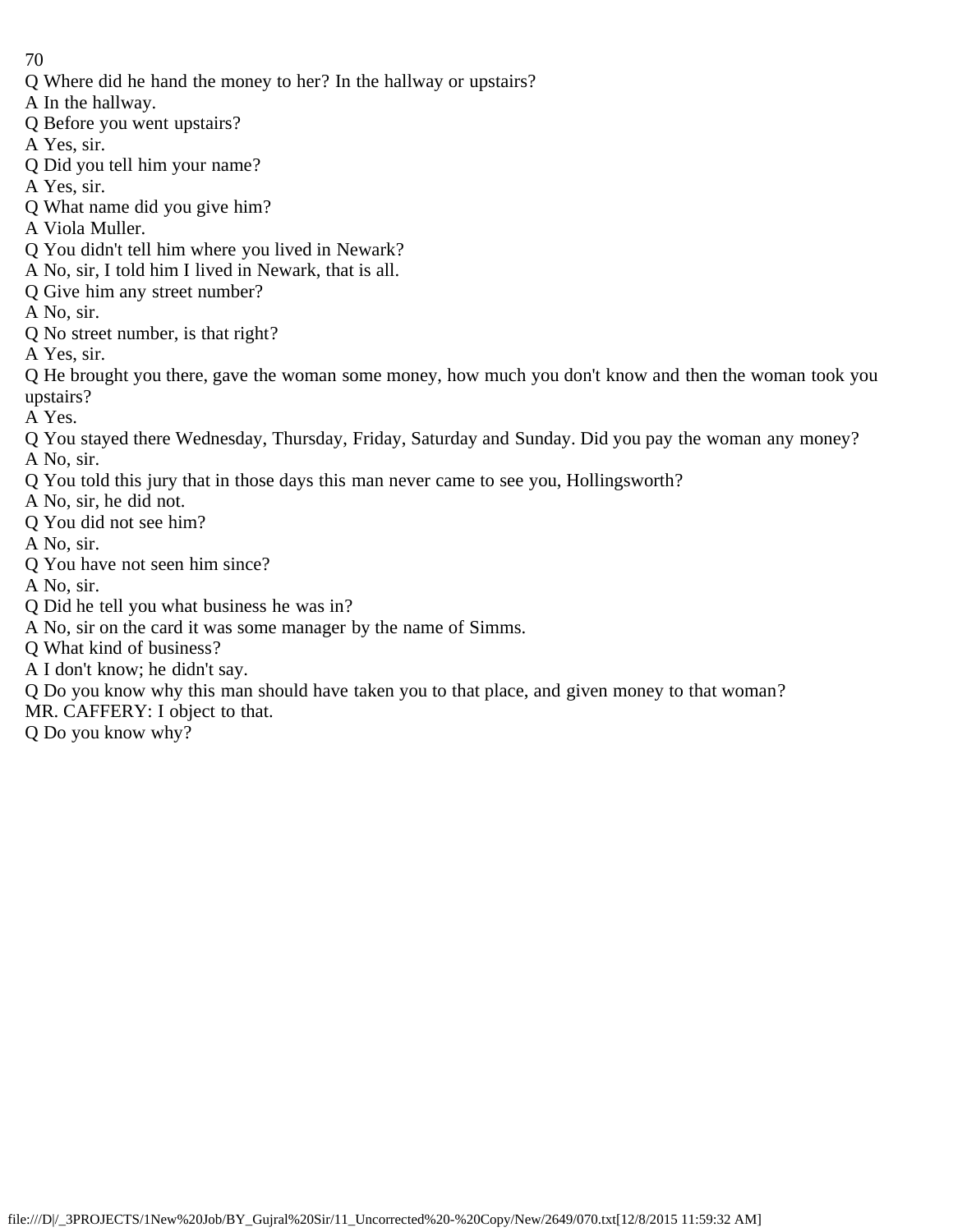Q Where did he hand the money to her? In the hallway or upstairs?
A In the hallway.
Q Before you went upstairs?
A Yes, sir.
Q Did you tell him your name?
A Yes, sir.
Q What name did you give him?
A Viola Muller.
Q You didn't tell him where you lived in Newark?
A No, sir, I told him I lived in Newark, that is all.
Q Give him any street number?
A No, sir.
Q No street number, is that right?
A Yes, sir.
Q He brought you there, gave the woman some money, how much you don't know and then the woman took you upstairs?
A Yes.
Q You stayed there Wednesday, Thursday, Friday, Saturday and Sunday. Did you pay the woman any money?
A No, sir.
Q You told this jury that in those days this man never came to see you, Hollingsworth?
A No, sir, he did not.
Q You did not see him?
A No, sir.
Q You have not seen him since?
A No, sir.
Q Did he tell you what business he was in?
A No, sir on the card it was some manager by the name of Simms.
Q What kind of business?
A I don't know; he didn't say.
Q Do you know why this man should have taken you to that place, and given money to that woman?
MR. CAFFERY: I object to that.
Q Do you know why?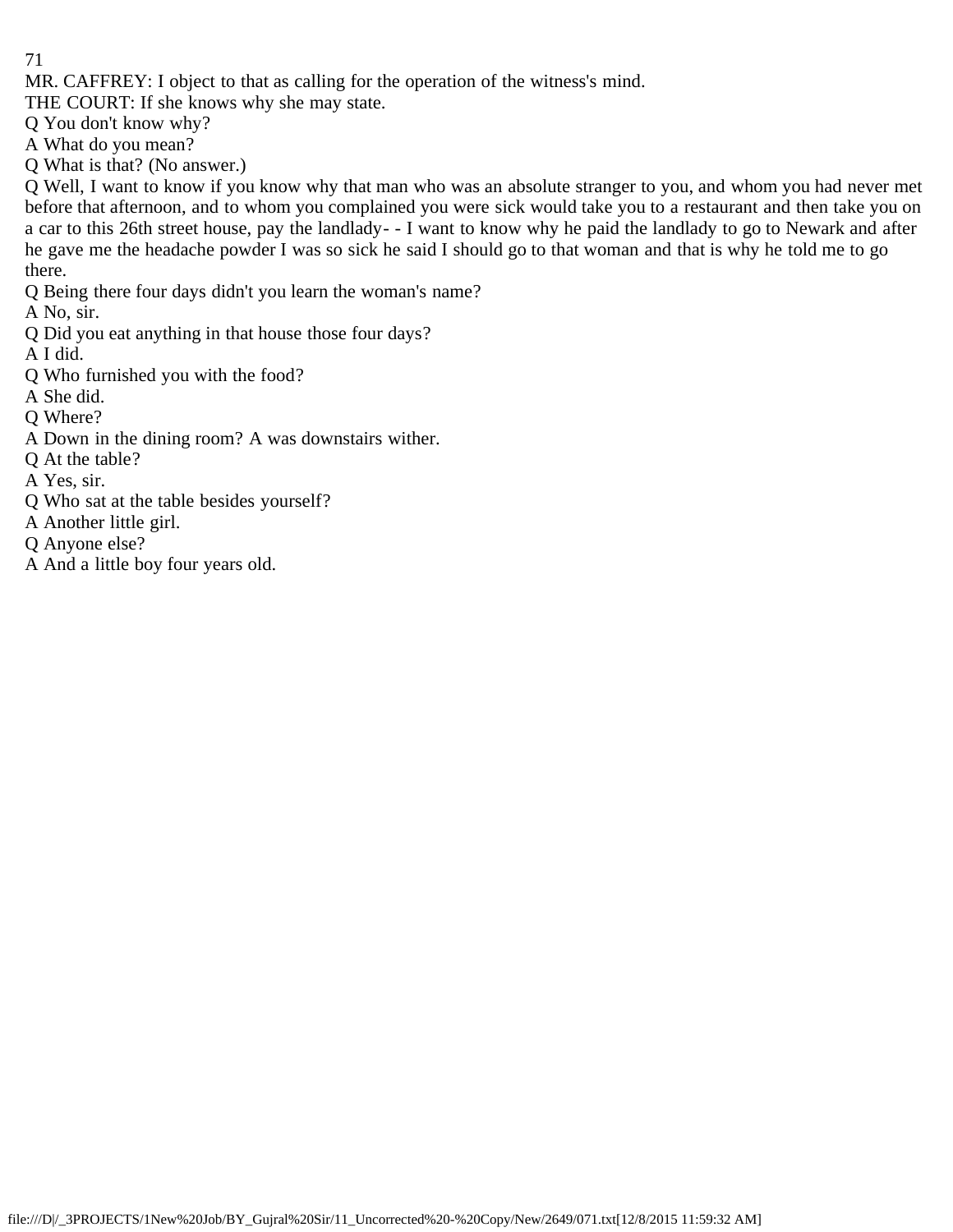MR. CAFFREY: I object to that as calling for the operation of the witness's mind.

THE COURT: If she knows why she may state.

Q You don't know why?

A What do you mean?

Q What is that? (No answer.)

Q Well, I want to know if you know why that man who was an absolute stranger to you, and whom you had never met before that afternoon, and to whom you complained you were sick would take you to a restaurant and then take you on a car to this 26th street house, pay the landlady- - I want to know why he paid the landlady to go to Newark and after he gave me the headache powder I was so sick he said I should go to that woman and that is why he told me to go there.

Q Being there four days didn't you learn the woman's name?

A No, sir.

Q Did you eat anything in that house those four days?

A I did.

Q Who furnished you with the food?

A She did.

Q Where?

A Down in the dining room? A was downstairs wither.

Q At the table?

A Yes, sir.

Q Who sat at the table besides yourself?

A Another little girl.

Q Anyone else?

A And a little boy four years old.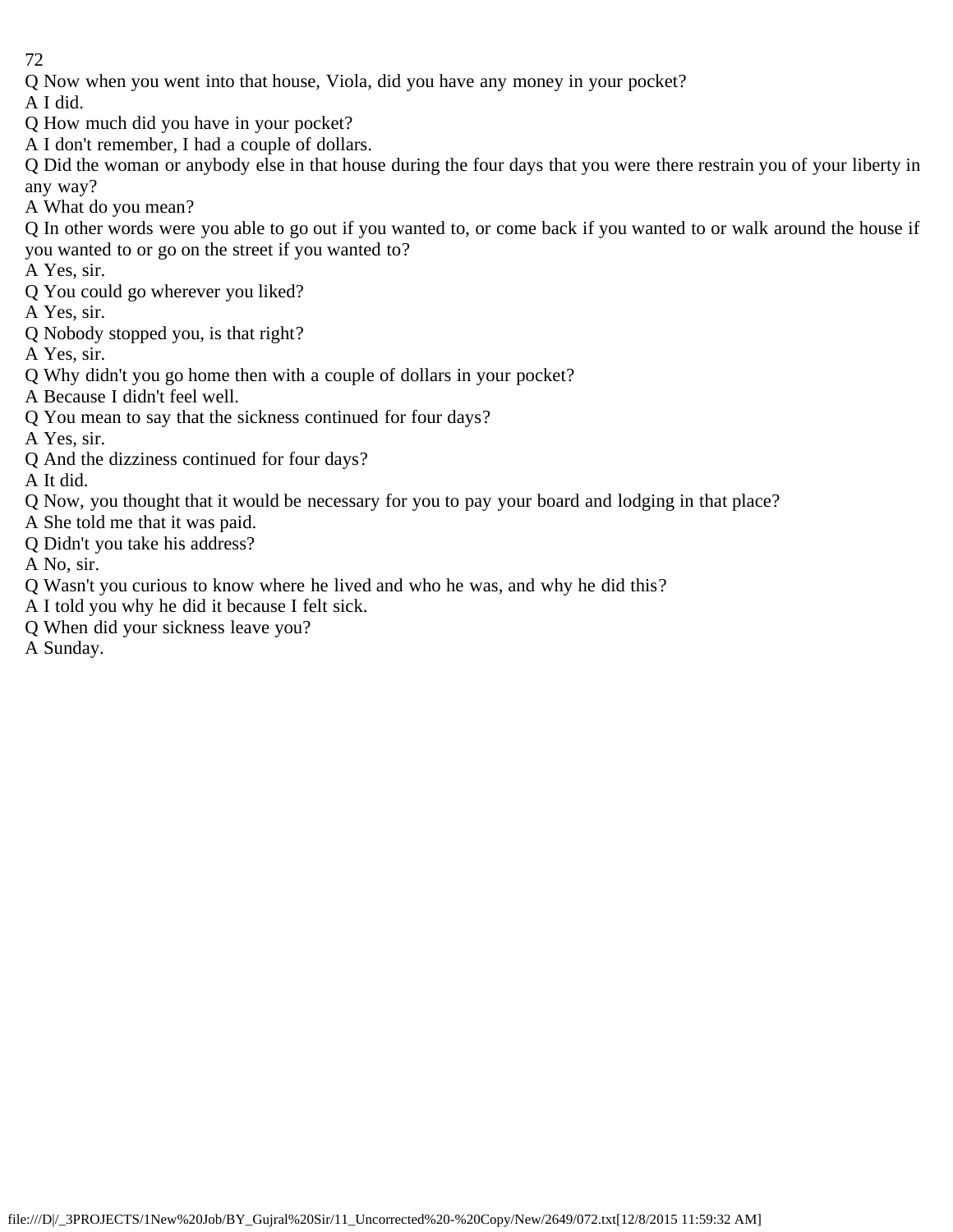Q Now when you went into that house, Viola, did you have any money in your pocket?

A I did.

Q How much did you have in your pocket?

A I don't remember, I had a couple of dollars.

Q Did the woman or anybody else in that house during the four days that you were there restrain you of your liberty in any way?

A What do you mean?

Q In other words were you able to go out if you wanted to, or come back if you wanted to or walk around the house if you wanted to or go on the street if you wanted to?

A Yes, sir.

Q You could go wherever you liked?

A Yes, sir.

Q Nobody stopped you, is that right?

A Yes, sir.

Q Why didn't you go home then with a couple of dollars in your pocket?

A Because I didn't feel well.

Q You mean to say that the sickness continued for four days?

A Yes, sir.

Q And the dizziness continued for four days?

A It did.

Q Now, you thought that it would be necessary for you to pay your board and lodging in that place?

A She told me that it was paid.

Q Didn't you take his address?

A No, sir.

Q Wasn't you curious to know where he lived and who he was, and why he did this?

A I told you why he did it because I felt sick.

Q When did your sickness leave you?

A Sunday.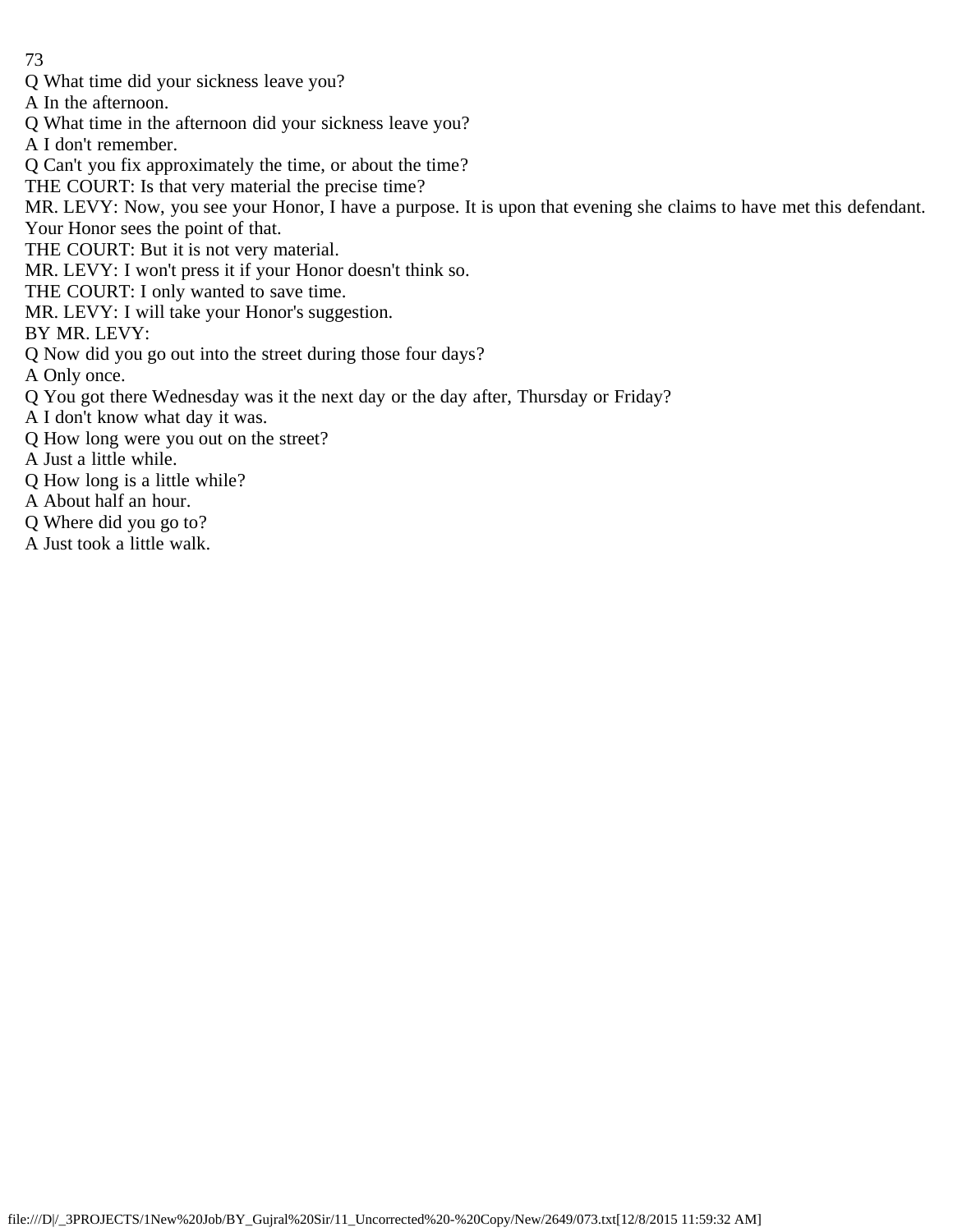Q What time did your sickness leave you?

A In the afternoon.

Q What time in the afternoon did your sickness leave you?

A I don't remember.

Q Can't you fix approximately the time, or about the time?

THE COURT: Is that very material the precise time?

MR. LEVY: Now, you see your Honor, I have a purpose. It is upon that evening she claims to have met this defendant. Your Honor sees the point of that.

THE COURT: But it is not very material.

MR. LEVY: I won't press it if your Honor doesn't think so.

THE COURT: I only wanted to save time.

MR. LEVY: I will take your Honor's suggestion.

BY MR. LEVY:

Q Now did you go out into the street during those four days?

A Only once.

Q You got there Wednesday was it the next day or the day after, Thursday or Friday?

A I don't know what day it was.

Q How long were you out on the street?

A Just a little while.

Q How long is a little while?

A About half an hour.

Q Where did you go to?

A Just took a little walk.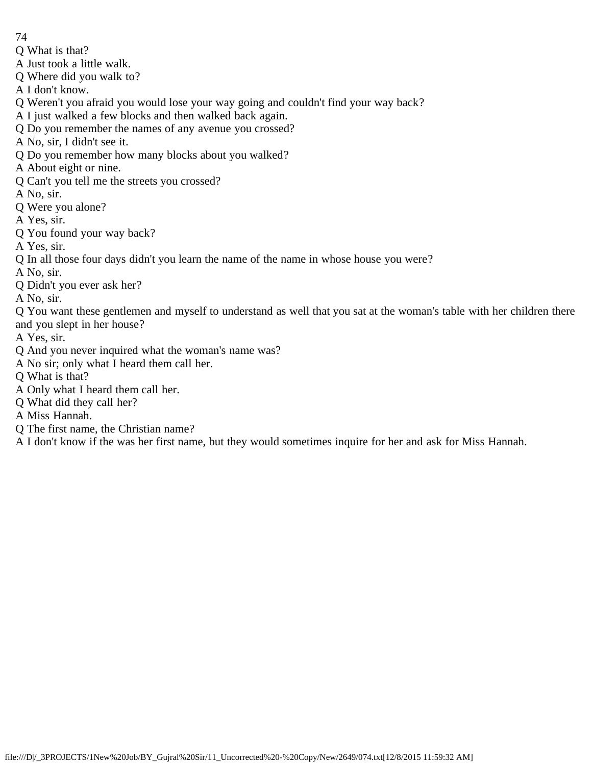Q What is that?
A Just took a little walk.
Q Where did you walk to?
A I don't know.
Q Weren't you afraid you would lose your way going and couldn't find your way back?
A I just walked a few blocks and then walked back again.
Q Do you remember the names of any avenue you crossed?
A No, sir, I didn't see it.
Q Do you remember how many blocks about you walked?
A About eight or nine.
Q Can't you tell me the streets you crossed?
A No, sir.
Q Were you alone?
A Yes, sir.
Q You found your way back?
A Yes, sir.
Q In all those four days didn't you learn the name of the name in whose house you were?
A No, sir.
Q Didn't you ever ask her?
A No, sir.
Q You want these gentlemen and myself to understand as well that you sat at the woman's table with her children there and you slept in her house?
A Yes, sir.
Q And you never inquired what the woman's name was?
A No sir; only what I heard them call her.
Q What is that?
A Only what I heard them call her.
Q What did they call her?
A Miss Hannah.
Q The first name, the Christian name?
A I don't know if the was her first name, but they would sometimes inquire for her and ask for Miss Hannah.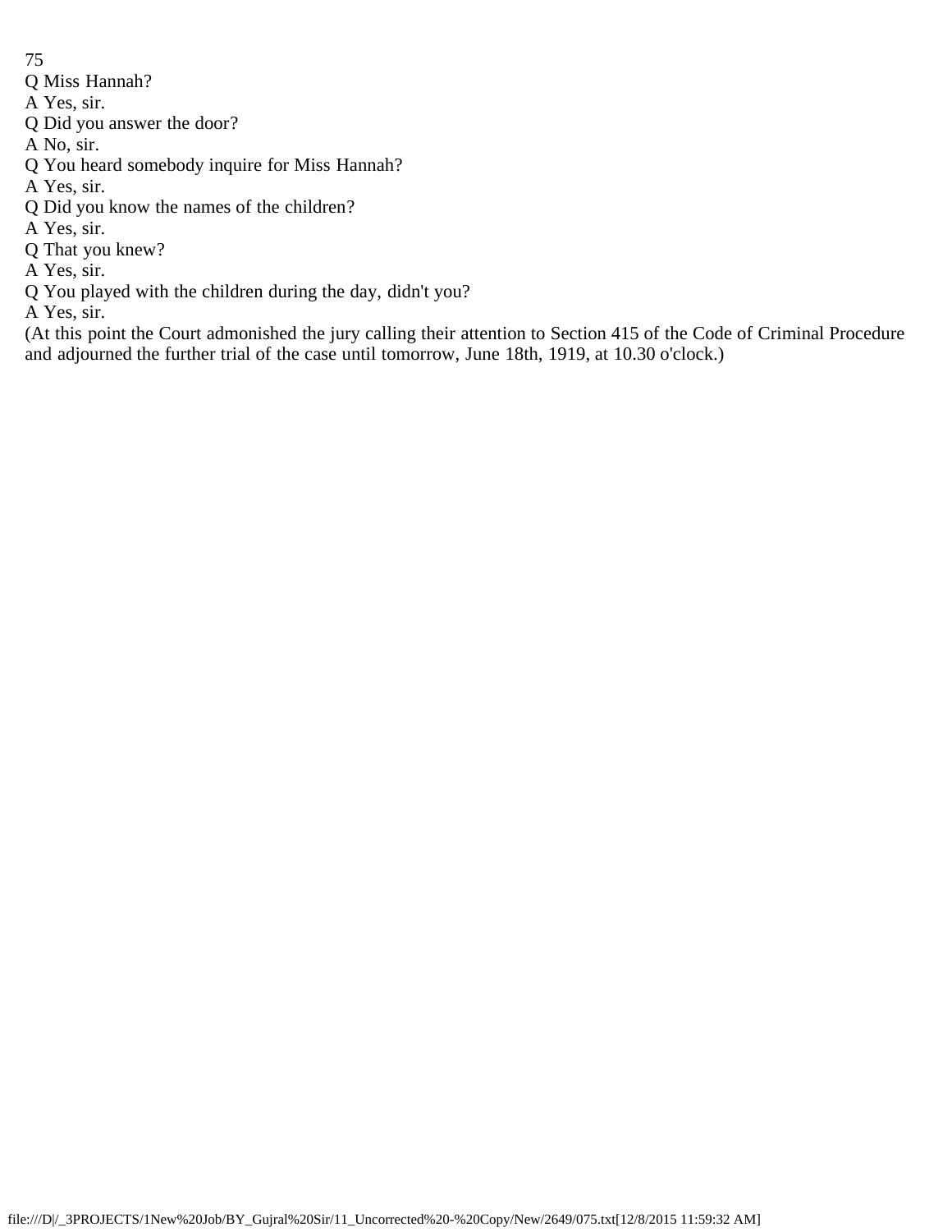Q Miss Hannah?

A Yes, sir.

Q Did you answer the door?

A No, sir.

Q You heard somebody inquire for Miss Hannah?

A Yes, sir.

Q Did you know the names of the children?

A Yes, sir.

Q That you knew?

A Yes, sir.

Q You played with the children during the day, didn't you?

A Yes, sir.

(At this point the Court admonished the jury calling their attention to Section 415 of the Code of Criminal Procedure and adjourned the further trial of the case until tomorrow, June 18th, 1919, at 10.30 o'clock.)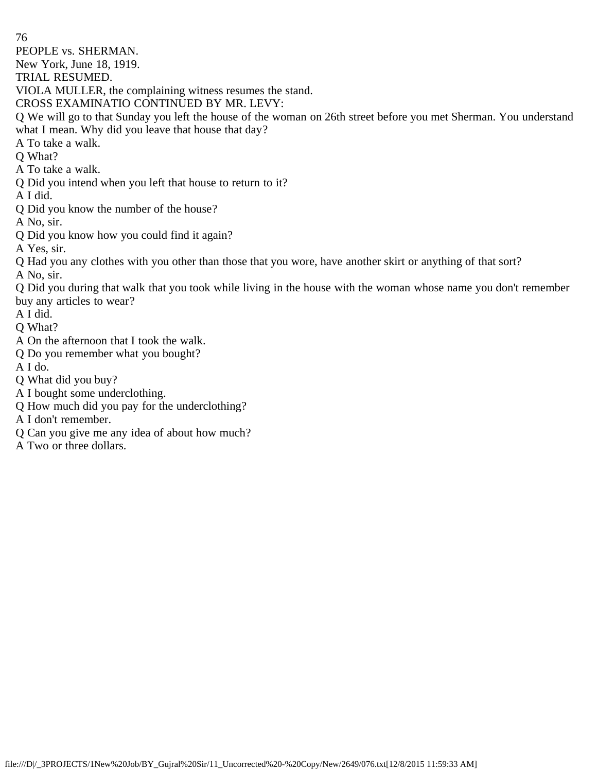PEOPLE vs. SHERMAN.

New York, June 18, 1919.

TRIAL RESUMED.

VIOLA MULLER, the complaining witness resumes the stand.

CROSS EXAMINATIO CONTINUED BY MR. LEVY:

Q We will go to that Sunday you left the house of the woman on 26th street before you met Sherman. You understand what I mean. Why did you leave that house that day?

A To take a walk.

Q What?

A To take a walk.

Q Did you intend when you left that house to return to it?

A I did.

Q Did you know the number of the house?

A No, sir.

Q Did you know how you could find it again?

A Yes, sir.

Q Had you any clothes with you other than those that you wore, have another skirt or anything of that sort?

A No, sir.

Q Did you during that walk that you took while living in the house with the woman whose name you don't remember buy any articles to wear?

A I did.

Q What?

A On the afternoon that I took the walk.

Q Do you remember what you bought?

A I do.

Q What did you buy?

A I bought some underclothing.

Q How much did you pay for the underclothing?

A I don't remember.

Q Can you give me any idea of about how much?

A Two or three dollars.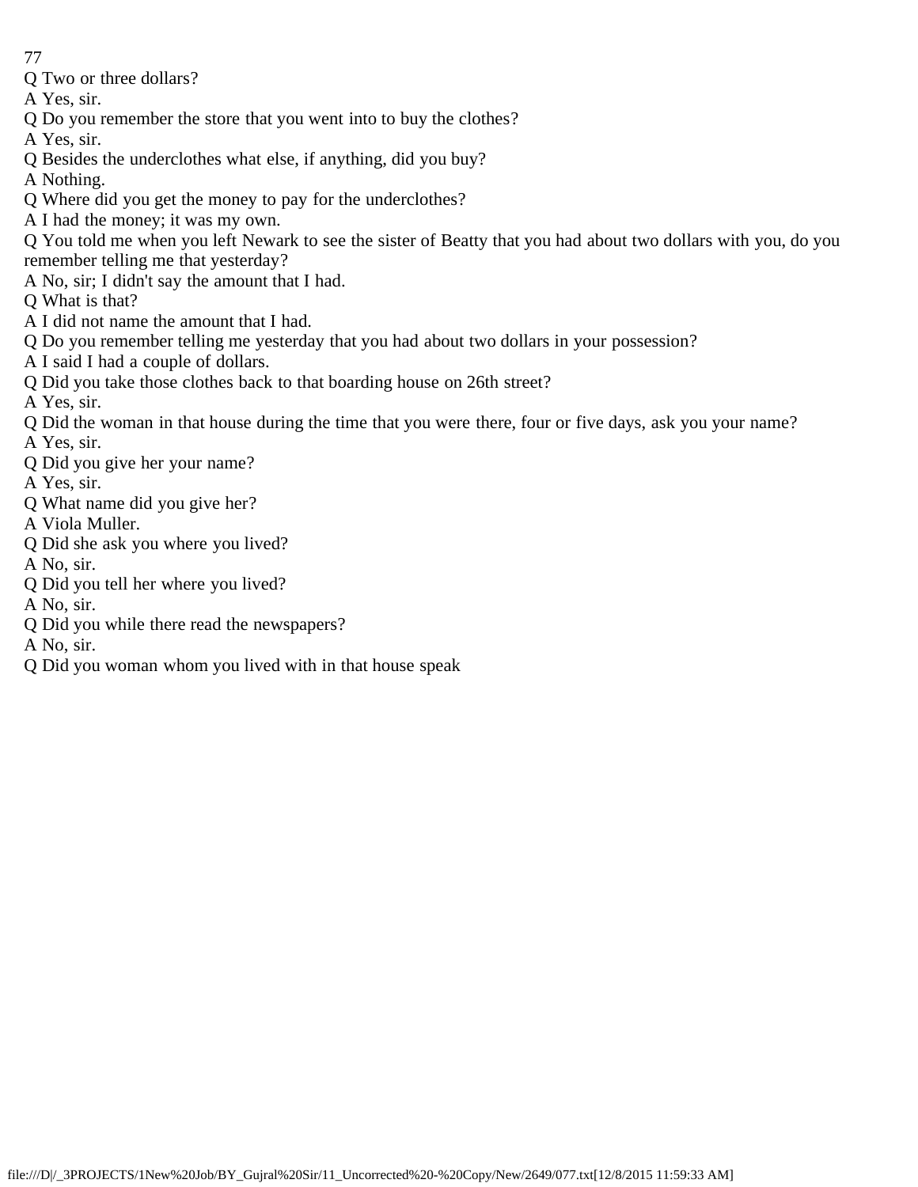Q Two or three dollars?

A Yes, sir.

Q Do you remember the store that you went into to buy the clothes?

A Yes, sir.

Q Besides the underclothes what else, if anything, did you buy?

A Nothing.

Q Where did you get the money to pay for the underclothes?

A I had the money; it was my own.

Q You told me when you left Newark to see the sister of Beatty that you had about two dollars with you, do you remember telling me that yesterday?

A No, sir; I didn't say the amount that I had.

Q What is that?

A I did not name the amount that I had.

Q Do you remember telling me yesterday that you had about two dollars in your possession?

A I said I had a couple of dollars.

Q Did you take those clothes back to that boarding house on 26th street?

A Yes, sir.

Q Did the woman in that house during the time that you were there, four or five days, ask you your name?

A Yes, sir.

Q Did you give her your name?

A Yes, sir.

Q What name did you give her?

A Viola Muller.

Q Did she ask you where you lived?

A No, sir.

Q Did you tell her where you lived?

A No, sir.

Q Did you while there read the newspapers?

A No, sir.

Q Did you woman whom you lived with in that house speak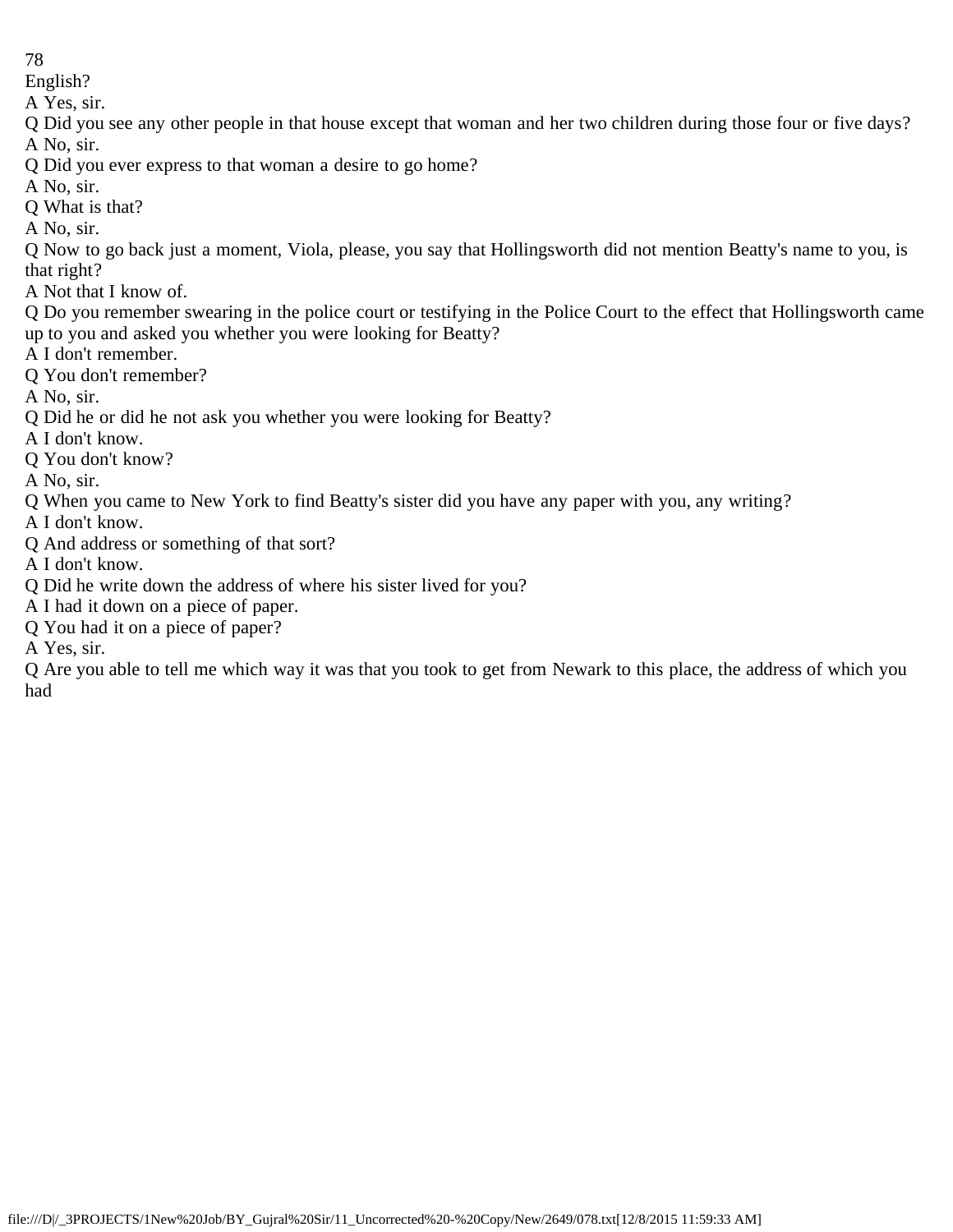English?

A Yes, sir.

Q Did you see any other people in that house except that woman and her two children during those four or five days?

A No, sir.

Q Did you ever express to that woman a desire to go home?

A No, sir.

Q What is that?

A No, sir.

Q Now to go back just a moment, Viola, please, you say that Hollingsworth did not mention Beatty's name to you, is that right?

A Not that I know of.

Q Do you remember swearing in the police court or testifying in the Police Court to the effect that Hollingsworth came up to you and asked you whether you were looking for Beatty?

A I don't remember.

Q You don't remember?

A No, sir.

Q Did he or did he not ask you whether you were looking for Beatty?

A I don't know.

Q You don't know?

A No, sir.

Q When you came to New York to find Beatty's sister did you have any paper with you, any writing?

A I don't know.

Q And address or something of that sort?

A I don't know.

Q Did he write down the address of where his sister lived for you?

A I had it down on a piece of paper.

Q You had it on a piece of paper?

A Yes, sir.

Q Are you able to tell me which way it was that you took to get from Newark to this place, the address of which you had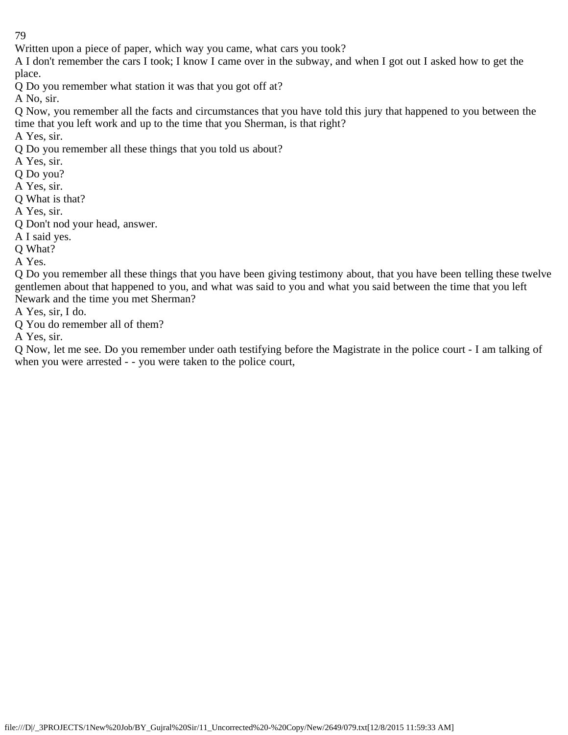Written upon a piece of paper, which way you came, what cars you took?

A I don't remember the cars I took; I know I came over in the subway, and when I got out I asked how to get the place.

Q Do you remember what station it was that you got off at?

A No, sir.

Q Now, you remember all the facts and circumstances that you have told this jury that happened to you between the time that you left work and up to the time that you Sherman, is that right?

A Yes, sir.

Q Do you remember all these things that you told us about?

A Yes, sir.

Q Do you?

A Yes, sir.

Q What is that?

A Yes, sir.

Q Don't nod your head, answer.

A I said yes.

Q What?

A Yes.

Q Do you remember all these things that you have been giving testimony about, that you have been telling these twelve gentlemen about that happened to you, and what was said to you and what you said between the time that you left Newark and the time you met Sherman?

A Yes, sir, I do.

Q You do remember all of them?

A Yes, sir.

Q Now, let me see. Do you remember under oath testifying before the Magistrate in the police court - I am talking of when you were arrested - - you were taken to the police court,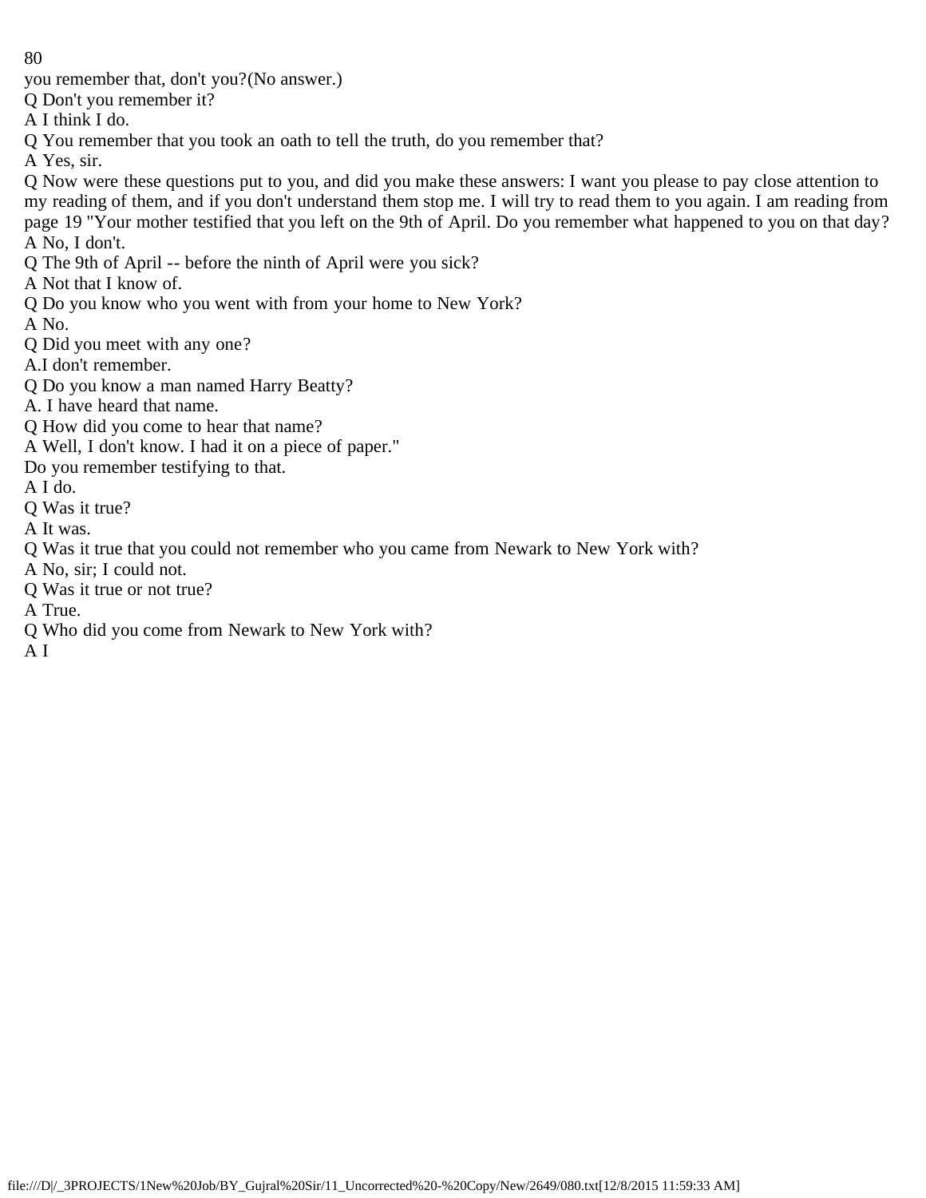you remember that, don't you?(No answer.)

Q Don't you remember it?

A I think I do.

Q You remember that you took an oath to tell the truth, do you remember that?

A Yes, sir.

Q Now were these questions put to you, and did you make these answers: I want you please to pay close attention to my reading of them, and if you don't understand them stop me. I will try to read them to you again. I am reading from page 19 "Your mother testified that you left on the 9th of April. Do you remember what happened to you on that day?

A No, I don't.

Q The 9th of April -- before the ninth of April were you sick?

A Not that I know of.

Q Do you know who you went with from your home to New York?

A No.

Q Did you meet with any one?

A.I don't remember.

Q Do you know a man named Harry Beatty?

A. I have heard that name.

Q How did you come to hear that name?

A Well, I don't know. I had it on a piece of paper."

Do you remember testifying to that.

A I do.

Q Was it true?

A It was.

Q Was it true that you could not remember who you came from Newark to New York with?

A No, sir; I could not.

Q Was it true or not true?

A True.

Q Who did you come from Newark to New York with?

A I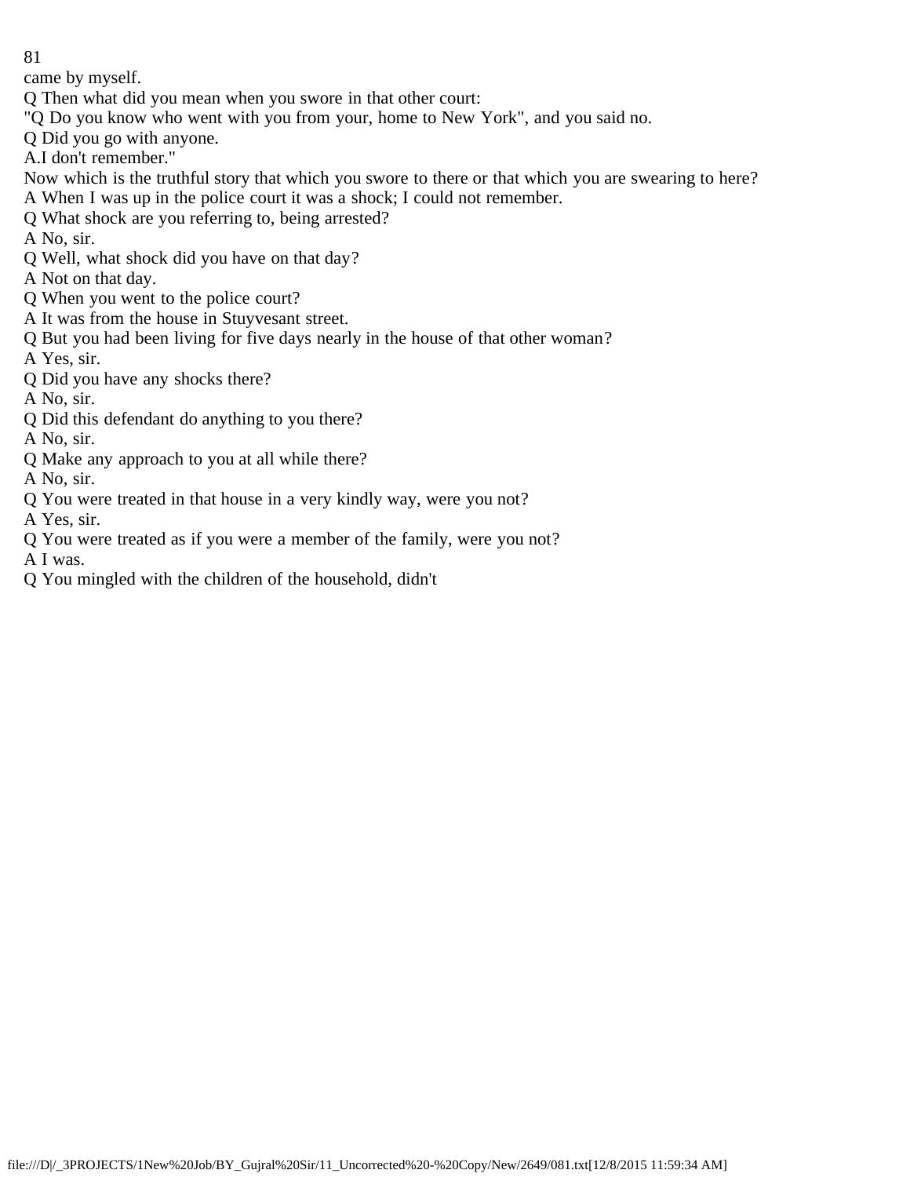came by myself.

Q Then what did you mean when you swore in that other court:

"Q Do you know who went with you from your, home to New York", and you said no.

Q Did you go with anyone.

A.I don't remember."

Now which is the truthful story that which you swore to there or that which you are swearing to here?

A When I was up in the police court it was a shock; I could not remember.

Q What shock are you referring to, being arrested?

A No, sir.

Q Well, what shock did you have on that day?

A Not on that day.

Q When you went to the police court?

A It was from the house in Stuyvesant street.

Q But you had been living for five days nearly in the house of that other woman?

A Yes, sir.

Q Did you have any shocks there?

A No, sir.

Q Did this defendant do anything to you there?

A No, sir.

Q Make any approach to you at all while there?

A No, sir.

Q You were treated in that house in a very kindly way, were you not?

A Yes, sir.

Q You were treated as if you were a member of the family, were you not?

A I was.

Q You mingled with the children of the household, didn't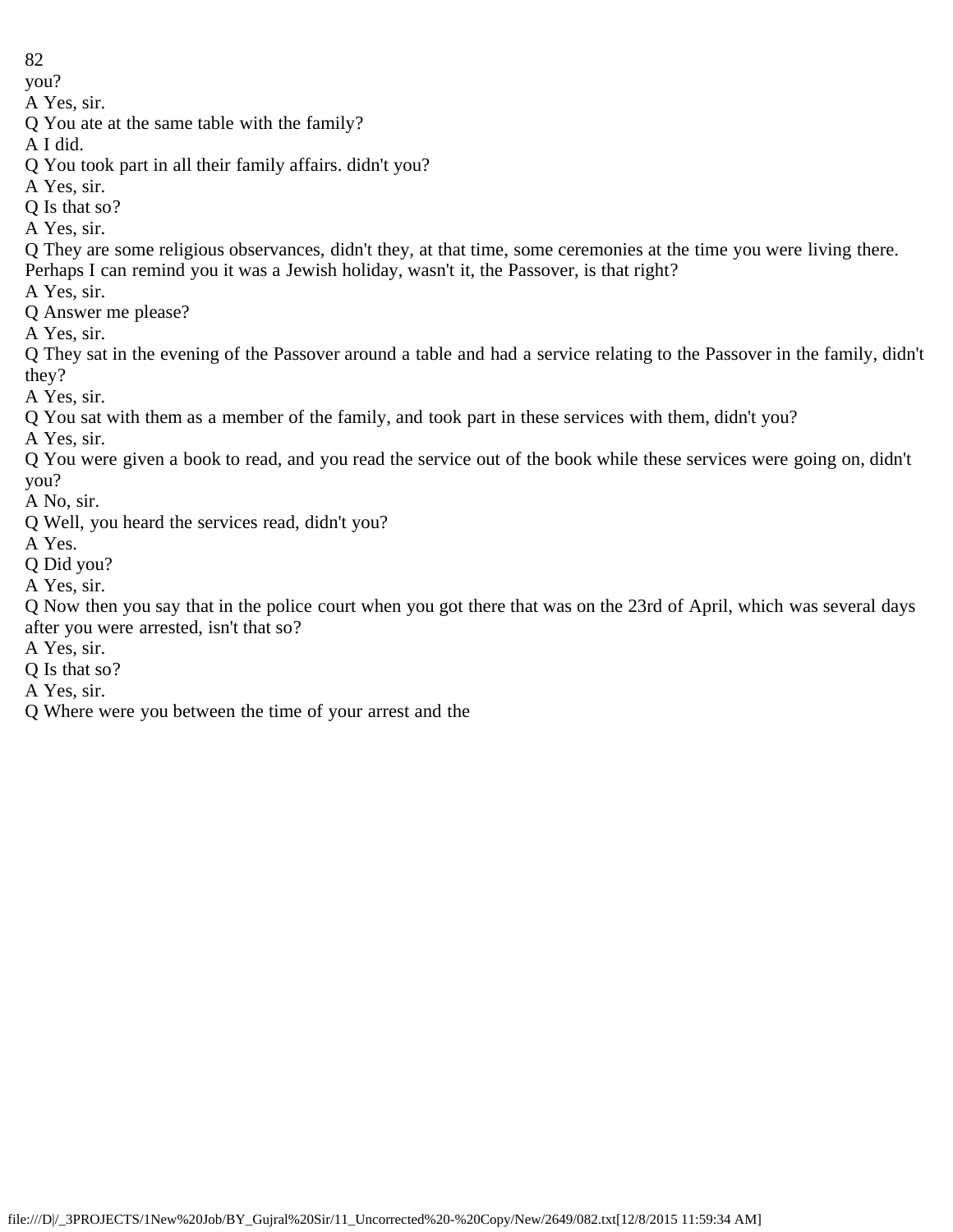you?

A Yes, sir.

Q You ate at the same table with the family?

A I did.

Q You took part in all their family affairs. didn't you?

A Yes, sir.

Q Is that so?

A Yes, sir.

Q They are some religious observances, didn't they, at that time, some ceremonies at the time you were living there. Perhaps I can remind you it was a Jewish holiday, wasn't it, the Passover, is that right?

A Yes, sir.

Q Answer me please?

A Yes, sir.

Q They sat in the evening of the Passover around a table and had a service relating to the Passover in the family, didn't they?

A Yes, sir.

Q You sat with them as a member of the family, and took part in these services with them, didn't you?

A Yes, sir.

Q You were given a book to read, and you read the service out of the book while these services were going on, didn't you?

A No, sir.

Q Well, you heard the services read, didn't you?

A Yes.

Q Did you?

A Yes, sir.

Q Now then you say that in the police court when you got there that was on the 23rd of April, which was several days after you were arrested, isn't that so?

A Yes, sir.

Q Is that so?

A Yes, sir.

Q Where were you between the time of your arrest and the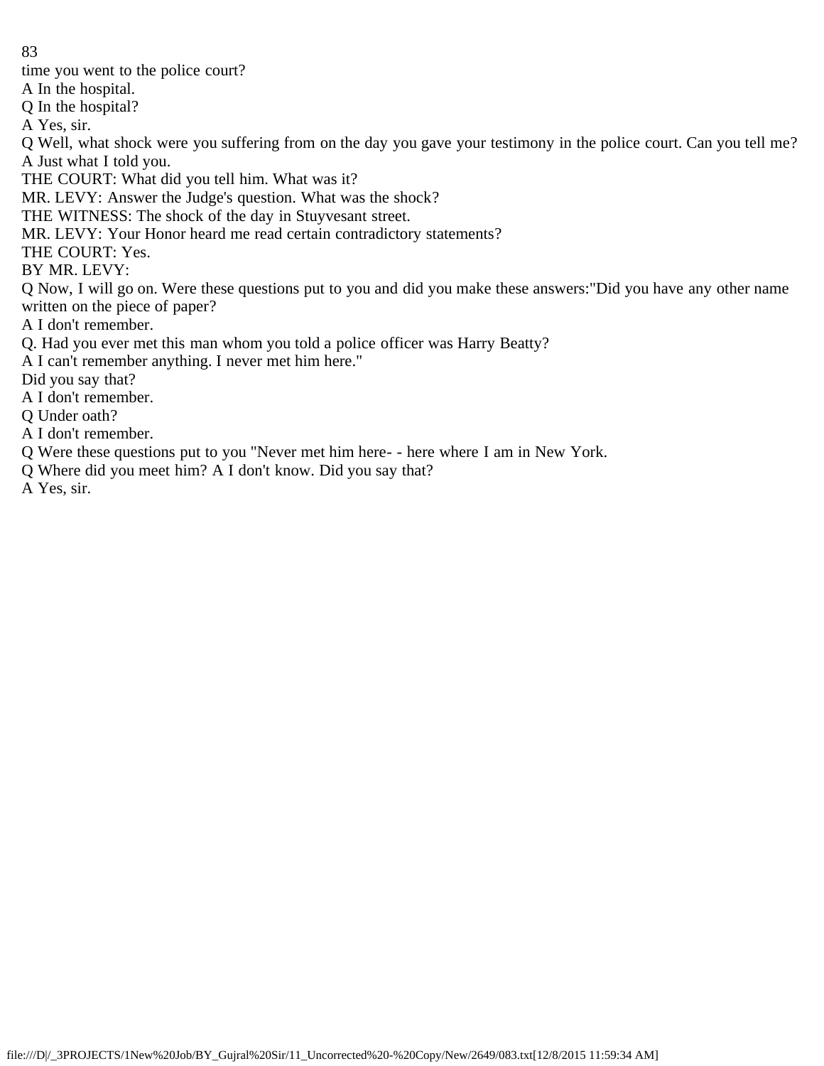time you went to the police court?

A In the hospital.

Q In the hospital?

A Yes, sir.

Q Well, what shock were you suffering from on the day you gave your testimony in the police court. Can you tell me?

A Just what I told you.

THE COURT: What did you tell him. What was it?

MR. LEVY: Answer the Judge's question. What was the shock?

THE WITNESS: The shock of the day in Stuyvesant street.

MR. LEVY: Your Honor heard me read certain contradictory statements?

THE COURT: Yes.

BY MR. LEVY:

Q Now, I will go on. Were these questions put to you and did you make these answers:"Did you have any other name written on the piece of paper?

A I don't remember.

Q. Had you ever met this man whom you told a police officer was Harry Beatty?

A I can't remember anything. I never met him here."

Did you say that?

A I don't remember.

Q Under oath?

A I don't remember.

Q Were these questions put to you "Never met him here- - here where I am in New York.

Q Where did you meet him? A I don't know. Did you say that?

A Yes, sir.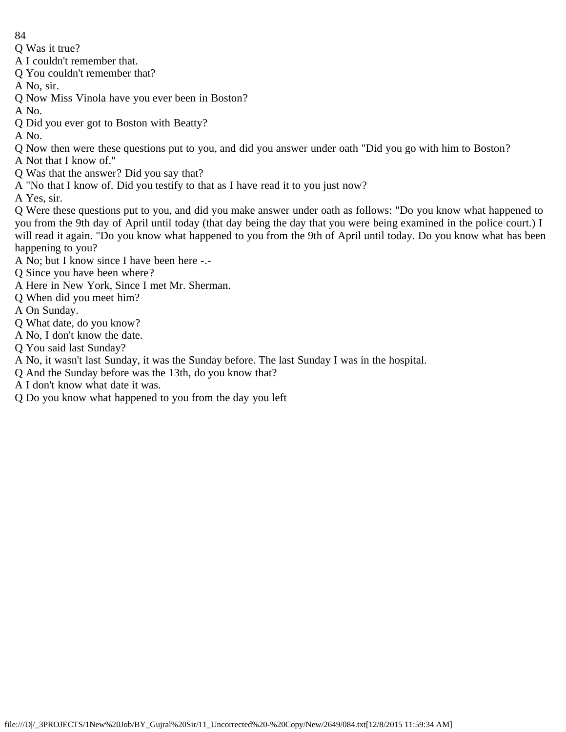Q Was it true?

A I couldn't remember that.

Q You couldn't remember that?

A No, sir.

Q Now Miss Vinola have you ever been in Boston?

A No.

Q Did you ever got to Boston with Beatty?

A No.

Q Now then were these questions put to you, and did you answer under oath "Did you go with him to Boston?

A Not that I know of."

Q Was that the answer? Did you say that?

A "No that I know of. Did you testify to that as I have read it to you just now?

A Yes, sir.

Q Were these questions put to you, and did you make answer under oath as follows: "Do you know what happened to you from the 9th day of April until today (that day being the day that you were being examined in the police court.) I will read it again. "Do you know what happened to you from the 9th of April until today. Do you know what has been happening to you?

A No; but I know since I have been here -.-

Q Since you have been where?

A Here in New York, Since I met Mr. Sherman.

Q When did you meet him?

A On Sunday.

Q What date, do you know?

A No, I don't know the date.

Q You said last Sunday?

A No, it wasn't last Sunday, it was the Sunday before. The last Sunday I was in the hospital.

Q And the Sunday before was the 13th, do you know that?

A I don't know what date it was.

Q Do you know what happened to you from the day you left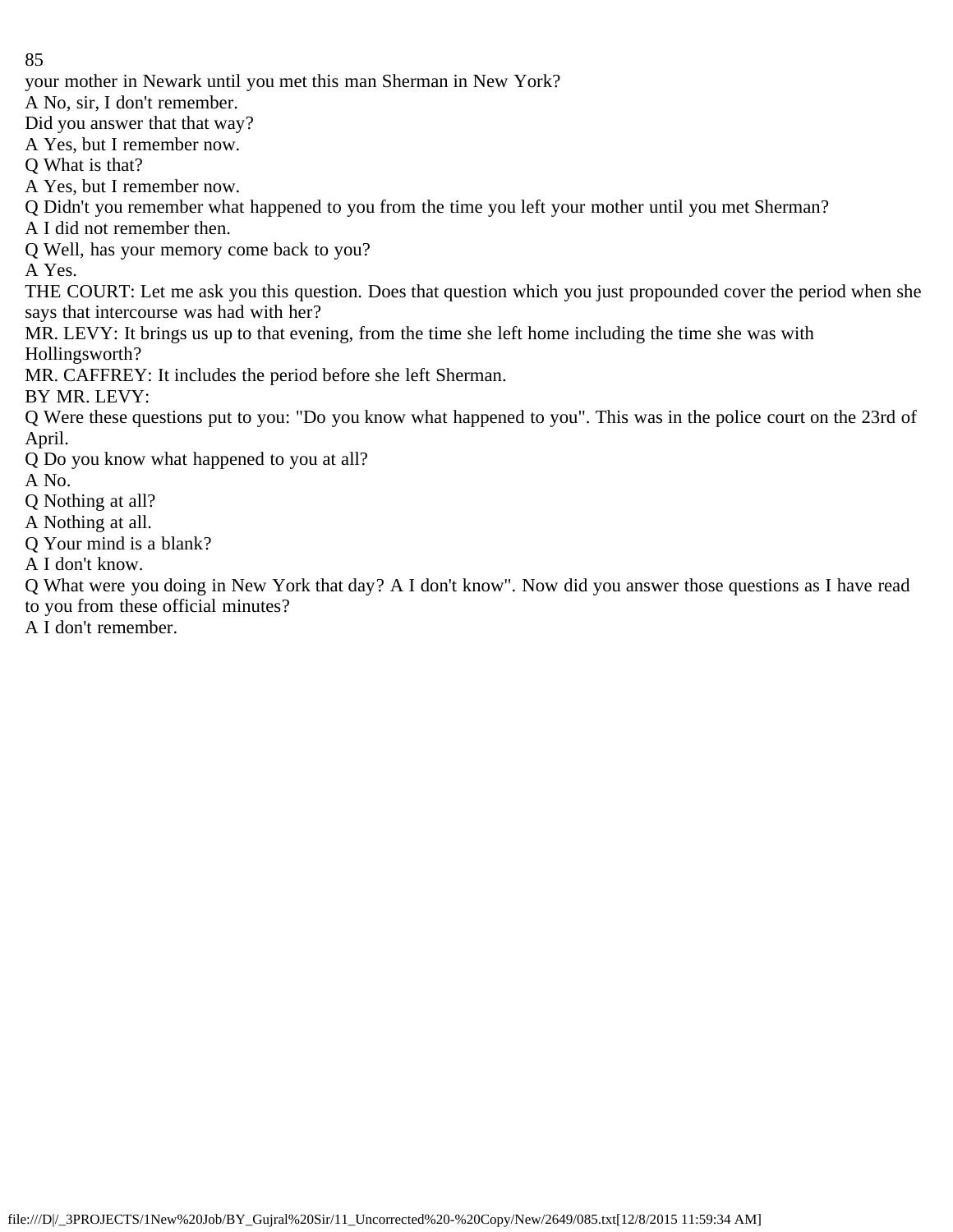your mother in Newark until you met this man Sherman in New York?

A No, sir, I don't remember.

Did you answer that that way?

A Yes, but I remember now.

Q What is that?

A Yes, but I remember now.

Q Didn't you remember what happened to you from the time you left your mother until you met Sherman?

A I did not remember then.

Q Well, has your memory come back to you?

A Yes.

THE COURT: Let me ask you this question. Does that question which you just propounded cover the period when she says that intercourse was had with her?

MR. LEVY: It brings us up to that evening, from the time she left home including the time she was with Hollingsworth?

MR. CAFFREY: It includes the period before she left Sherman.

BY MR. LEVY:

Q Were these questions put to you: "Do you know what happened to you". This was in the police court on the 23rd of April.

Q Do you know what happened to you at all?

A No.

Q Nothing at all?

A Nothing at all.

Q Your mind is a blank?

A I don't know.

Q What were you doing in New York that day? A I don't know". Now did you answer those questions as I have read to you from these official minutes?

A I don't remember.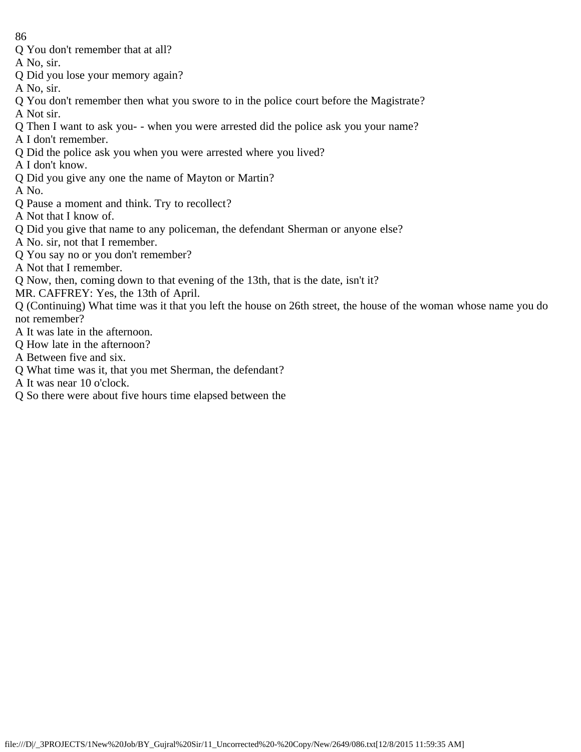Q You don't remember that at all?

A No, sir.

Q Did you lose your memory again?

A No, sir.

Q You don't remember then what you swore to in the police court before the Magistrate?

A Not sir.

Q Then I want to ask you- - when you were arrested did the police ask you your name?

A I don't remember.

Q Did the police ask you when you were arrested where you lived?

A I don't know.

Q Did you give any one the name of Mayton or Martin?

A No.

Q Pause a moment and think. Try to recollect?

A Not that I know of.

Q Did you give that name to any policeman, the defendant Sherman or anyone else?

A No. sir, not that I remember.

Q You say no or you don't remember?

A Not that I remember.

Q Now, then, coming down to that evening of the 13th, that is the date, isn't it?

MR. CAFFREY: Yes, the 13th of April.

Q (Continuing) What time was it that you left the house on 26th street, the house of the woman whose name you do not remember?

A It was late in the afternoon.

Q How late in the afternoon?

A Between five and six.

Q What time was it, that you met Sherman, the defendant?

A It was near 10 o'clock.

Q So there were about five hours time elapsed between the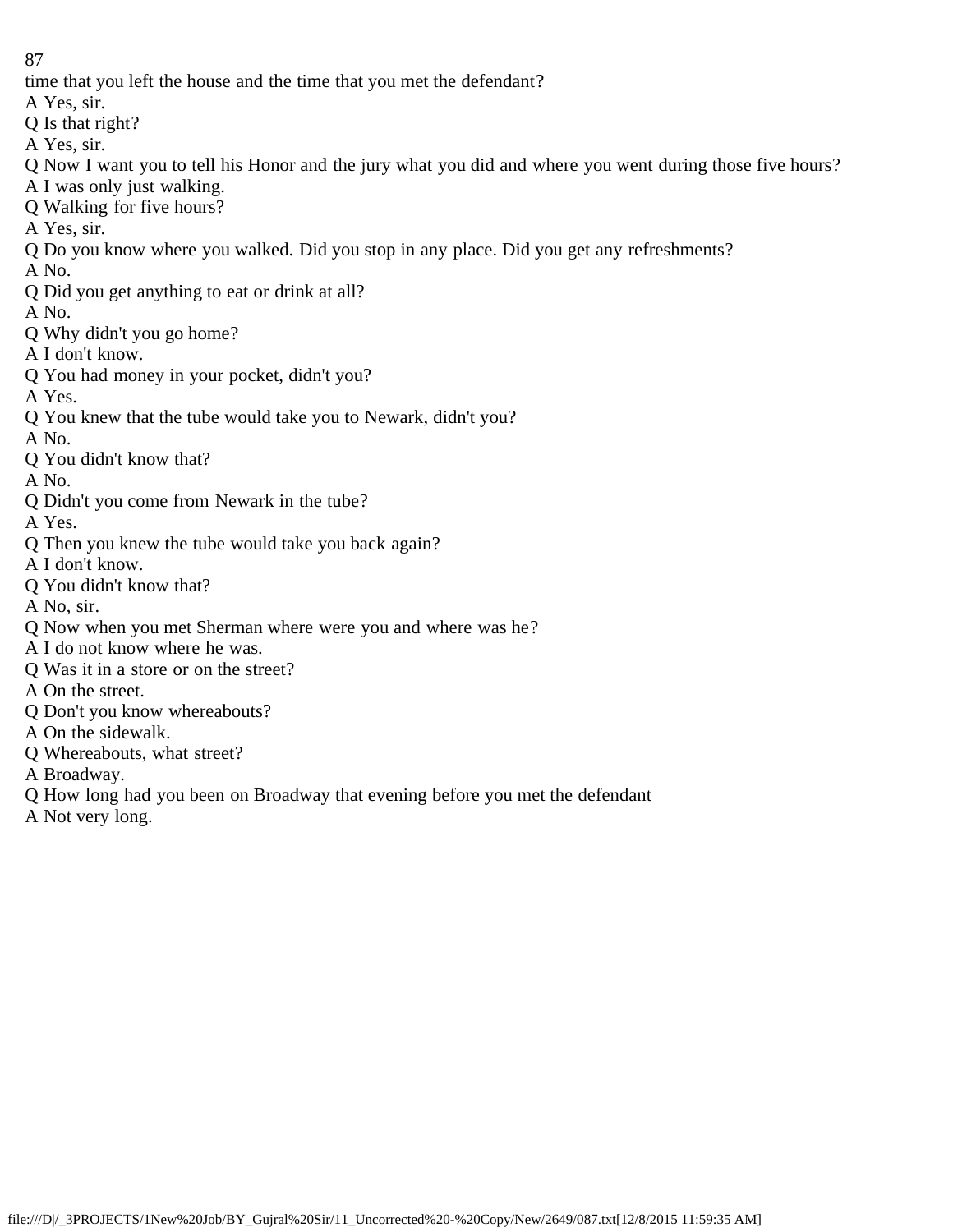time that you left the house and the time that you met the defendant?

A Yes, sir.

Q Is that right?

A Yes, sir.

Q Now I want you to tell his Honor and the jury what you did and where you went during those five hours?

A I was only just walking.

Q Walking for five hours?

A Yes, sir.

Q Do you know where you walked. Did you stop in any place. Did you get any refreshments?

A No.

Q Did you get anything to eat or drink at all?

A No.

Q Why didn't you go home?

A I don't know.

Q You had money in your pocket, didn't you?

A Yes.

Q You knew that the tube would take you to Newark, didn't you?

A No.

Q You didn't know that?

A No.

Q Didn't you come from Newark in the tube?

A Yes.

Q Then you knew the tube would take you back again?

A I don't know.

Q You didn't know that?

A No, sir.

Q Now when you met Sherman where were you and where was he?

A I do not know where he was.

Q Was it in a store or on the street?

A On the street.

Q Don't you know whereabouts?

A On the sidewalk.

Q Whereabouts, what street?

A Broadway.

Q How long had you been on Broadway that evening before you met the defendant

A Not very long.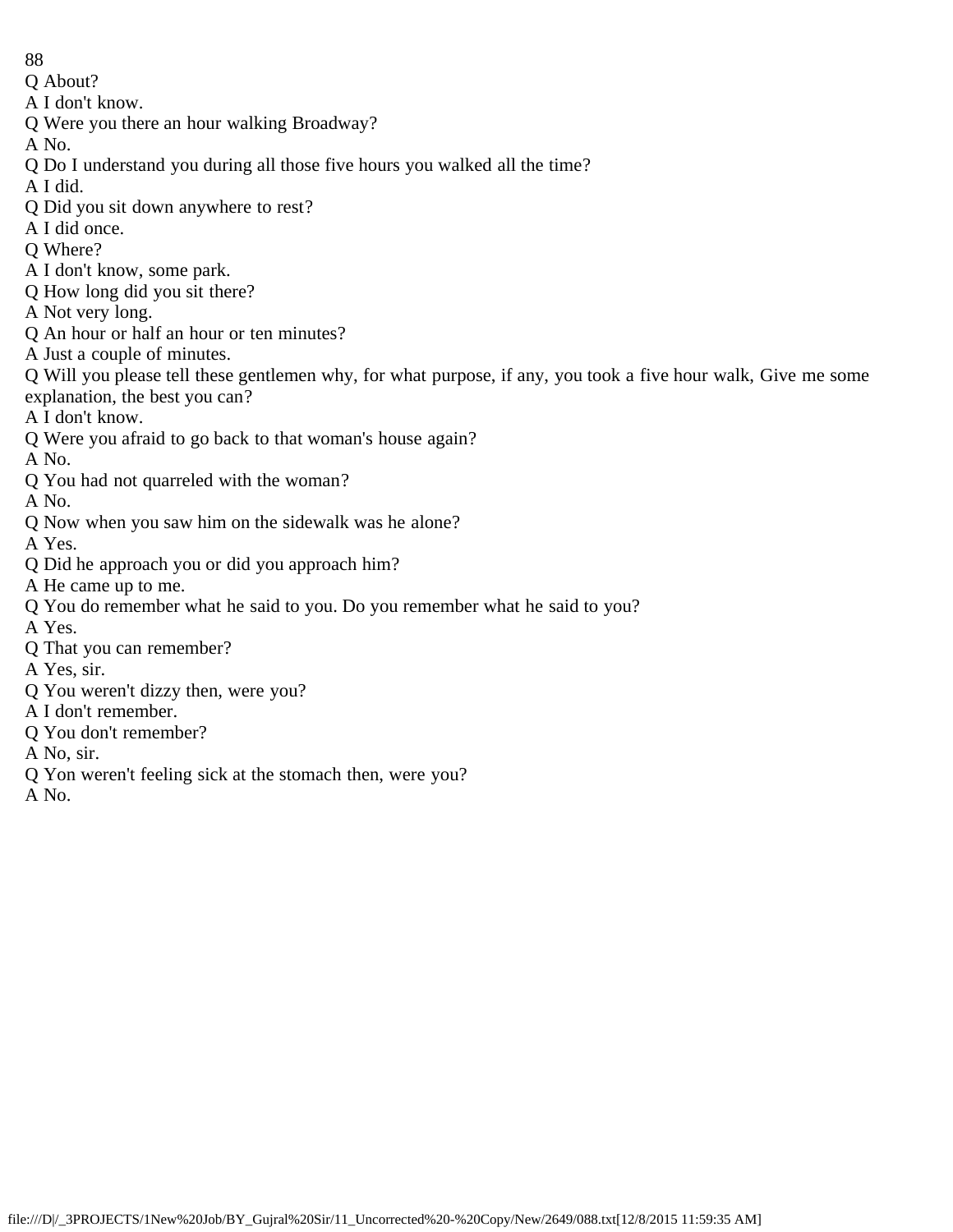Q About?

A I don't know.

Q Were you there an hour walking Broadway?

A No.

Q Do I understand you during all those five hours you walked all the time?

A I did.

Q Did you sit down anywhere to rest?

A I did once.

Q Where?

A I don't know, some park.

Q How long did you sit there?

A Not very long.

Q An hour or half an hour or ten minutes?

A Just a couple of minutes.

Q Will you please tell these gentlemen why, for what purpose, if any, you took a five hour walk, Give me some explanation, the best you can?

A I don't know.

Q Were you afraid to go back to that woman's house again?

A No.

Q You had not quarreled with the woman?

A No.

Q Now when you saw him on the sidewalk was he alone?

A Yes.

Q Did he approach you or did you approach him?

A He came up to me.

Q You do remember what he said to you. Do you remember what he said to you?

A Yes.

Q That you can remember?

A Yes, sir.

Q You weren't dizzy then, were you?

A I don't remember.

Q You don't remember?

A No, sir.

Q Yon weren't feeling sick at the stomach then, were you?

A No.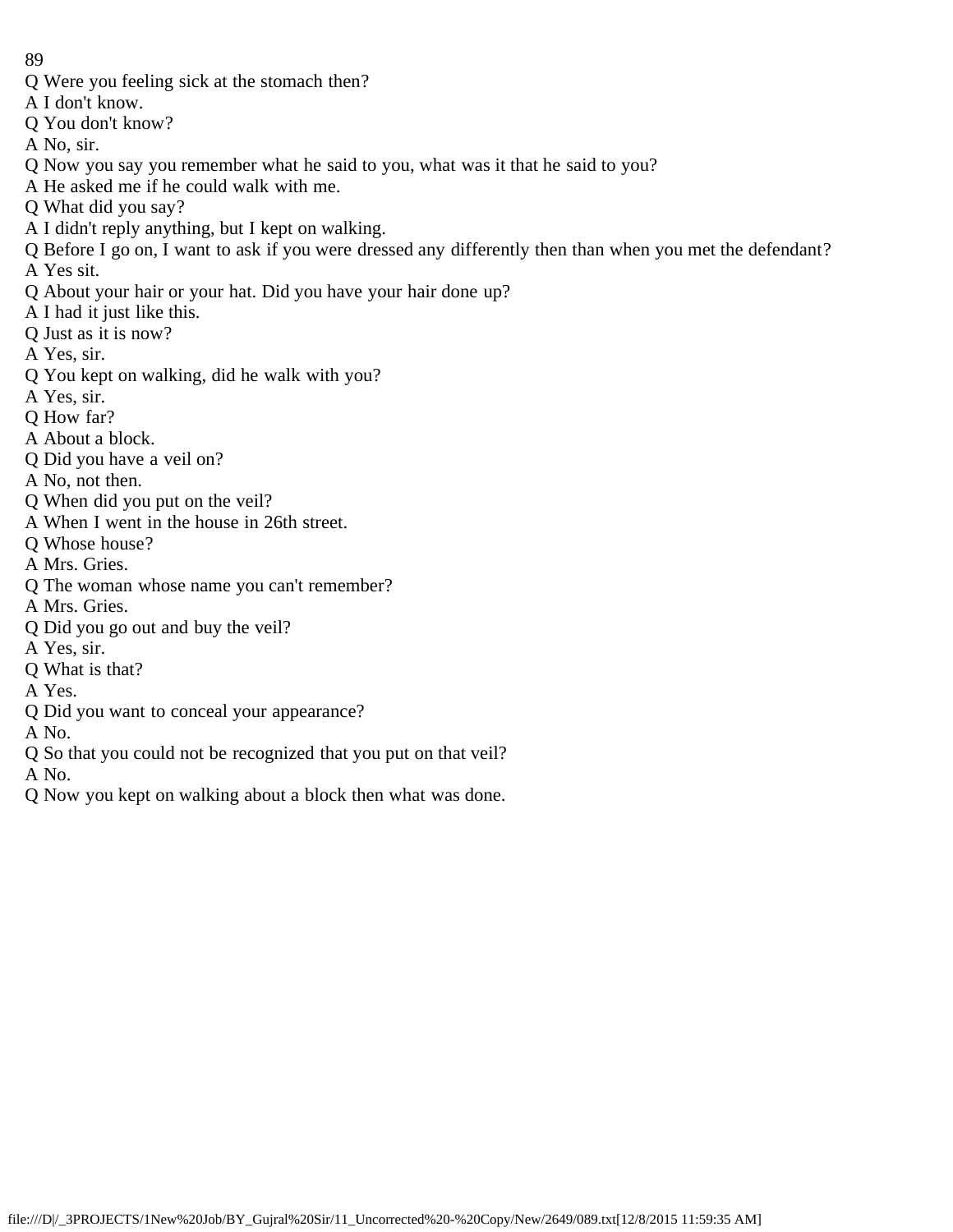Q Were you feeling sick at the stomach then?

A I don't know.

Q You don't know?

A No, sir.

Q Now you say you remember what he said to you, what was it that he said to you?

A He asked me if he could walk with me.

Q What did you say?

A I didn't reply anything, but I kept on walking.

Q Before I go on, I want to ask if you were dressed any differently then than when you met the defendant?

A Yes sit.

Q About your hair or your hat. Did you have your hair done up?

A I had it just like this.

Q Just as it is now?

A Yes, sir.

Q You kept on walking, did he walk with you?

A Yes, sir.

Q How far?

A About a block.

Q Did you have a veil on?

A No, not then.

Q When did you put on the veil?

A When I went in the house in 26th street.

Q Whose house?

A Mrs. Gries.

Q The woman whose name you can't remember?

A Mrs. Gries.

Q Did you go out and buy the veil?

A Yes, sir.

Q What is that?

A Yes.

Q Did you want to conceal your appearance?

A No.

Q So that you could not be recognized that you put on that veil?

A No.

Q Now you kept on walking about a block then what was done.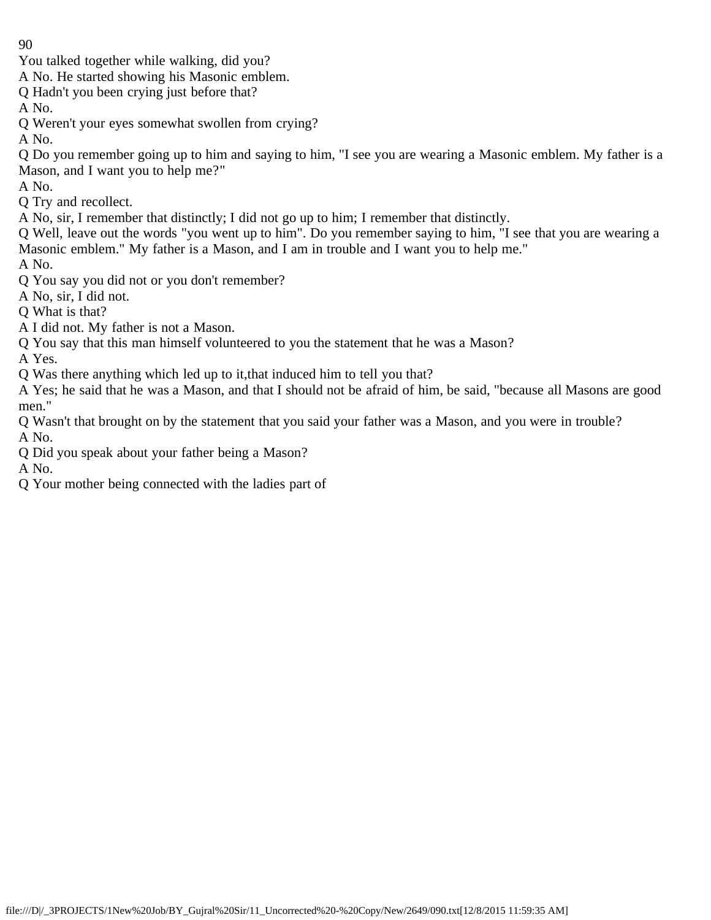You talked together while walking, did you?

A No. He started showing his Masonic emblem.

Q Hadn't you been crying just before that?

A No.

Q Weren't your eyes somewhat swollen from crying?

A No.

Q Do you remember going up to him and saying to him, "I see you are wearing a Masonic emblem. My father is a Mason, and I want you to help me?"

A No.

Q Try and recollect.

A No, sir, I remember that distinctly; I did not go up to him; I remember that distinctly.

Q Well, leave out the words "you went up to him". Do you remember saying to him, "I see that you are wearing a Masonic emblem." My father is a Mason, and I am in trouble and I want you to help me."

A No.

Q You say you did not or you don't remember?

A No, sir, I did not.

Q What is that?

A I did not. My father is not a Mason.

Q You say that this man himself volunteered to you the statement that he was a Mason?

A Yes.

Q Was there anything which led up to it,that induced him to tell you that?

A Yes; he said that he was a Mason, and that I should not be afraid of him, be said, "because all Masons are good men."

Q Wasn't that brought on by the statement that you said your father was a Mason, and you were in trouble?

A No.

Q Did you speak about your father being a Mason?

A No.

Q Your mother being connected with the ladies part of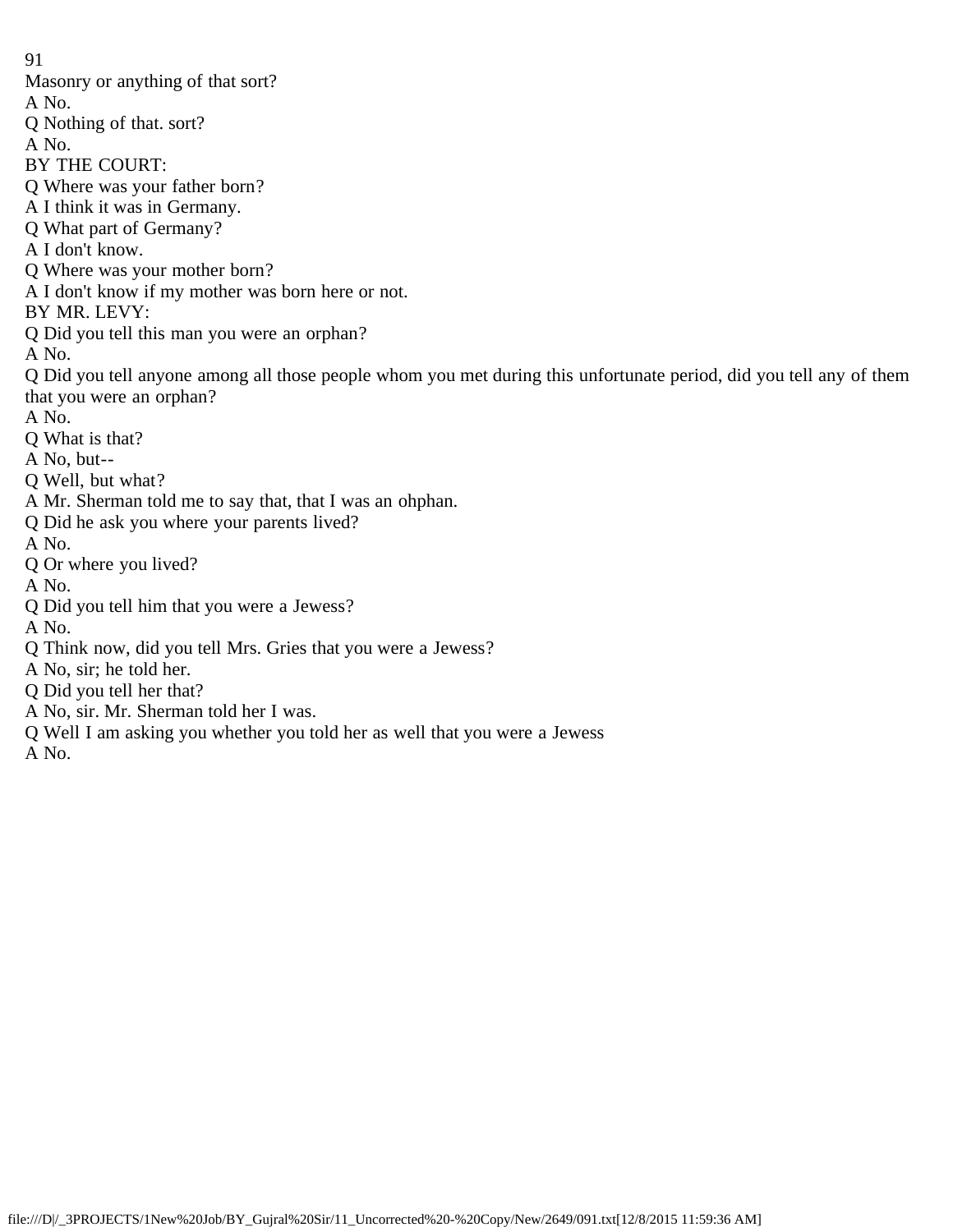Masonry or anything of that sort?

A No.

Q Nothing of that. sort?

A No.

BY THE COURT:

Q Where was your father born?

A I think it was in Germany.

Q What part of Germany?

A I don't know.

Q Where was your mother born?

A I don't know if my mother was born here or not.

BY MR. LEVY:

Q Did you tell this man you were an orphan?

A No.

Q Did you tell anyone among all those people whom you met during this unfortunate period, did you tell any of them that you were an orphan?

A No.

Q What is that?

A No, but--

Q Well, but what?

A Mr. Sherman told me to say that, that I was an ohphan.

Q Did he ask you where your parents lived?

A No.

Q Or where you lived?

A No.

Q Did you tell him that you were a Jewess?

A No.

Q Think now, did you tell Mrs. Gries that you were a Jewess?

A No, sir; he told her.

Q Did you tell her that?

A No, sir. Mr. Sherman told her I was.

Q Well I am asking you whether you told her as well that you were a Jewess

A No.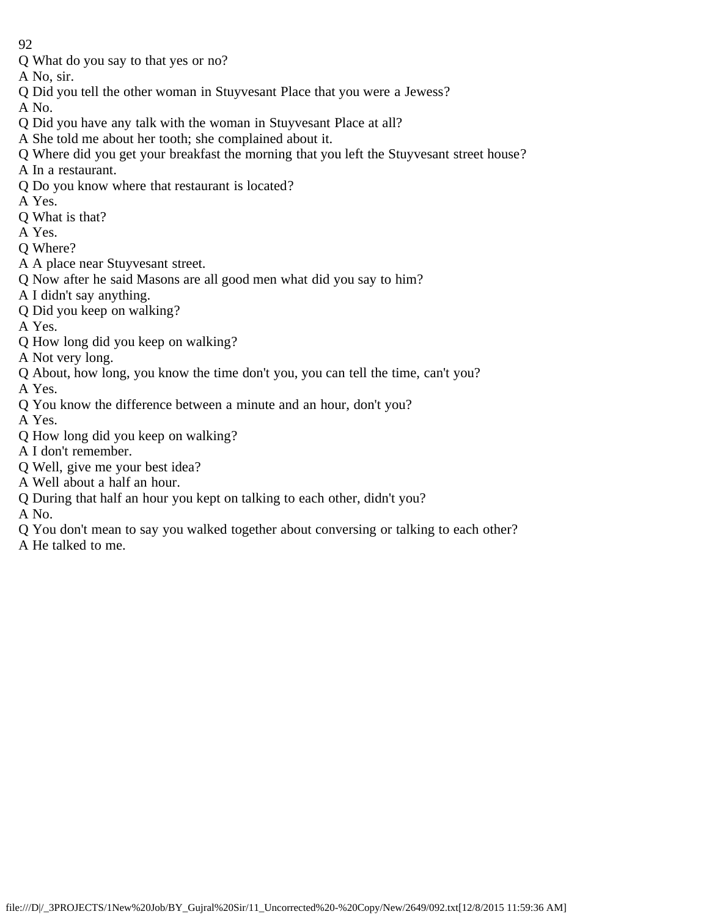Q What do you say to that yes or no?

A No, sir.

Q Did you tell the other woman in Stuyvesant Place that you were a Jewess?

A No.

Q Did you have any talk with the woman in Stuyvesant Place at all?

A She told me about her tooth; she complained about it.

Q Where did you get your breakfast the morning that you left the Stuyvesant street house?

A In a restaurant.

Q Do you know where that restaurant is located?

A Yes.

Q What is that?

A Yes.

Q Where?

A A place near Stuyvesant street.

Q Now after he said Masons are all good men what did you say to him?

A I didn't say anything.

Q Did you keep on walking?

A Yes.

Q How long did you keep on walking?

A Not very long.

Q About, how long, you know the time don't you, you can tell the time, can't you?

A Yes.

Q You know the difference between a minute and an hour, don't you?

A Yes.

Q How long did you keep on walking?

A I don't remember.

Q Well, give me your best idea?

A Well about a half an hour.

Q During that half an hour you kept on talking to each other, didn't you?

A No.

Q You don't mean to say you walked together about conversing or talking to each other?

A He talked to me.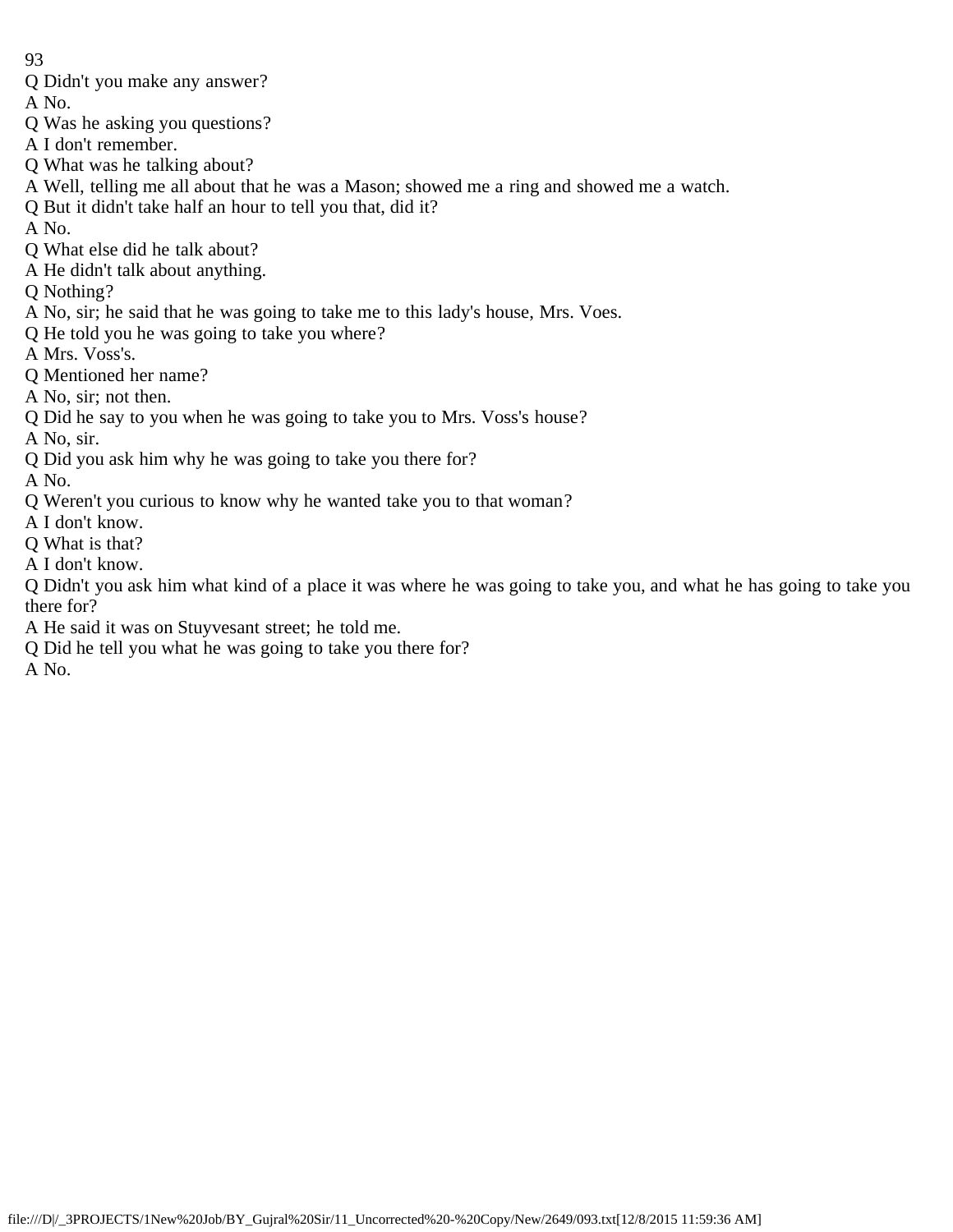Q Didn't you make any answer?
A No.
Q Was he asking you questions?
A I don't remember.
Q What was he talking about?
A Well, telling me all about that he was a Mason; showed me a ring and showed me a watch.
Q But it didn't take half an hour to tell you that, did it?
A No.
Q What else did he talk about?
A He didn't talk about anything.
Q Nothing?
A No, sir; he said that he was going to take me to this lady's house, Mrs. Voes.
Q He told you he was going to take you where?
A Mrs. Voss's.
Q Mentioned her name?
A No, sir; not then.
Q Did he say to you when he was going to take you to Mrs. Voss's house?
A No, sir.
Q Did you ask him why he was going to take you there for?
A No.
Q Weren't you curious to know why he wanted take you to that woman?
A I don't know.
Q What is that?
A I don't know.
Q Didn't you ask him what kind of a place it was where he was going to take you, and what he has going to take you there for?
A He said it was on Stuyvesant street; he told me.
Q Did he tell you what he was going to take you there for?
A No.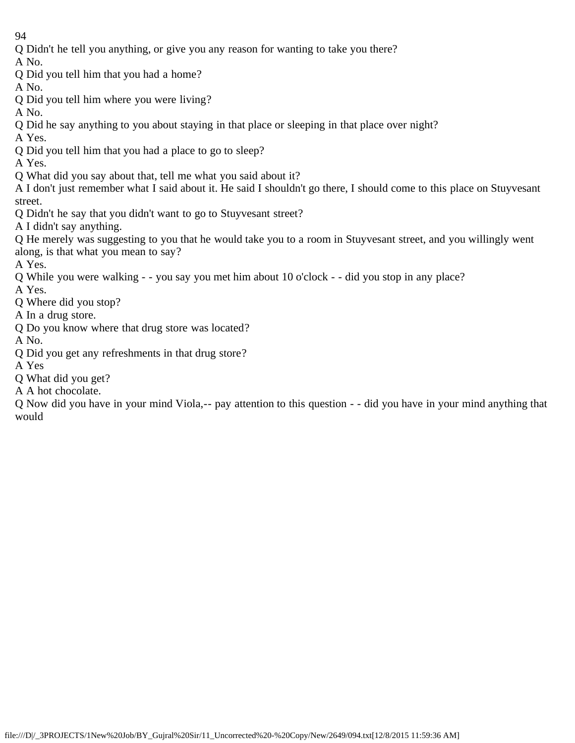Q Didn't he tell you anything, or give you any reason for wanting to take you there?

A No.

Q Did you tell him that you had a home?

A No.

Q Did you tell him where you were living?

A No.

Q Did he say anything to you about staying in that place or sleeping in that place over night?

A Yes.

Q Did you tell him that you had a place to go to sleep?

A Yes.

Q What did you say about that, tell me what you said about it?

A I don't just remember what I said about it. He said I shouldn't go there, I should come to this place on Stuyvesant street.

Q Didn't he say that you didn't want to go to Stuyvesant street?

A I didn't say anything.

Q He merely was suggesting to you that he would take you to a room in Stuyvesant street, and you willingly went along, is that what you mean to say?

A Yes.

Q While you were walking - - you say you met him about 10 o'clock - - did you stop in any place?

A Yes.

Q Where did you stop?

A In a drug store.

Q Do you know where that drug store was located?

A No.

Q Did you get any refreshments in that drug store?

A Yes

Q What did you get?

A A hot chocolate.

Q Now did you have in your mind Viola,-- pay attention to this question - - did you have in your mind anything that would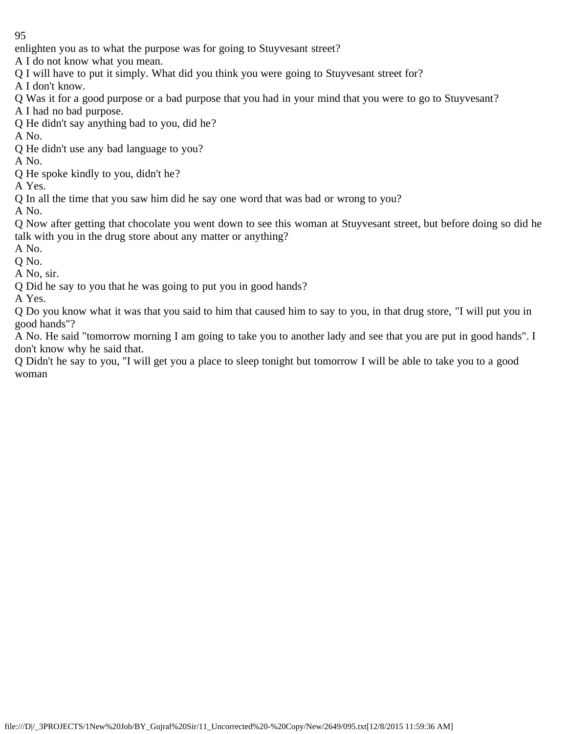enlighten you as to what the purpose was for going to Stuyvesant street?

A I do not know what you mean.

Q I will have to put it simply. What did you think you were going to Stuyvesant street for?

A I don't know.

Q Was it for a good purpose or a bad purpose that you had in your mind that you were to go to Stuyvesant?

A I had no bad purpose.

Q He didn't say anything bad to you, did he?

A No.

Q He didn't use any bad language to you?

A No.

Q He spoke kindly to you, didn't he?

A Yes.

Q In all the time that you saw him did he say one word that was bad or wrong to you?

A No.

Q Now after getting that chocolate you went down to see this woman at Stuyvesant street, but before doing so did he talk with you in the drug store about any matter or anything?

A No.

Q No.

A No, sir.

Q Did he say to you that he was going to put you in good hands?

A Yes.

Q Do you know what it was that you said to him that caused him to say to you, in that drug store, "I will put you in good hands"?

A No. He said "tomorrow morning I am going to take you to another lady and see that you are put in good hands". I don't know why he said that.

Q Didn't he say to you, "I will get you a place to sleep tonight but tomorrow I will be able to take you to a good woman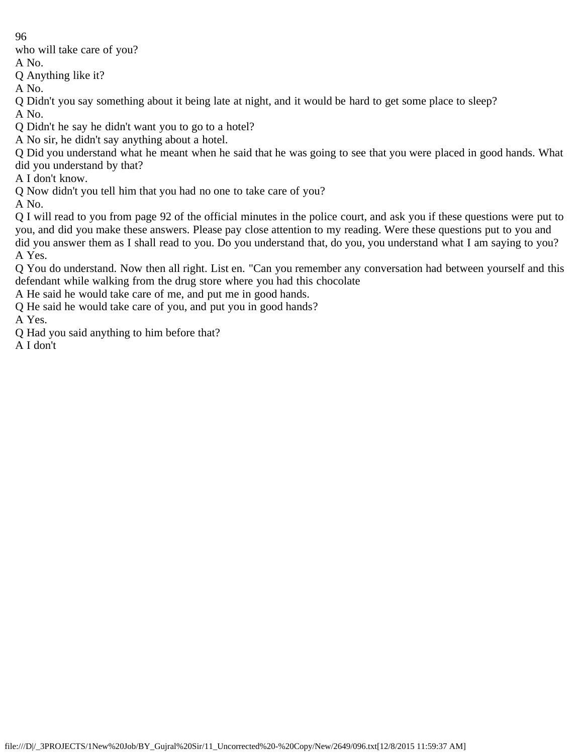who will take care of you?

A No.

Q Anything like it?

A No.

Q Didn't you say something about it being late at night, and it would be hard to get some place to sleep?

A No.

Q Didn't he say he didn't want you to go to a hotel?

A No sir, he didn't say anything about a hotel.

Q Did you understand what he meant when he said that he was going to see that you were placed in good hands. What did you understand by that?

A I don't know.

Q Now didn't you tell him that you had no one to take care of you?

A No.

Q I will read to you from page 92 of the official minutes in the police court, and ask you if these questions were put to you, and did you make these answers. Please pay close attention to my reading. Were these questions put to you and did you answer them as I shall read to you. Do you understand that, do you, you understand what I am saying to you?

A Yes.

Q You do understand. Now then all right. List en. "Can you remember any conversation had between yourself and this defendant while walking from the drug store where you had this chocolate

A He said he would take care of me, and put me in good hands.

Q He said he would take care of you, and put you in good hands?

A Yes.

Q Had you said anything to him before that?

A I don't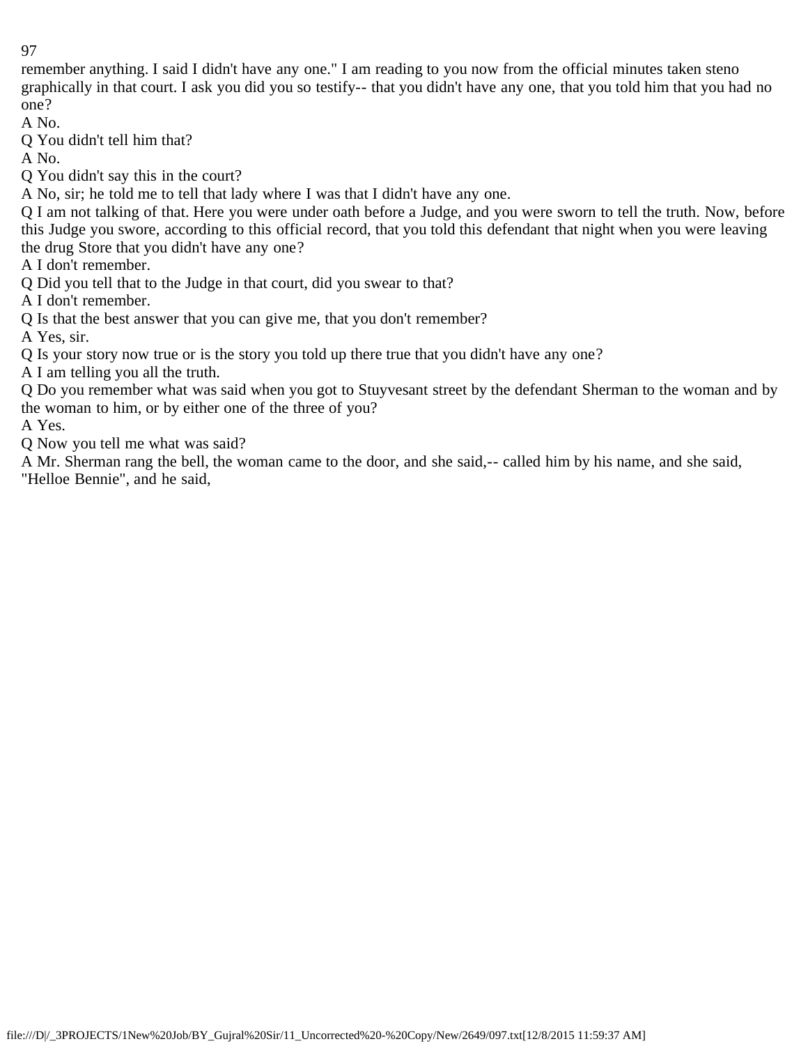remember anything. I said I didn't have any one." I am reading to you now from the official minutes taken steno graphically in that court. I ask you did you so testify-- that you didn't have any one, that you told him that you had no one?

A No.

Q You didn't tell him that?

A No.

Q You didn't say this in the court?

A No, sir; he told me to tell that lady where I was that I didn't have any one.

Q I am not talking of that. Here you were under oath before a Judge, and you were sworn to tell the truth. Now, before this Judge you swore, according to this official record, that you told this defendant that night when you were leaving the drug Store that you didn't have any one?

A I don't remember.

Q Did you tell that to the Judge in that court, did you swear to that?

A I don't remember.

Q Is that the best answer that you can give me, that you don't remember?

A Yes, sir.

Q Is your story now true or is the story you told up there true that you didn't have any one?

A I am telling you all the truth.

Q Do you remember what was said when you got to Stuyvesant street by the defendant Sherman to the woman and by the woman to him, or by either one of the three of you?

A Yes.

Q Now you tell me what was said?

A Mr. Sherman rang the bell, the woman came to the door, and she said,-- called him by his name, and she said, "Helloe Bennie", and he said,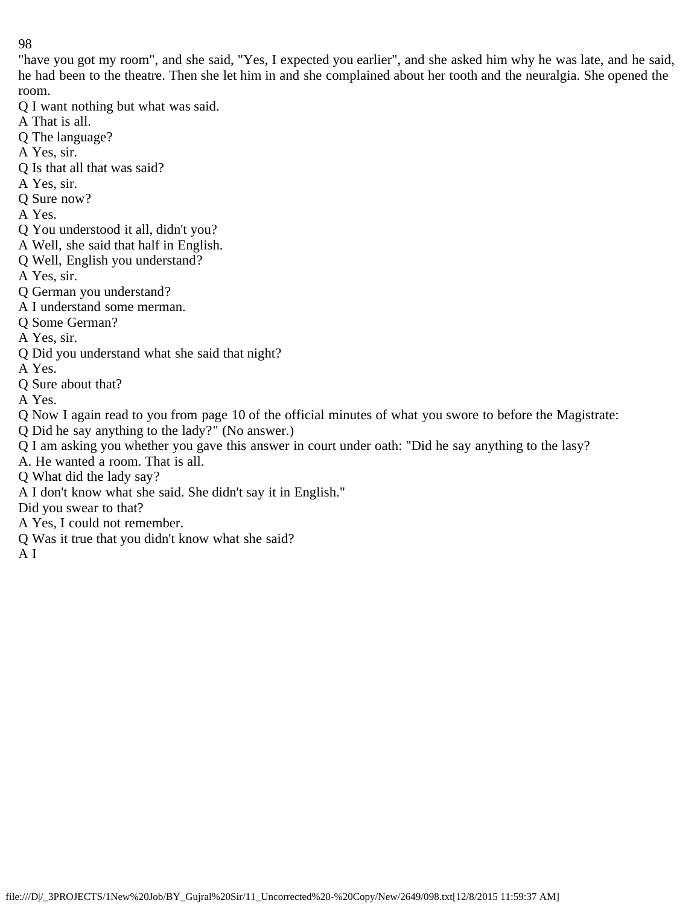"have you got my room", and she said, "Yes, I expected you earlier", and she asked him why he was late, and he said, he had been to the theatre. Then she let him in and she complained about her tooth and the neuralgia. She opened the room.

Q I want nothing but what was said.

A That is all.

Q The language?

A Yes, sir.

Q Is that all that was said?

A Yes, sir.

Q Sure now?

A Yes.

Q You understood it all, didn't you?

A Well, she said that half in English.

Q Well, English you understand?

A Yes, sir.

Q German you understand?

A I understand some merman.

Q Some German?

A Yes, sir.

Q Did you understand what she said that night?

A Yes.

Q Sure about that?

A Yes.

Q Now I again read to you from page 10 of the official minutes of what you swore to before the Magistrate:

Q Did he say anything to the lady?" (No answer.)

Q I am asking you whether you gave this answer in court under oath: "Did he say anything to the lasy?

A. He wanted a room. That is all.

Q What did the lady say?

A I don't know what she said. She didn't say it in English."

Did you swear to that?

A Yes, I could not remember.

Q Was it true that you didn't know what she said?

A I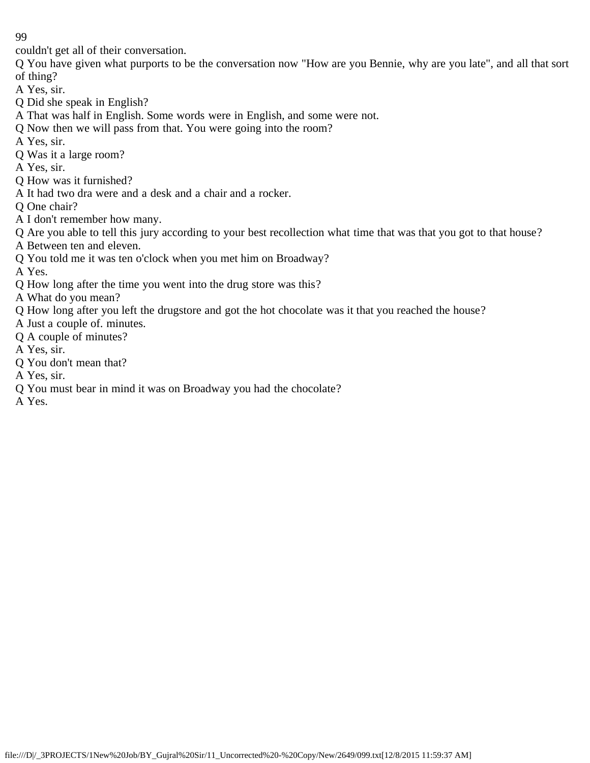couldn't get all of their conversation.

Q You have given what purports to be the conversation now "How are you Bennie, why are you late", and all that sort of thing?

A Yes, sir.

Q Did she speak in English?

A That was half in English. Some words were in English, and some were not.

Q Now then we will pass from that. You were going into the room?

A Yes, sir.

Q Was it a large room?

A Yes, sir.

Q How was it furnished?

A It had two dra were and a desk and a chair and a rocker.

Q One chair?

A I don't remember how many.

Q Are you able to tell this jury according to your best recollection what time that was that you got to that house?

A Between ten and eleven.

Q You told me it was ten o'clock when you met him on Broadway?

A Yes.

Q How long after the time you went into the drug store was this?

A What do you mean?

Q How long after you left the drugstore and got the hot chocolate was it that you reached the house?

A Just a couple of. minutes.

Q A couple of minutes?

A Yes, sir.

Q You don't mean that?

A Yes, sir.

Q You must bear in mind it was on Broadway you had the chocolate?

A Yes.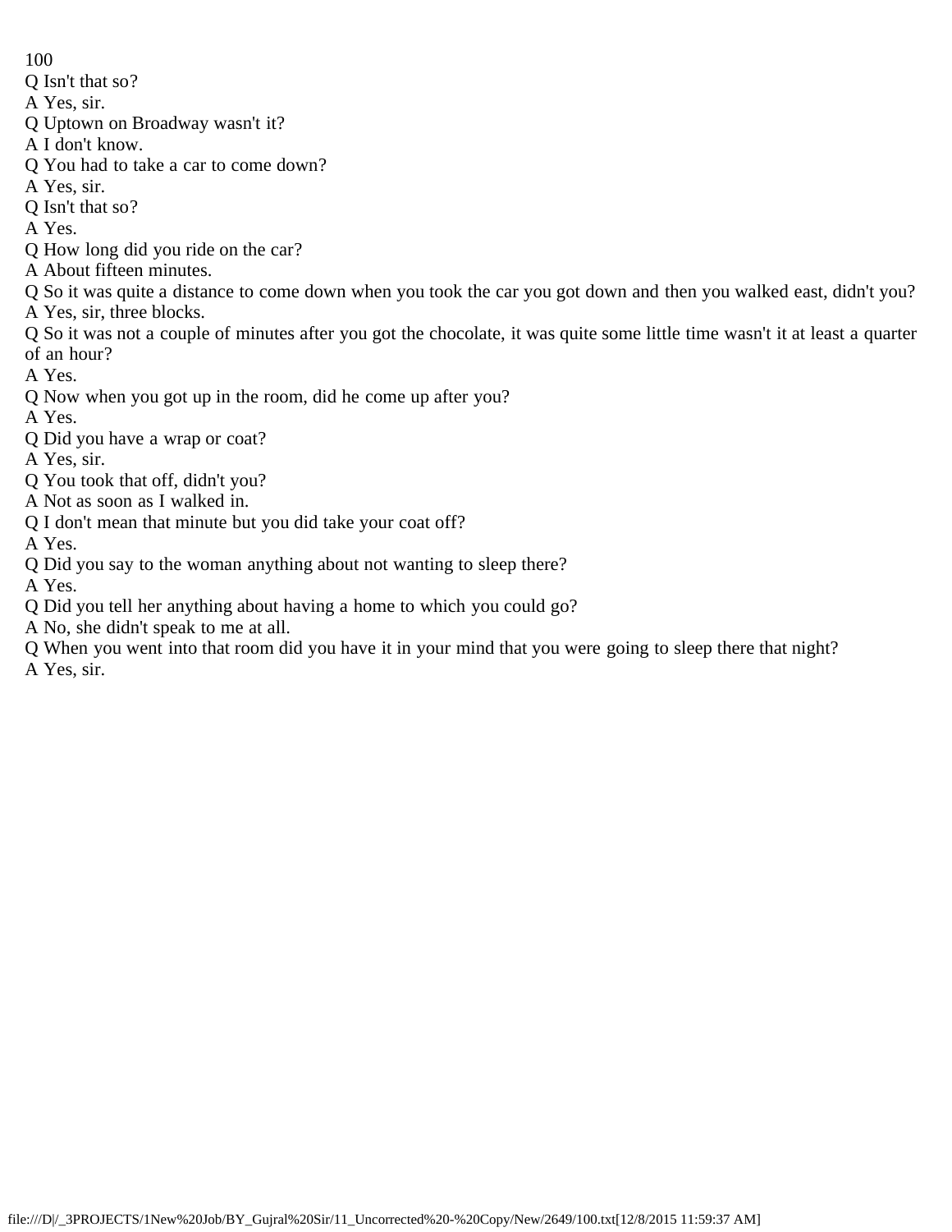Q Isn't that so?

A Yes, sir.

Q Uptown on Broadway wasn't it?

A I don't know.

Q You had to take a car to come down?

A Yes, sir.

Q Isn't that so?

A Yes.

Q How long did you ride on the car?

A About fifteen minutes.

Q So it was quite a distance to come down when you took the car you got down and then you walked east, didn't you?

A Yes, sir, three blocks.

Q So it was not a couple of minutes after you got the chocolate, it was quite some little time wasn't it at least a quarter of an hour?

A Yes.

Q Now when you got up in the room, did he come up after you?

A Yes.

Q Did you have a wrap or coat?

A Yes, sir.

Q You took that off, didn't you?

A Not as soon as I walked in.

Q I don't mean that minute but you did take your coat off?

A Yes.

Q Did you say to the woman anything about not wanting to sleep there?

A Yes.

Q Did you tell her anything about having a home to which you could go?

A No, she didn't speak to me at all.

Q When you went into that room did you have it in your mind that you were going to sleep there that night?

A Yes, sir.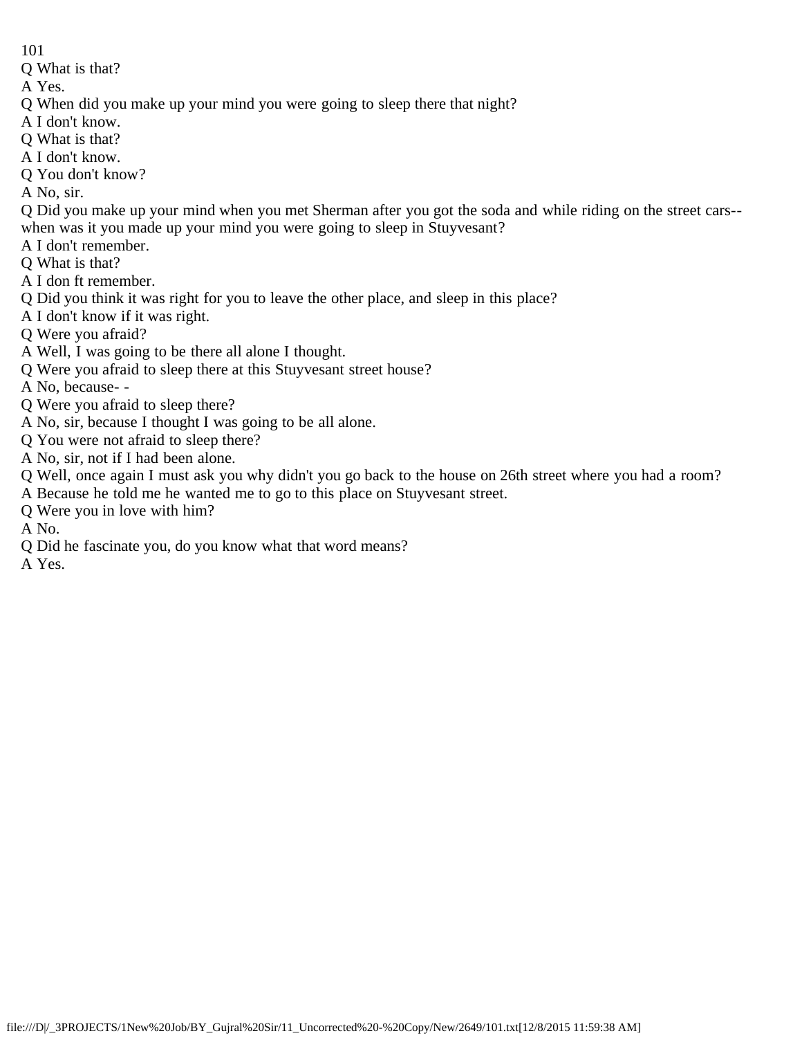Q What is that?

A Yes.

Q When did you make up your mind you were going to sleep there that night?

A I don't know.

Q What is that?

A I don't know.

Q You don't know?

A No, sir.

Q Did you make up your mind when you met Sherman after you got the soda and while riding on the street cars--when was it you made up your mind you were going to sleep in Stuyvesant?

A I don't remember.

Q What is that?

A I don ft remember.

Q Did you think it was right for you to leave the other place, and sleep in this place?

A I don't know if it was right.

Q Were you afraid?

A Well, I was going to be there all alone I thought.

Q Were you afraid to sleep there at this Stuyvesant street house?

A No, because- -

Q Were you afraid to sleep there?

A No, sir, because I thought I was going to be all alone.

Q You were not afraid to sleep there?

A No, sir, not if I had been alone.

Q Well, once again I must ask you why didn't you go back to the house on 26th street where you had a room?

A Because he told me he wanted me to go to this place on Stuyvesant street.

Q Were you in love with him?

A No.

Q Did he fascinate you, do you know what that word means?

A Yes.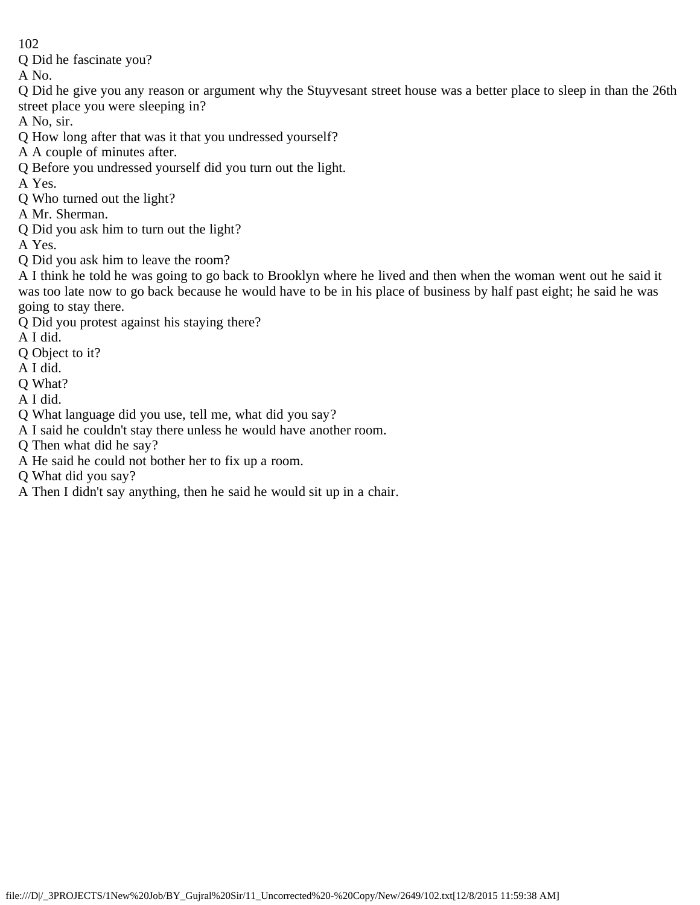Q Did he fascinate you?

A No.

Q Did he give you any reason or argument why the Stuyvesant street house was a better place to sleep in than the 26th street place you were sleeping in?

A No, sir.

Q How long after that was it that you undressed yourself?

A A couple of minutes after.

Q Before you undressed yourself did you turn out the light.

A Yes.

Q Who turned out the light?

A Mr. Sherman.

Q Did you ask him to turn out the light?

A Yes.

Q Did you ask him to leave the room?

A I think he told he was going to go back to Brooklyn where he lived and then when the woman went out he said it was too late now to go back because he would have to be in his place of business by half past eight; he said he was going to stay there.

Q Did you protest against his staying there?

A I did.

Q Object to it?

A I did.

Q What?

A I did.

Q What language did you use, tell me, what did you say?

A I said he couldn't stay there unless he would have another room.

Q Then what did he say?

A He said he could not bother her to fix up a room.

Q What did you say?

A Then I didn't say anything, then he said he would sit up in a chair.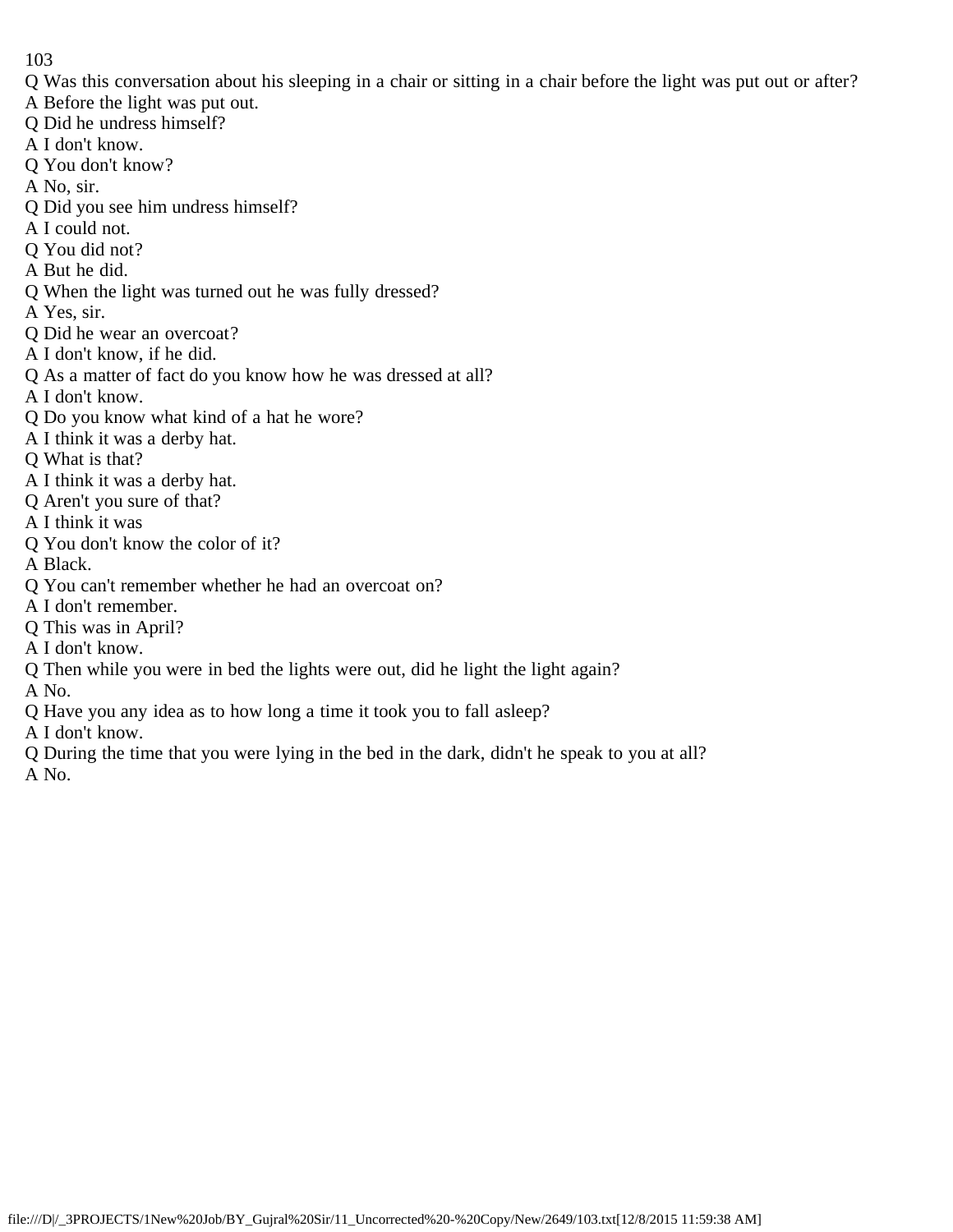Q Was this conversation about his sleeping in a chair or sitting in a chair before the light was put out or after?
A Before the light was put out.
Q Did he undress himself?
A I don't know.
Q You don't know?
A No, sir.
Q Did you see him undress himself?
A I could not.
Q You did not?
A But he did.
Q When the light was turned out he was fully dressed?
A Yes, sir.
Q Did he wear an overcoat?
A I don't know, if he did.
Q As a matter of fact do you know how he was dressed at all?
A I don't know.
Q Do you know what kind of a hat he wore?
A I think it was a derby hat.
Q What is that?
A I think it was a derby hat.
Q Aren't you sure of that?
A I think it was
Q You don't know the color of it?
A Black.
Q You can't remember whether he had an overcoat on?
A I don't remember.
Q This was in April?
A I don't know.
Q Then while you were in bed the lights were out, did he light the light again?
A No.
Q Have you any idea as to how long a time it took you to fall asleep?
A I don't know.
Q During the time that you were lying in the bed in the dark, didn't he speak to you at all?
A No.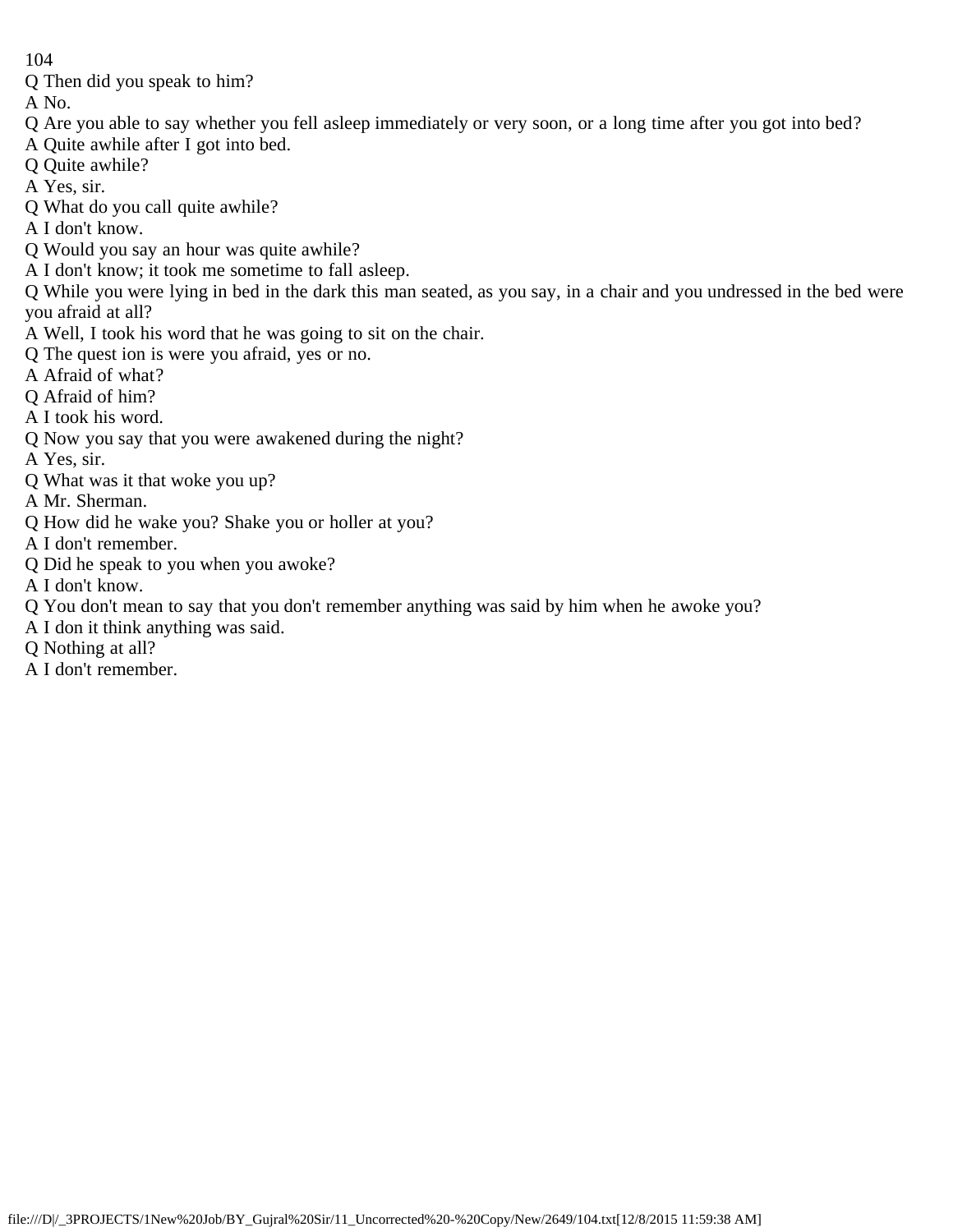Q Then did you speak to him?

A No.

Q Are you able to say whether you fell asleep immediately or very soon, or a long time after you got into bed?

A Quite awhile after I got into bed.

Q Quite awhile?

A Yes, sir.

Q What do you call quite awhile?

A I don't know.

Q Would you say an hour was quite awhile?

A I don't know; it took me sometime to fall asleep.

Q While you were lying in bed in the dark this man seated, as you say, in a chair and you undressed in the bed were you afraid at all?

A Well, I took his word that he was going to sit on the chair.

Q The quest ion is were you afraid, yes or no.

A Afraid of what?

Q Afraid of him?

A I took his word.

Q Now you say that you were awakened during the night?

A Yes, sir.

Q What was it that woke you up?

A Mr. Sherman.

Q How did he wake you? Shake you or holler at you?

A I don't remember.

Q Did he speak to you when you awoke?

A I don't know.

Q You don't mean to say that you don't remember anything was said by him when he awoke you?

A I don it think anything was said.

Q Nothing at all?

A I don't remember.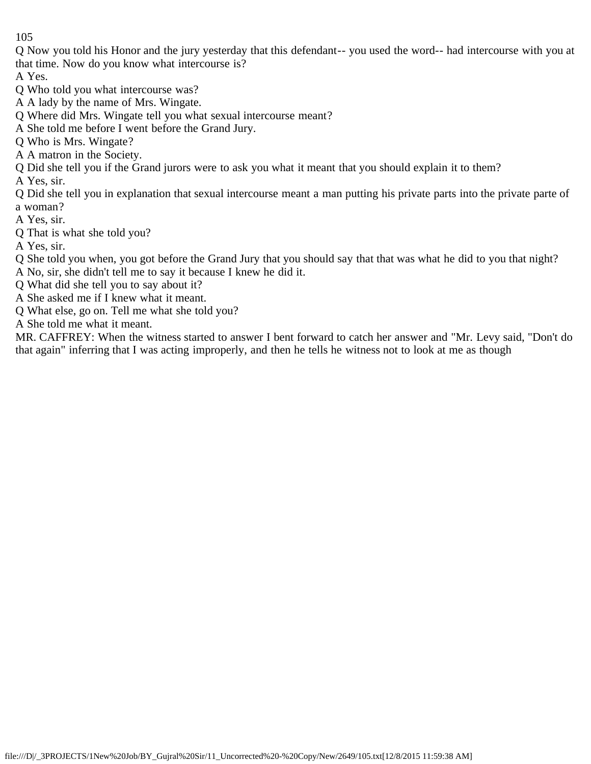Q Now you told his Honor and the jury yesterday that this defendant-- you used the word-- had intercourse with you at that time. Now do you know what intercourse is?

A Yes.

Q Who told you what intercourse was?

A A lady by the name of Mrs. Wingate.

Q Where did Mrs. Wingate tell you what sexual intercourse meant?

A She told me before I went before the Grand Jury.

Q Who is Mrs. Wingate?

A A matron in the Society.

Q Did she tell you if the Grand jurors were to ask you what it meant that you should explain it to them?

A Yes, sir.

Q Did she tell you in explanation that sexual intercourse meant a man putting his private parts into the private parte of a woman?

A Yes, sir.

Q That is what she told you?

A Yes, sir.

Q She told you when, you got before the Grand Jury that you should say that that was what he did to you that night?

A No, sir, she didn't tell me to say it because I knew he did it.

Q What did she tell you to say about it?

A She asked me if I knew what it meant.

Q What else, go on. Tell me what she told you?

A She told me what it meant.

MR. CAFFREY: When the witness started to answer I bent forward to catch her answer and "Mr. Levy said, "Don't do that again" inferring that I was acting improperly, and then he tells he witness not to look at me as though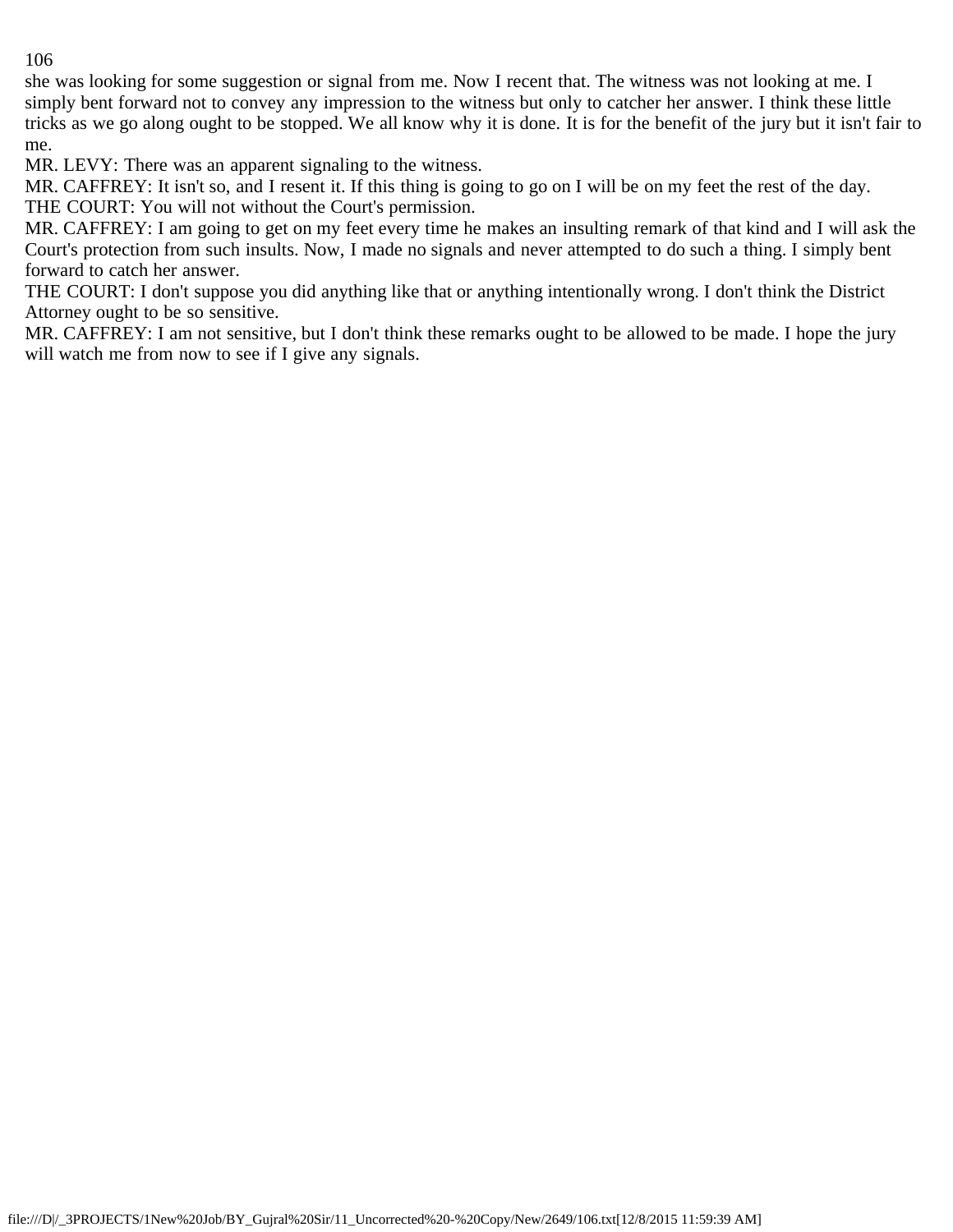she was looking for some suggestion or signal from me. Now I recent that. The witness was not looking at me. I simply bent forward not to convey any impression to the witness but only to catcher her answer. I think these little tricks as we go along ought to be stopped. We all know why it is done. It is for the benefit of the jury but it isn't fair to me.

MR. LEVY: There was an apparent signaling to the witness.

MR. CAFFREY: It isn't so, and I resent it. If this thing is going to go on I will be on my feet the rest of the day.

THE COURT: You will not without the Court's permission.

MR. CAFFREY: I am going to get on my feet every time he makes an insulting remark of that kind and I will ask the Court's protection from such insults. Now, I made no signals and never attempted to do such a thing. I simply bent forward to catch her answer.

THE COURT: I don't suppose you did anything like that or anything intentionally wrong. I don't think the District Attorney ought to be so sensitive.

MR. CAFFREY: I am not sensitive, but I don't think these remarks ought to be allowed to be made. I hope the jury will watch me from now to see if I give any signals.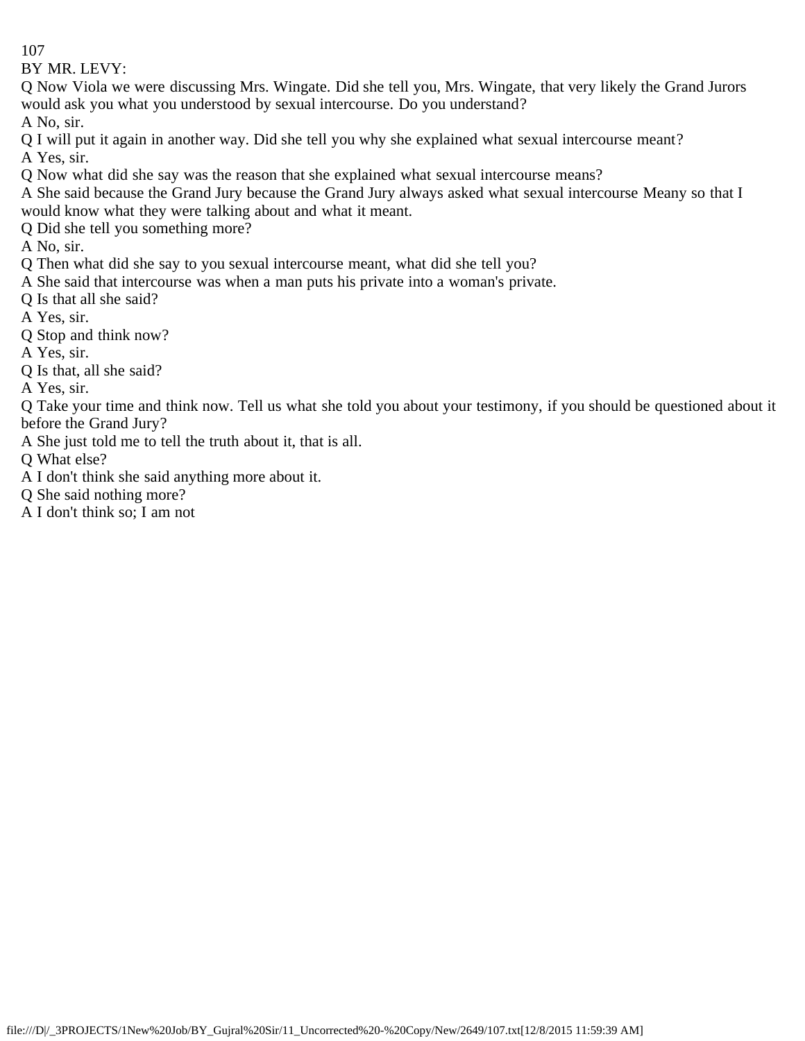BY MR. LEVY:

Q Now Viola we were discussing Mrs. Wingate. Did she tell you, Mrs. Wingate, that very likely the Grand Jurors would ask you what you understood by sexual intercourse. Do you understand?

A No, sir.

Q I will put it again in another way. Did she tell you why she explained what sexual intercourse meant?

A Yes, sir.

Q Now what did she say was the reason that she explained what sexual intercourse means?

A She said because the Grand Jury because the Grand Jury always asked what sexual intercourse Meany so that I would know what they were talking about and what it meant.

Q Did she tell you something more?

A No, sir.

Q Then what did she say to you sexual intercourse meant, what did she tell you?

A She said that intercourse was when a man puts his private into a woman's private.

Q Is that all she said?

A Yes, sir.

Q Stop and think now?

A Yes, sir.

Q Is that, all she said?

A Yes, sir.

Q Take your time and think now. Tell us what she told you about your testimony, if you should be questioned about it before the Grand Jury?

A She just told me to tell the truth about it, that is all.

Q What else?

A I don't think she said anything more about it.

Q She said nothing more?

A I don't think so; I am not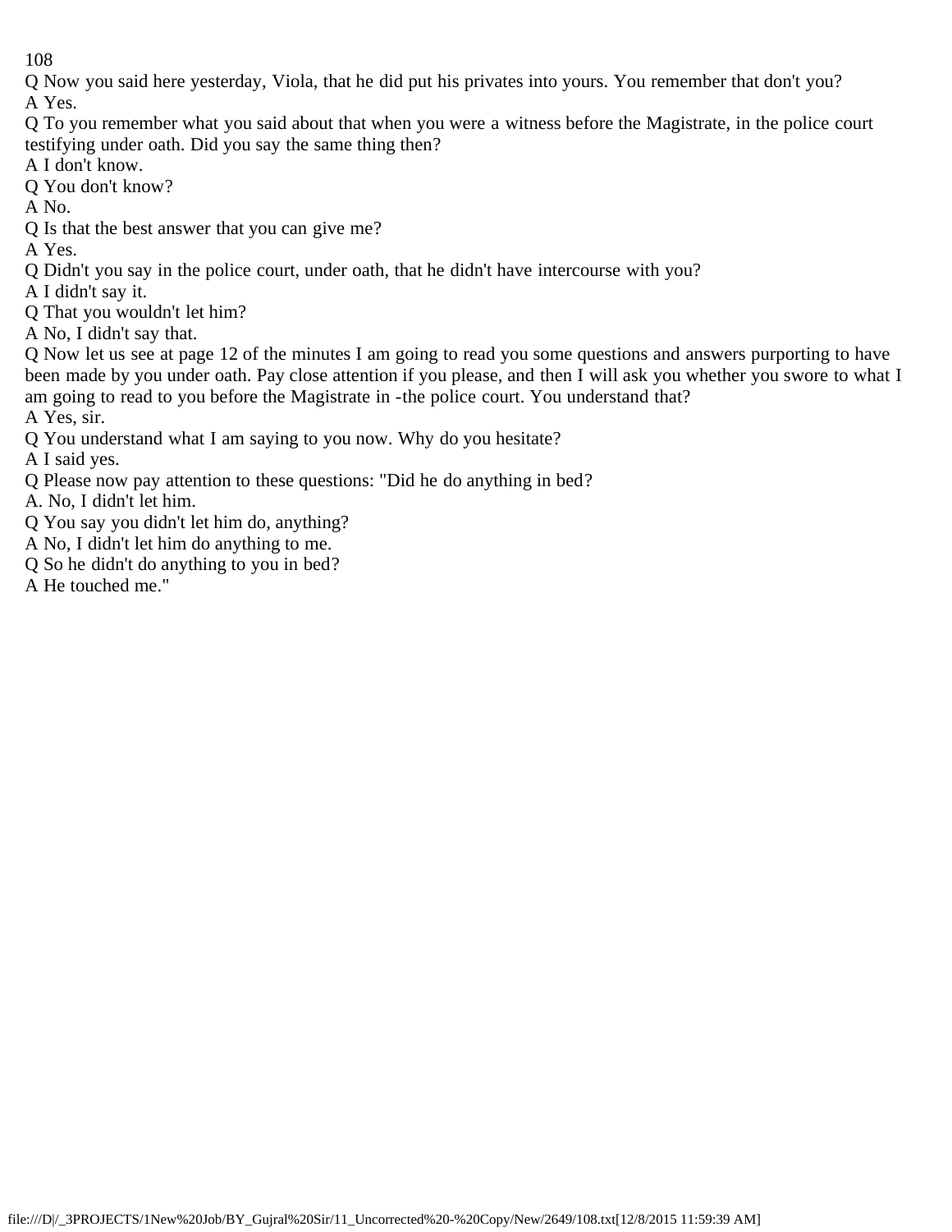Q Now you said here yesterday, Viola, that he did put his privates into yours. You remember that don't you?
A Yes.
Q To you remember what you said about that when you were a witness before the Magistrate, in the police court testifying under oath. Did you say the same thing then?
A I don't know.
Q You don't know?
A No.
Q Is that the best answer that you can give me?
A Yes.
Q Didn't you say in the police court, under oath, that he didn't have intercourse with you?
A I didn't say it.
Q That you wouldn't let him?
A No, I didn't say that.
Q Now let us see at page 12 of the minutes I am going to read you some questions and answers purporting to have been made by you under oath. Pay close attention if you please, and then I will ask you whether you swore to what I am going to read to you before the Magistrate in -the police court. You understand that?
A Yes, sir.
Q You understand what I am saying to you now. Why do you hesitate?
A I said yes.
Q Please now pay attention to these questions: "Did he do anything in bed?
A. No, I didn't let him.
Q You say you didn't let him do, anything?
A No, I didn't let him do anything to me.
Q So he didn't do anything to you in bed?
A He touched me."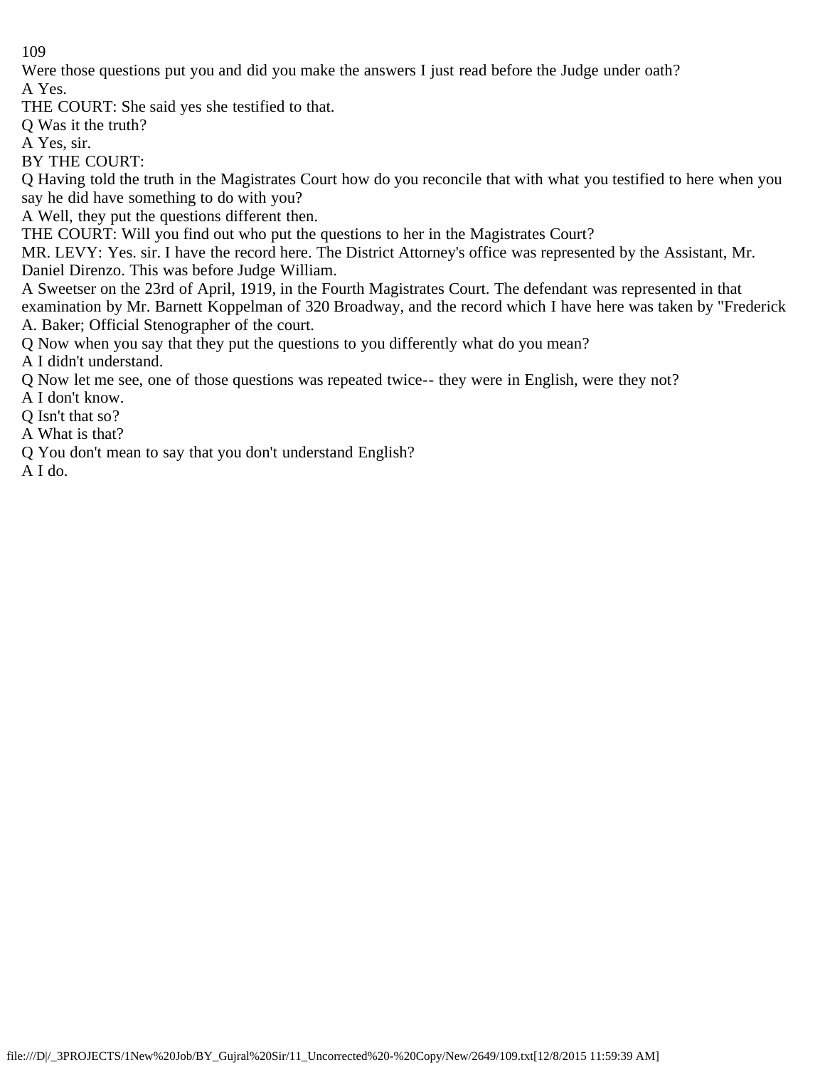Were those questions put you and did you make the answers I just read before the Judge under oath?

A Yes.

THE COURT: She said yes she testified to that.

Q Was it the truth?

A Yes, sir.

BY THE COURT:

Q Having told the truth in the Magistrates Court how do you reconcile that with what you testified to here when you say he did have something to do with you?

A Well, they put the questions different then.

THE COURT: Will you find out who put the questions to her in the Magistrates Court?

MR. LEVY: Yes. sir. I have the record here. The District Attorney's office was represented by the Assistant, Mr. Daniel Direnzo. This was before Judge William.

A Sweetser on the 23rd of April, 1919, in the Fourth Magistrates Court. The defendant was represented in that examination by Mr. Barnett Koppelman of 320 Broadway, and the record which I have here was taken by "Frederick A. Baker; Official Stenographer of the court.

Q Now when you say that they put the questions to you differently what do you mean?

A I didn't understand.

Q Now let me see, one of those questions was repeated twice-- they were in English, were they not?

A I don't know.

Q Isn't that so?

A What is that?

Q You don't mean to say that you don't understand English?

A I do.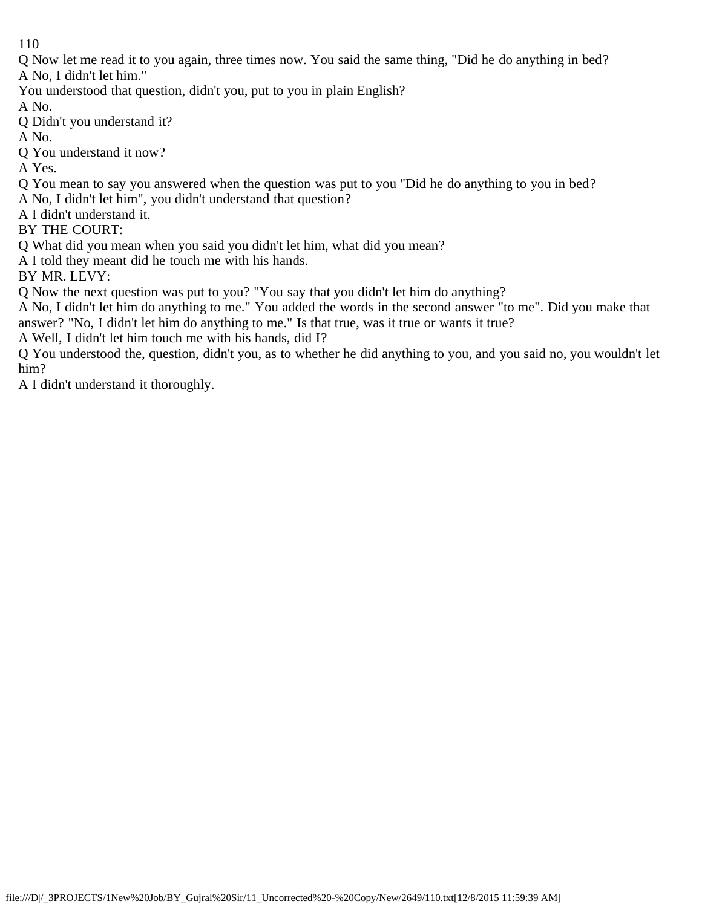Q Now let me read it to you again, three times now. You said the same thing, "Did he do anything in bed?

A No, I didn't let him."

You understood that question, didn't you, put to you in plain English?

A No.

Q Didn't you understand it?

A No.

Q You understand it now?

A Yes.

Q You mean to say you answered when the question was put to you "Did he do anything to you in bed?

A No, I didn't let him", you didn't understand that question?

A I didn't understand it.

BY THE COURT:

Q What did you mean when you said you didn't let him, what did you mean?

A I told they meant did he touch me with his hands.

BY MR. LEVY:

Q Now the next question was put to you? "You say that you didn't let him do anything?

A No, I didn't let him do anything to me." You added the words in the second answer "to me". Did you make that answer? "No, I didn't let him do anything to me." Is that true, was it true or wants it true?

A Well, I didn't let him touch me with his hands, did I?

Q You understood the, question, didn't you, as to whether he did anything to you, and you said no, you wouldn't let him?

A I didn't understand it thoroughly.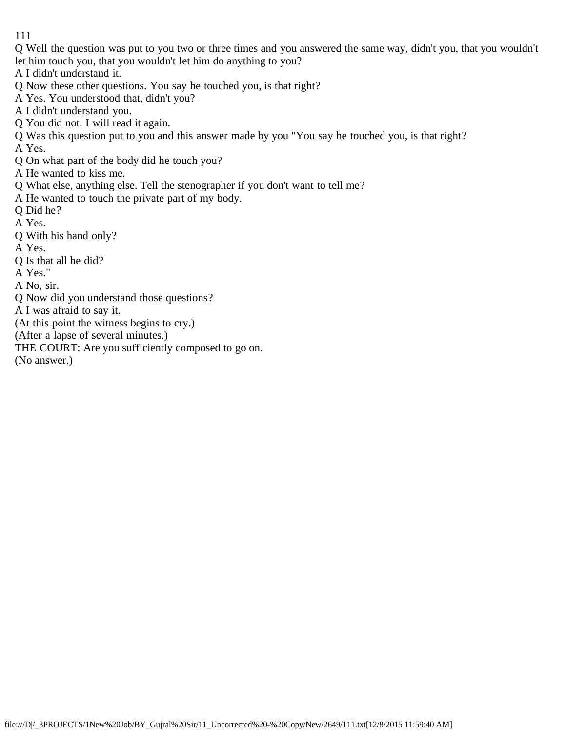Q Well the question was put to you two or three times and you answered the same way, didn't you, that you wouldn't let him touch you, that you wouldn't let him do anything to you?

A I didn't understand it.

Q Now these other questions. You say he touched you, is that right?

A Yes. You understood that, didn't you?

A I didn't understand you.

Q You did not. I will read it again.

Q Was this question put to you and this answer made by you "You say he touched you, is that right?

A Yes.

Q On what part of the body did he touch you?

A He wanted to kiss me.

Q What else, anything else. Tell the stenographer if you don't want to tell me?

A He wanted to touch the private part of my body.

Q Did he?

A Yes.

Q With his hand only?

A Yes.

Q Is that all he did?

A Yes."

A No, sir.

Q Now did you understand those questions?

A I was afraid to say it.

(At this point the witness begins to cry.)

(After a lapse of several minutes.)

THE COURT: Are you sufficiently composed to go on.

(No answer.)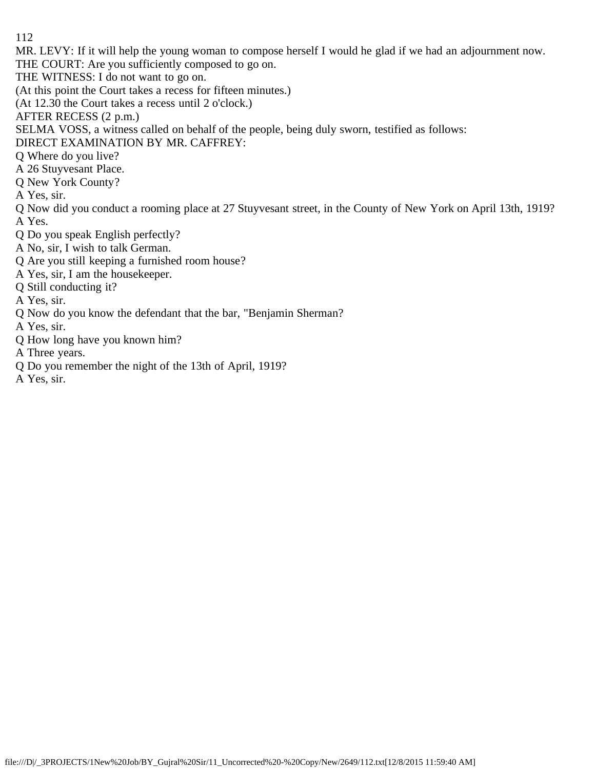MR. LEVY: If it will help the young woman to compose herself I would he glad if we had an adjournment now.

THE COURT: Are you sufficiently composed to go on.

THE WITNESS: I do not want to go on.

(At this point the Court takes a recess for fifteen minutes.)

(At 12.30 the Court takes a recess until 2 o'clock.)

AFTER RECESS (2 p.m.)

SELMA VOSS, a witness called on behalf of the people, being duly sworn, testified as follows:

DIRECT EXAMINATION BY MR. CAFFREY:

Q Where do you live?

A 26 Stuyvesant Place.

Q New York County?

A Yes, sir.

Q Now did you conduct a rooming place at 27 Stuyvesant street, in the County of New York on April 13th, 1919?

A Yes.

Q Do you speak English perfectly?

A No, sir, I wish to talk German.

Q Are you still keeping a furnished room house?

A Yes, sir, I am the housekeeper.

Q Still conducting it?

A Yes, sir.

Q Now do you know the defendant that the bar, "Benjamin Sherman?

A Yes, sir.

Q How long have you known him?

A Three years.

Q Do you remember the night of the 13th of April, 1919?

A Yes, sir.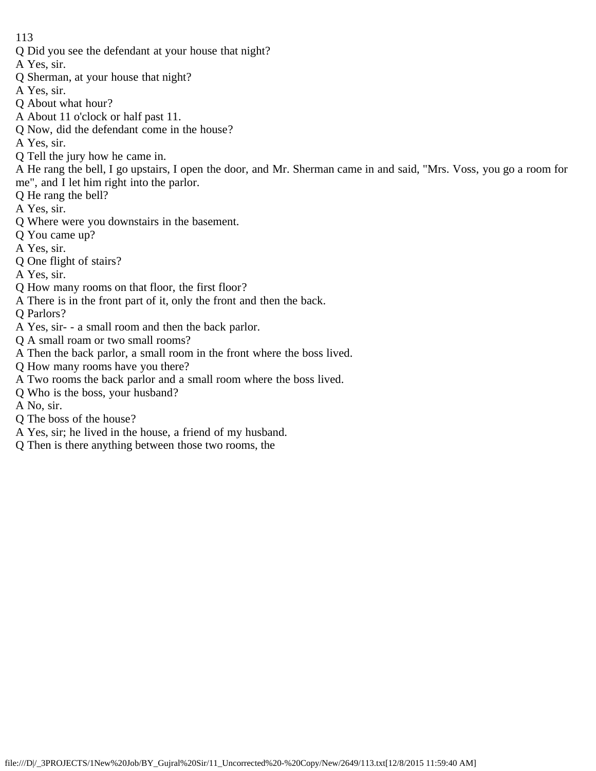Q Did you see the defendant at your house that night?
A Yes, sir.
Q Sherman, at your house that night?
A Yes, sir.
Q About what hour?
A About 11 o'clock or half past 11.
Q Now, did the defendant come in the house?
A Yes, sir.
Q Tell the jury how he came in.
A He rang the bell, I go upstairs, I open the door, and Mr. Sherman came in and said, "Mrs. Voss, you go a room for me", and I let him right into the parlor.
Q He rang the bell?
A Yes, sir.
Q Where were you downstairs in the basement.
Q You came up?
A Yes, sir.
Q One flight of stairs?
A Yes, sir.
Q How many rooms on that floor, the first floor?
A There is in the front part of it, only the front and then the back.
Q Parlors?
A Yes, sir- - a small room and then the back parlor.
Q A small roam or two small rooms?
A Then the back parlor, a small room in the front where the boss lived.
Q How many rooms have you there?
A Two rooms the back parlor and a small room where the boss lived.
Q Who is the boss, your husband?
A No, sir.
Q The boss of the house?
A Yes, sir; he lived in the house, a friend of my husband.
Q Then is there anything between those two rooms, the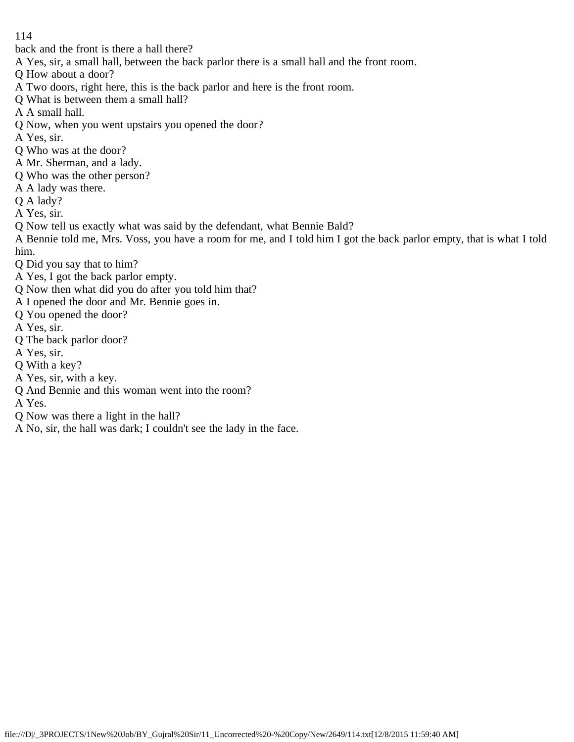back and the front is there a hall there?

A Yes, sir, a small hall, between the back parlor there is a small hall and the front room.

Q How about a door?

A Two doors, right here, this is the back parlor and here is the front room.

Q What is between them a small hall?

A A small hall.

Q Now, when you went upstairs you opened the door?

A Yes, sir.

Q Who was at the door?

A Mr. Sherman, and a lady.

Q Who was the other person?

A A lady was there.

Q A lady?

A Yes, sir.

Q Now tell us exactly what was said by the defendant, what Bennie Bald?

A Bennie told me, Mrs. Voss, you have a room for me, and I told him I got the back parlor empty, that is what I told him.

Q Did you say that to him?

A Yes, I got the back parlor empty.

Q Now then what did you do after you told him that?

A I opened the door and Mr. Bennie goes in.

Q You opened the door?

A Yes, sir.

Q The back parlor door?

A Yes, sir.

Q With a key?

A Yes, sir, with a key.

Q And Bennie and this woman went into the room?

A Yes.

Q Now was there a light in the hall?

A No, sir, the hall was dark; I couldn't see the lady in the face.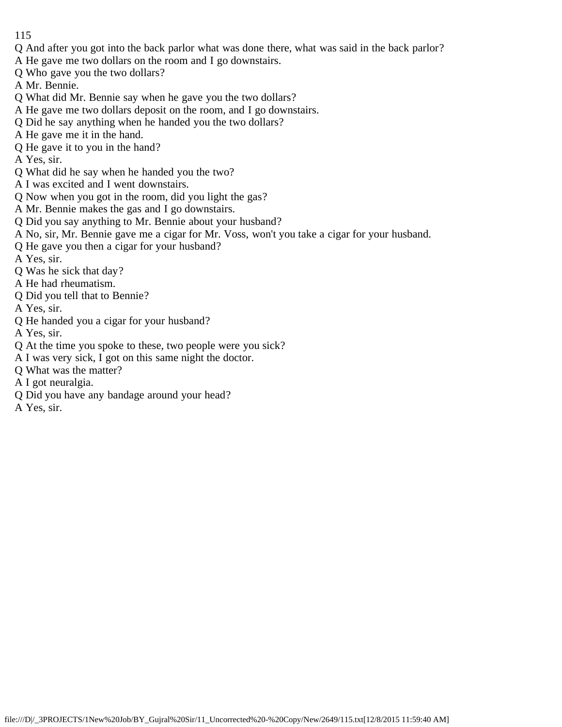Q And after you got into the back parlor what was done there, what was said in the back parlor?
A He gave me two dollars on the room and I go downstairs.
Q Who gave you the two dollars?
A Mr. Bennie.
Q What did Mr. Bennie say when he gave you the two dollars?
A He gave me two dollars deposit on the room, and I go downstairs.
Q Did he say anything when he handed you the two dollars?
A He gave me it in the hand.
Q He gave it to you in the hand?
A Yes, sir.
Q What did he say when he handed you the two?
A I was excited and I went downstairs.
Q Now when you got in the room, did you light the gas?
A Mr. Bennie makes the gas and I go downstairs.
Q Did you say anything to Mr. Bennie about your husband?
A No, sir, Mr. Bennie gave me a cigar for Mr. Voss, won't you take a cigar for your husband.
Q He gave you then a cigar for your husband?
A Yes, sir.
Q Was he sick that day?
A He had rheumatism.
Q Did you tell that to Bennie?
A Yes, sir.
Q He handed you a cigar for your husband?
A Yes, sir.
Q At the time you spoke to these, two people were you sick?
A I was very sick, I got on this same night the doctor.
Q What was the matter?
A I got neuralgia.
Q Did you have any bandage around your head?
A Yes, sir.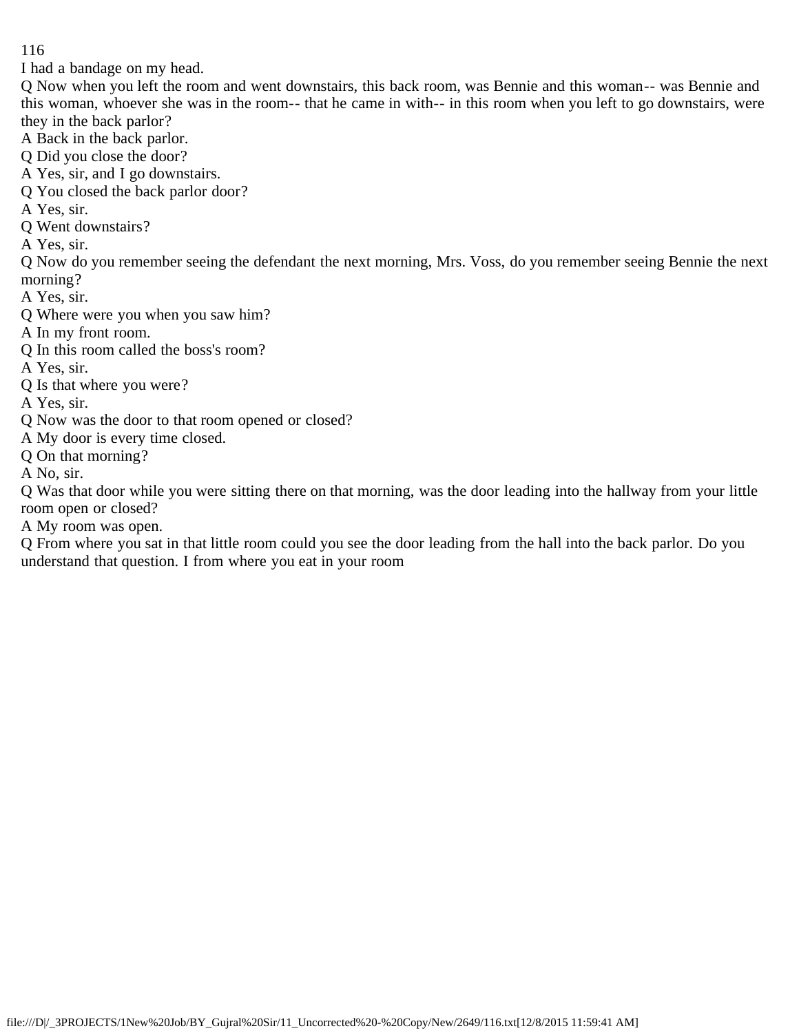I had a bandage on my head.

Q Now when you left the room and went downstairs, this back room, was Bennie and this woman-- was Bennie and this woman, whoever she was in the room-- that he came in with-- in this room when you left to go downstairs, were they in the back parlor?

A Back in the back parlor.

Q Did you close the door?

A Yes, sir, and I go downstairs.

Q You closed the back parlor door?

A Yes, sir.

Q Went downstairs?

A Yes, sir.

Q Now do you remember seeing the defendant the next morning, Mrs. Voss, do you remember seeing Bennie the next morning?

A Yes, sir.

Q Where were you when you saw him?

A In my front room.

Q In this room called the boss's room?

A Yes, sir.

Q Is that where you were?

A Yes, sir.

Q Now was the door to that room opened or closed?

A My door is every time closed.

Q On that morning?

A No, sir.

Q Was that door while you were sitting there on that morning, was the door leading into the hallway from your little room open or closed?

A My room was open.

Q From where you sat in that little room could you see the door leading from the hall into the back parlor. Do you understand that question. I from where you eat in your room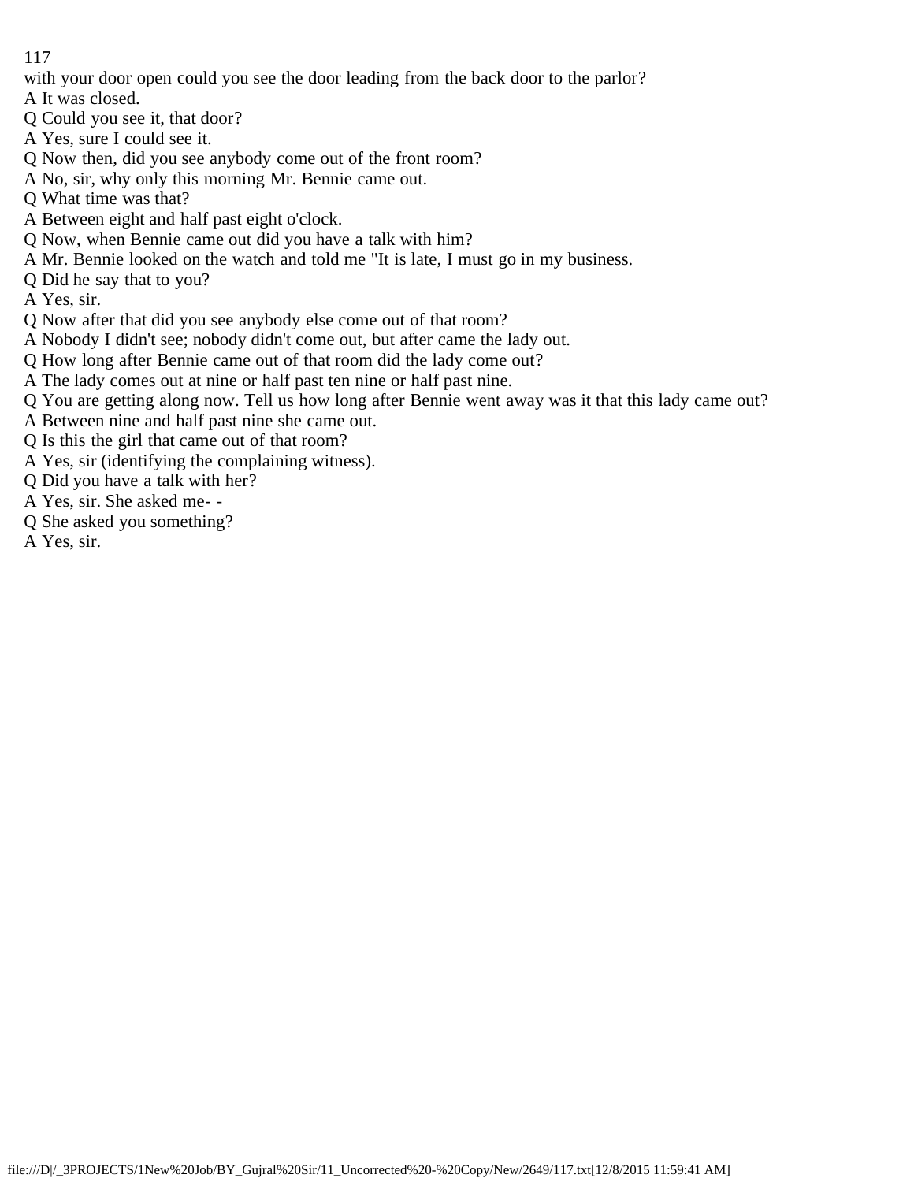with your door open could you see the door leading from the back door to the parlor?
A It was closed.
Q Could you see it, that door?
A Yes, sure I could see it.
Q Now then, did you see anybody come out of the front room?
A No, sir, why only this morning Mr. Bennie came out.
Q What time was that?
A Between eight and half past eight o'clock.
Q Now, when Bennie came out did you have a talk with him?
A Mr. Bennie looked on the watch and told me "It is late, I must go in my business.
Q Did he say that to you?
A Yes, sir.
Q Now after that did you see anybody else come out of that room?
A Nobody I didn't see; nobody didn't come out, but after came the lady out.
Q How long after Bennie came out of that room did the lady come out?
A The lady comes out at nine or half past ten nine or half past nine.
Q You are getting along now. Tell us how long after Bennie went away was it that this lady came out?
A Between nine and half past nine she came out.
Q Is this the girl that came out of that room?
A Yes, sir (identifying the complaining witness).
Q Did you have a talk with her?
A Yes, sir. She asked me- -
Q She asked you something?
A Yes, sir.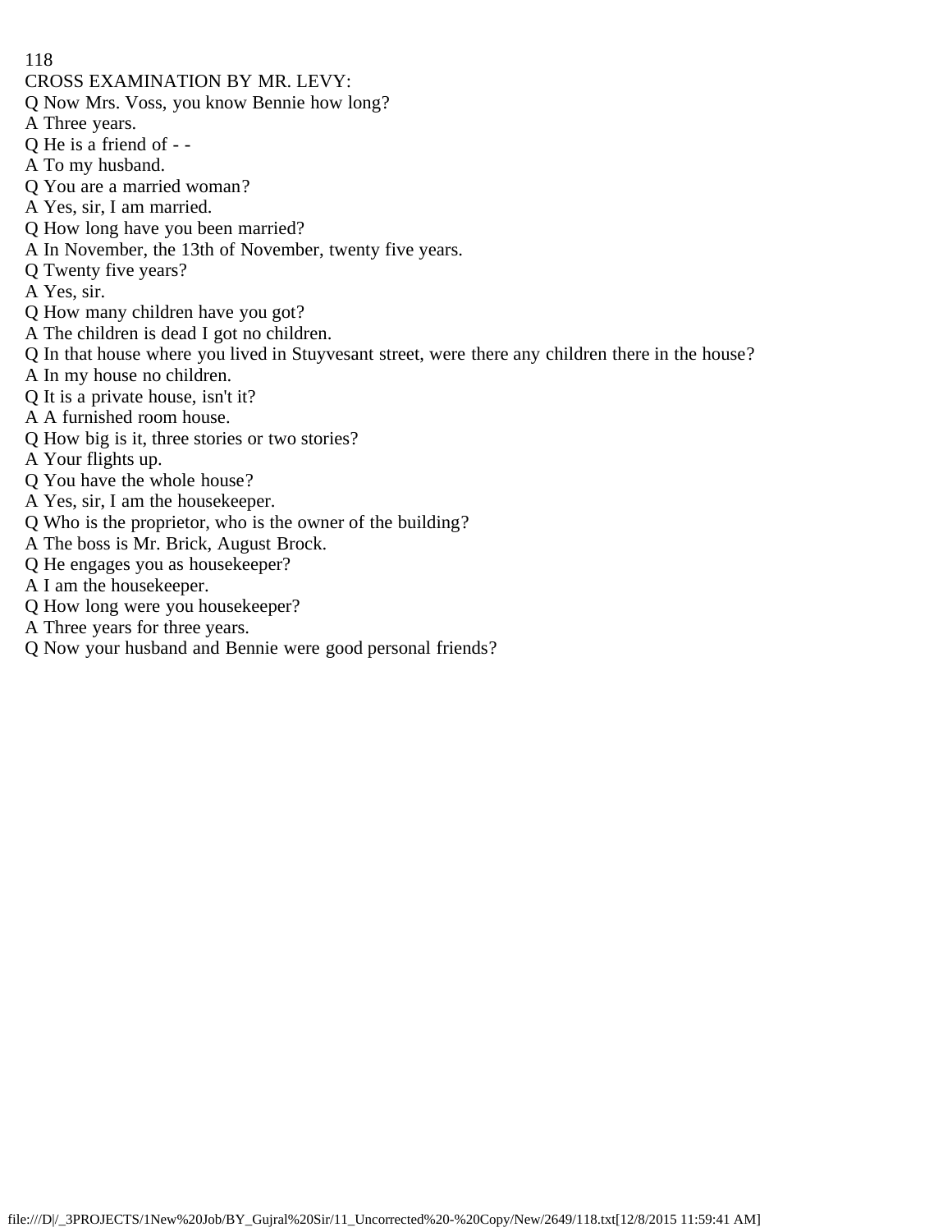CROSS EXAMINATION BY MR. LEVY:

Q Now Mrs. Voss, you know Bennie how long?

A Three years.

Q He is a friend of - -

A To my husband.

Q You are a married woman?

A Yes, sir, I am married.

Q How long have you been married?

A In November, the 13th of November, twenty five years.

Q Twenty five years?

A Yes, sir.

Q How many children have you got?

A The children is dead I got no children.

Q In that house where you lived in Stuyvesant street, were there any children there in the house?

A In my house no children.

Q It is a private house, isn't it?

A A furnished room house.

Q How big is it, three stories or two stories?

A Your flights up.

Q You have the whole house?

A Yes, sir, I am the housekeeper.

Q Who is the proprietor, who is the owner of the building?

A The boss is Mr. Brick, August Brock.

Q He engages you as housekeeper?

A I am the housekeeper.

Q How long were you housekeeper?

A Three years for three years.

Q Now your husband and Bennie were good personal friends?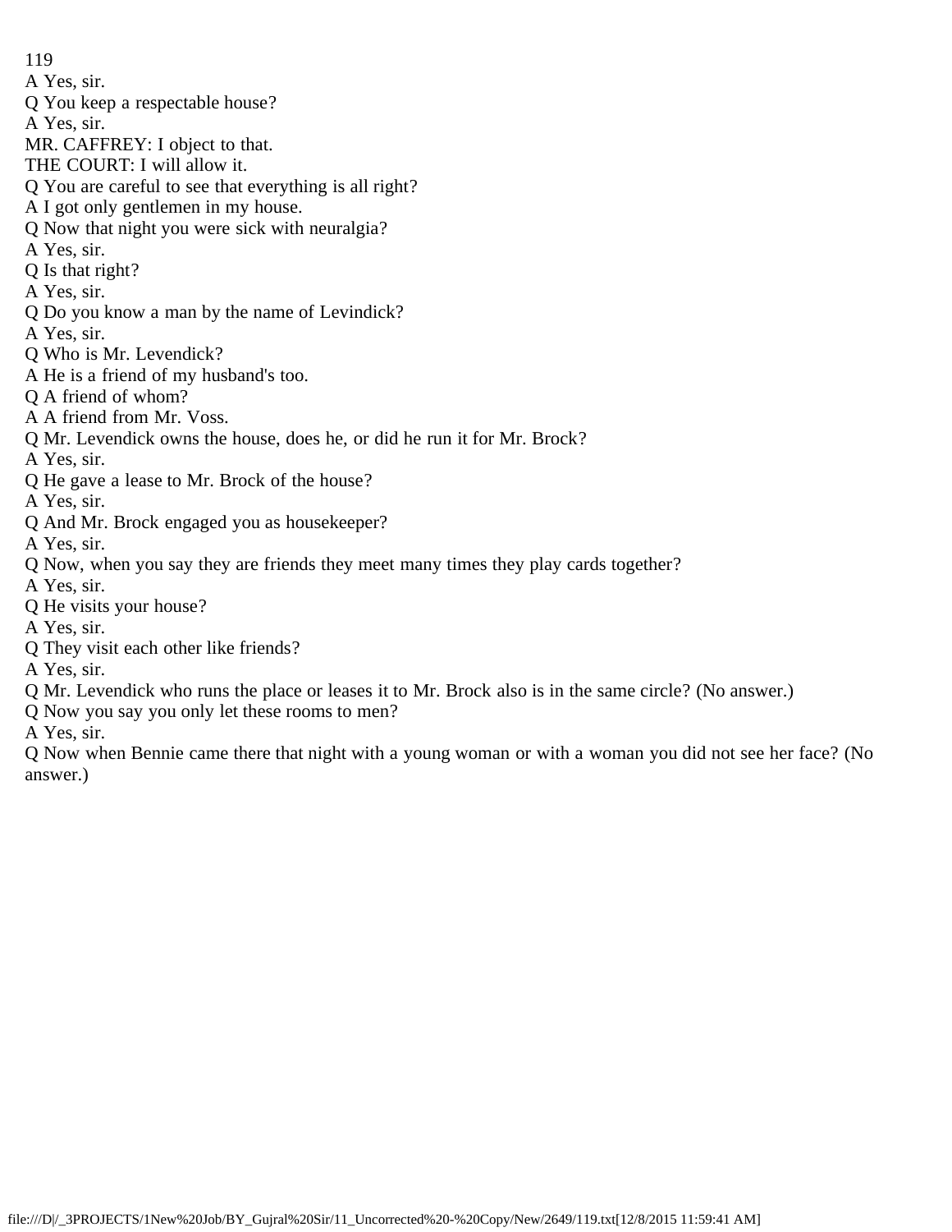A Yes, sir.

Q You keep a respectable house?

A Yes, sir.

MR. CAFFREY: I object to that.

THE COURT: I will allow it.

Q You are careful to see that everything is all right?

A I got only gentlemen in my house.

Q Now that night you were sick with neuralgia?

A Yes, sir.

Q Is that right?

A Yes, sir.

Q Do you know a man by the name of Levindick?

A Yes, sir.

Q Who is Mr. Levendick?

A He is a friend of my husband's too.

Q A friend of whom?

A A friend from Mr. Voss.

Q Mr. Levendick owns the house, does he, or did he run it for Mr. Brock?

A Yes, sir.

Q He gave a lease to Mr. Brock of the house?

A Yes, sir.

Q And Mr. Brock engaged you as housekeeper?

A Yes, sir.

Q Now, when you say they are friends they meet many times they play cards together?

A Yes, sir.

Q He visits your house?

A Yes, sir.

Q They visit each other like friends?

A Yes, sir.

Q Mr. Levendick who runs the place or leases it to Mr. Brock also is in the same circle? (No answer.)

Q Now you say you only let these rooms to men?

A Yes, sir.

Q Now when Bennie came there that night with a young woman or with a woman you did not see her face? (No answer.)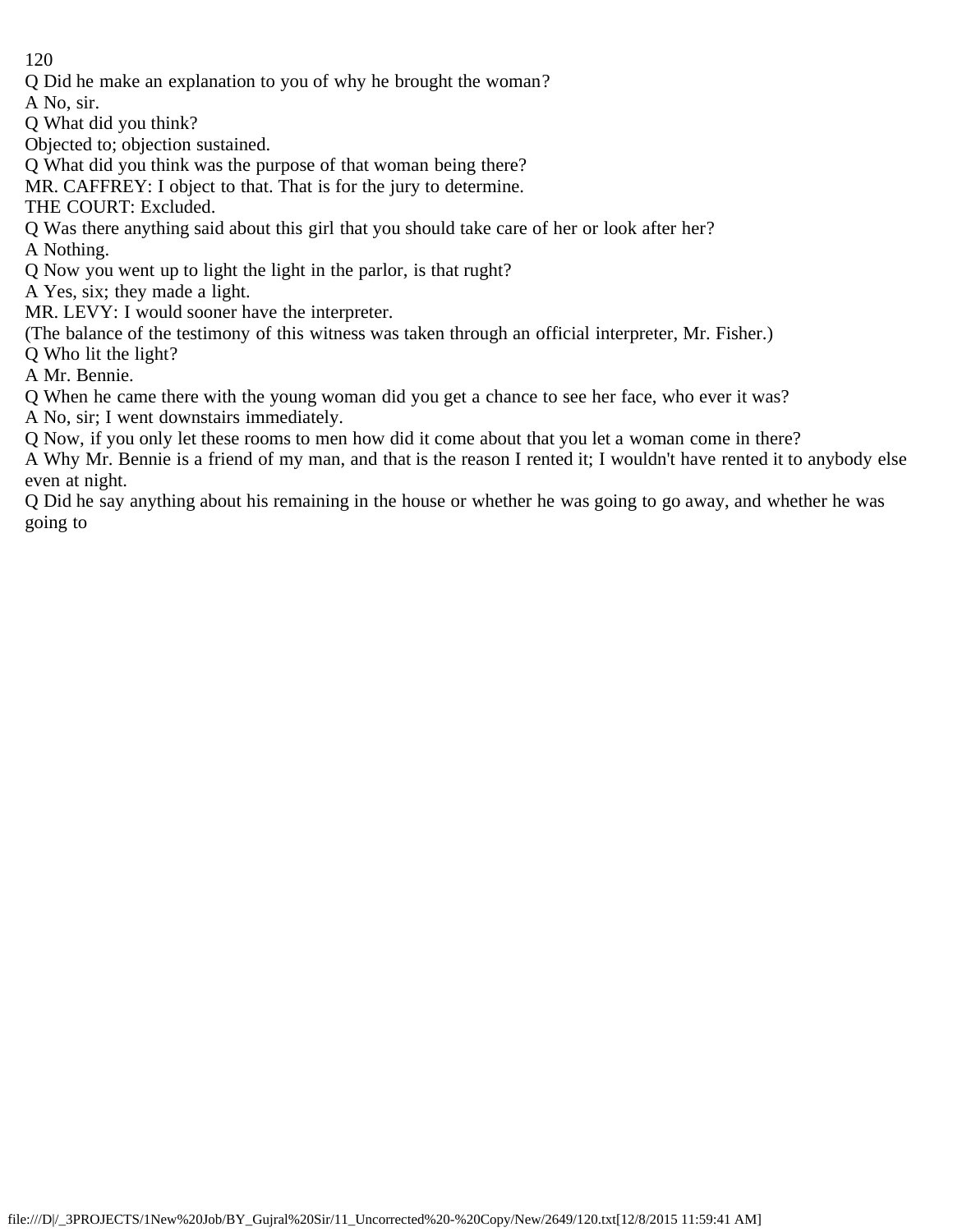Q Did he make an explanation to you of why he brought the woman?

A No, sir.

Q What did you think?

Objected to; objection sustained.

Q What did you think was the purpose of that woman being there?

MR. CAFFREY: I object to that. That is for the jury to determine.

THE COURT: Excluded.

Q Was there anything said about this girl that you should take care of her or look after her?

A Nothing.

Q Now you went up to light the light in the parlor, is that rught?

A Yes, six; they made a light.

MR. LEVY: I would sooner have the interpreter.

(The balance of the testimony of this witness was taken through an official interpreter, Mr. Fisher.)

Q Who lit the light?

A Mr. Bennie.

Q When he came there with the young woman did you get a chance to see her face, who ever it was?

A No, sir; I went downstairs immediately.

Q Now, if you only let these rooms to men how did it come about that you let a woman come in there?

A Why Mr. Bennie is a friend of my man, and that is the reason I rented it; I wouldn't have rented it to anybody else even at night.

Q Did he say anything about his remaining in the house or whether he was going to go away, and whether he was going to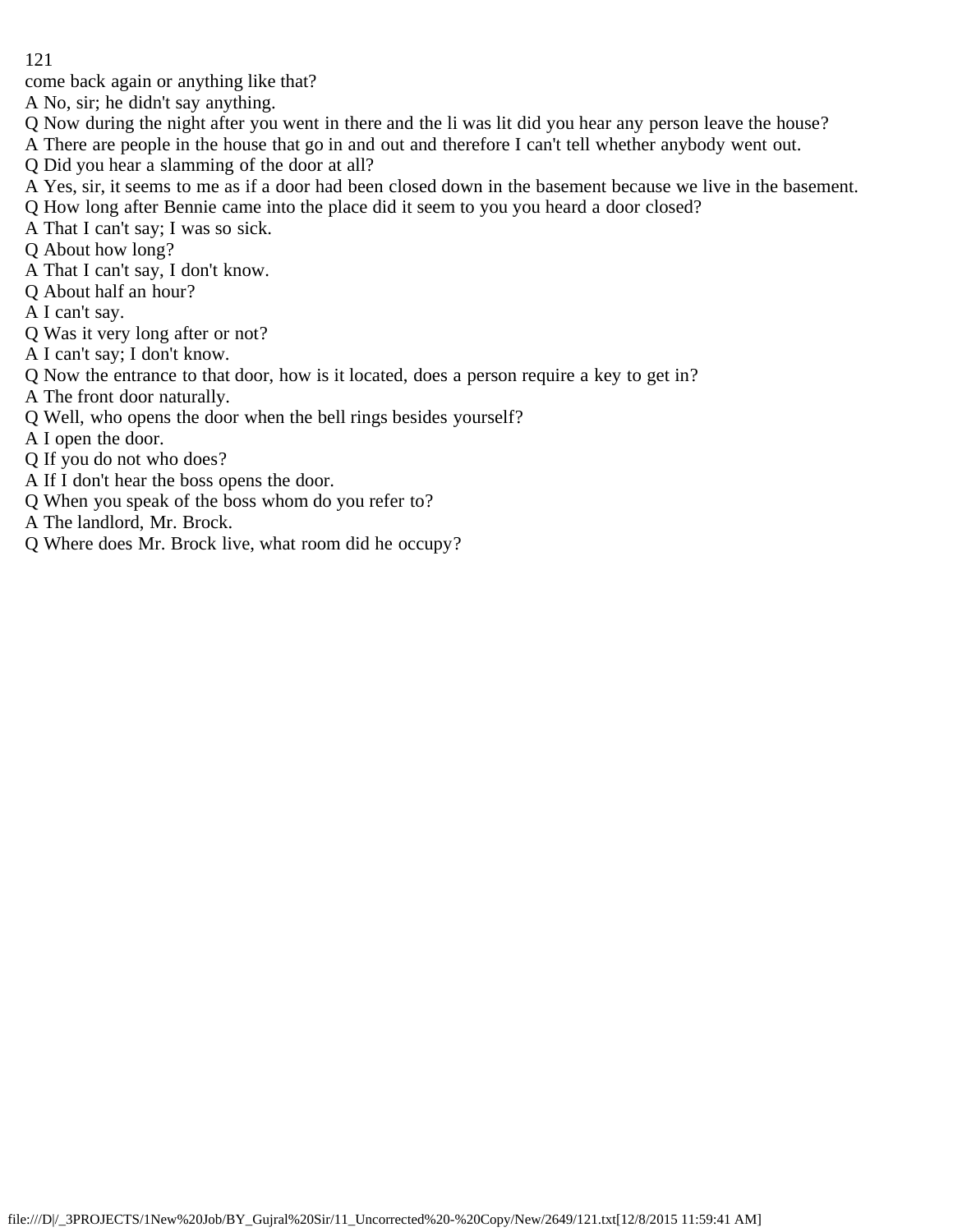come back again or anything like that?

A No, sir; he didn't say anything.

Q Now during the night after you went in there and the li was lit did you hear any person leave the house?

A There are people in the house that go in and out and therefore I can't tell whether anybody went out.

Q Did you hear a slamming of the door at all?

A Yes, sir, it seems to me as if a door had been closed down in the basement because we live in the basement.

Q How long after Bennie came into the place did it seem to you you heard a door closed?

A That I can't say; I was so sick.

Q About how long?

A That I can't say, I don't know.

Q About half an hour?

A I can't say.

Q Was it very long after or not?

A I can't say; I don't know.

Q Now the entrance to that door, how is it located, does a person require a key to get in?

A The front door naturally.

Q Well, who opens the door when the bell rings besides yourself?

A I open the door.

Q If you do not who does?

A If I don't hear the boss opens the door.

Q When you speak of the boss whom do you refer to?

A The landlord, Mr. Brock.

Q Where does Mr. Brock live, what room did he occupy?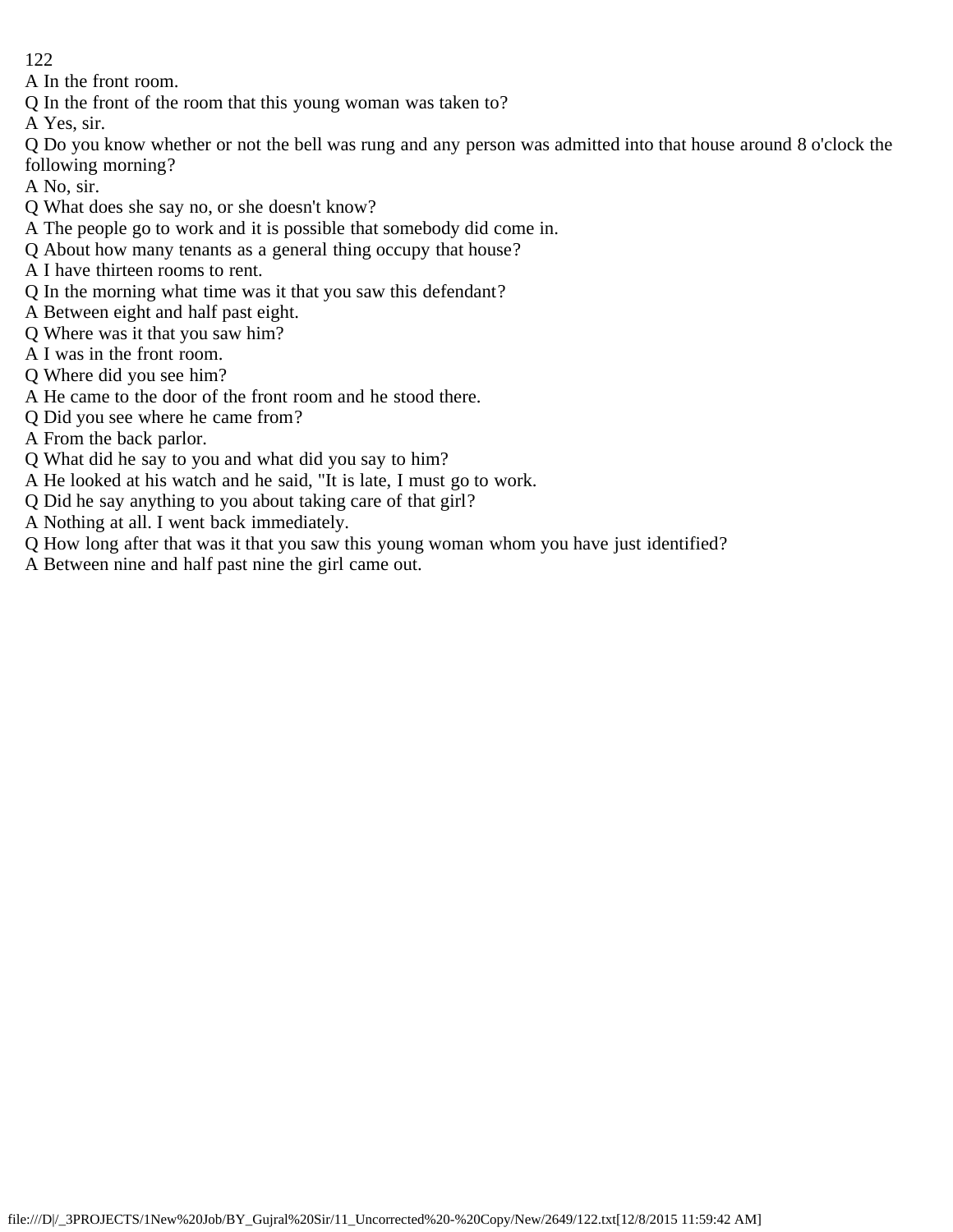A In the front room.

Q In the front of the room that this young woman was taken to?

A Yes, sir.

Q Do you know whether or not the bell was rung and any person was admitted into that house around 8 o'clock the following morning?

A No, sir.

Q What does she say no, or she doesn't know?

A The people go to work and it is possible that somebody did come in.

Q About how many tenants as a general thing occupy that house?

A I have thirteen rooms to rent.

Q In the morning what time was it that you saw this defendant?

A Between eight and half past eight.

Q Where was it that you saw him?

A I was in the front room.

Q Where did you see him?

A He came to the door of the front room and he stood there.

Q Did you see where he came from?

A From the back parlor.

Q What did he say to you and what did you say to him?

A He looked at his watch and he said, "It is late, I must go to work.

Q Did he say anything to you about taking care of that girl?

A Nothing at all. I went back immediately.

Q How long after that was it that you saw this young woman whom you have just identified?

A Between nine and half past nine the girl came out.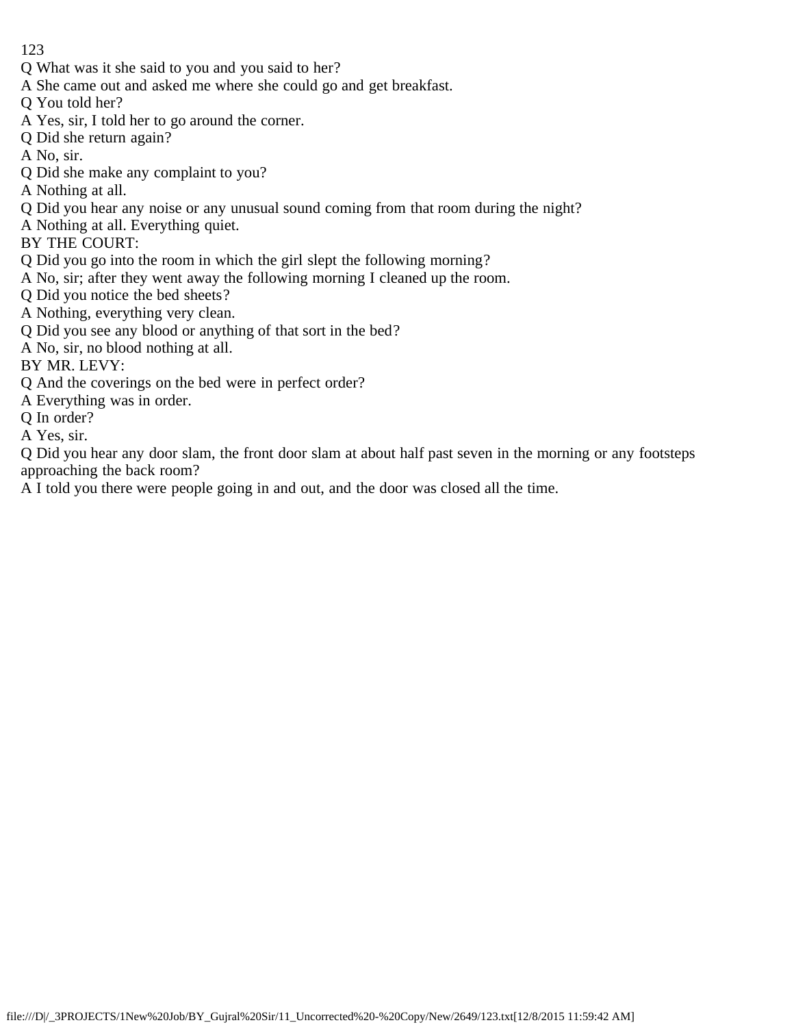Q What was it she said to you and you said to her?

A She came out and asked me where she could go and get breakfast.

Q You told her?

A Yes, sir, I told her to go around the corner.

Q Did she return again?

A No, sir.

Q Did she make any complaint to you?

A Nothing at all.

Q Did you hear any noise or any unusual sound coming from that room during the night?

A Nothing at all. Everything quiet.

BY THE COURT:

Q Did you go into the room in which the girl slept the following morning?

A No, sir; after they went away the following morning I cleaned up the room.

Q Did you notice the bed sheets?

A Nothing, everything very clean.

Q Did you see any blood or anything of that sort in the bed?

A No, sir, no blood nothing at all.

BY MR. LEVY:

Q And the coverings on the bed were in perfect order?

A Everything was in order.

Q In order?

A Yes, sir.

Q Did you hear any door slam, the front door slam at about half past seven in the morning or any footsteps approaching the back room?

A I told you there were people going in and out, and the door was closed all the time.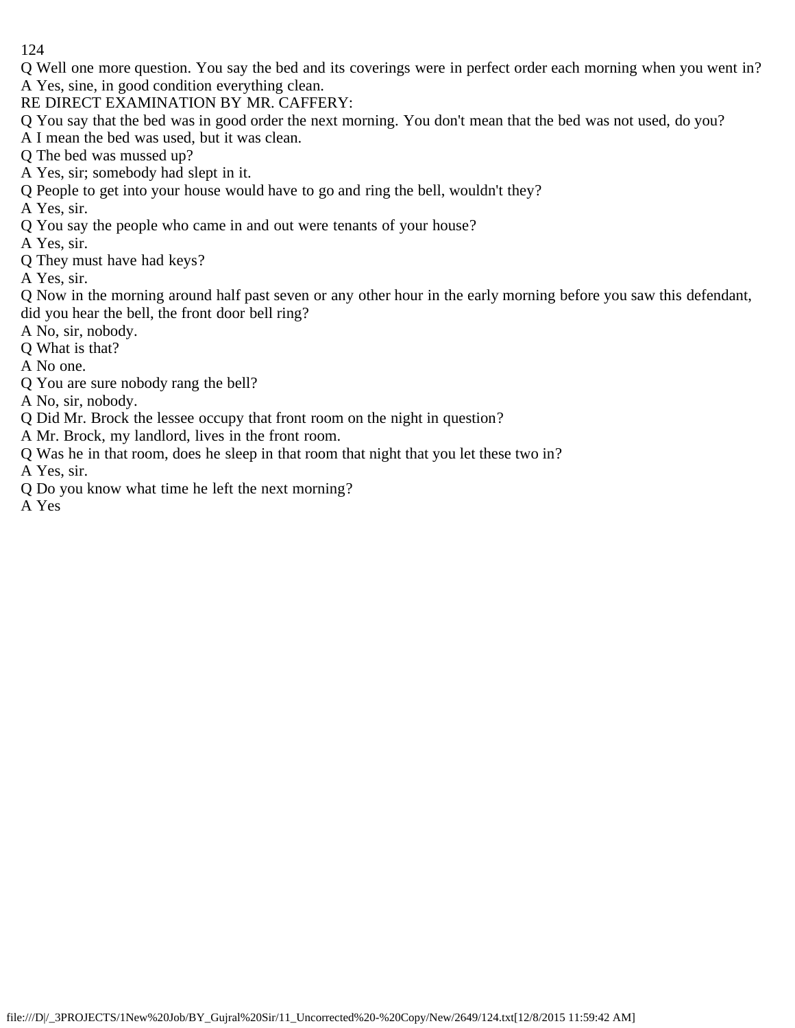Q Well one more question. You say the bed and its coverings were in perfect order each morning when you went in?
A Yes, sine, in good condition everything clean.
RE DIRECT EXAMINATION BY MR. CAFFERY:
Q You say that the bed was in good order the next morning. You don't mean that the bed was not used, do you?
A I mean the bed was used, but it was clean.
Q The bed was mussed up?
A Yes, sir; somebody had slept in it.
Q People to get into your house would have to go and ring the bell, wouldn't they?
A Yes, sir.
Q You say the people who came in and out were tenants of your house?
A Yes, sir.
Q They must have had keys?
A Yes, sir.
Q Now in the morning around half past seven or any other hour in the early morning before you saw this defendant, did you hear the bell, the front door bell ring?
A No, sir, nobody.
Q What is that?
A No one.
Q You are sure nobody rang the bell?
A No, sir, nobody.
Q Did Mr. Brock the lessee occupy that front room on the night in question?
A Mr. Brock, my landlord, lives in the front room.
Q Was he in that room, does he sleep in that room that night that you let these two in?
A Yes, sir.
Q Do you know what time he left the next morning?
A Yes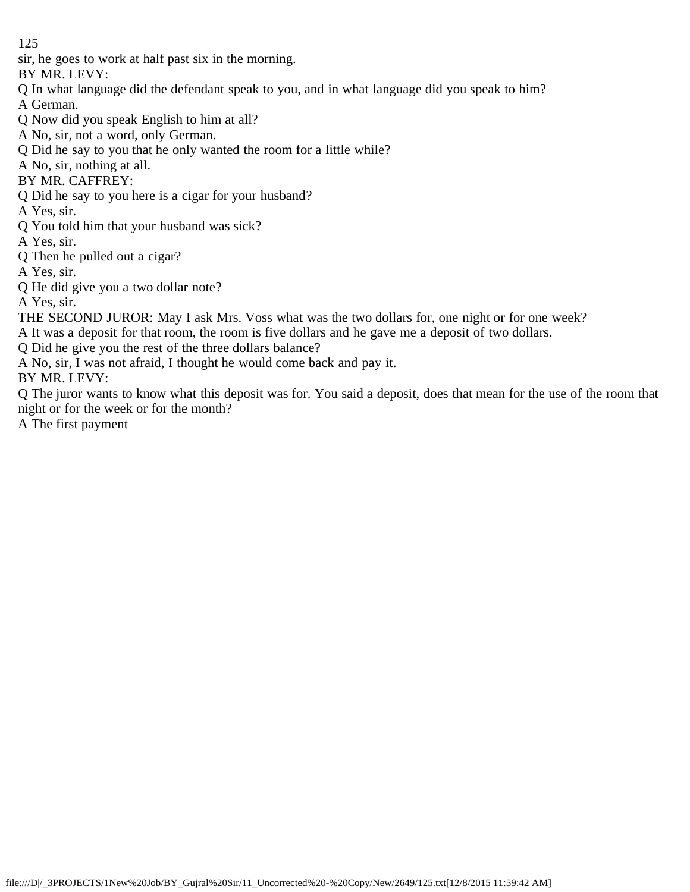sir, he goes to work at half past six in the morning.

BY MR. LEVY:

Q In what language did the defendant speak to you, and in what language did you speak to him?

A German.

Q Now did you speak English to him at all?

A No, sir, not a word, only German.

Q Did he say to you that he only wanted the room for a little while?

A No, sir, nothing at all.

BY MR. CAFFREY:

Q Did he say to you here is a cigar for your husband?

A Yes, sir.

Q You told him that your husband was sick?

A Yes, sir.

Q Then he pulled out a cigar?

A Yes, sir.

Q He did give you a two dollar note?

A Yes, sir.

THE SECOND JUROR: May I ask Mrs. Voss what was the two dollars for, one night or for one week?

A It was a deposit for that room, the room is five dollars and he gave me a deposit of two dollars.

Q Did he give you the rest of the three dollars balance?

A No, sir, I was not afraid, I thought he would come back and pay it.

BY MR. LEVY:

Q The juror wants to know what this deposit was for. You said a deposit, does that mean for the use of the room that night or for the week or for the month?

A The first payment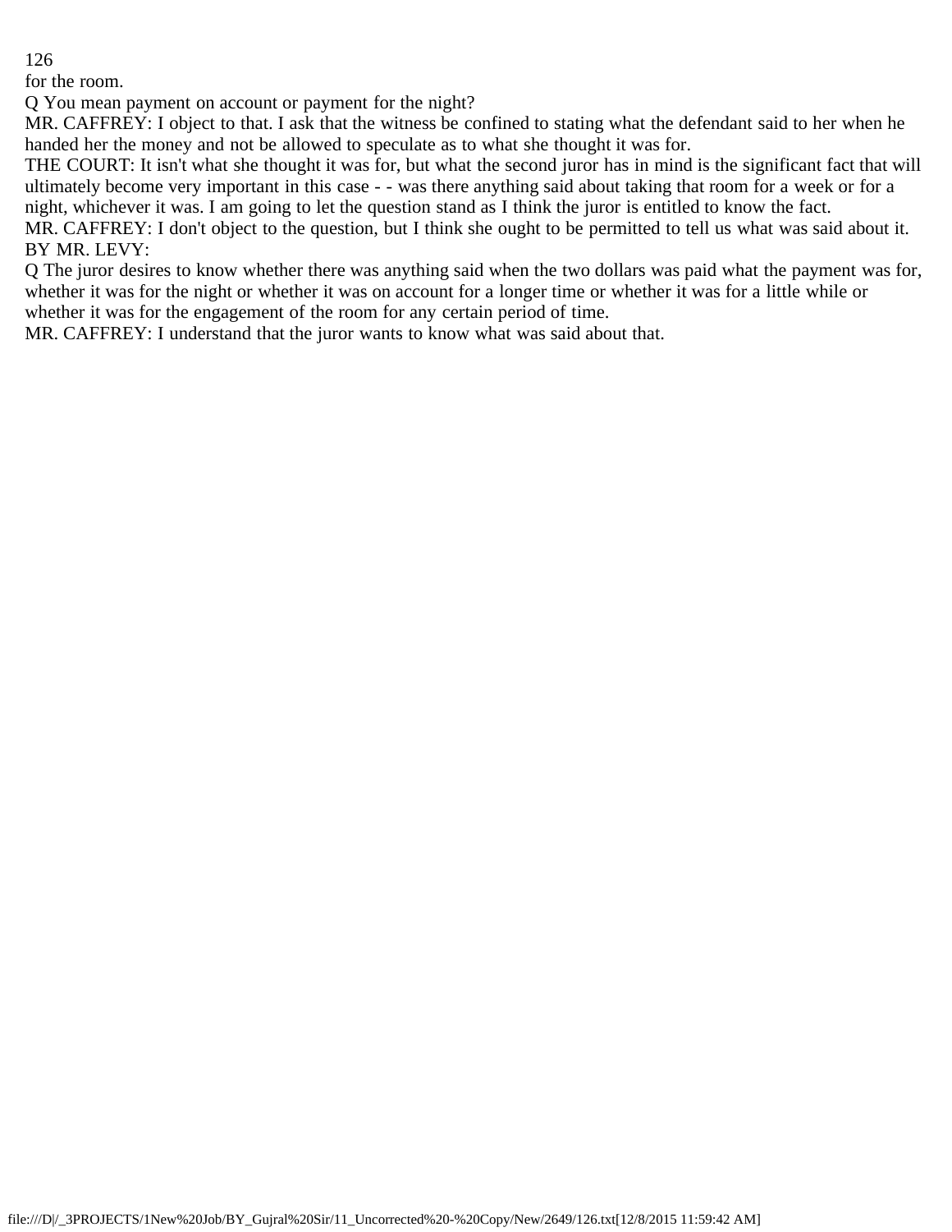for the room.

Q You mean payment on account or payment for the night?

MR. CAFFREY: I object to that. I ask that the witness be confined to stating what the defendant said to her when he handed her the money and not be allowed to speculate as to what she thought it was for.

THE COURT: It isn't what she thought it was for, but what the second juror has in mind is the significant fact that will ultimately become very important in this case - - was there anything said about taking that room for a week or for a night, whichever it was. I am going to let the question stand as I think the juror is entitled to know the fact.

MR. CAFFREY: I don't object to the question, but I think she ought to be permitted to tell us what was said about it.

BY MR. LEVY:

Q The juror desires to know whether there was anything said when the two dollars was paid what the payment was for, whether it was for the night or whether it was on account for a longer time or whether it was for a little while or whether it was for the engagement of the room for any certain period of time.

MR. CAFFREY: I understand that the juror wants to know what was said about that.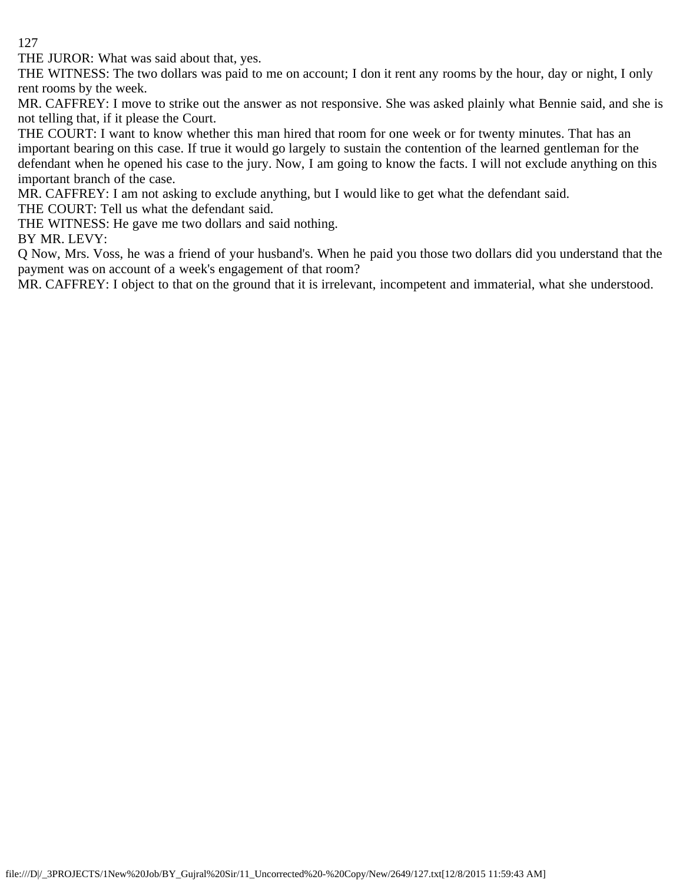THE JUROR: What was said about that, yes.

THE WITNESS: The two dollars was paid to me on account; I don it rent any rooms by the hour, day or night, I only rent rooms by the week.

MR. CAFFREY: I move to strike out the answer as not responsive. She was asked plainly what Bennie said, and she is not telling that, if it please the Court.

THE COURT: I want to know whether this man hired that room for one week or for twenty minutes. That has an important bearing on this case. If true it would go largely to sustain the contention of the learned gentleman for the defendant when he opened his case to the jury. Now, I am going to know the facts. I will not exclude anything on this important branch of the case.

MR. CAFFREY: I am not asking to exclude anything, but I would like to get what the defendant said.

THE COURT: Tell us what the defendant said.

THE WITNESS: He gave me two dollars and said nothing.

BY MR. LEVY:

Q Now, Mrs. Voss, he was a friend of your husband's. When he paid you those two dollars did you understand that the payment was on account of a week's engagement of that room?

MR. CAFFREY: I object to that on the ground that it is irrelevant, incompetent and immaterial, what she understood.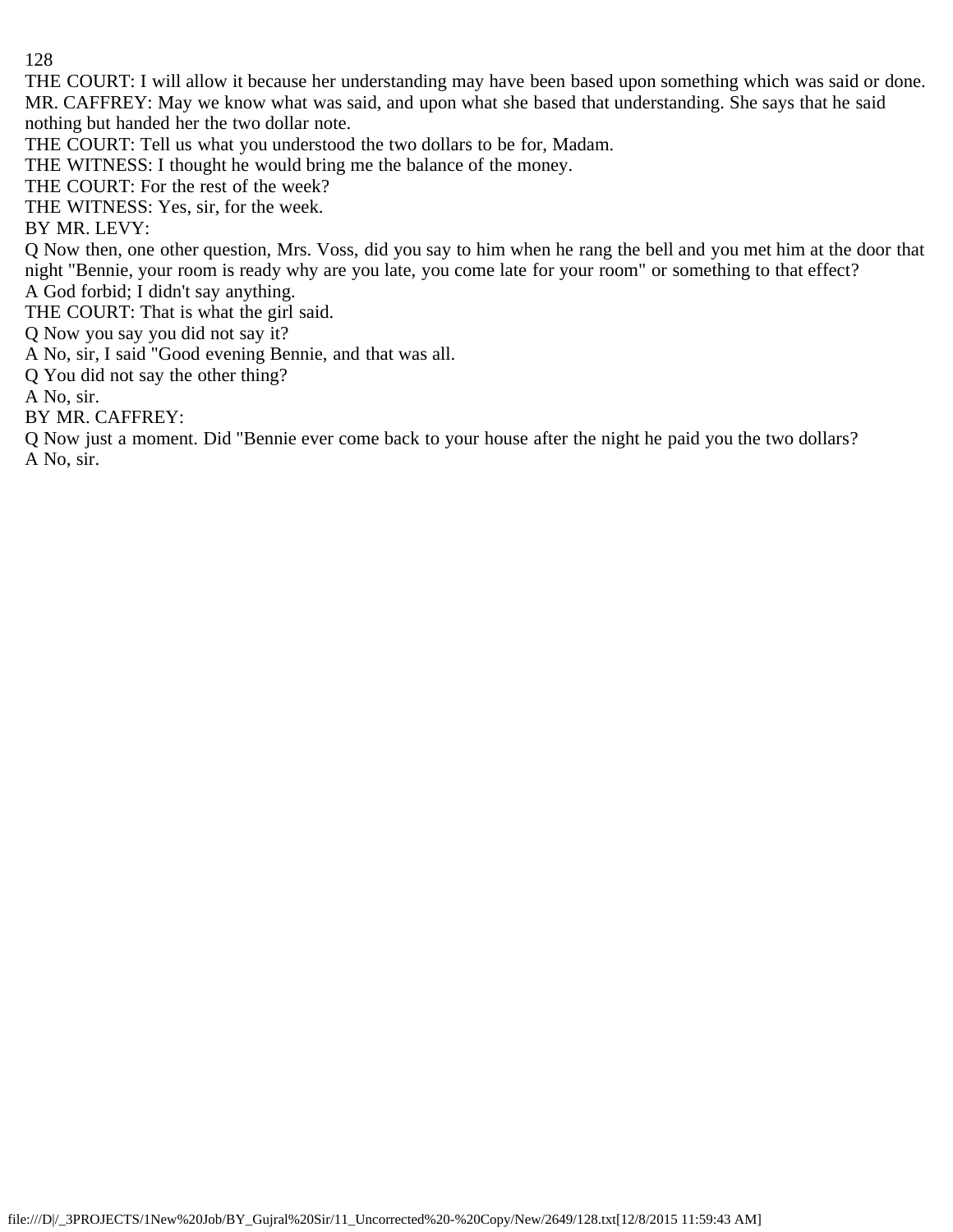THE COURT: I will allow it because her understanding may have been based upon something which was said or done.

MR. CAFFREY: May we know what was said, and upon what she based that understanding. She says that he said nothing but handed her the two dollar note.

THE COURT: Tell us what you understood the two dollars to be for, Madam.

THE WITNESS: I thought he would bring me the balance of the money.

THE COURT: For the rest of the week?

THE WITNESS: Yes, sir, for the week.

BY MR. LEVY:

Q Now then, one other question, Mrs. Voss, did you say to him when he rang the bell and you met him at the door that night "Bennie, your room is ready why are you late, you come late for your room" or something to that effect?

A God forbid; I didn't say anything.

THE COURT: That is what the girl said.

Q Now you say you did not say it?

A No, sir, I said "Good evening Bennie, and that was all.

Q You did not say the other thing?

A No, sir.

BY MR. CAFFREY:

Q Now just a moment. Did "Bennie ever come back to your house after the night he paid you the two dollars?

A No, sir.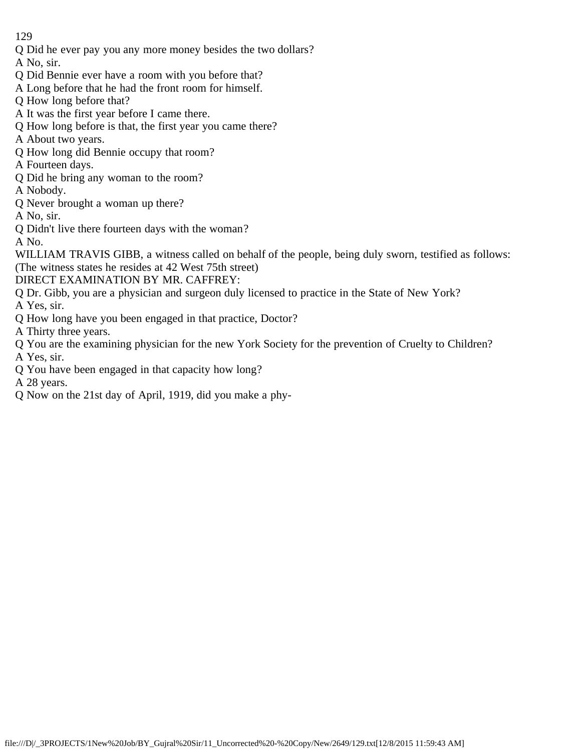Q Did he ever pay you any more money besides the two dollars?

A No, sir.

Q Did Bennie ever have a room with you before that?

A Long before that he had the front room for himself.

Q How long before that?

A It was the first year before I came there.

Q How long before is that, the first year you came there?

A About two years.

Q How long did Bennie occupy that room?

A Fourteen days.

Q Did he bring any woman to the room?

A Nobody.

Q Never brought a woman up there?

A No, sir.

Q Didn't live there fourteen days with the woman?

A No.

WILLIAM TRAVIS GIBB, a witness called on behalf of the people, being duly sworn, testified as follows:

(The witness states he resides at 42 West 75th street)

DIRECT EXAMINATION BY MR. CAFFREY:

Q Dr. Gibb, you are a physician and surgeon duly licensed to practice in the State of New York?

A Yes, sir.

Q How long have you been engaged in that practice, Doctor?

A Thirty three years.

Q You are the examining physician for the new York Society for the prevention of Cruelty to Children?

A Yes, sir.

Q You have been engaged in that capacity how long?

A 28 years.

Q Now on the 21st day of April, 1919, did you make a phy-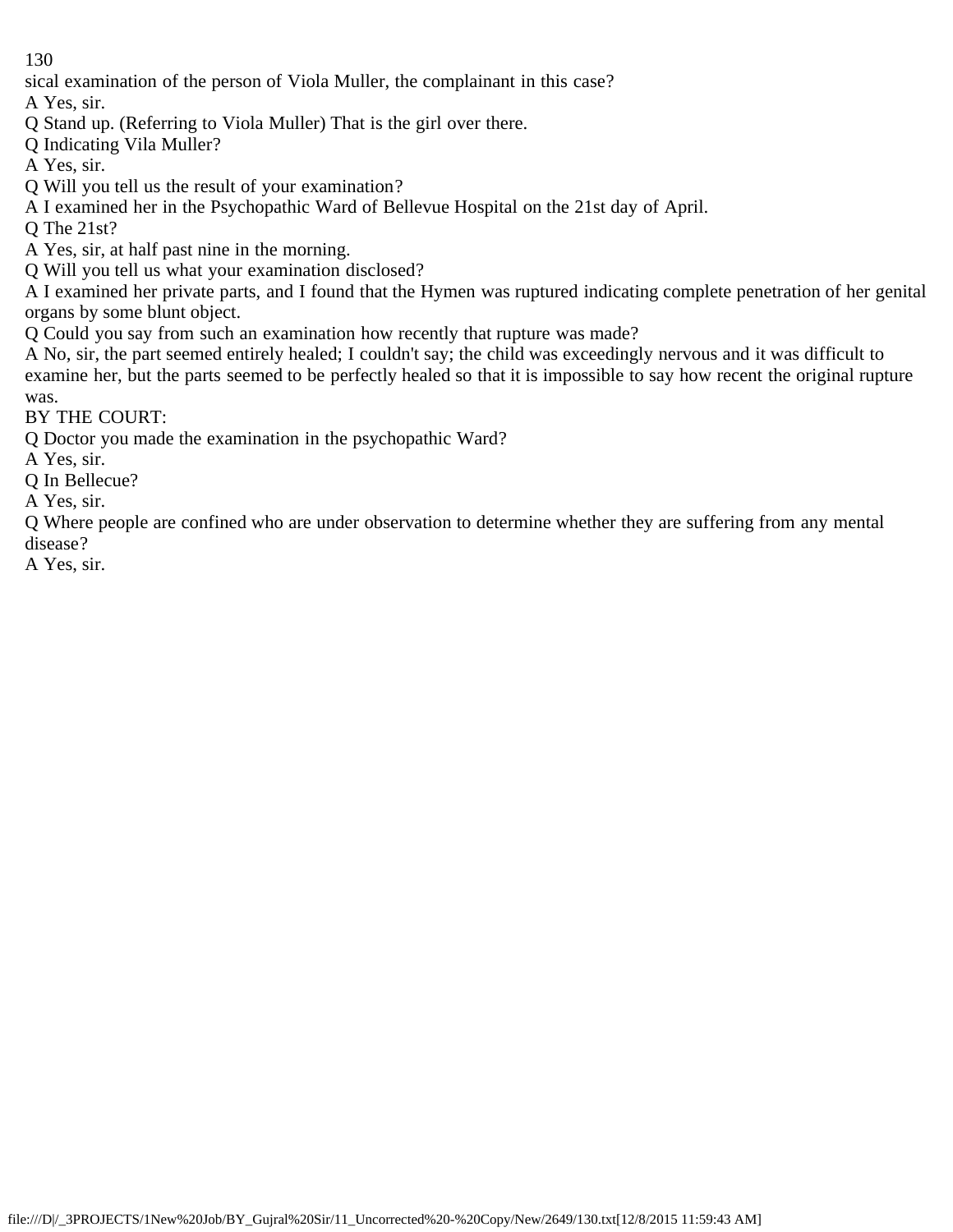sical examination of the person of Viola Muller, the complainant in this case?

A Yes, sir.

Q Stand up. (Referring to Viola Muller) That is the girl over there.

Q Indicating Vila Muller?

A Yes, sir.

Q Will you tell us the result of your examination?

A I examined her in the Psychopathic Ward of Bellevue Hospital on the 21st day of April.

Q The 21st?

A Yes, sir, at half past nine in the morning.

Q Will you tell us what your examination disclosed?

A I examined her private parts, and I found that the Hymen was ruptured indicating complete penetration of her genital organs by some blunt object.

Q Could you say from such an examination how recently that rupture was made?

A No, sir, the part seemed entirely healed; I couldn't say; the child was exceedingly nervous and it was difficult to examine her, but the parts seemed to be perfectly healed so that it is impossible to say how recent the original rupture was.

BY THE COURT:

Q Doctor you made the examination in the psychopathic Ward?

A Yes, sir.

Q In Bellecue?

A Yes, sir.

Q Where people are confined who are under observation to determine whether they are suffering from any mental disease?

A Yes, sir.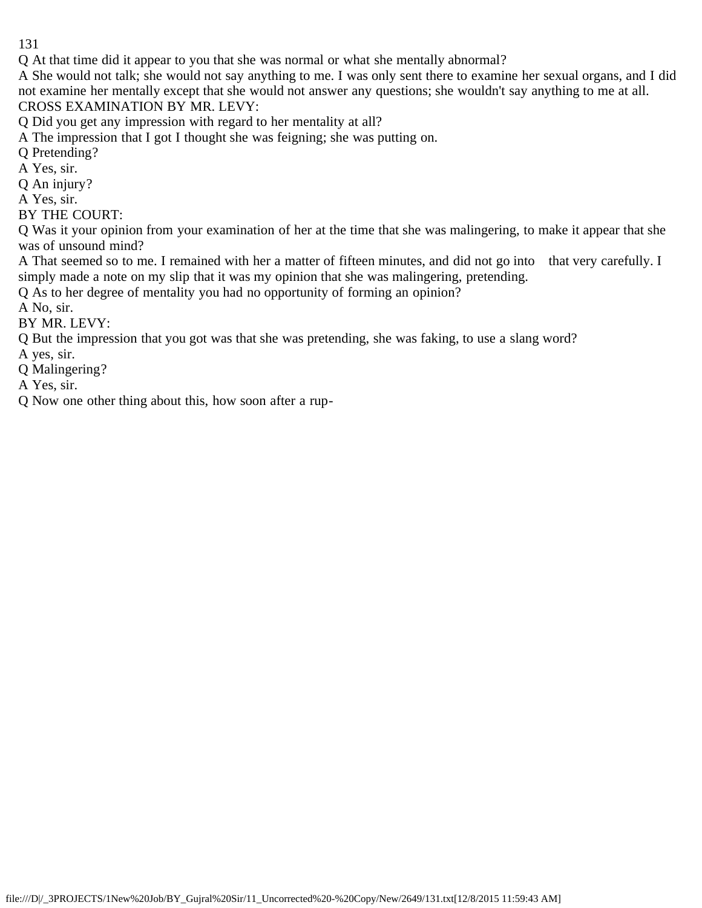Q At that time did it appear to you that she was normal or what she mentally abnormal?

A She would not talk; she would not say anything to me. I was only sent there to examine her sexual organs, and I did not examine her mentally except that she would not answer any questions; she wouldn't say anything to me at all.

CROSS EXAMINATION BY MR. LEVY:

Q Did you get any impression with regard to her mentality at all?

A The impression that I got I thought she was feigning; she was putting on.

Q Pretending?

A Yes, sir.

Q An injury?

A Yes, sir.

BY THE COURT:

Q Was it your opinion from your examination of her at the time that she was malingering, to make it appear that she was of unsound mind?

A That seemed so to me. I remained with her a matter of fifteen minutes, and did not go into that very carefully. I simply made a note on my slip that it was my opinion that she was malingering, pretending.

Q As to her degree of mentality you had no opportunity of forming an opinion?

A No, sir.

BY MR. LEVY:

Q But the impression that you got was that she was pretending, she was faking, to use a slang word?

A yes, sir.

Q Malingering?

A Yes, sir.

Q Now one other thing about this, how soon after a rup-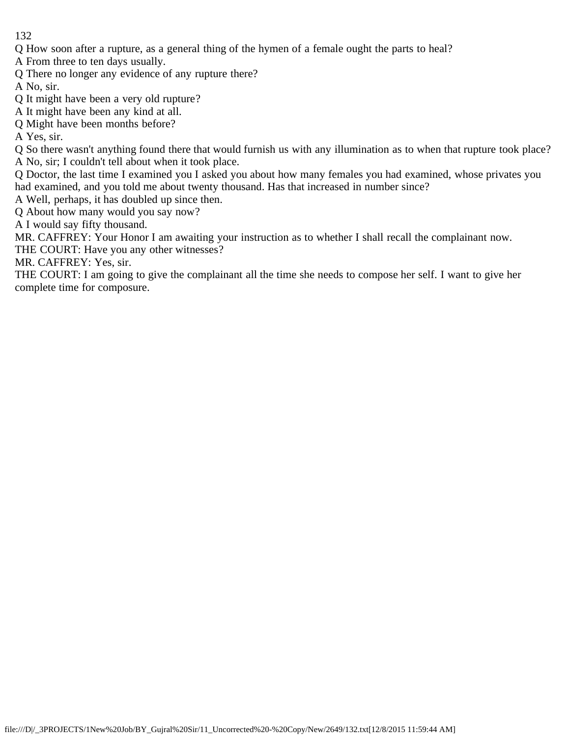Q How soon after a rupture, as a general thing of the hymen of a female ought the parts to heal?

A From three to ten days usually.

Q There no longer any evidence of any rupture there?

A No, sir.

Q It might have been a very old rupture?

A It might have been any kind at all.

Q Might have been months before?

A Yes, sir.

Q So there wasn't anything found there that would furnish us with any illumination as to when that rupture took place?

A No, sir; I couldn't tell about when it took place.

Q Doctor, the last time I examined you I asked you about how many females you had examined, whose privates you had examined, and you told me about twenty thousand. Has that increased in number since?

A Well, perhaps, it has doubled up since then.

Q About how many would you say now?

A I would say fifty thousand.

MR. CAFFREY: Your Honor I am awaiting your instruction as to whether I shall recall the complainant now.

THE COURT: Have you any other witnesses?

MR. CAFFREY: Yes, sir.

THE COURT: I am going to give the complainant all the time she needs to compose her self. I want to give her complete time for composure.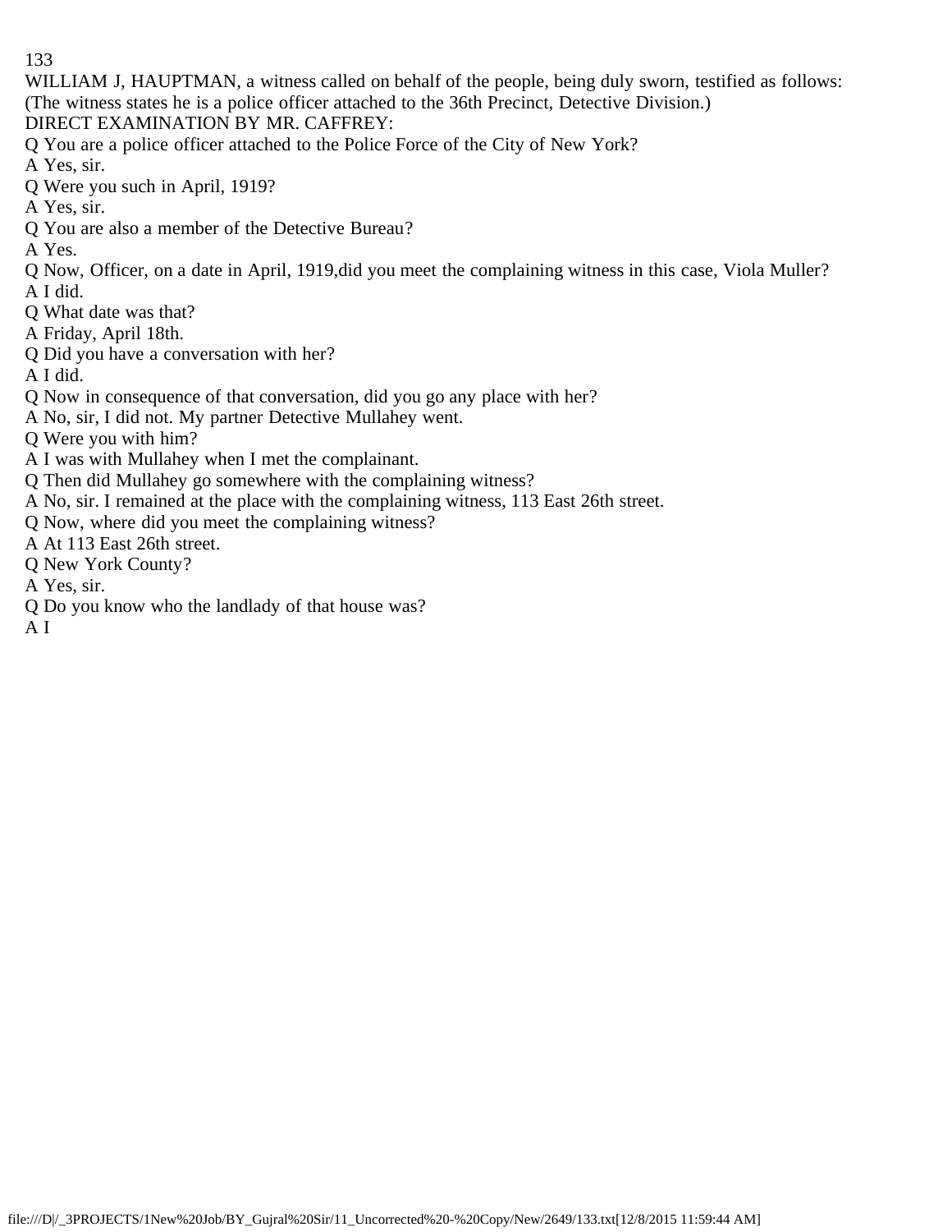WILLIAM J, HAUPTMAN, a witness called on behalf of the people, being duly sworn, testified as follows:
(The witness states he is a police officer attached to the 36th Precinct, Detective Division.)

DIRECT EXAMINATION BY MR. CAFFREY:

Q You are a police officer attached to the Police Force of the City of New York?

A Yes, sir.

Q Were you such in April, 1919?

A Yes, sir.

Q You are also a member of the Detective Bureau?

A Yes.

Q Now, Officer, on a date in April, 1919,did you meet the complaining witness in this case, Viola Muller?

A I did.

Q What date was that?

A Friday, April 18th.

Q Did you have a conversation with her?

A I did.

Q Now in consequence of that conversation, did you go any place with her?

A No, sir, I did not. My partner Detective Mullahey went.

Q Were you with him?

A I was with Mullahey when I met the complainant.

Q Then did Mullahey go somewhere with the complaining witness?

A No, sir. I remained at the place with the complaining witness, 113 East 26th street.

Q Now, where did you meet the complaining witness?

A At 113 East 26th street.

Q New York County?

A Yes, sir.

Q Do you know who the landlady of that house was?

A I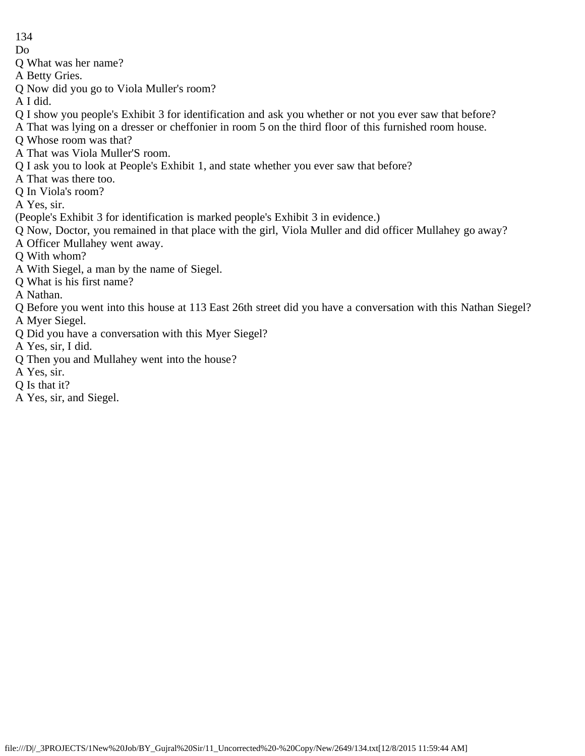Do

Q What was her name?

A Betty Gries.

Q Now did you go to Viola Muller's room?

A I did.

Q I show you people's Exhibit 3 for identification and ask you whether or not you ever saw that before?

A That was lying on a dresser or cheffonier in room 5 on the third floor of this furnished room house.

Q Whose room was that?

A That was Viola Muller'S room.

Q I ask you to look at People's Exhibit 1, and state whether you ever saw that before?

A That was there too.

Q In Viola's room?

A Yes, sir.

(People's Exhibit 3 for identification is marked people's Exhibit 3 in evidence.)

Q Now, Doctor, you remained in that place with the girl, Viola Muller and did officer Mullahey go away?

A Officer Mullahey went away.

Q With whom?

A With Siegel, a man by the name of Siegel.

Q What is his first name?

A Nathan.

Q Before you went into this house at 113 East 26th street did you have a conversation with this Nathan Siegel?

A Myer Siegel.

Q Did you have a conversation with this Myer Siegel?

A Yes, sir, I did.

Q Then you and Mullahey went into the house?

A Yes, sir.

Q Is that it?

A Yes, sir, and Siegel.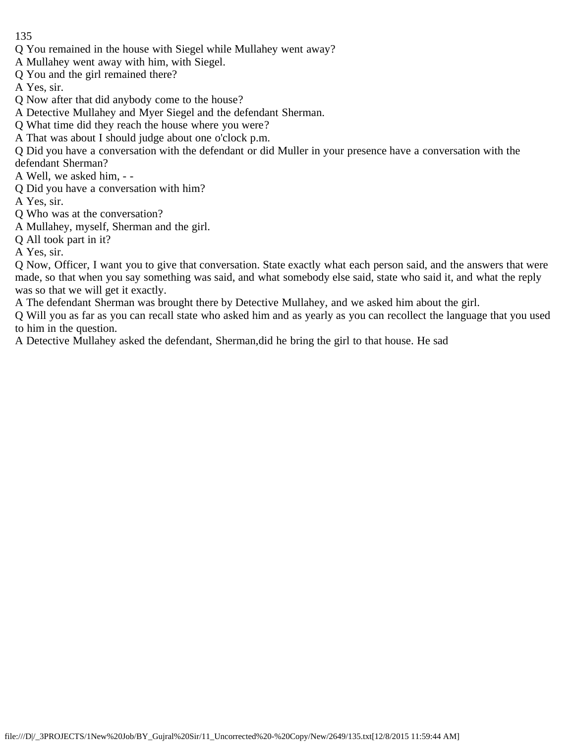Q You remained in the house with Siegel while Mullahey went away?

A Mullahey went away with him, with Siegel.

Q You and the girl remained there?

A Yes, sir.

Q Now after that did anybody come to the house?

A Detective Mullahey and Myer Siegel and the defendant Sherman.

Q What time did they reach the house where you were?

A That was about I should judge about one o'clock p.m.

Q Did you have a conversation with the defendant or did Muller in your presence have a conversation with the defendant Sherman?

A Well, we asked him, - -

Q Did you have a conversation with him?

A Yes, sir.

Q Who was at the conversation?

A Mullahey, myself, Sherman and the girl.

Q All took part in it?

A Yes, sir.

Q Now, Officer, I want you to give that conversation. State exactly what each person said, and the answers that were made, so that when you say something was said, and what somebody else said, state who said it, and what the reply was so that we will get it exactly.

A The defendant Sherman was brought there by Detective Mullahey, and we asked him about the girl.

Q Will you as far as you can recall state who asked him and as yearly as you can recollect the language that you used to him in the question.

A Detective Mullahey asked the defendant, Sherman,did he bring the girl to that house. He sad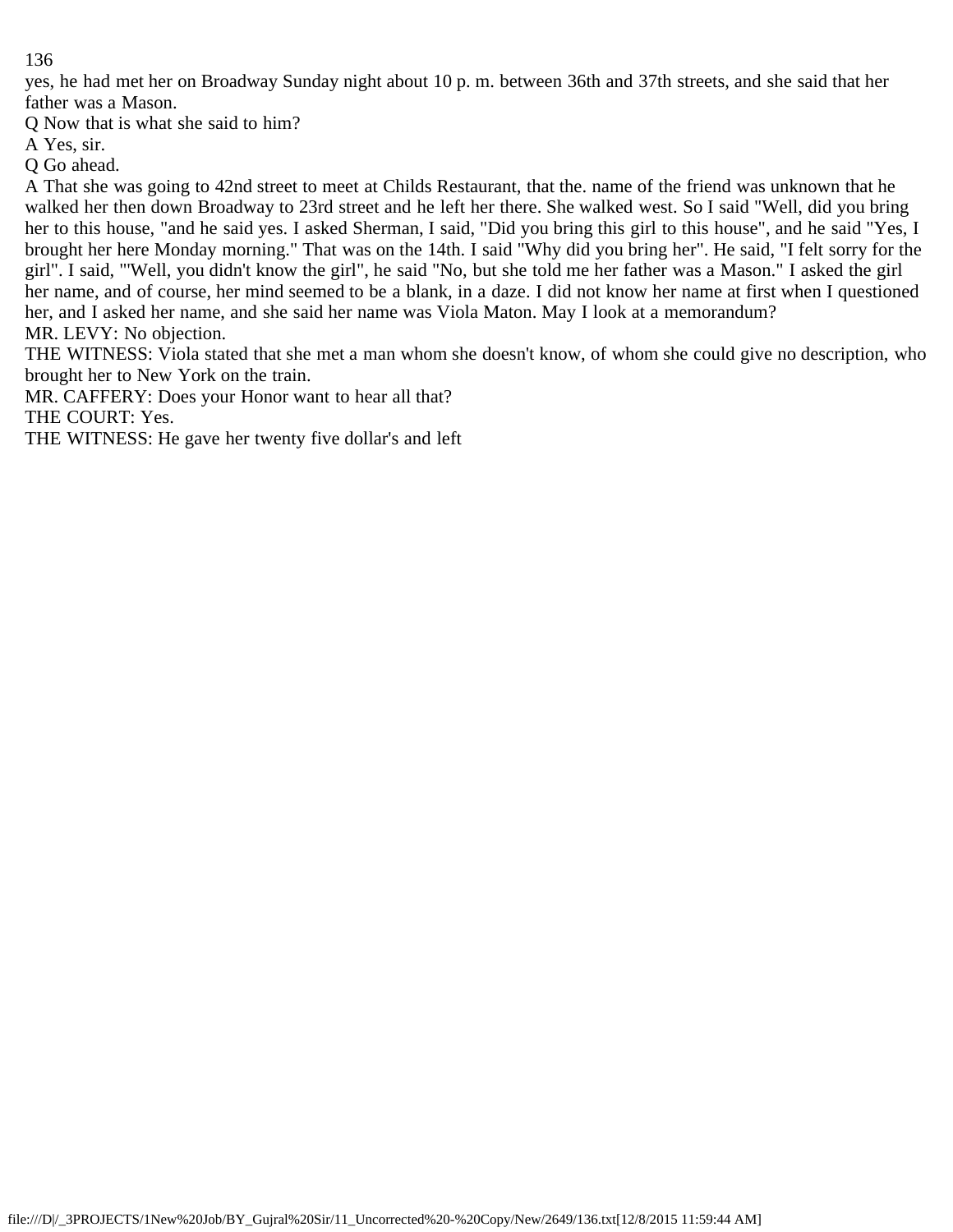yes, he had met her on Broadway Sunday night about 10 p. m. between 36th and 37th streets, and she said that her father was a Mason.

Q Now that is what she said to him?

A Yes, sir.

Q Go ahead.

A That she was going to 42nd street to meet at Childs Restaurant, that the. name of the friend was unknown that he walked her then down Broadway to 23rd street and he left her there. She walked west. So I said "Well, did you bring her to this house, "and he said yes. I asked Sherman, I said, "Did you bring this girl to this house", and he said "Yes, I brought her here Monday morning." That was on the 14th. I said "Why did you bring her". He said, "I felt sorry for the girl". I said, "'Well, you didn't know the girl", he said "No, but she told me her father was a Mason." I asked the girl her name, and of course, her mind seemed to be a blank, in a daze. I did not know her name at first when I questioned her, and I asked her name, and she said her name was Viola Maton. May I look at a memorandum?

MR. LEVY: No objection.

THE WITNESS: Viola stated that she met a man whom she doesn't know, of whom she could give no description, who brought her to New York on the train.

MR. CAFFERY: Does your Honor want to hear all that?

THE COURT: Yes.

THE WITNESS: He gave her twenty five dollar's and left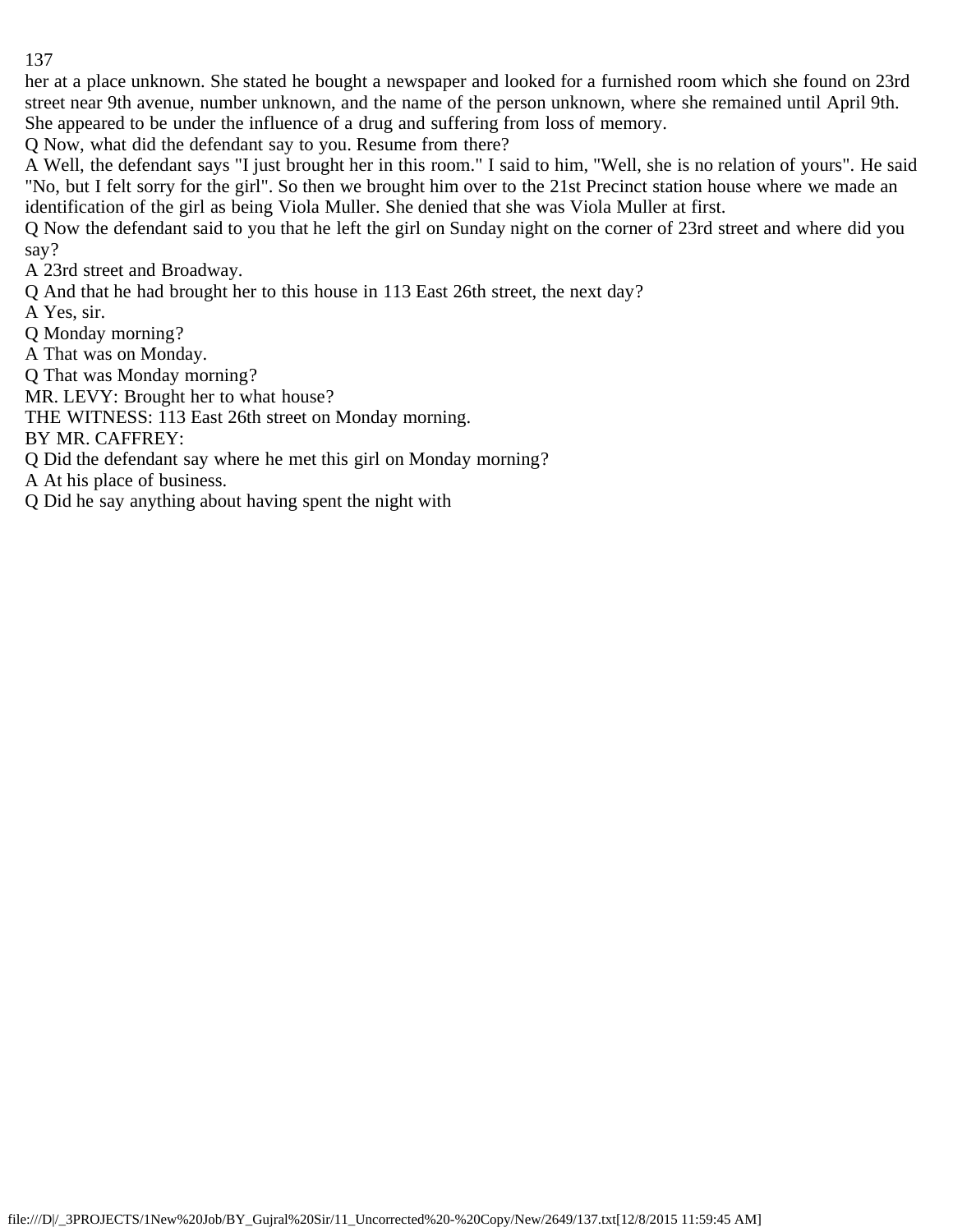her at a place unknown. She stated he bought a newspaper and looked for a furnished room which she found on 23rd street near 9th avenue, number unknown, and the name of the person unknown, where she remained until April 9th. She appeared to be under the influence of a drug and suffering from loss of memory.

Q Now, what did the defendant say to you. Resume from there?

A Well, the defendant says "I just brought her in this room." I said to him, "Well, she is no relation of yours". He said "No, but I felt sorry for the girl". So then we brought him over to the 21st Precinct station house where we made an identification of the girl as being Viola Muller. She denied that she was Viola Muller at first.

Q Now the defendant said to you that he left the girl on Sunday night on the corner of 23rd street and where did you say?

A 23rd street and Broadway.

Q And that he had brought her to this house in 113 East 26th street, the next day?

A Yes, sir.

Q Monday morning?

A That was on Monday.

Q That was Monday morning?

MR. LEVY: Brought her to what house?

THE WITNESS: 113 East 26th street on Monday morning.

BY MR. CAFFREY:

Q Did the defendant say where he met this girl on Monday morning?

A At his place of business.

Q Did he say anything about having spent the night with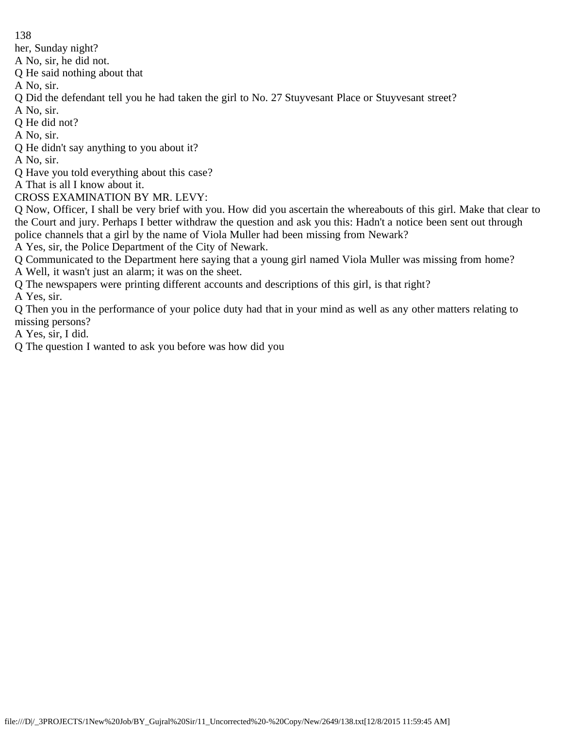her, Sunday night?

A No, sir, he did not.

Q He said nothing about that

A No, sir.

Q Did the defendant tell you he had taken the girl to No. 27 Stuyvesant Place or Stuyvesant street?

A No, sir.

Q He did not?

A No, sir.

Q He didn't say anything to you about it?

A No, sir.

Q Have you told everything about this case?

A That is all I know about it.

CROSS EXAMINATION BY MR. LEVY:

Q Now, Officer, I shall be very brief with you. How did you ascertain the whereabouts of this girl. Make that clear to the Court and jury. Perhaps I better withdraw the question and ask you this: Hadn't a notice been sent out through police channels that a girl by the name of Viola Muller had been missing from Newark?

A Yes, sir, the Police Department of the City of Newark.

Q Communicated to the Department here saying that a young girl named Viola Muller was missing from home?

A Well, it wasn't just an alarm; it was on the sheet.

Q The newspapers were printing different accounts and descriptions of this girl, is that right?

A Yes, sir.

Q Then you in the performance of your police duty had that in your mind as well as any other matters relating to missing persons?

A Yes, sir, I did.

Q The question I wanted to ask you before was how did you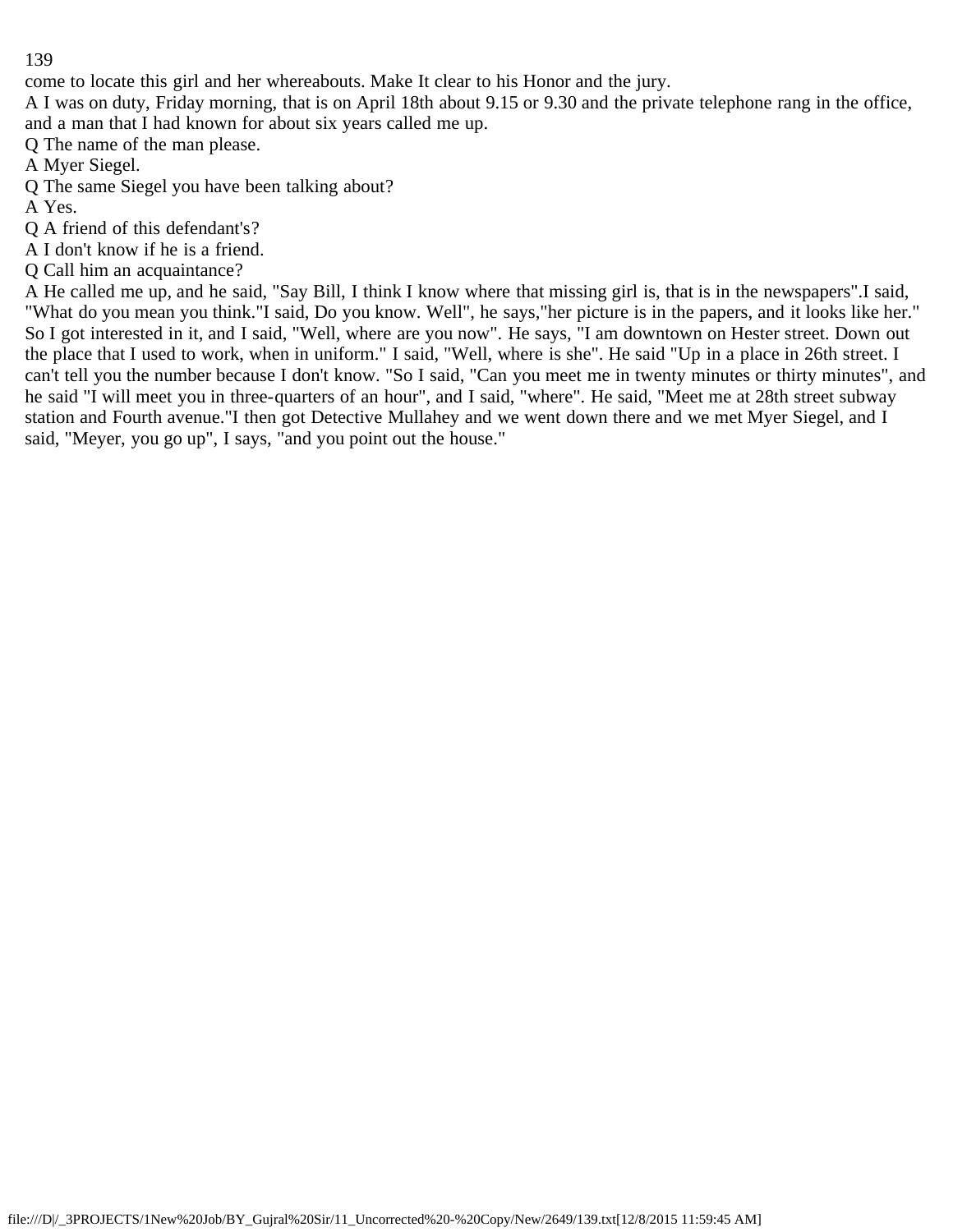come to locate this girl and her whereabouts. Make It clear to his Honor and the jury.

A I was on duty, Friday morning, that is on April 18th about 9.15 or 9.30 and the private telephone rang in the office, and a man that I had known for about six years called me up.

Q The name of the man please.

A Myer Siegel.

Q The same Siegel you have been talking about?

A Yes.

Q A friend of this defendant's?

A I don't know if he is a friend.

Q Call him an acquaintance?

A He called me up, and he said, "Say Bill, I think I know where that missing girl is, that is in the newspapers".I said, "What do you mean you think."I said, Do you know. Well", he says,"her picture is in the papers, and it looks like her." So I got interested in it, and I said, "Well, where are you now". He says, "I am downtown on Hester street. Down out the place that I used to work, when in uniform." I said, "Well, where is she". He said "Up in a place in 26th street. I can't tell you the number because I don't know. "So I said, "Can you meet me in twenty minutes or thirty minutes", and he said "I will meet you in three-quarters of an hour", and I said, "where". He said, "Meet me at 28th street subway station and Fourth avenue."I then got Detective Mullahey and we went down there and we met Myer Siegel, and I said, "Meyer, you go up", I says, "and you point out the house."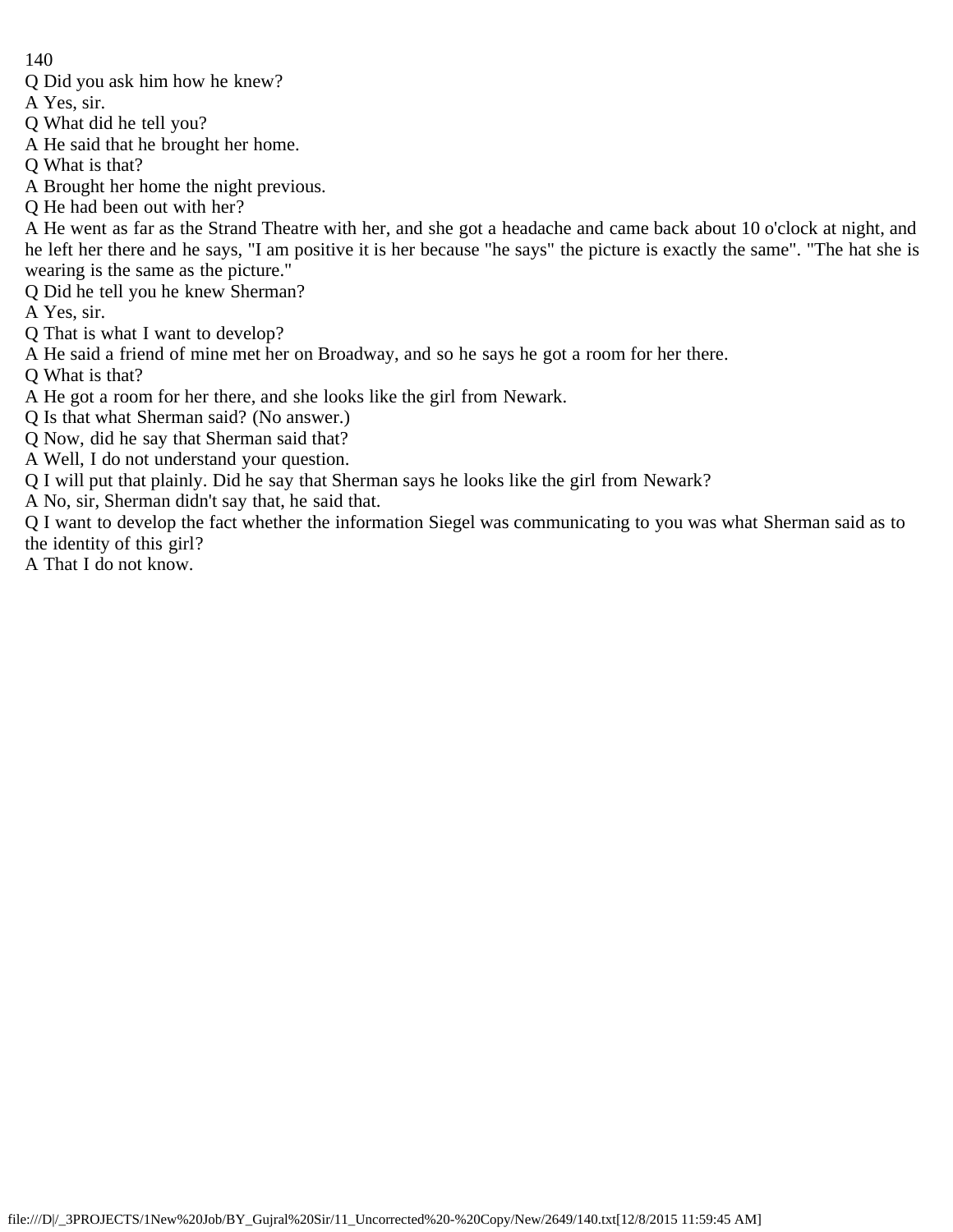Q Did you ask him how he knew?

A Yes, sir.

Q What did he tell you?

A He said that he brought her home.

Q What is that?

A Brought her home the night previous.

Q He had been out with her?

A He went as far as the Strand Theatre with her, and she got a headache and came back about 10 o'clock at night, and he left her there and he says, "I am positive it is her because "he says" the picture is exactly the same". "The hat she is wearing is the same as the picture."

Q Did he tell you he knew Sherman?

A Yes, sir.

Q That is what I want to develop?

A He said a friend of mine met her on Broadway, and so he says he got a room for her there.

Q What is that?

A He got a room for her there, and she looks like the girl from Newark.

Q Is that what Sherman said? (No answer.)

Q Now, did he say that Sherman said that?

A Well, I do not understand your question.

Q I will put that plainly. Did he say that Sherman says he looks like the girl from Newark?

A No, sir, Sherman didn't say that, he said that.

Q I want to develop the fact whether the information Siegel was communicating to you was what Sherman said as to the identity of this girl?

A That I do not know.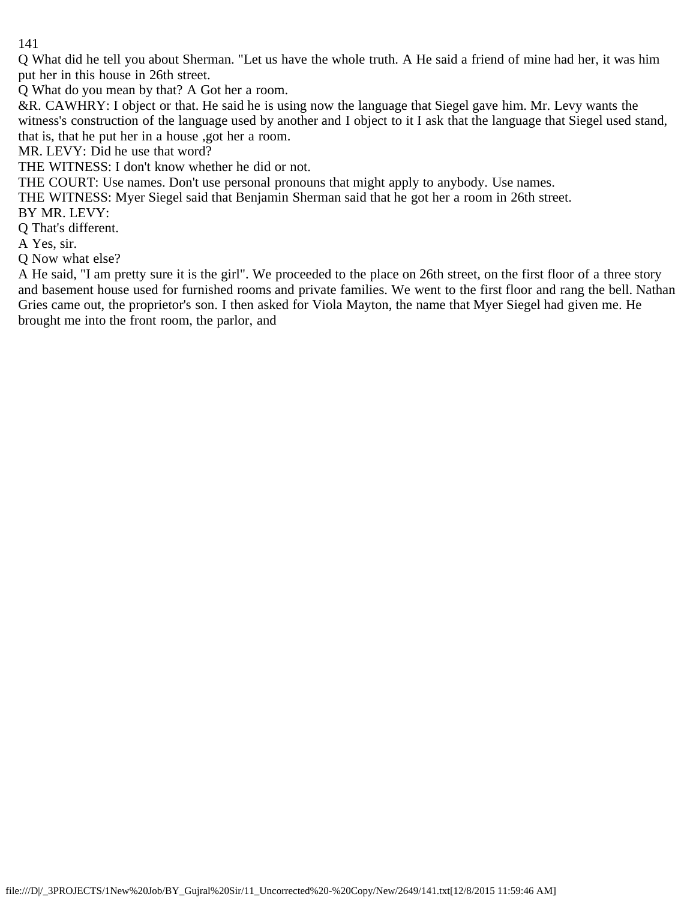Q What did he tell you about Sherman. "Let us have the whole truth. A He said a friend of mine had her, it was him put her in this house in 26th street.

Q What do you mean by that? A Got her a room.

&R. CAWHRY: I object or that. He said he is using now the language that Siegel gave him. Mr. Levy wants the witness's construction of the language used by another and I object to it I ask that the language that Siegel used stand, that is, that he put her in a house ,got her a room.

MR. LEVY: Did he use that word?

THE WITNESS: I don't know whether he did or not.

THE COURT: Use names. Don't use personal pronouns that might apply to anybody. Use names.

THE WITNESS: Myer Siegel said that Benjamin Sherman said that he got her a room in 26th street.

BY MR. LEVY:

Q That's different.

A Yes, sir.

Q Now what else?

A He said, "I am pretty sure it is the girl". We proceeded to the place on 26th street, on the first floor of a three story and basement house used for furnished rooms and private families. We went to the first floor and rang the bell. Nathan Gries came out, the proprietor's son. I then asked for Viola Mayton, the name that Myer Siegel had given me. He brought me into the front room, the parlor, and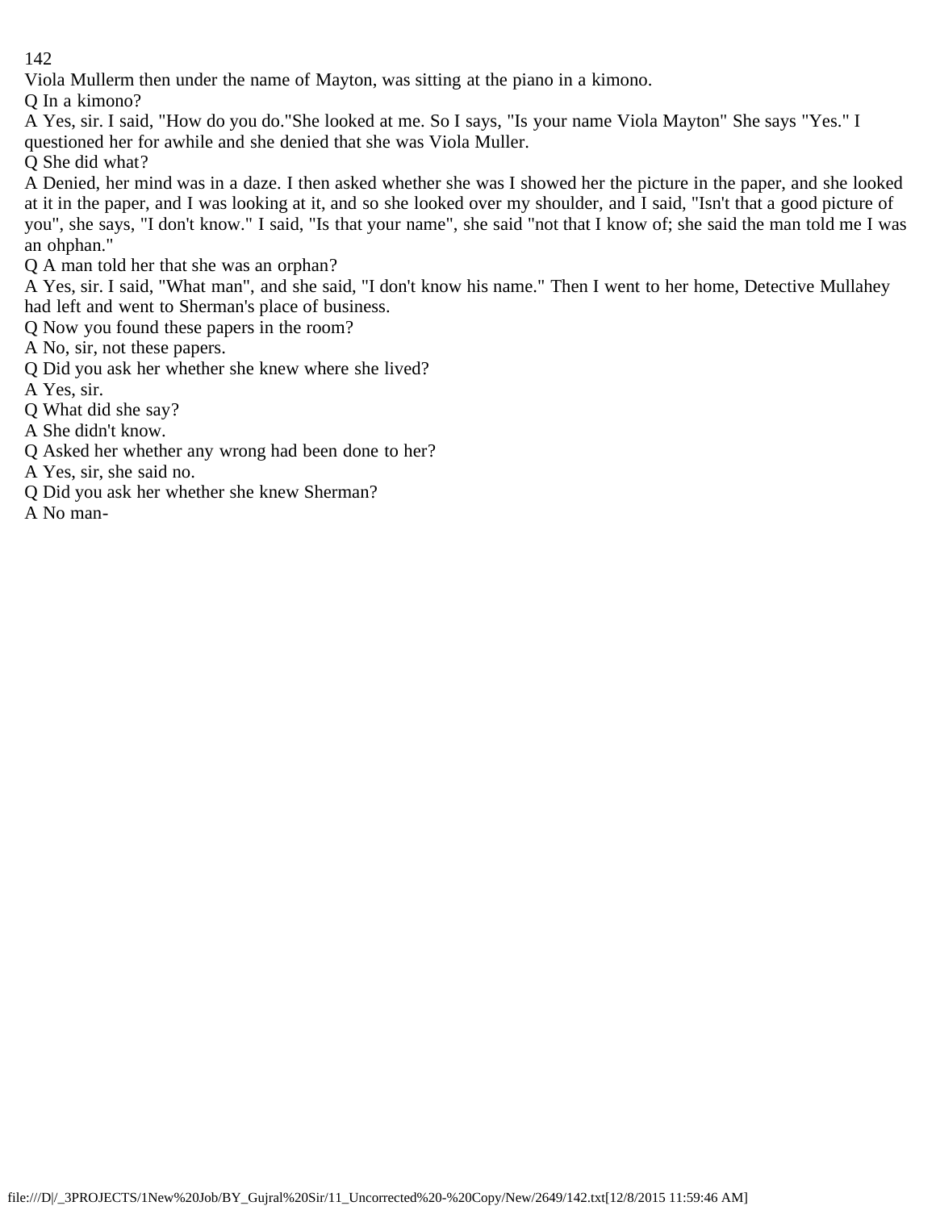Viola Mullerm then under the name of Mayton, was sitting at the piano in a kimono.

Q In a kimono?

A Yes, sir. I said, "How do you do."She looked at me. So I says, "Is your name Viola Mayton" She says "Yes." I questioned her for awhile and she denied that she was Viola Muller.

Q She did what?

A Denied, her mind was in a daze. I then asked whether she was I showed her the picture in the paper, and she looked at it in the paper, and I was looking at it, and so she looked over my shoulder, and I said, "Isn't that a good picture of you", she says, "I don't know." I said, "Is that your name", she said "not that I know of; she said the man told me I was an ohphan."

Q A man told her that she was an orphan?

A Yes, sir. I said, "What man", and she said, "I don't know his name." Then I went to her home, Detective Mullahey had left and went to Sherman's place of business.

Q Now you found these papers in the room?

A No, sir, not these papers.

Q Did you ask her whether she knew where she lived?

A Yes, sir.

Q What did she say?

A She didn't know.

Q Asked her whether any wrong had been done to her?

A Yes, sir, she said no.

Q Did you ask her whether she knew Sherman?

A No man-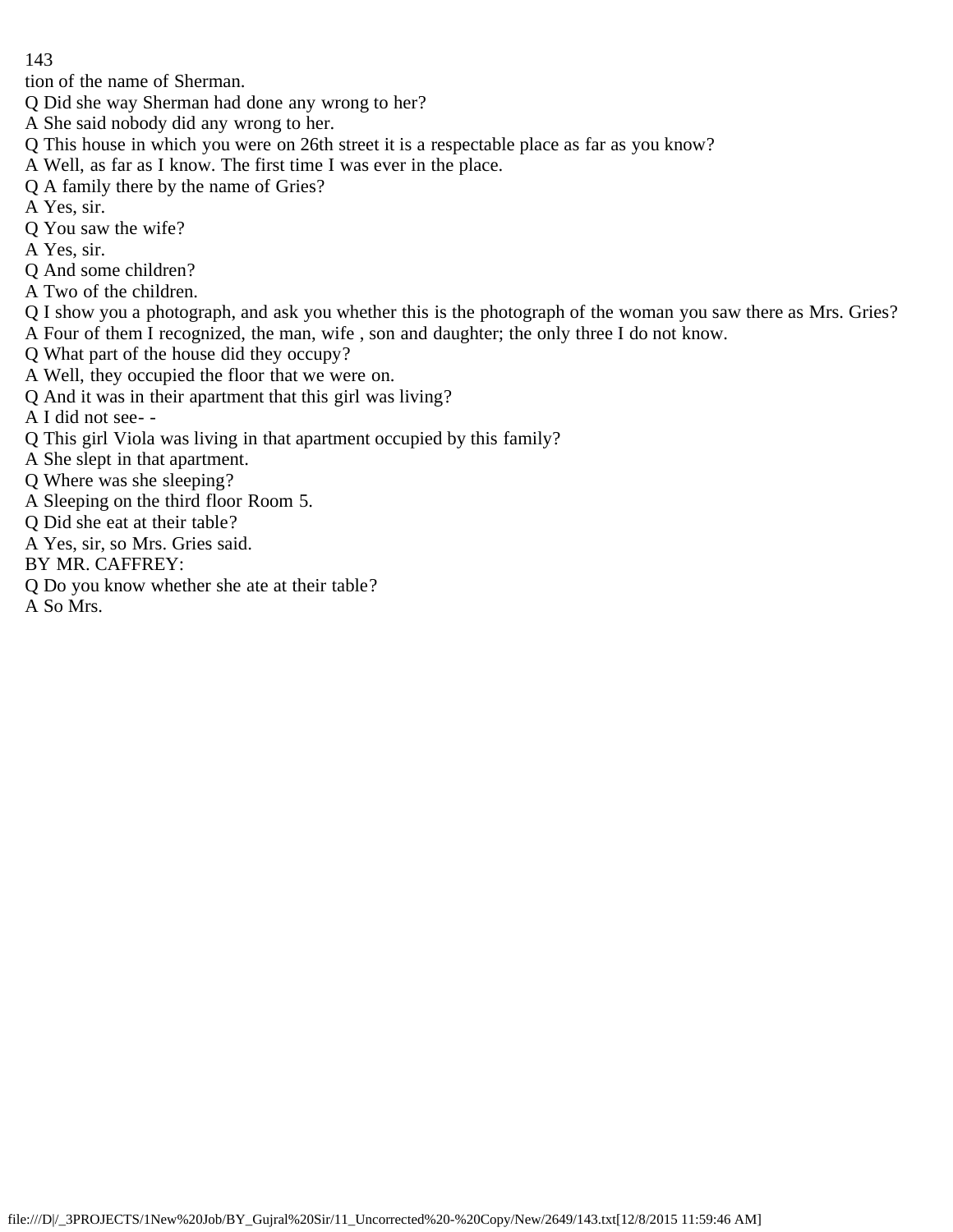tion of the name of Sherman.

Q Did she way Sherman had done any wrong to her?

A She said nobody did any wrong to her.

Q This house in which you were on 26th street it is a respectable place as far as you know?

A Well, as far as I know. The first time I was ever in the place.

Q A family there by the name of Gries?

A Yes, sir.

Q You saw the wife?

A Yes, sir.

Q And some children?

A Two of the children.

Q I show you a photograph, and ask you whether this is the photograph of the woman you saw there as Mrs. Gries?

A Four of them I recognized, the man, wife , son and daughter; the only three I do not know.

Q What part of the house did they occupy?

A Well, they occupied the floor that we were on.

Q And it was in their apartment that this girl was living?

A I did not see- -

Q This girl Viola was living in that apartment occupied by this family?

A She slept in that apartment.

Q Where was she sleeping?

A Sleeping on the third floor Room 5.

Q Did she eat at their table?

A Yes, sir, so Mrs. Gries said.

BY MR. CAFFREY:

Q Do you know whether she ate at their table?

A So Mrs.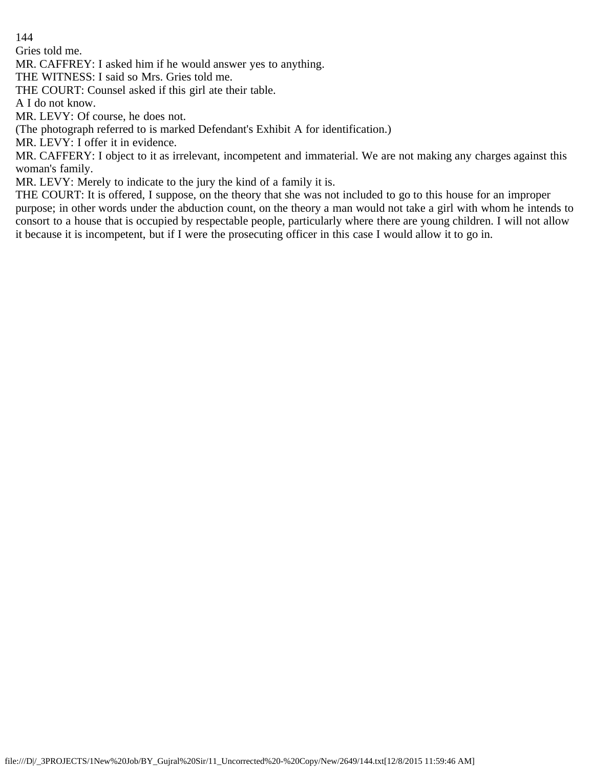Gries told me.

MR. CAFFREY: I asked him if he would answer yes to anything.

THE WITNESS: I said so Mrs. Gries told me.

THE COURT: Counsel asked if this girl ate their table.

A I do not know.

MR. LEVY: Of course, he does not.

(The photograph referred to is marked Defendant's Exhibit A for identification.)

MR. LEVY: I offer it in evidence.

MR. CAFFERY: I object to it as irrelevant, incompetent and immaterial. We are not making any charges against this woman's family.

MR. LEVY: Merely to indicate to the jury the kind of a family it is.

THE COURT: It is offered, I suppose, on the theory that she was not included to go to this house for an improper purpose; in other words under the abduction count, on the theory a man would not take a girl with whom he intends to consort to a house that is occupied by respectable people, particularly where there are young children. I will not allow it because it is incompetent, but if I were the prosecuting officer in this case I would allow it to go in.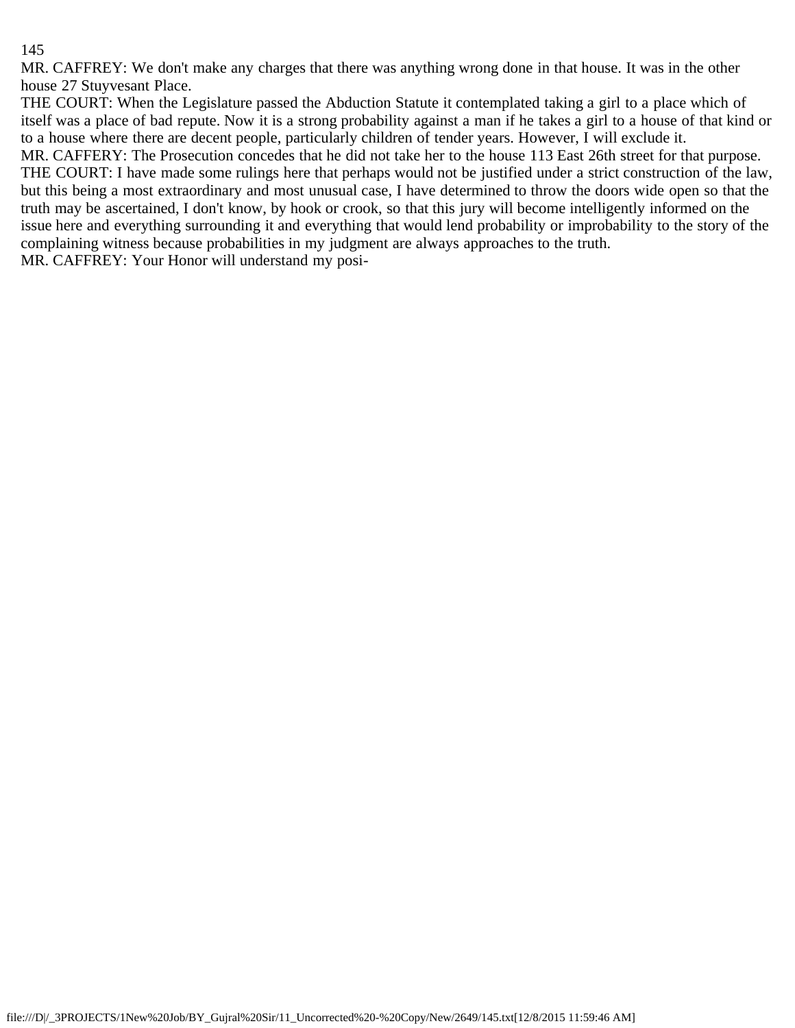MR. CAFFREY: We don't make any charges that there was anything wrong done in that house. It was in the other house 27 Stuyvesant Place.

THE COURT: When the Legislature passed the Abduction Statute it contemplated taking a girl to a place which of itself was a place of bad repute. Now it is a strong probability against a man if he takes a girl to a house of that kind or to a house where there are decent people, particularly children of tender years. However, I will exclude it.

MR. CAFFERY: The Prosecution concedes that he did not take her to the house 113 East 26th street for that purpose.

THE COURT: I have made some rulings here that perhaps would not be justified under a strict construction of the law, but this being a most extraordinary and most unusual case, I have determined to throw the doors wide open so that the truth may be ascertained, I don't know, by hook or crook, so that this jury will become intelligently informed on the issue here and everything surrounding it and everything that would lend probability or improbability to the story of the complaining witness because probabilities in my judgment are always approaches to the truth.

MR. CAFFREY: Your Honor will understand my posi-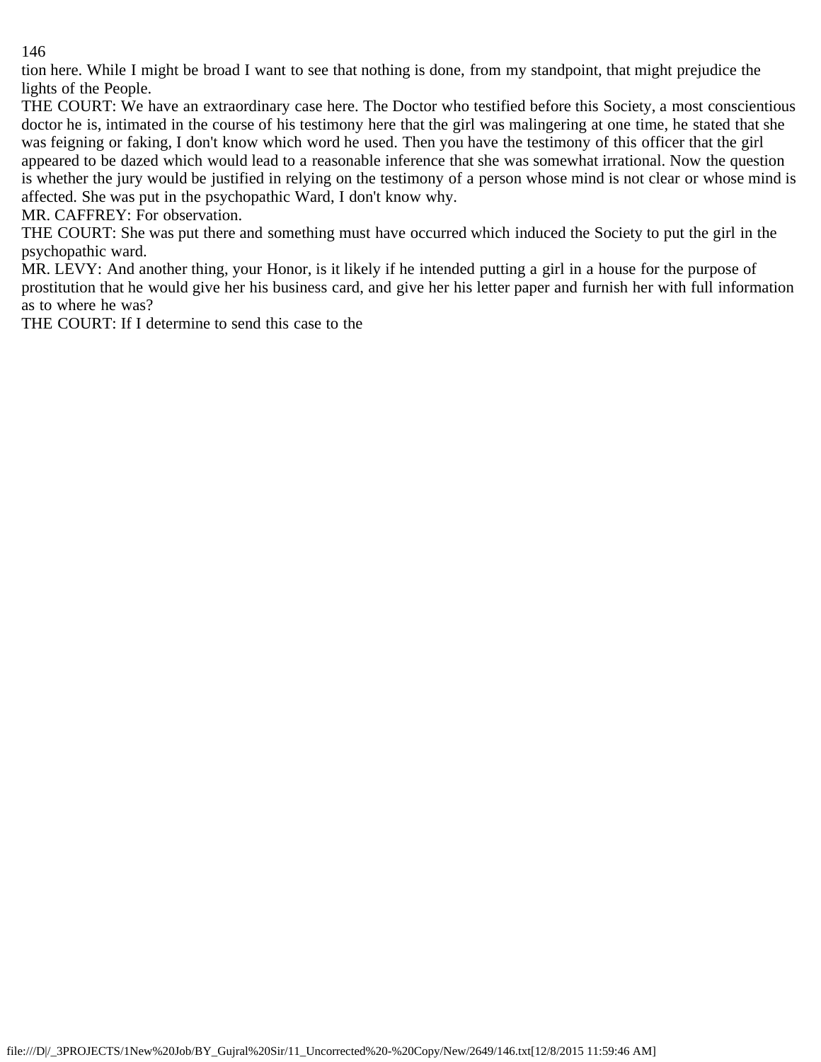tion here. While I might be broad I want to see that nothing is done, from my standpoint, that might prejudice the lights of the People.

THE COURT: We have an extraordinary case here. The Doctor who testified before this Society, a most conscientious doctor he is, intimated in the course of his testimony here that the girl was malingering at one time, he stated that she was feigning or faking, I don't know which word he used. Then you have the testimony of this officer that the girl appeared to be dazed which would lead to a reasonable inference that she was somewhat irrational. Now the question is whether the jury would be justified in relying on the testimony of a person whose mind is not clear or whose mind is affected. She was put in the psychopathic Ward, I don't know why.

MR. CAFFREY: For observation.

THE COURT: She was put there and something must have occurred which induced the Society to put the girl in the psychopathic ward.

MR. LEVY: And another thing, your Honor, is it likely if he intended putting a girl in a house for the purpose of prostitution that he would give her his business card, and give her his letter paper and furnish her with full information as to where he was?

THE COURT: If I determine to send this case to the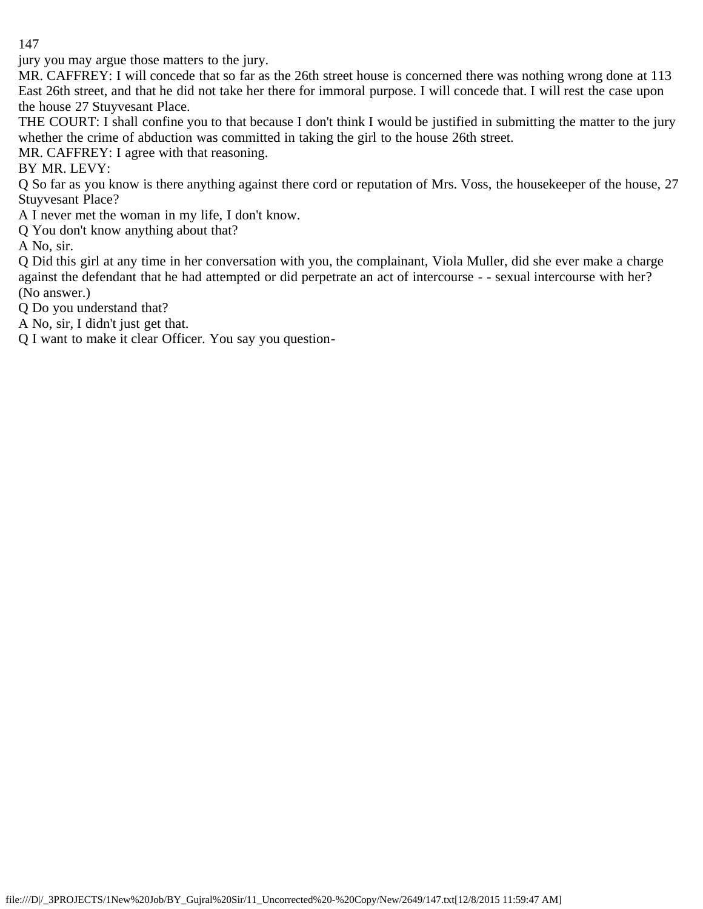jury you may argue those matters to the jury.

MR. CAFFREY: I will concede that so far as the 26th street house is concerned there was nothing wrong done at 113 East 26th street, and that he did not take her there for immoral purpose. I will concede that. I will rest the case upon the house 27 Stuyvesant Place.

THE COURT: I shall confine you to that because I don't think I would be justified in submitting the matter to the jury whether the crime of abduction was committed in taking the girl to the house 26th street.

MR. CAFFREY: I agree with that reasoning.

BY MR. LEVY:

Q So far as you know is there anything against there cord or reputation of Mrs. Voss, the housekeeper of the house, 27 Stuyvesant Place?

A I never met the woman in my life, I don't know.

Q You don't know anything about that?

A No, sir.

Q Did this girl at any time in her conversation with you, the complainant, Viola Muller, did she ever make a charge against the defendant that he had attempted or did perpetrate an act of intercourse - - sexual intercourse with her? (No answer.)

Q Do you understand that?

A No, sir, I didn't just get that.

Q I want to make it clear Officer. You say you question-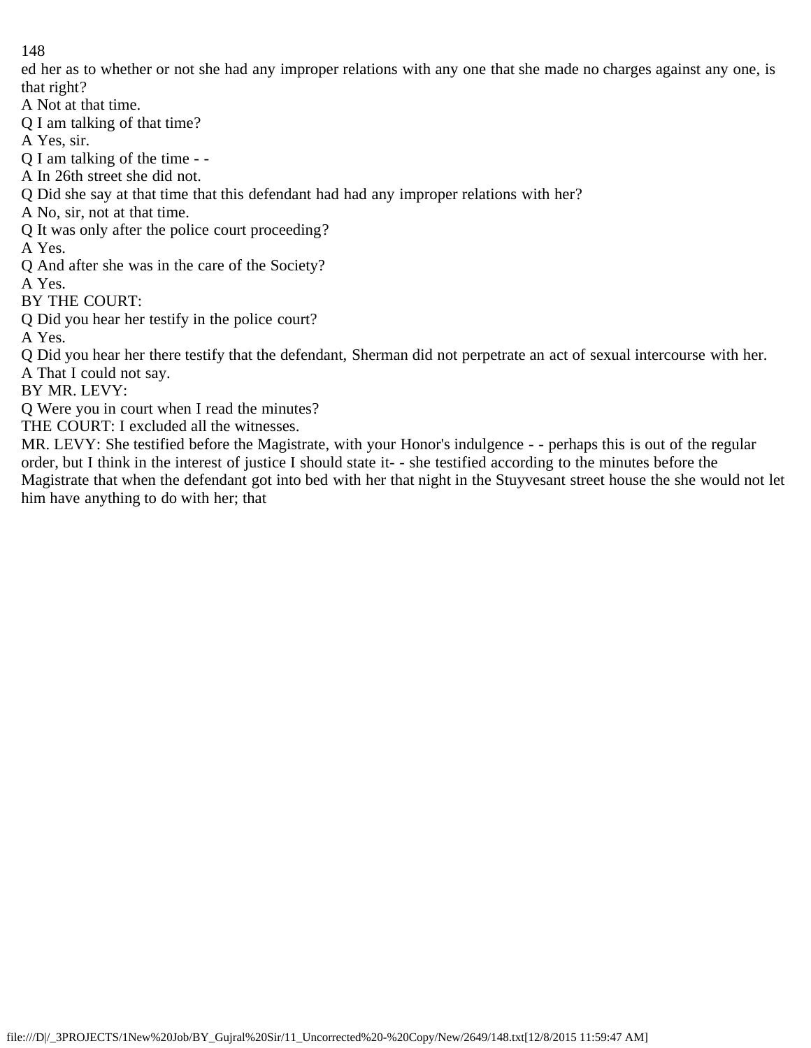ed her as to whether or not she had any improper relations with any one that she made no charges against any one, is that right?

A Not at that time.

Q I am talking of that time?

A Yes, sir.

Q I am talking of the time - -

A In 26th street she did not.

Q Did she say at that time that this defendant had had any improper relations with her?

A No, sir, not at that time.

Q It was only after the police court proceeding?

A Yes.

Q And after she was in the care of the Society?

A Yes.

BY THE COURT:

Q Did you hear her testify in the police court?

A Yes.

Q Did you hear her there testify that the defendant, Sherman did not perpetrate an act of sexual intercourse with her.

A That I could not say.

BY MR. LEVY:

Q Were you in court when I read the minutes?

THE COURT: I excluded all the witnesses.

MR. LEVY: She testified before the Magistrate, with your Honor's indulgence - - perhaps this is out of the regular order, but I think in the interest of justice I should state it- - she testified according to the minutes before the Magistrate that when the defendant got into bed with her that night in the Stuyvesant street house the she would not let him have anything to do with her; that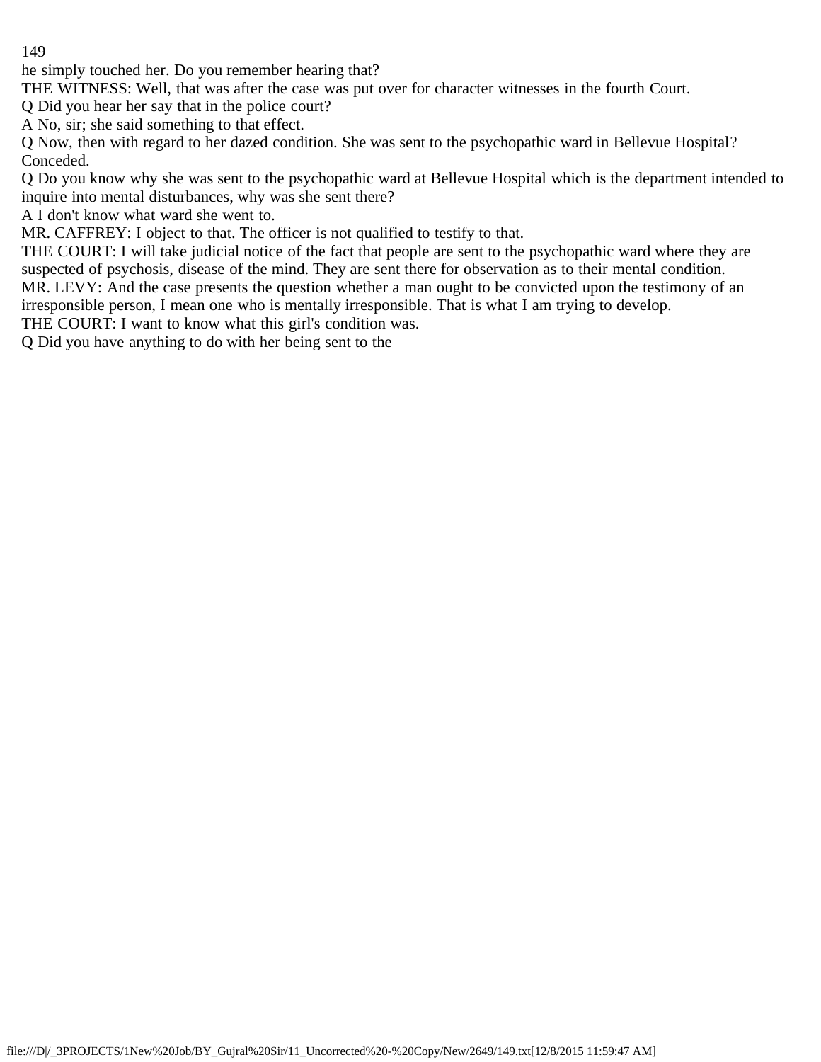he simply touched her. Do you remember hearing that?

THE WITNESS: Well, that was after the case was put over for character witnesses in the fourth Court.

Q Did you hear her say that in the police court?

A No, sir; she said something to that effect.

Q Now, then with regard to her dazed condition. She was sent to the psychopathic ward in Bellevue Hospital? Conceded.

Q Do you know why she was sent to the psychopathic ward at Bellevue Hospital which is the department intended to inquire into mental disturbances, why was she sent there?

A I don't know what ward she went to.

MR. CAFFREY: I object to that. The officer is not qualified to testify to that.

THE COURT: I will take judicial notice of the fact that people are sent to the psychopathic ward where they are suspected of psychosis, disease of the mind. They are sent there for observation as to their mental condition.

MR. LEVY: And the case presents the question whether a man ought to be convicted upon the testimony of an irresponsible person, I mean one who is mentally irresponsible. That is what I am trying to develop.

THE COURT: I want to know what this girl's condition was.

Q Did you have anything to do with her being sent to the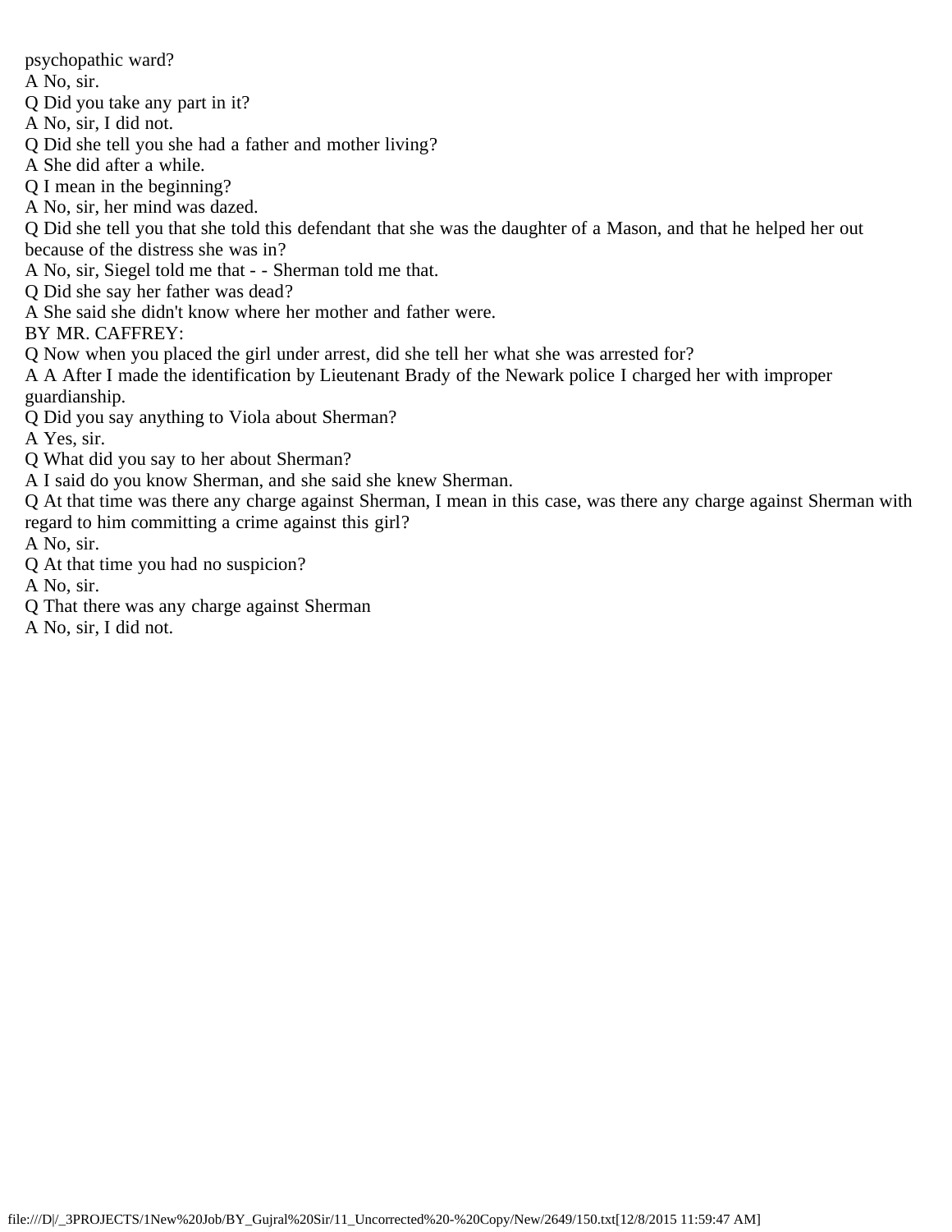psychopathic ward?

A No, sir.

Q Did you take any part in it?

A No, sir, I did not.

Q Did she tell you she had a father and mother living?

A She did after a while.

Q I mean in the beginning?

A No, sir, her mind was dazed.

Q Did she tell you that she told this defendant that she was the daughter of a Mason, and that he helped her out because of the distress she was in?

A No, sir, Siegel told me that - - Sherman told me that.

Q Did she say her father was dead?

A She said she didn't know where her mother and father were.

BY MR. CAFFREY:

Q Now when you placed the girl under arrest, did she tell her what she was arrested for?

A A After I made the identification by Lieutenant Brady of the Newark police I charged her with improper guardianship.

Q Did you say anything to Viola about Sherman?

A Yes, sir.

Q What did you say to her about Sherman?

A I said do you know Sherman, and she said she knew Sherman.

Q At that time was there any charge against Sherman, I mean in this case, was there any charge against Sherman with regard to him committing a crime against this girl?

A No, sir.

Q At that time you had no suspicion?

A No, sir.

Q That there was any charge against Sherman

A No, sir, I did not.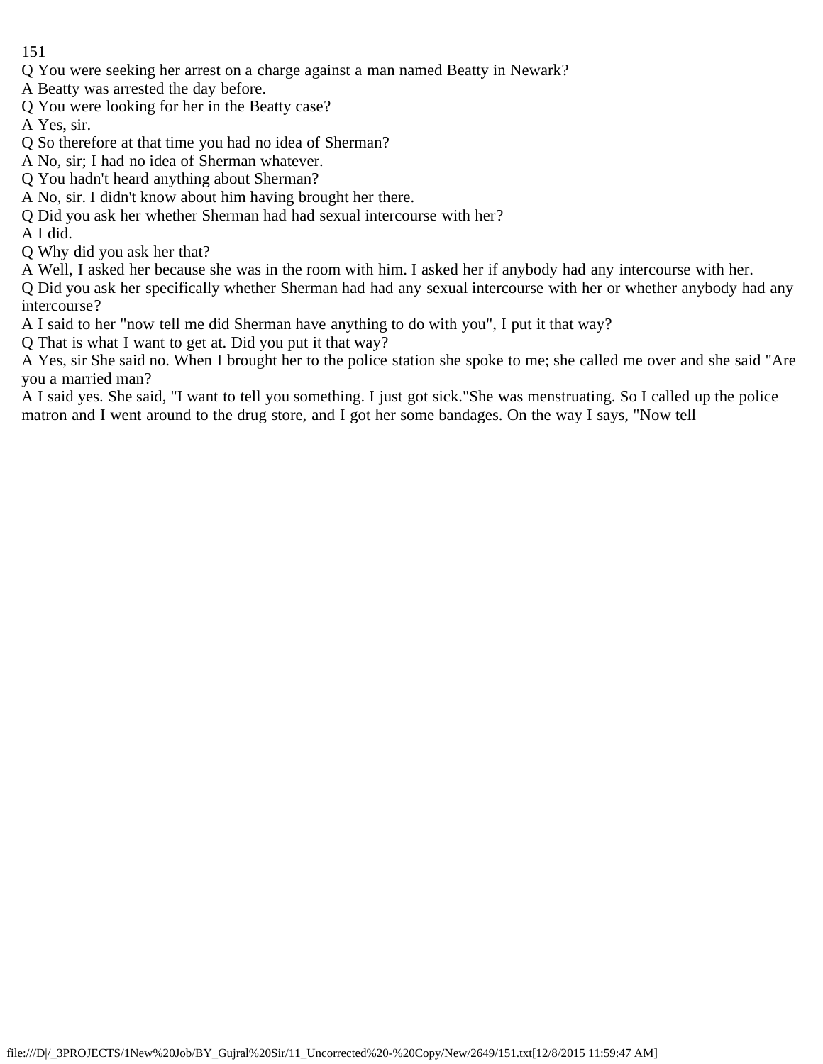Q You were seeking her arrest on a charge against a man named Beatty in Newark?

A Beatty was arrested the day before.

Q You were looking for her in the Beatty case?

A Yes, sir.

Q So therefore at that time you had no idea of Sherman?

A No, sir; I had no idea of Sherman whatever.

Q You hadn't heard anything about Sherman?

A No, sir. I didn't know about him having brought her there.

Q Did you ask her whether Sherman had had sexual intercourse with her?

A I did.

Q Why did you ask her that?

A Well, I asked her because she was in the room with him. I asked her if anybody had any intercourse with her.

Q Did you ask her specifically whether Sherman had had any sexual intercourse with her or whether anybody had any intercourse?

A I said to her "now tell me did Sherman have anything to do with you", I put it that way?

Q That is what I want to get at. Did you put it that way?

A Yes, sir She said no. When I brought her to the police station she spoke to me; she called me over and she said "Are you a married man?

A I said yes. She said, "I want to tell you something. I just got sick."She was menstruating. So I called up the police matron and I went around to the drug store, and I got her some bandages. On the way I says, "Now tell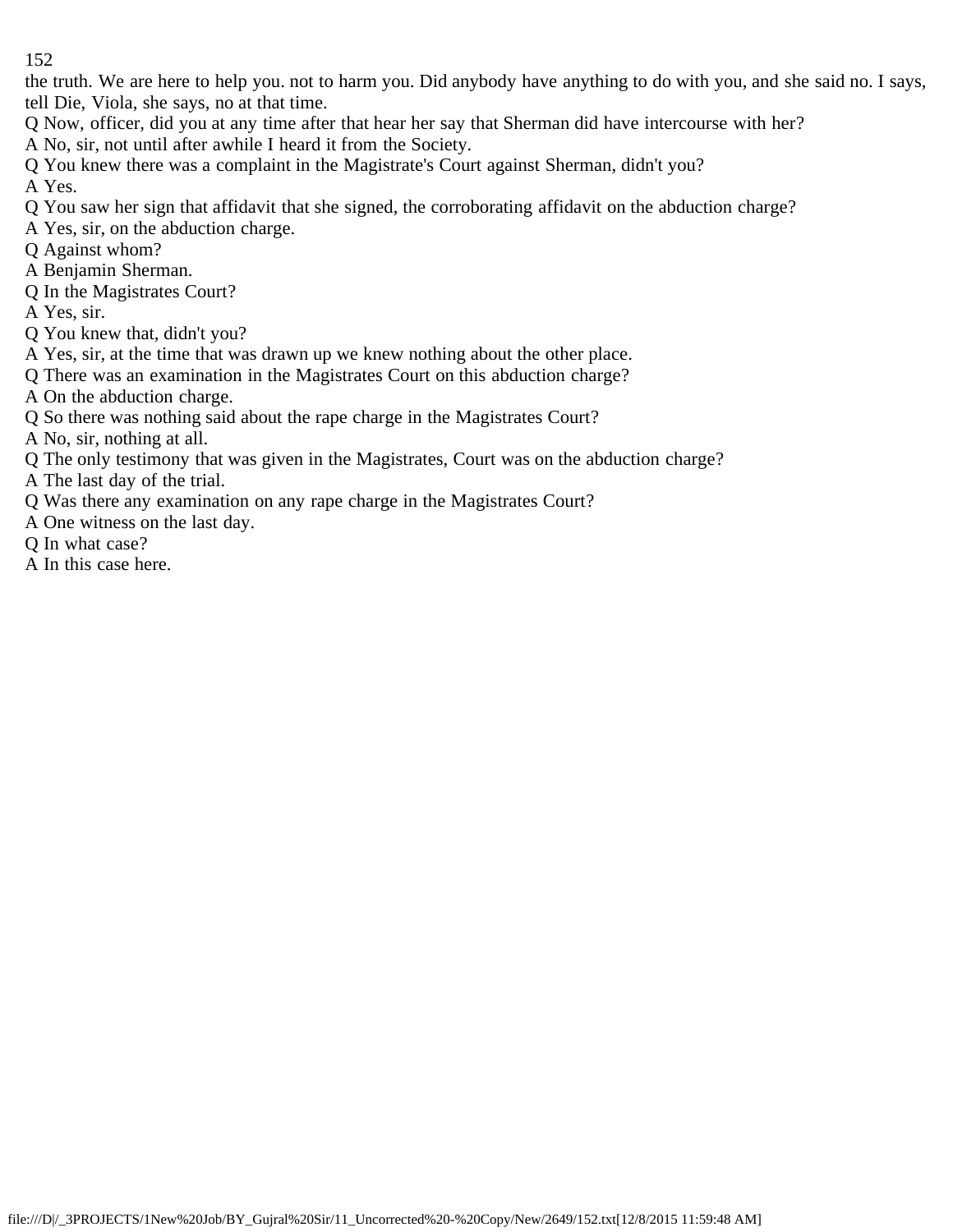the truth. We are here to help you. not to harm you. Did anybody have anything to do with you, and she said no. I says, tell Die, Viola, she says, no at that time.

Q Now, officer, did you at any time after that hear her say that Sherman did have intercourse with her?

A No, sir, not until after awhile I heard it from the Society.

Q You knew there was a complaint in the Magistrate's Court against Sherman, didn't you?

A Yes.

Q You saw her sign that affidavit that she signed, the corroborating affidavit on the abduction charge?

A Yes, sir, on the abduction charge.

Q Against whom?

A Benjamin Sherman.

Q In the Magistrates Court?

A Yes, sir.

Q You knew that, didn't you?

A Yes, sir, at the time that was drawn up we knew nothing about the other place.

Q There was an examination in the Magistrates Court on this abduction charge?

A On the abduction charge.

Q So there was nothing said about the rape charge in the Magistrates Court?

A No, sir, nothing at all.

Q The only testimony that was given in the Magistrates, Court was on the abduction charge?

A The last day of the trial.

Q Was there any examination on any rape charge in the Magistrates Court?

A One witness on the last day.

Q In what case?

A In this case here.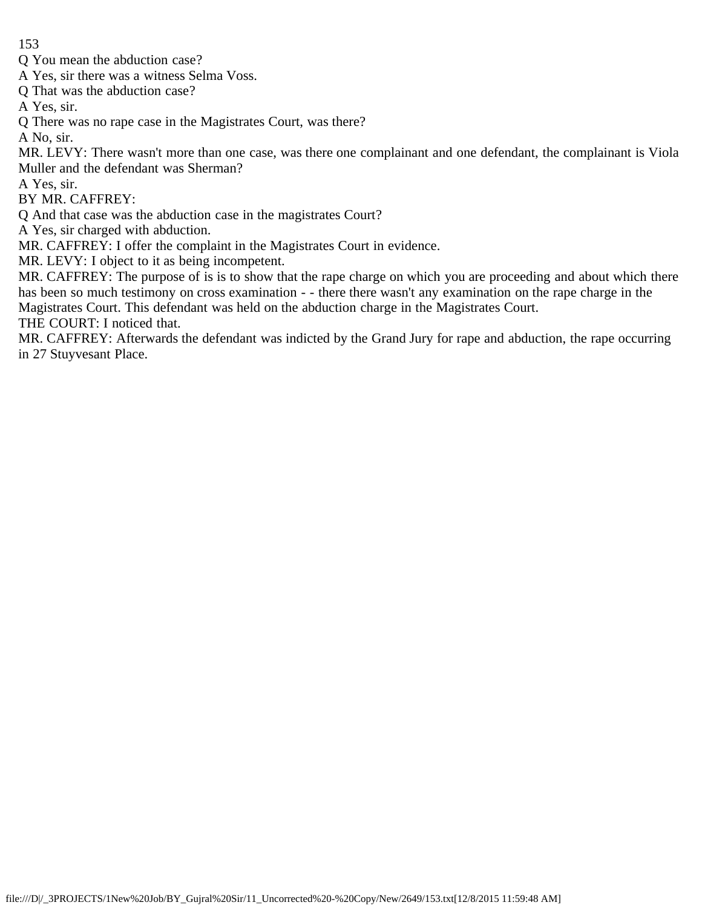Q You mean the abduction case?

A Yes, sir there was a witness Selma Voss.

Q That was the abduction case?

A Yes, sir.

Q There was no rape case in the Magistrates Court, was there?

A No, sir.

MR. LEVY: There wasn't more than one case, was there one complainant and one defendant, the complainant is Viola Muller and the defendant was Sherman?

A Yes, sir.

BY MR. CAFFREY:

Q And that case was the abduction case in the magistrates Court?

A Yes, sir charged with abduction.

MR. CAFFREY: I offer the complaint in the Magistrates Court in evidence.

MR. LEVY: I object to it as being incompetent.

MR. CAFFREY: The purpose of is is to show that the rape charge on which you are proceeding and about which there has been so much testimony on cross examination - - there there wasn't any examination on the rape charge in the Magistrates Court. This defendant was held on the abduction charge in the Magistrates Court.

THE COURT: I noticed that.

MR. CAFFREY: Afterwards the defendant was indicted by the Grand Jury for rape and abduction, the rape occurring in 27 Stuyvesant Place.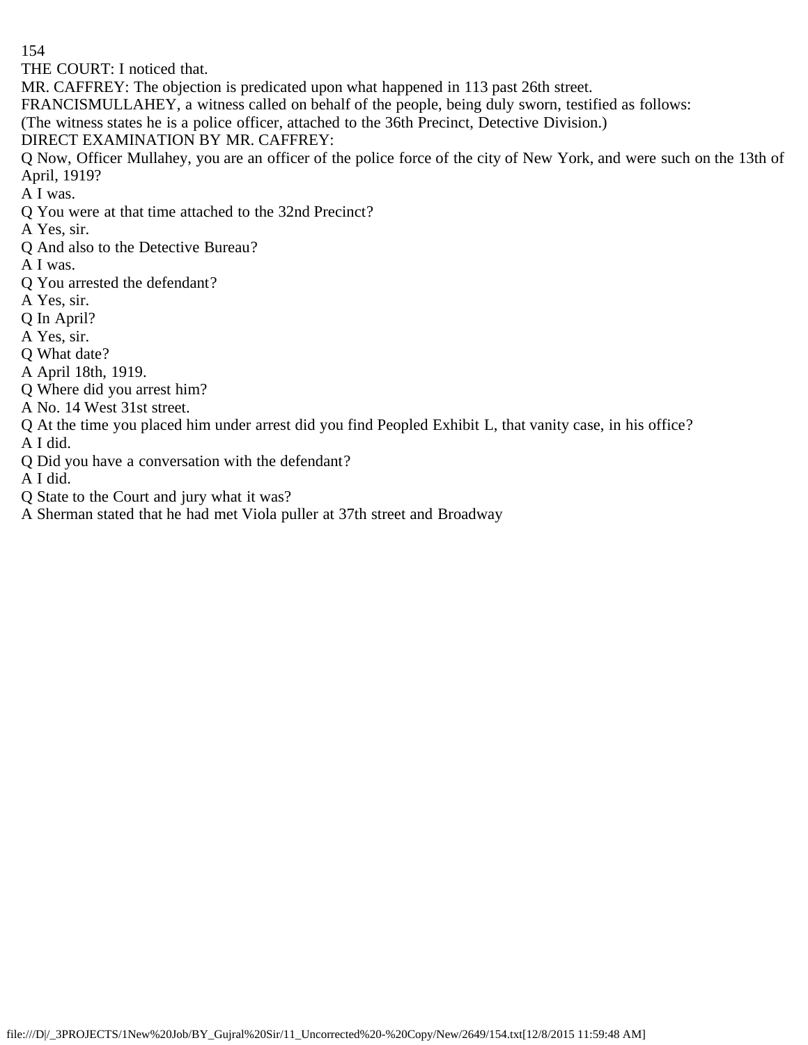THE COURT: I noticed that.

MR. CAFFREY: The objection is predicated upon what happened in 113 past 26th street.

FRANCISMULLAHEY, a witness called on behalf of the people, being duly sworn, testified as follows:

(The witness states he is a police officer, attached to the 36th Precinct, Detective Division.)

DIRECT EXAMINATION BY MR. CAFFREY:

Q Now, Officer Mullahey, you are an officer of the police force of the city of New York, and were such on the 13th of April, 1919?

A I was.

Q You were at that time attached to the 32nd Precinct?

A Yes, sir.

Q And also to the Detective Bureau?

A I was.

Q You arrested the defendant?

A Yes, sir.

Q In April?

A Yes, sir.

Q What date?

A April 18th, 1919.

Q Where did you arrest him?

A No. 14 West 31st street.

Q At the time you placed him under arrest did you find Peopled Exhibit L, that vanity case, in his office?

A I did.

Q Did you have a conversation with the defendant?

A I did.

Q State to the Court and jury what it was?

A Sherman stated that he had met Viola puller at 37th street and Broadway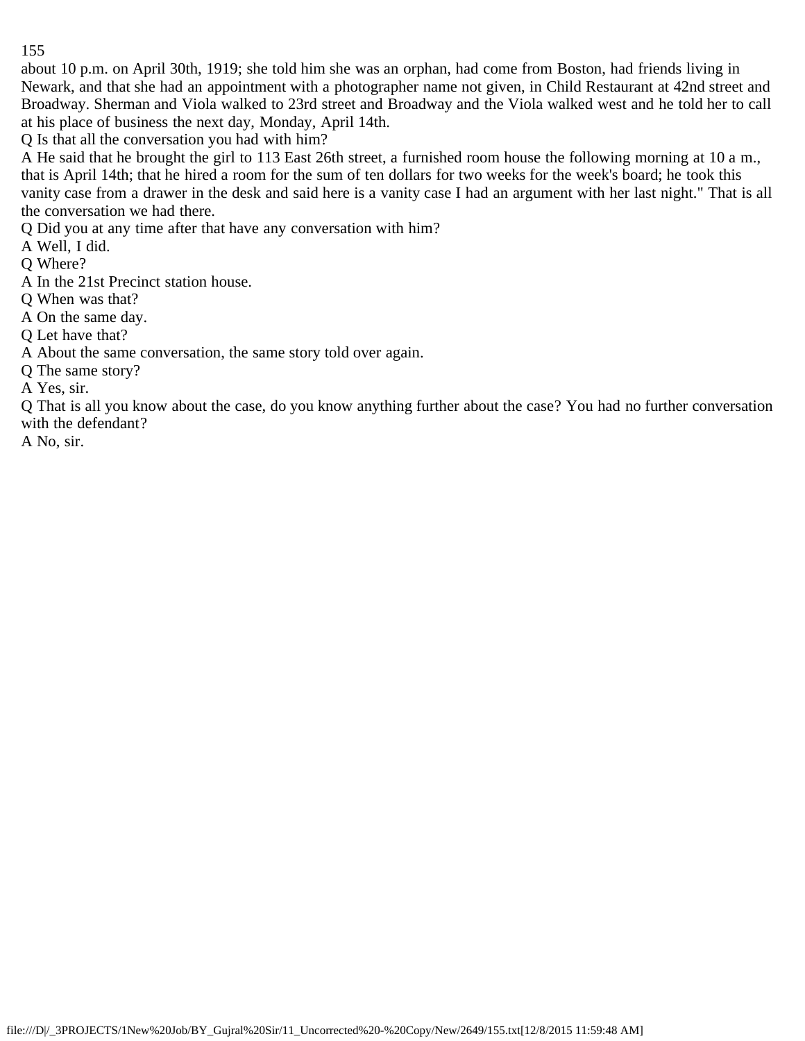about 10 p.m. on April 30th, 1919; she told him she was an orphan, had come from Boston, had friends living in Newark, and that she had an appointment with a photographer name not given, in Child Restaurant at 42nd street and Broadway. Sherman and Viola walked to 23rd street and Broadway and the Viola walked west and he told her to call at his place of business the next day, Monday, April 14th.

Q Is that all the conversation you had with him?

A He said that he brought the girl to 113 East 26th street, a furnished room house the following morning at 10 a m., that is April 14th; that he hired a room for the sum of ten dollars for two weeks for the week's board; he took this vanity case from a drawer in the desk and said here is a vanity case I had an argument with her last night." That is all the conversation we had there.

Q Did you at any time after that have any conversation with him?

A Well, I did.

Q Where?

A In the 21st Precinct station house.

Q When was that?

A On the same day.

Q Let have that?

A About the same conversation, the same story told over again.

Q The same story?

A Yes, sir.

Q That is all you know about the case, do you know anything further about the case? You had no further conversation with the defendant?

A No, sir.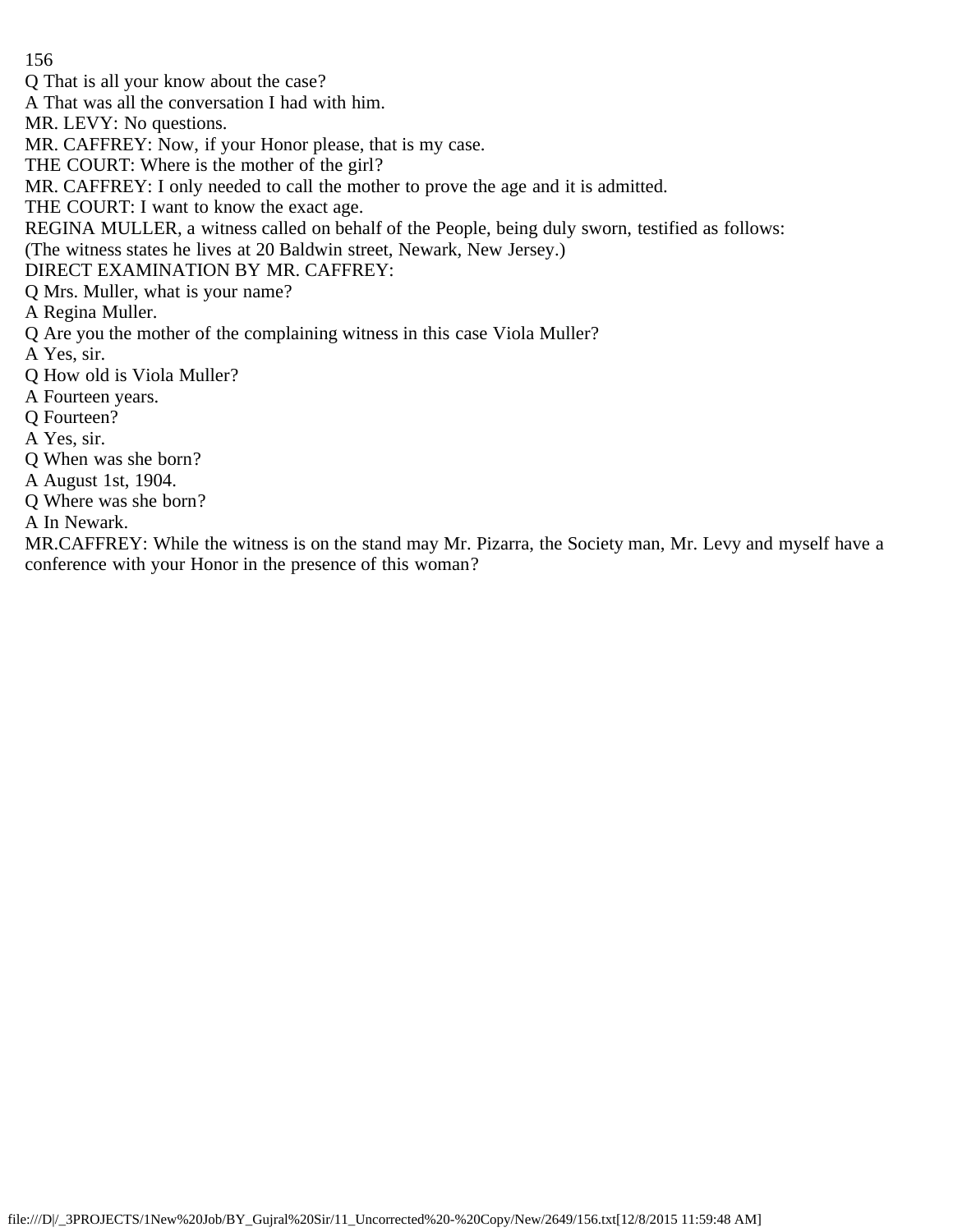Q That is all your know about the case?

A That was all the conversation I had with him.

MR. LEVY: No questions.

MR. CAFFREY: Now, if your Honor please, that is my case.

THE COURT: Where is the mother of the girl?

MR. CAFFREY: I only needed to call the mother to prove the age and it is admitted.

THE COURT: I want to know the exact age.

REGINA MULLER, a witness called on behalf of the People, being duly sworn, testified as follows:

(The witness states he lives at 20 Baldwin street, Newark, New Jersey.)

DIRECT EXAMINATION BY MR. CAFFREY:

Q Mrs. Muller, what is your name?

A Regina Muller.

Q Are you the mother of the complaining witness in this case Viola Muller?

A Yes, sir.

Q How old is Viola Muller?

A Fourteen years.

Q Fourteen?

A Yes, sir.

Q When was she born?

A August 1st, 1904.

Q Where was she born?

A In Newark.

MR.CAFFREY: While the witness is on the stand may Mr. Pizarra, the Society man, Mr. Levy and myself have a conference with your Honor in the presence of this woman?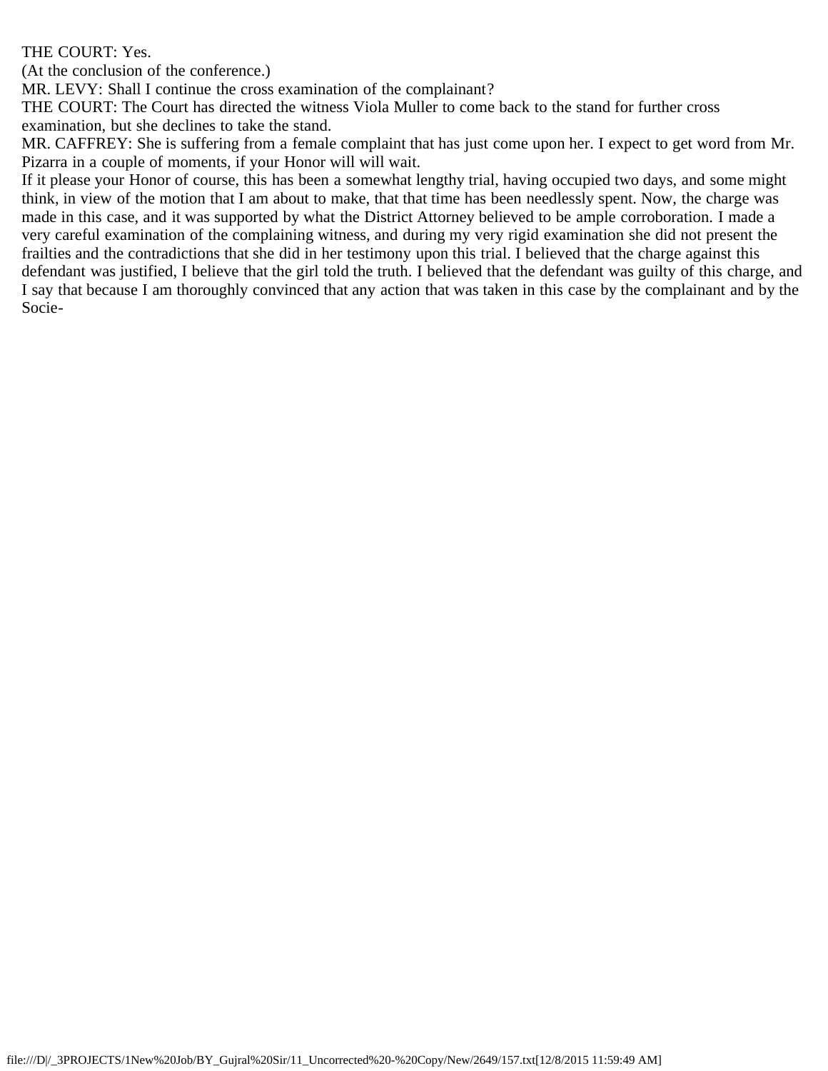THE COURT: Yes.

(At the conclusion of the conference.)

MR. LEVY: Shall I continue the cross examination of the complainant?

THE COURT: The Court has directed the witness Viola Muller to come back to the stand for further cross examination, but she declines to take the stand.

MR. CAFFREY: She is suffering from a female complaint that has just come upon her. I expect to get word from Mr. Pizarra in a couple of moments, if your Honor will will wait.

If it please your Honor of course, this has been a somewhat lengthy trial, having occupied two days, and some might think, in view of the motion that I am about to make, that that time has been needlessly spent. Now, the charge was made in this case, and it was supported by what the District Attorney believed to be ample corroboration. I made a very careful examination of the complaining witness, and during my very rigid examination she did not present the frailties and the contradictions that she did in her testimony upon this trial. I believed that the charge against this defendant was justified, I believe that the girl told the truth. I believed that the defendant was guilty of this charge, and I say that because I am thoroughly convinced that any action that was taken in this case by the complainant and by the Socie-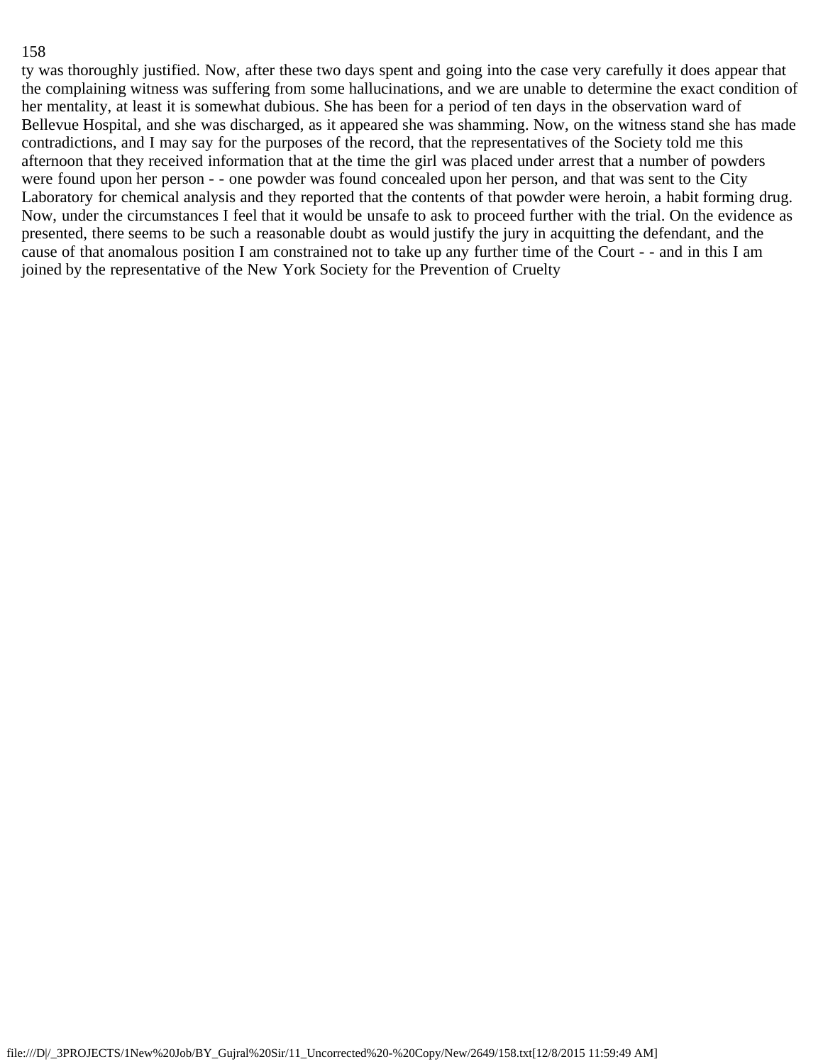ty was thoroughly justified. Now, after these two days spent and going into the case very carefully it does appear that the complaining witness was suffering from some hallucinations, and we are unable to determine the exact condition of her mentality, at least it is somewhat dubious. She has been for a period of ten days in the observation ward of Bellevue Hospital, and she was discharged, as it appeared she was shamming. Now, on the witness stand she has made contradictions, and I may say for the purposes of the record, that the representatives of the Society told me this afternoon that they received information that at the time the girl was placed under arrest that a number of powders were found upon her person - - one powder was found concealed upon her person, and that was sent to the City Laboratory for chemical analysis and they reported that the contents of that powder were heroin, a habit forming drug. Now, under the circumstances I feel that it would be unsafe to ask to proceed further with the trial. On the evidence as presented, there seems to be such a reasonable doubt as would justify the jury in acquitting the defendant, and the cause of that anomalous position I am constrained not to take up any further time of the Court - - and in this I am joined by the representative of the New York Society for the Prevention of Cruelty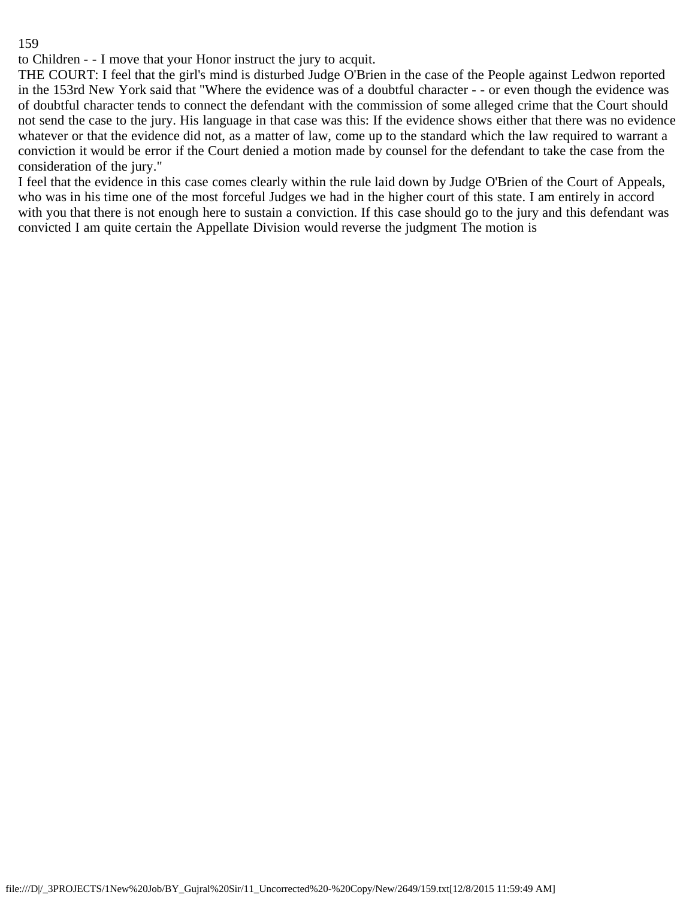to Children - - I move that your Honor instruct the jury to acquit.

THE COURT: I feel that the girl's mind is disturbed Judge O'Brien in the case of the People against Ledwon reported in the 153rd New York said that "Where the evidence was of a doubtful character - - or even though the evidence was of doubtful character tends to connect the defendant with the commission of some alleged crime that the Court should not send the case to the jury. His language in that case was this: If the evidence shows either that there was no evidence whatever or that the evidence did not, as a matter of law, come up to the standard which the law required to warrant a conviction it would be error if the Court denied a motion made by counsel for the defendant to take the case from the consideration of the jury."

I feel that the evidence in this case comes clearly within the rule laid down by Judge O'Brien of the Court of Appeals, who was in his time one of the most forceful Judges we had in the higher court of this state. I am entirely in accord with you that there is not enough here to sustain a conviction. If this case should go to the jury and this defendant was convicted I am quite certain the Appellate Division would reverse the judgment The motion is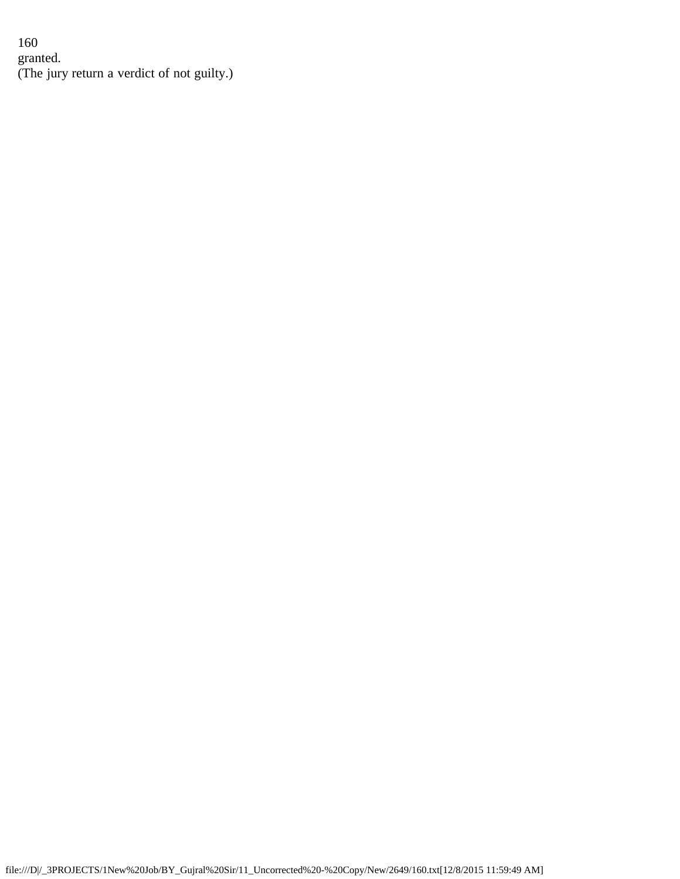granted.

(The jury return a verdict of not guilty.)